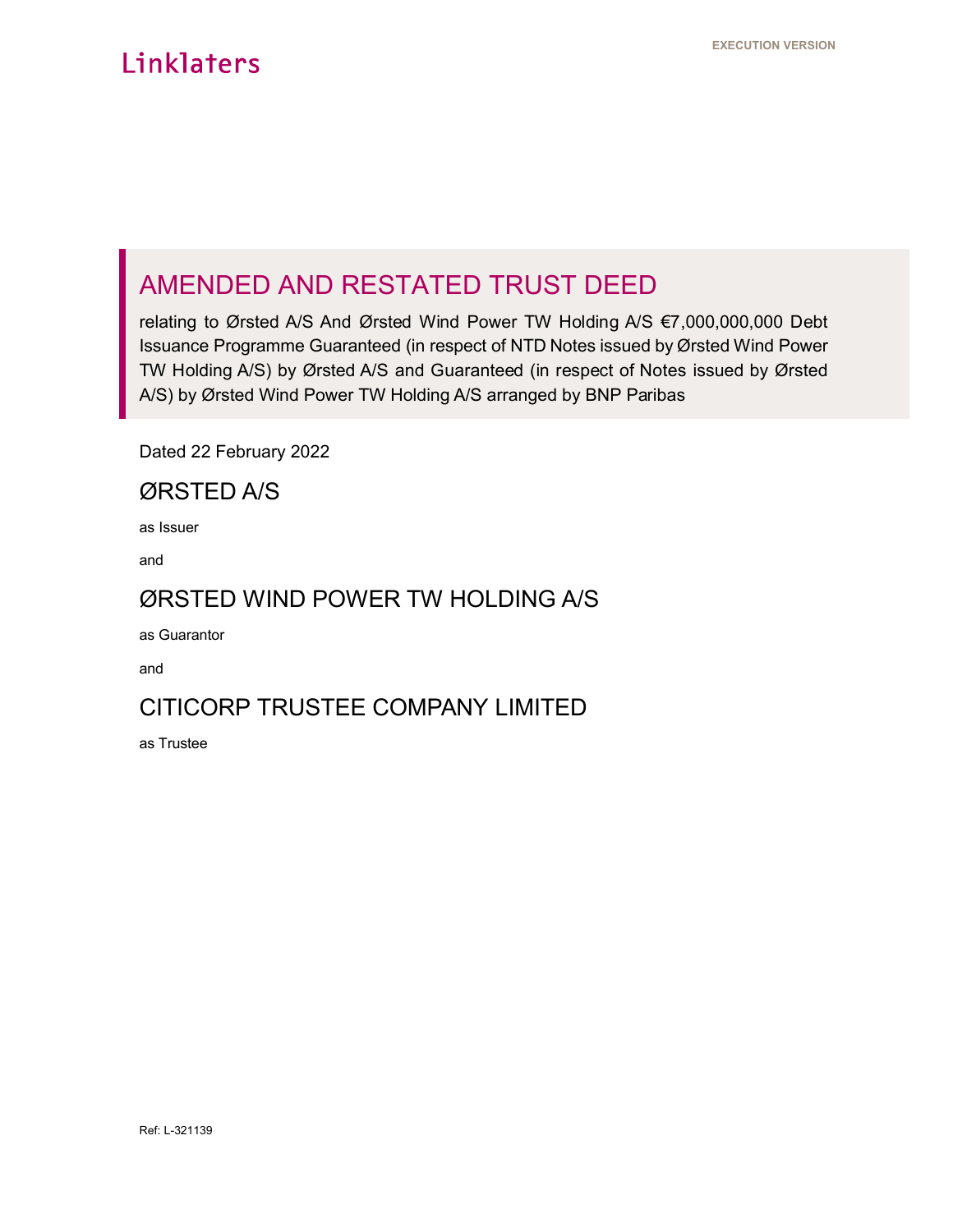Linklaters

EXECUTION VERSION

# AMENDED AND RESTATED TRUST DEED

relating to Ørsted A/S And Ørsted Wind Power TW Holding A/S €7,000,000,000 Debt Issuance Programme Guaranteed (in respect of NTD Notes issued by Ørsted Wind Power TW Holding A/S) by Ørsted A/S and Guaranteed (in respect of Notes issued by Ørsted A/S) by Ørsted Wind Power TW Holding A/S arranged by BNP Paribas

Dated 22 February 2022

## ØRSTED A/S

as Issuer

and

## ØRSTED WIND POWER TW HOLDING A/S

as Guarantor

and

## CITICORP TRUSTEE COMPANY LIMITED

as Trustee

Ref: L-321139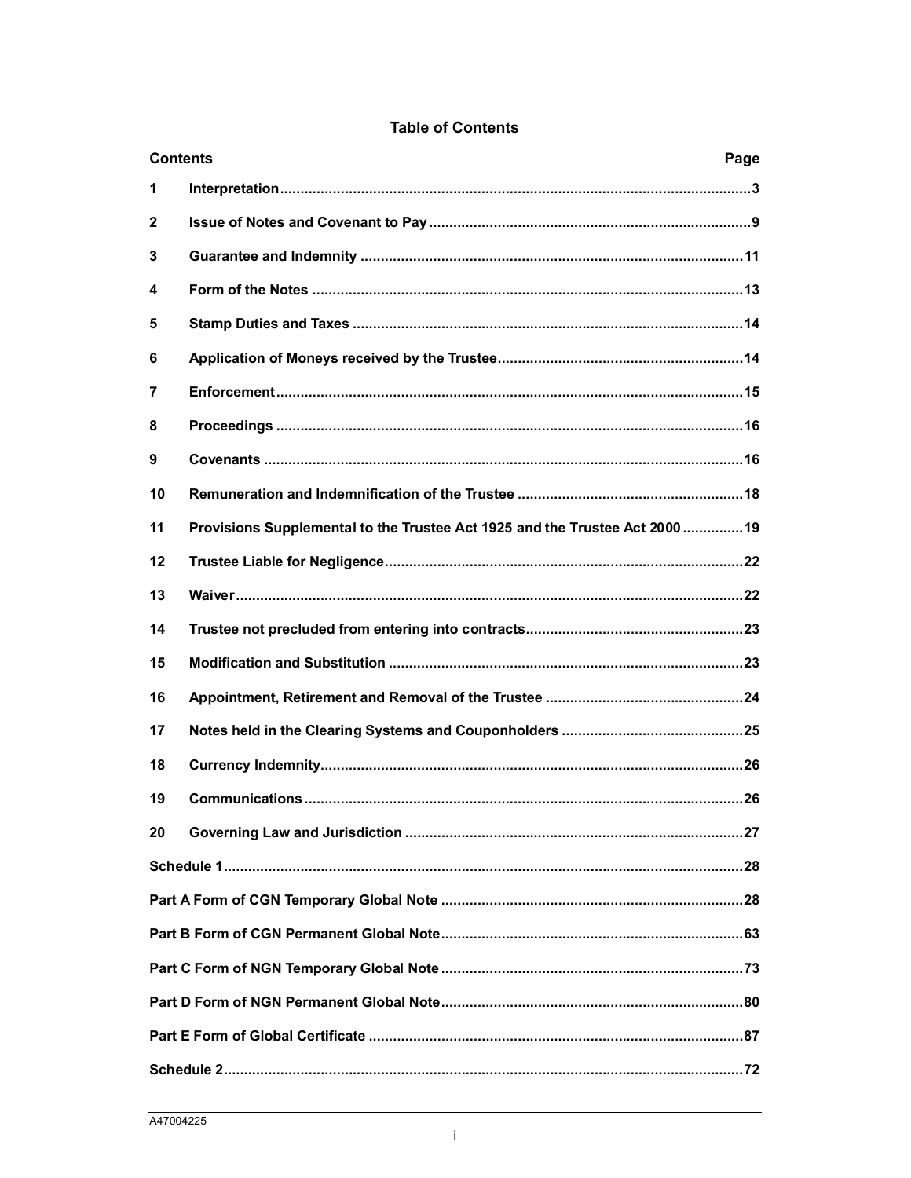## Table of Contents

| Contents | | Page |
|---|---|---|
| 1 | Interpretation | 3 |
| 2 | Issue of Notes and Covenant to Pay | 9 |
| 3 | Guarantee and Indemnity | 11 |
| 4 | Form of the Notes | 13 |
| 5 | Stamp Duties and Taxes | 14 |
| 6 | Application of Moneys received by the Trustee | 14 |
| 7 | Enforcement | 15 |
| 8 | Proceedings | 16 |
| 9 | Covenants | 16 |
| 10 | Remuneration and Indemnification of the Trustee | 18 |
| 11 | Provisions Supplemental to the Trustee Act 1925 and the Trustee Act 2000 | 19 |
| 12 | Trustee Liable for Negligence | 22 |
| 13 | Waiver | 22 |
| 14 | Trustee not precluded from entering into contracts | 23 |
| 15 | Modification and Substitution | 23 |
| 16 | Appointment, Retirement and Removal of the Trustee | 24 |
| 17 | Notes held in the Clearing Systems and Couponholders | 25 |
| 18 | Currency Indemnity | 26 |
| 19 | Communications | 26 |
| 20 | Governing Law and Jurisdiction | 27 |
| Schedule 1 | | 28 |
| Part A Form of CGN Temporary Global Note | | 28 |
| Part B Form of CGN Permanent Global Note | | 63 |
| Part C Form of NGN Temporary Global Note | | 73 |
| Part D Form of NGN Permanent Global Note | | 80 |
| Part E Form of Global Certificate | | 87 |
| Schedule 2 | | 72 |

A47004225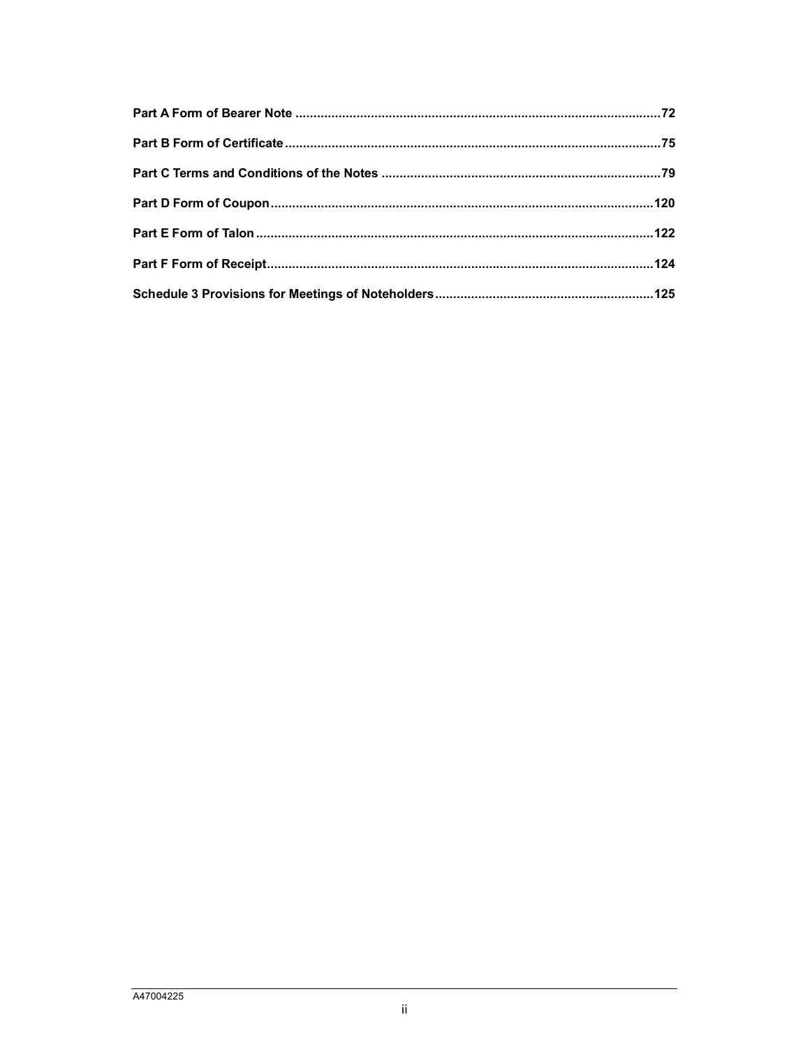**Part A Form of Bearer Note** ..................................................................................................72

**Part B Form of Certificate** .....................................................................................................75

**Part C Terms and Conditions of the Notes** ..........................................................................79

**Part D Form of Coupon** .......................................................................................................120

**Part E Form of Talon** ...........................................................................................................122

**Part F Form of Receipt** ........................................................................................................124

**Schedule 3 Provisions for Meetings of Noteholders** ..........................................................125

A47004225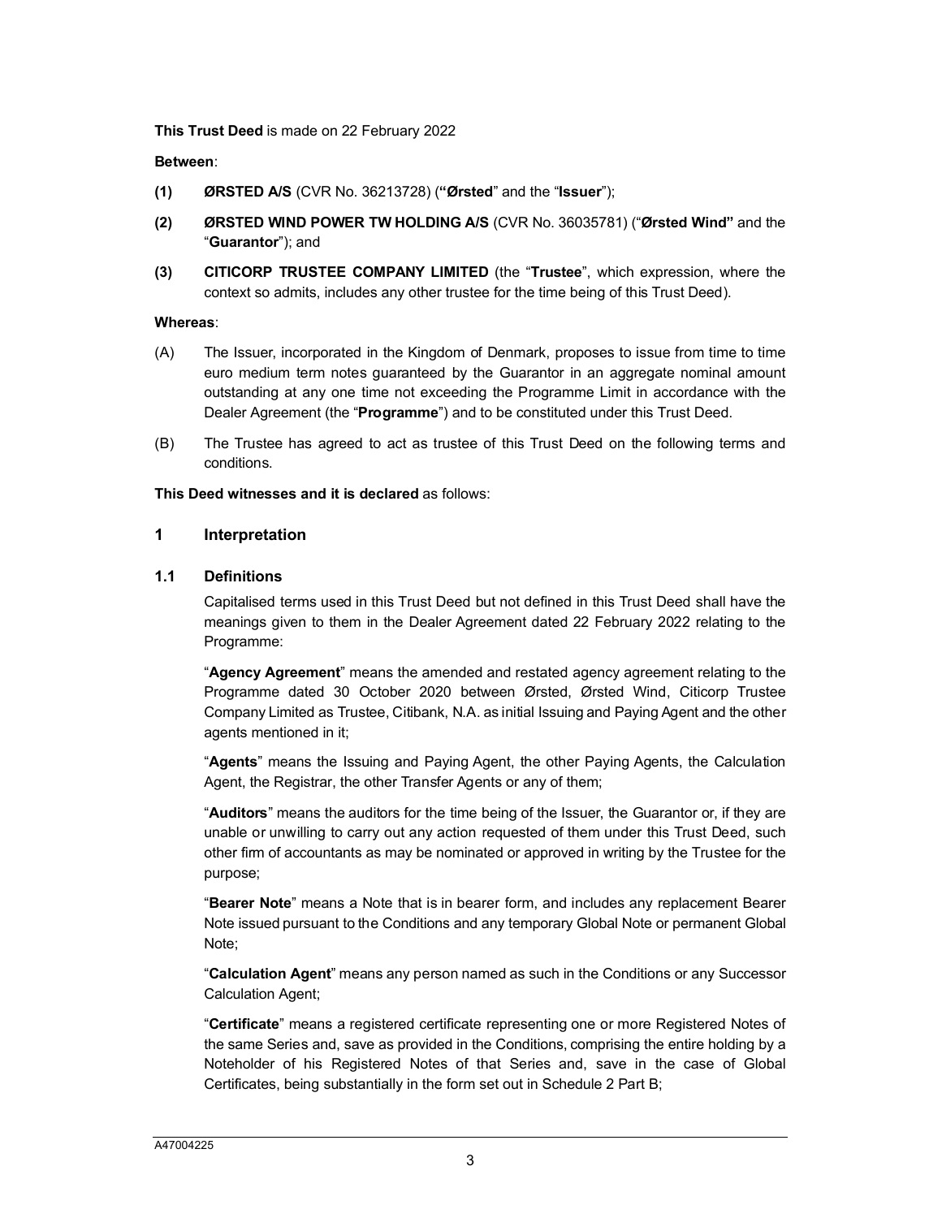**This Trust Deed** is made on 22 February 2022

**Between**:

**(1)** **ØRSTED A/S** (CVR No. 36213728) (**"Ørsted**" and the "**Issuer**");

**(2)** **ØRSTED WIND POWER TW HOLDING A/S** (CVR No. 36035781) ("**Ørsted Wind"** and the "**Guarantor**"); and

**(3)** **CITICORP TRUSTEE COMPANY LIMITED** (the "**Trustee**", which expression, where the context so admits, includes any other trustee for the time being of this Trust Deed).

**Whereas**:

(A) The Issuer, incorporated in the Kingdom of Denmark, proposes to issue from time to time euro medium term notes guaranteed by the Guarantor in an aggregate nominal amount outstanding at any one time not exceeding the Programme Limit in accordance with the Dealer Agreement (the "**Programme**") and to be constituted under this Trust Deed.

(B) The Trustee has agreed to act as trustee of this Trust Deed on the following terms and conditions.

**This Deed witnesses and it is declared** as follows:

## 1 Interpretation

### 1.1 Definitions

Capitalised terms used in this Trust Deed but not defined in this Trust Deed shall have the meanings given to them in the Dealer Agreement dated 22 February 2022 relating to the Programme:

"**Agency Agreement**" means the amended and restated agency agreement relating to the Programme dated 30 October 2020 between Ørsted, Ørsted Wind, Citicorp Trustee Company Limited as Trustee, Citibank, N.A. as initial Issuing and Paying Agent and the other agents mentioned in it;

"**Agents**" means the Issuing and Paying Agent, the other Paying Agents, the Calculation Agent, the Registrar, the other Transfer Agents or any of them;

"**Auditors**" means the auditors for the time being of the Issuer, the Guarantor or, if they are unable or unwilling to carry out any action requested of them under this Trust Deed, such other firm of accountants as may be nominated or approved in writing by the Trustee for the purpose;

"**Bearer Note**" means a Note that is in bearer form, and includes any replacement Bearer Note issued pursuant to the Conditions and any temporary Global Note or permanent Global Note;

"**Calculation Agent**" means any person named as such in the Conditions or any Successor Calculation Agent;

"**Certificate**" means a registered certificate representing one or more Registered Notes of the same Series and, save as provided in the Conditions, comprising the entire holding by a Noteholder of his Registered Notes of that Series and, save in the case of Global Certificates, being substantially in the form set out in Schedule 2 Part B;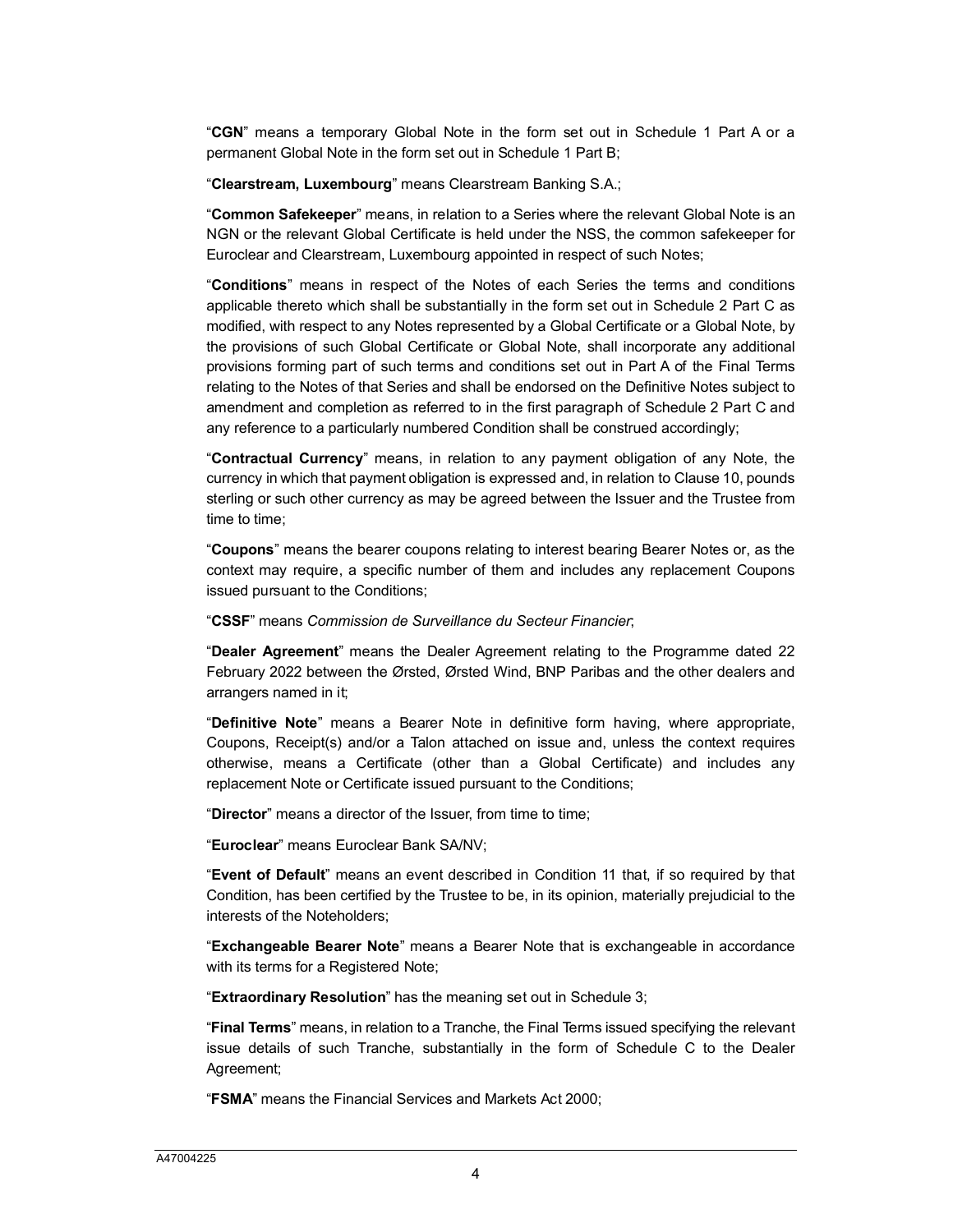"**CGN**" means a temporary Global Note in the form set out in Schedule 1 Part A or a permanent Global Note in the form set out in Schedule 1 Part B;

"**Clearstream, Luxembourg**" means Clearstream Banking S.A.;

"**Common Safekeeper**" means, in relation to a Series where the relevant Global Note is an NGN or the relevant Global Certificate is held under the NSS, the common safekeeper for Euroclear and Clearstream, Luxembourg appointed in respect of such Notes;

"**Conditions**" means in respect of the Notes of each Series the terms and conditions applicable thereto which shall be substantially in the form set out in Schedule 2 Part C as modified, with respect to any Notes represented by a Global Certificate or a Global Note, by the provisions of such Global Certificate or Global Note, shall incorporate any additional provisions forming part of such terms and conditions set out in Part A of the Final Terms relating to the Notes of that Series and shall be endorsed on the Definitive Notes subject to amendment and completion as referred to in the first paragraph of Schedule 2 Part C and any reference to a particularly numbered Condition shall be construed accordingly;

"**Contractual Currency**" means, in relation to any payment obligation of any Note, the currency in which that payment obligation is expressed and, in relation to Clause 10, pounds sterling or such other currency as may be agreed between the Issuer and the Trustee from time to time;

"**Coupons**" means the bearer coupons relating to interest bearing Bearer Notes or, as the context may require, a specific number of them and includes any replacement Coupons issued pursuant to the Conditions;

"**CSSF**" means *Commission de Surveillance du Secteur Financier*;

"**Dealer Agreement**" means the Dealer Agreement relating to the Programme dated 22 February 2022 between the Ørsted, Ørsted Wind, BNP Paribas and the other dealers and arrangers named in it;

"**Definitive Note**" means a Bearer Note in definitive form having, where appropriate, Coupons, Receipt(s) and/or a Talon attached on issue and, unless the context requires otherwise, means a Certificate (other than a Global Certificate) and includes any replacement Note or Certificate issued pursuant to the Conditions;

"**Director**" means a director of the Issuer, from time to time;

"**Euroclear**" means Euroclear Bank SA/NV;

"**Event of Default**" means an event described in Condition 11 that, if so required by that Condition, has been certified by the Trustee to be, in its opinion, materially prejudicial to the interests of the Noteholders;

"**Exchangeable Bearer Note**" means a Bearer Note that is exchangeable in accordance with its terms for a Registered Note;

"**Extraordinary Resolution**" has the meaning set out in Schedule 3;

"**Final Terms**" means, in relation to a Tranche, the Final Terms issued specifying the relevant issue details of such Tranche, substantially in the form of Schedule C to the Dealer Agreement;

"**FSMA**" means the Financial Services and Markets Act 2000;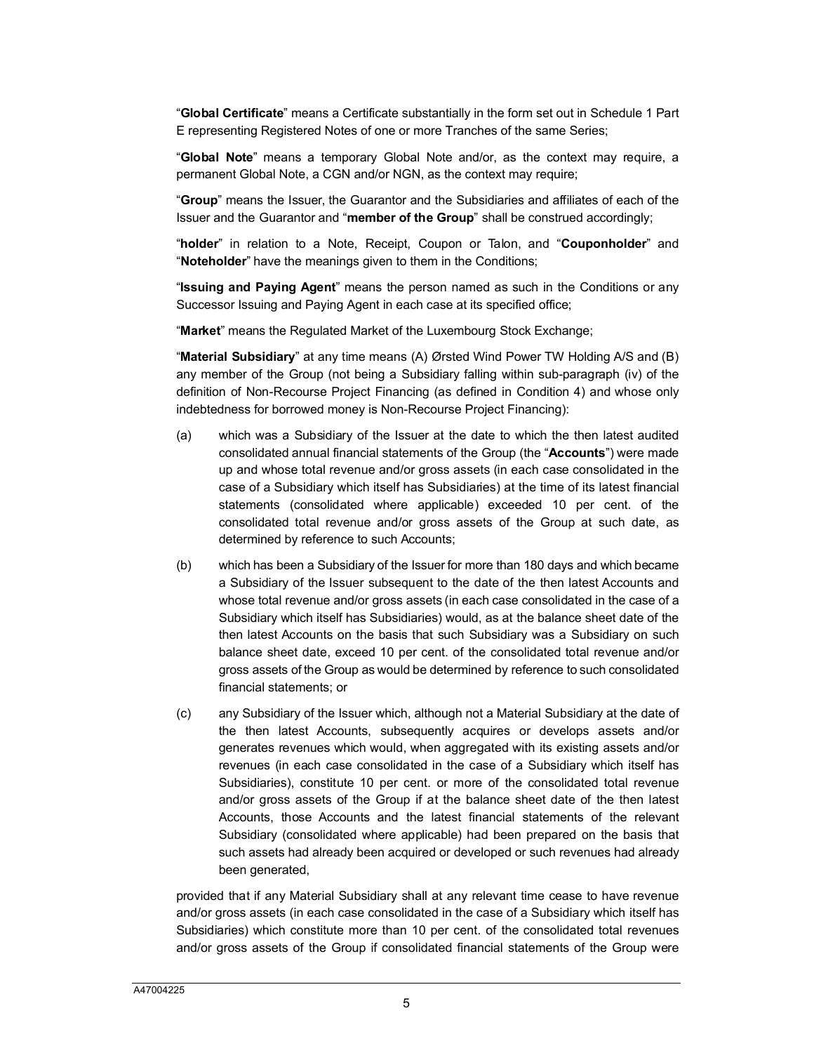"**Global Certificate**" means a Certificate substantially in the form set out in Schedule 1 Part E representing Registered Notes of one or more Tranches of the same Series;

"**Global Note**" means a temporary Global Note and/or, as the context may require, a permanent Global Note, a CGN and/or NGN, as the context may require;

"**Group**" means the Issuer, the Guarantor and the Subsidiaries and affiliates of each of the Issuer and the Guarantor and "**member of the Group**" shall be construed accordingly;

"**holder**" in relation to a Note, Receipt, Coupon or Talon, and "**Couponholder**" and "**Noteholder**" have the meanings given to them in the Conditions;

"**Issuing and Paying Agent**" means the person named as such in the Conditions or any Successor Issuing and Paying Agent in each case at its specified office;

"**Market**" means the Regulated Market of the Luxembourg Stock Exchange;

"**Material Subsidiary**" at any time means (A) Ørsted Wind Power TW Holding A/S and (B) any member of the Group (not being a Subsidiary falling within sub-paragraph (iv) of the definition of Non-Recourse Project Financing (as defined in Condition 4) and whose only indebtedness for borrowed money is Non-Recourse Project Financing):

(a) which was a Subsidiary of the Issuer at the date to which the then latest audited consolidated annual financial statements of the Group (the "**Accounts**") were made up and whose total revenue and/or gross assets (in each case consolidated in the case of a Subsidiary which itself has Subsidiaries) at the time of its latest financial statements (consolidated where applicable) exceeded 10 per cent. of the consolidated total revenue and/or gross assets of the Group at such date, as determined by reference to such Accounts;

(b) which has been a Subsidiary of the Issuer for more than 180 days and which became a Subsidiary of the Issuer subsequent to the date of the then latest Accounts and whose total revenue and/or gross assets (in each case consolidated in the case of a Subsidiary which itself has Subsidiaries) would, as at the balance sheet date of the then latest Accounts on the basis that such Subsidiary was a Subsidiary on such balance sheet date, exceed 10 per cent. of the consolidated total revenue and/or gross assets of the Group as would be determined by reference to such consolidated financial statements; or

(c) any Subsidiary of the Issuer which, although not a Material Subsidiary at the date of the then latest Accounts, subsequently acquires or develops assets and/or generates revenues which would, when aggregated with its existing assets and/or revenues (in each case consolidated in the case of a Subsidiary which itself has Subsidiaries), constitute 10 per cent. or more of the consolidated total revenue and/or gross assets of the Group if at the balance sheet date of the then latest Accounts, those Accounts and the latest financial statements of the relevant Subsidiary (consolidated where applicable) had been prepared on the basis that such assets had already been acquired or developed or such revenues had already been generated,

provided that if any Material Subsidiary shall at any relevant time cease to have revenue and/or gross assets (in each case consolidated in the case of a Subsidiary which itself has Subsidiaries) which constitute more than 10 per cent. of the consolidated total revenues and/or gross assets of the Group if consolidated financial statements of the Group were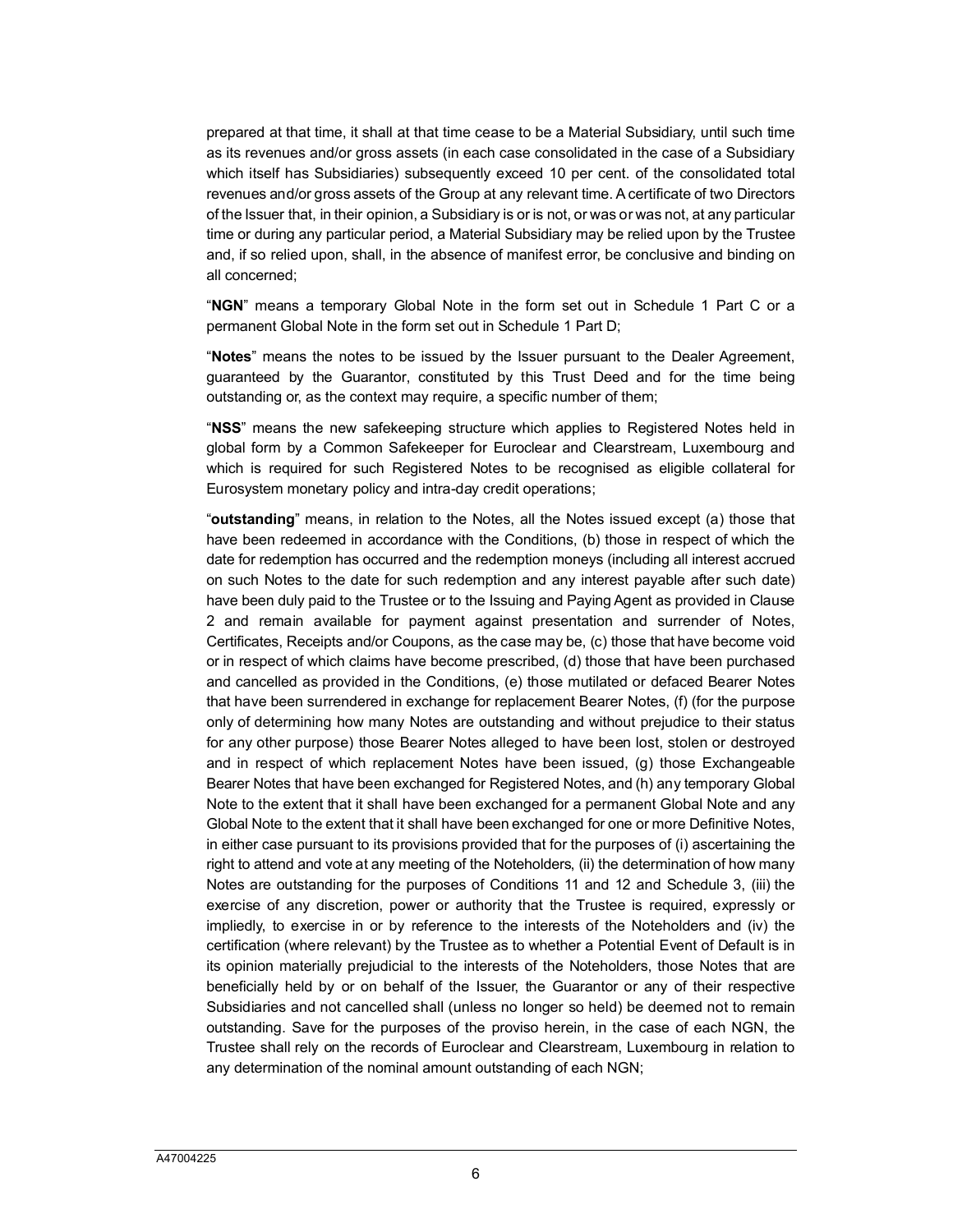prepared at that time, it shall at that time cease to be a Material Subsidiary, until such time as its revenues and/or gross assets (in each case consolidated in the case of a Subsidiary which itself has Subsidiaries) subsequently exceed 10 per cent. of the consolidated total revenues and/or gross assets of the Group at any relevant time. A certificate of two Directors of the Issuer that, in their opinion, a Subsidiary is or is not, or was or was not, at any particular time or during any particular period, a Material Subsidiary may be relied upon by the Trustee and, if so relied upon, shall, in the absence of manifest error, be conclusive and binding on all concerned;

"**NGN**" means a temporary Global Note in the form set out in Schedule 1 Part C or a permanent Global Note in the form set out in Schedule 1 Part D;

"**Notes**" means the notes to be issued by the Issuer pursuant to the Dealer Agreement, guaranteed by the Guarantor, constituted by this Trust Deed and for the time being outstanding or, as the context may require, a specific number of them;

"**NSS**" means the new safekeeping structure which applies to Registered Notes held in global form by a Common Safekeeper for Euroclear and Clearstream, Luxembourg and which is required for such Registered Notes to be recognised as eligible collateral for Eurosystem monetary policy and intra-day credit operations;

"**outstanding**" means, in relation to the Notes, all the Notes issued except (a) those that have been redeemed in accordance with the Conditions, (b) those in respect of which the date for redemption has occurred and the redemption moneys (including all interest accrued on such Notes to the date for such redemption and any interest payable after such date) have been duly paid to the Trustee or to the Issuing and Paying Agent as provided in Clause 2 and remain available for payment against presentation and surrender of Notes, Certificates, Receipts and/or Coupons, as the case may be, (c) those that have become void or in respect of which claims have become prescribed, (d) those that have been purchased and cancelled as provided in the Conditions, (e) those mutilated or defaced Bearer Notes that have been surrendered in exchange for replacement Bearer Notes, (f) (for the purpose only of determining how many Notes are outstanding and without prejudice to their status for any other purpose) those Bearer Notes alleged to have been lost, stolen or destroyed and in respect of which replacement Notes have been issued, (g) those Exchangeable Bearer Notes that have been exchanged for Registered Notes, and (h) any temporary Global Note to the extent that it shall have been exchanged for a permanent Global Note and any Global Note to the extent that it shall have been exchanged for one or more Definitive Notes, in either case pursuant to its provisions provided that for the purposes of (i) ascertaining the right to attend and vote at any meeting of the Noteholders, (ii) the determination of how many Notes are outstanding for the purposes of Conditions 11 and 12 and Schedule 3, (iii) the exercise of any discretion, power or authority that the Trustee is required, expressly or impliedly, to exercise in or by reference to the interests of the Noteholders and (iv) the certification (where relevant) by the Trustee as to whether a Potential Event of Default is in its opinion materially prejudicial to the interests of the Noteholders, those Notes that are beneficially held by or on behalf of the Issuer, the Guarantor or any of their respective Subsidiaries and not cancelled shall (unless no longer so held) be deemed not to remain outstanding. Save for the purposes of the proviso herein, in the case of each NGN, the Trustee shall rely on the records of Euroclear and Clearstream, Luxembourg in relation to any determination of the nominal amount outstanding of each NGN;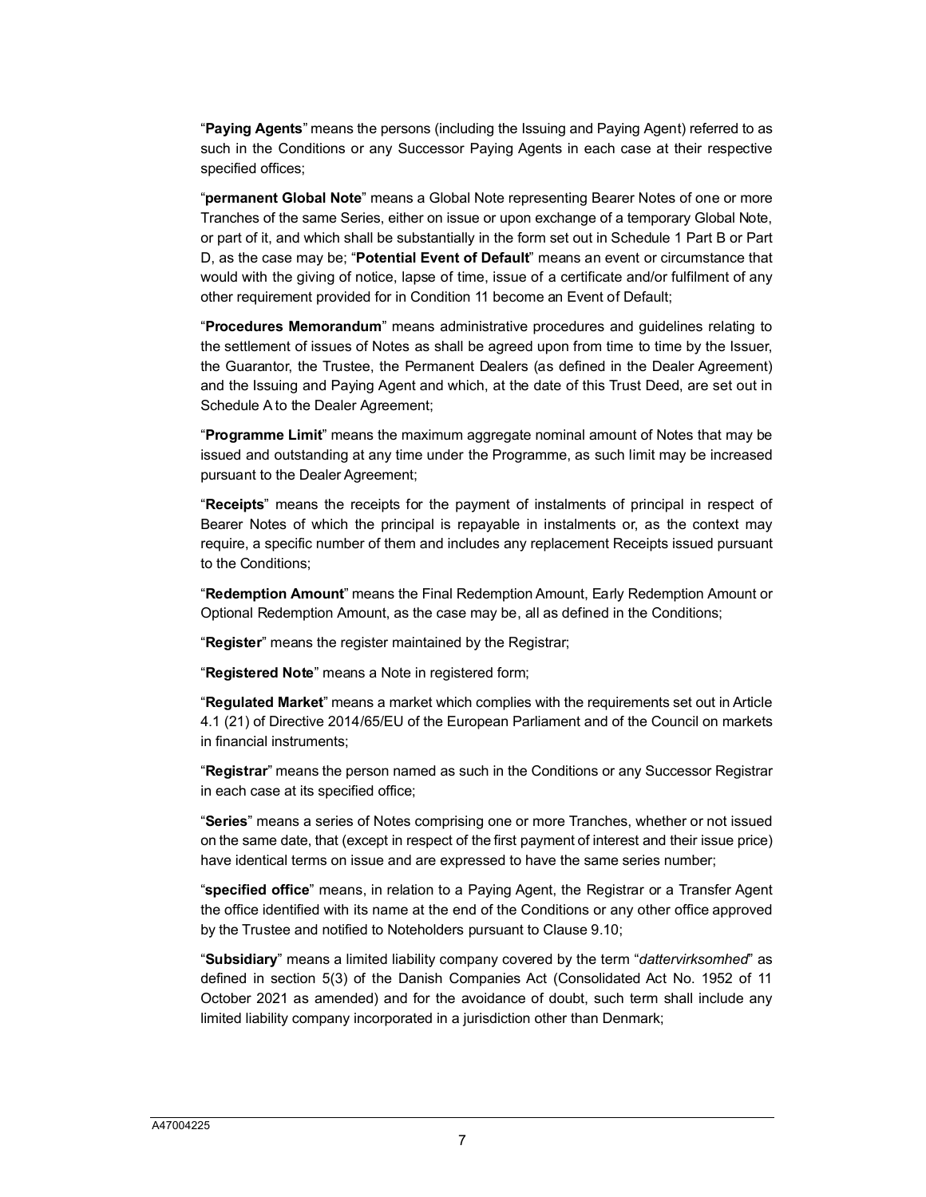"**Paying Agents**" means the persons (including the Issuing and Paying Agent) referred to as such in the Conditions or any Successor Paying Agents in each case at their respective specified offices;

"**permanent Global Note**" means a Global Note representing Bearer Notes of one or more Tranches of the same Series, either on issue or upon exchange of a temporary Global Note, or part of it, and which shall be substantially in the form set out in Schedule 1 Part B or Part D, as the case may be; "**Potential Event of Default**" means an event or circumstance that would with the giving of notice, lapse of time, issue of a certificate and/or fulfilment of any other requirement provided for in Condition 11 become an Event of Default;

"**Procedures Memorandum**" means administrative procedures and guidelines relating to the settlement of issues of Notes as shall be agreed upon from time to time by the Issuer, the Guarantor, the Trustee, the Permanent Dealers (as defined in the Dealer Agreement) and the Issuing and Paying Agent and which, at the date of this Trust Deed, are set out in Schedule A to the Dealer Agreement;

"**Programme Limit**" means the maximum aggregate nominal amount of Notes that may be issued and outstanding at any time under the Programme, as such limit may be increased pursuant to the Dealer Agreement;

"**Receipts**" means the receipts for the payment of instalments of principal in respect of Bearer Notes of which the principal is repayable in instalments or, as the context may require, a specific number of them and includes any replacement Receipts issued pursuant to the Conditions;

"**Redemption Amount**" means the Final Redemption Amount, Early Redemption Amount or Optional Redemption Amount, as the case may be, all as defined in the Conditions;

"**Register**" means the register maintained by the Registrar;

"**Registered Note**" means a Note in registered form;

"**Regulated Market**" means a market which complies with the requirements set out in Article 4.1 (21) of Directive 2014/65/EU of the European Parliament and of the Council on markets in financial instruments;

"**Registrar**" means the person named as such in the Conditions or any Successor Registrar in each case at its specified office;

"**Series**" means a series of Notes comprising one or more Tranches, whether or not issued on the same date, that (except in respect of the first payment of interest and their issue price) have identical terms on issue and are expressed to have the same series number;

"**specified office**" means, in relation to a Paying Agent, the Registrar or a Transfer Agent the office identified with its name at the end of the Conditions or any other office approved by the Trustee and notified to Noteholders pursuant to Clause 9.10;

"**Subsidiary**" means a limited liability company covered by the term "*dattervirksomhed*" as defined in section 5(3) of the Danish Companies Act (Consolidated Act No. 1952 of 11 October 2021 as amended) and for the avoidance of doubt, such term shall include any limited liability company incorporated in a jurisdiction other than Denmark;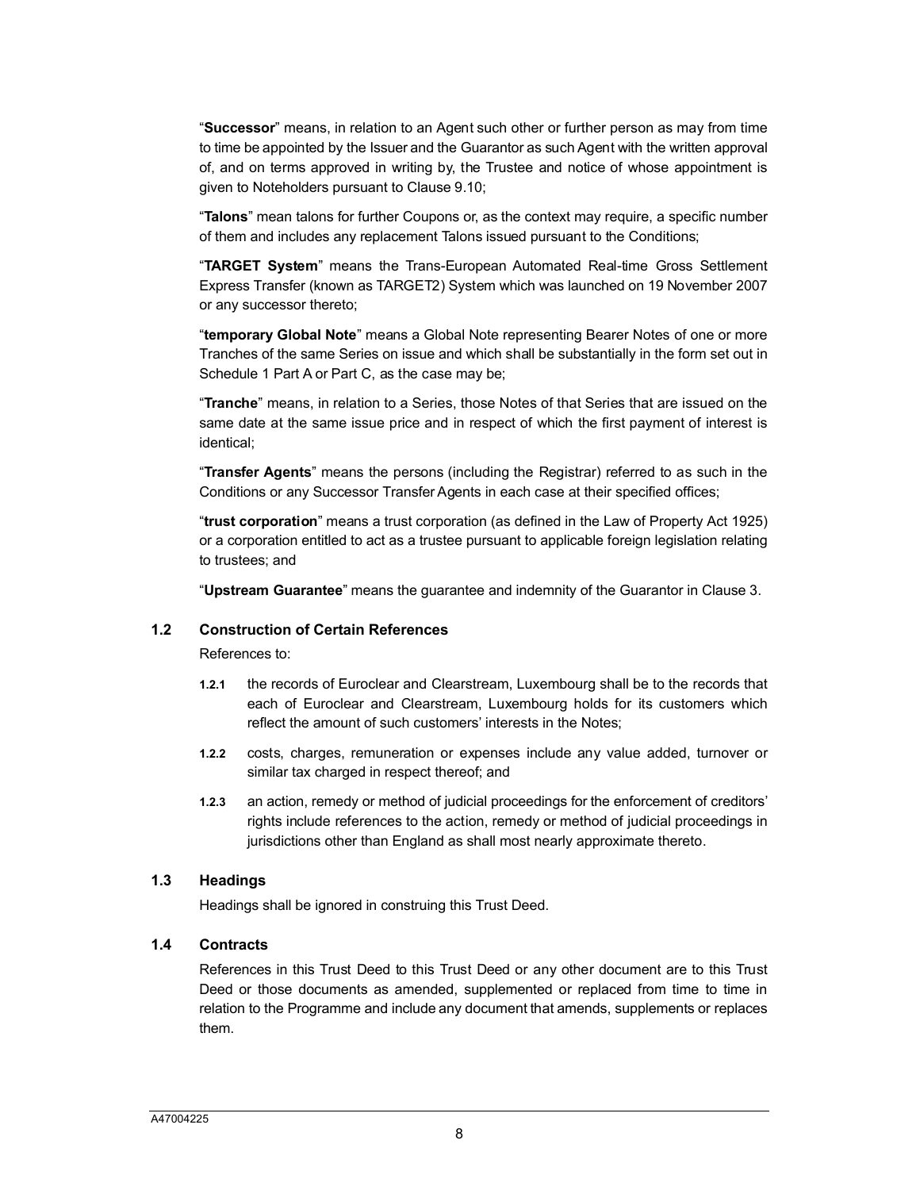"**Successor**" means, in relation to an Agent such other or further person as may from time to time be appointed by the Issuer and the Guarantor as such Agent with the written approval of, and on terms approved in writing by, the Trustee and notice of whose appointment is given to Noteholders pursuant to Clause 9.10;

"**Talons**" mean talons for further Coupons or, as the context may require, a specific number of them and includes any replacement Talons issued pursuant to the Conditions;

"**TARGET System**" means the Trans-European Automated Real-time Gross Settlement Express Transfer (known as TARGET2) System which was launched on 19 November 2007 or any successor thereto;

"**temporary Global Note**" means a Global Note representing Bearer Notes of one or more Tranches of the same Series on issue and which shall be substantially in the form set out in Schedule 1 Part A or Part C, as the case may be;

"**Tranche**" means, in relation to a Series, those Notes of that Series that are issued on the same date at the same issue price and in respect of which the first payment of interest is identical;

"**Transfer Agents**" means the persons (including the Registrar) referred to as such in the Conditions or any Successor Transfer Agents in each case at their specified offices;

"**trust corporation**" means a trust corporation (as defined in the Law of Property Act 1925) or a corporation entitled to act as a trustee pursuant to applicable foreign legislation relating to trustees; and

"**Upstream Guarantee**" means the guarantee and indemnity of the Guarantor in Clause 3.

### 1.2 Construction of Certain References

References to:

**1.2.1** the records of Euroclear and Clearstream, Luxembourg shall be to the records that each of Euroclear and Clearstream, Luxembourg holds for its customers which reflect the amount of such customers' interests in the Notes;

**1.2.2** costs, charges, remuneration or expenses include any value added, turnover or similar tax charged in respect thereof; and

**1.2.3** an action, remedy or method of judicial proceedings for the enforcement of creditors' rights include references to the action, remedy or method of judicial proceedings in jurisdictions other than England as shall most nearly approximate thereto.

### 1.3 Headings

Headings shall be ignored in construing this Trust Deed.

### 1.4 Contracts

References in this Trust Deed to this Trust Deed or any other document are to this Trust Deed or those documents as amended, supplemented or replaced from time to time in relation to the Programme and include any document that amends, supplements or replaces them.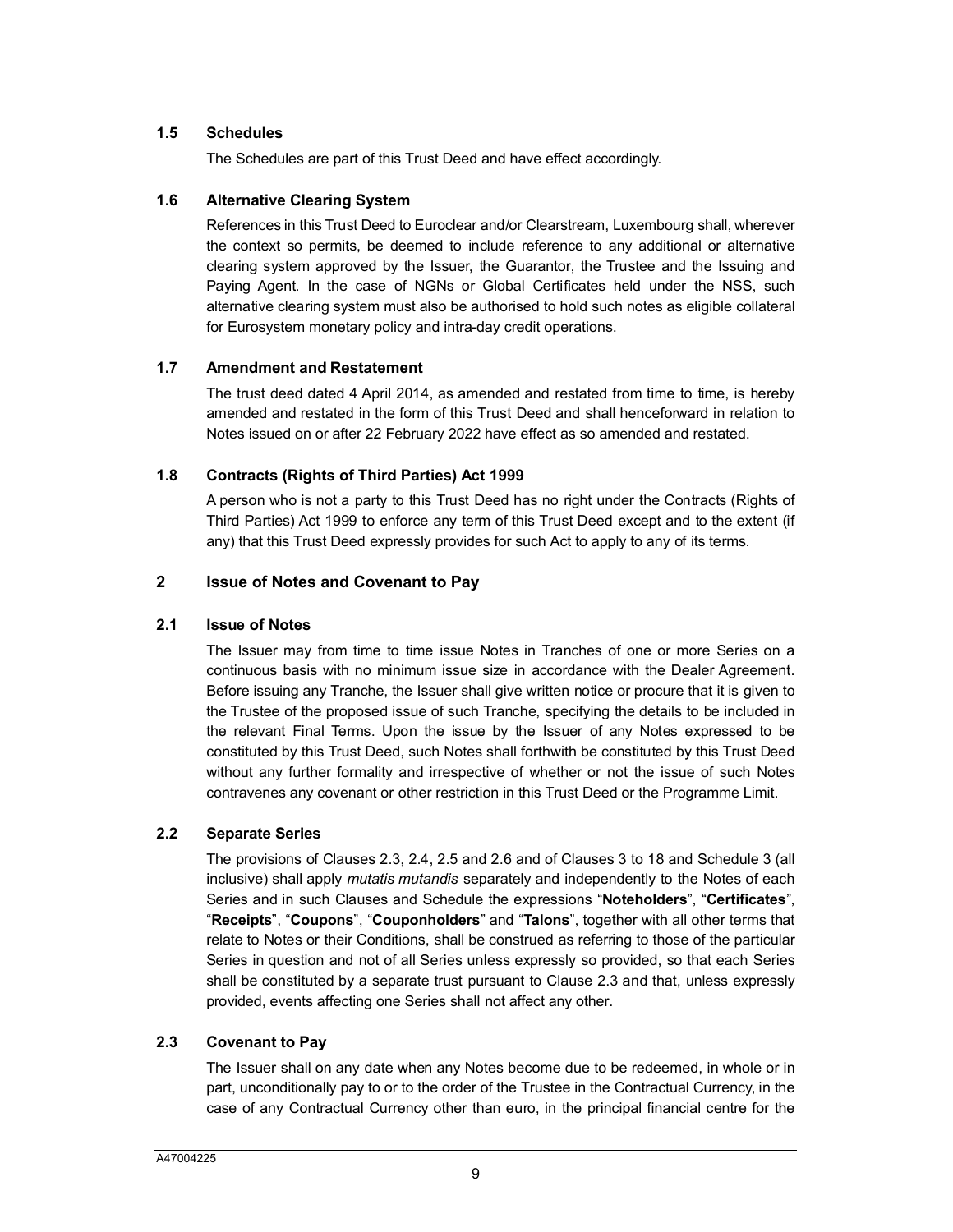### 1.5 Schedules

The Schedules are part of this Trust Deed and have effect accordingly.

### 1.6 Alternative Clearing System

References in this Trust Deed to Euroclear and/or Clearstream, Luxembourg shall, wherever the context so permits, be deemed to include reference to any additional or alternative clearing system approved by the Issuer, the Guarantor, the Trustee and the Issuing and Paying Agent. In the case of NGNs or Global Certificates held under the NSS, such alternative clearing system must also be authorised to hold such notes as eligible collateral for Eurosystem monetary policy and intra-day credit operations.

### 1.7 Amendment and Restatement

The trust deed dated 4 April 2014, as amended and restated from time to time, is hereby amended and restated in the form of this Trust Deed and shall henceforward in relation to Notes issued on or after 22 February 2022 have effect as so amended and restated.

### 1.8 Contracts (Rights of Third Parties) Act 1999

A person who is not a party to this Trust Deed has no right under the Contracts (Rights of Third Parties) Act 1999 to enforce any term of this Trust Deed except and to the extent (if any) that this Trust Deed expressly provides for such Act to apply to any of its terms.

## 2 Issue of Notes and Covenant to Pay

### 2.1 Issue of Notes

The Issuer may from time to time issue Notes in Tranches of one or more Series on a continuous basis with no minimum issue size in accordance with the Dealer Agreement. Before issuing any Tranche, the Issuer shall give written notice or procure that it is given to the Trustee of the proposed issue of such Tranche, specifying the details to be included in the relevant Final Terms. Upon the issue by the Issuer of any Notes expressed to be constituted by this Trust Deed, such Notes shall forthwith be constituted by this Trust Deed without any further formality and irrespective of whether or not the issue of such Notes contravenes any covenant or other restriction in this Trust Deed or the Programme Limit.

### 2.2 Separate Series

The provisions of Clauses 2.3, 2.4, 2.5 and 2.6 and of Clauses 3 to 18 and Schedule 3 (all inclusive) shall apply *mutatis mutandis* separately and independently to the Notes of each Series and in such Clauses and Schedule the expressions "**Noteholders**", "**Certificates**", "**Receipts**", "**Coupons**", "**Couponholders**" and "**Talons**", together with all other terms that relate to Notes or their Conditions, shall be construed as referring to those of the particular Series in question and not of all Series unless expressly so provided, so that each Series shall be constituted by a separate trust pursuant to Clause 2.3 and that, unless expressly provided, events affecting one Series shall not affect any other.

### 2.3 Covenant to Pay

The Issuer shall on any date when any Notes become due to be redeemed, in whole or in part, unconditionally pay to or to the order of the Trustee in the Contractual Currency, in the case of any Contractual Currency other than euro, in the principal financial centre for the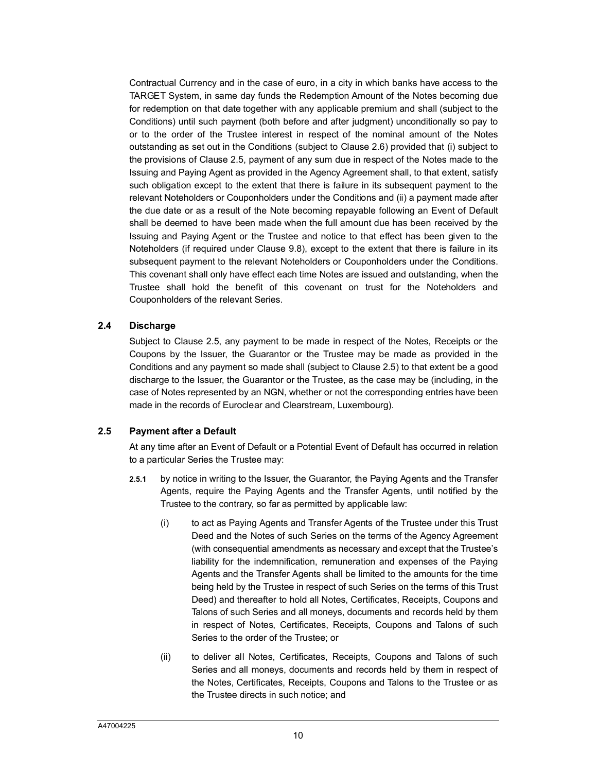Contractual Currency and in the case of euro, in a city in which banks have access to the TARGET System, in same day funds the Redemption Amount of the Notes becoming due for redemption on that date together with any applicable premium and shall (subject to the Conditions) until such payment (both before and after judgment) unconditionally so pay to or to the order of the Trustee interest in respect of the nominal amount of the Notes outstanding as set out in the Conditions (subject to Clause 2.6) provided that (i) subject to the provisions of Clause 2.5, payment of any sum due in respect of the Notes made to the Issuing and Paying Agent as provided in the Agency Agreement shall, to that extent, satisfy such obligation except to the extent that there is failure in its subsequent payment to the relevant Noteholders or Couponholders under the Conditions and (ii) a payment made after the due date or as a result of the Note becoming repayable following an Event of Default shall be deemed to have been made when the full amount due has been received by the Issuing and Paying Agent or the Trustee and notice to that effect has been given to the Noteholders (if required under Clause 9.8), except to the extent that there is failure in its subsequent payment to the relevant Noteholders or Couponholders under the Conditions. This covenant shall only have effect each time Notes are issued and outstanding, when the Trustee shall hold the benefit of this covenant on trust for the Noteholders and Couponholders of the relevant Series.

### 2.4 Discharge

Subject to Clause 2.5, any payment to be made in respect of the Notes, Receipts or the Coupons by the Issuer, the Guarantor or the Trustee may be made as provided in the Conditions and any payment so made shall (subject to Clause 2.5) to that extent be a good discharge to the Issuer, the Guarantor or the Trustee, as the case may be (including, in the case of Notes represented by an NGN, whether or not the corresponding entries have been made in the records of Euroclear and Clearstream, Luxembourg).

### 2.5 Payment after a Default

At any time after an Event of Default or a Potential Event of Default has occurred in relation to a particular Series the Trustee may:

**2.5.1** by notice in writing to the Issuer, the Guarantor, the Paying Agents and the Transfer Agents, require the Paying Agents and the Transfer Agents, until notified by the Trustee to the contrary, so far as permitted by applicable law:

(i) to act as Paying Agents and Transfer Agents of the Trustee under this Trust Deed and the Notes of such Series on the terms of the Agency Agreement (with consequential amendments as necessary and except that the Trustee's liability for the indemnification, remuneration and expenses of the Paying Agents and the Transfer Agents shall be limited to the amounts for the time being held by the Trustee in respect of such Series on the terms of this Trust Deed) and thereafter to hold all Notes, Certificates, Receipts, Coupons and Talons of such Series and all moneys, documents and records held by them in respect of Notes, Certificates, Receipts, Coupons and Talons of such Series to the order of the Trustee; or

(ii) to deliver all Notes, Certificates, Receipts, Coupons and Talons of such Series and all moneys, documents and records held by them in respect of the Notes, Certificates, Receipts, Coupons and Talons to the Trustee or as the Trustee directs in such notice; and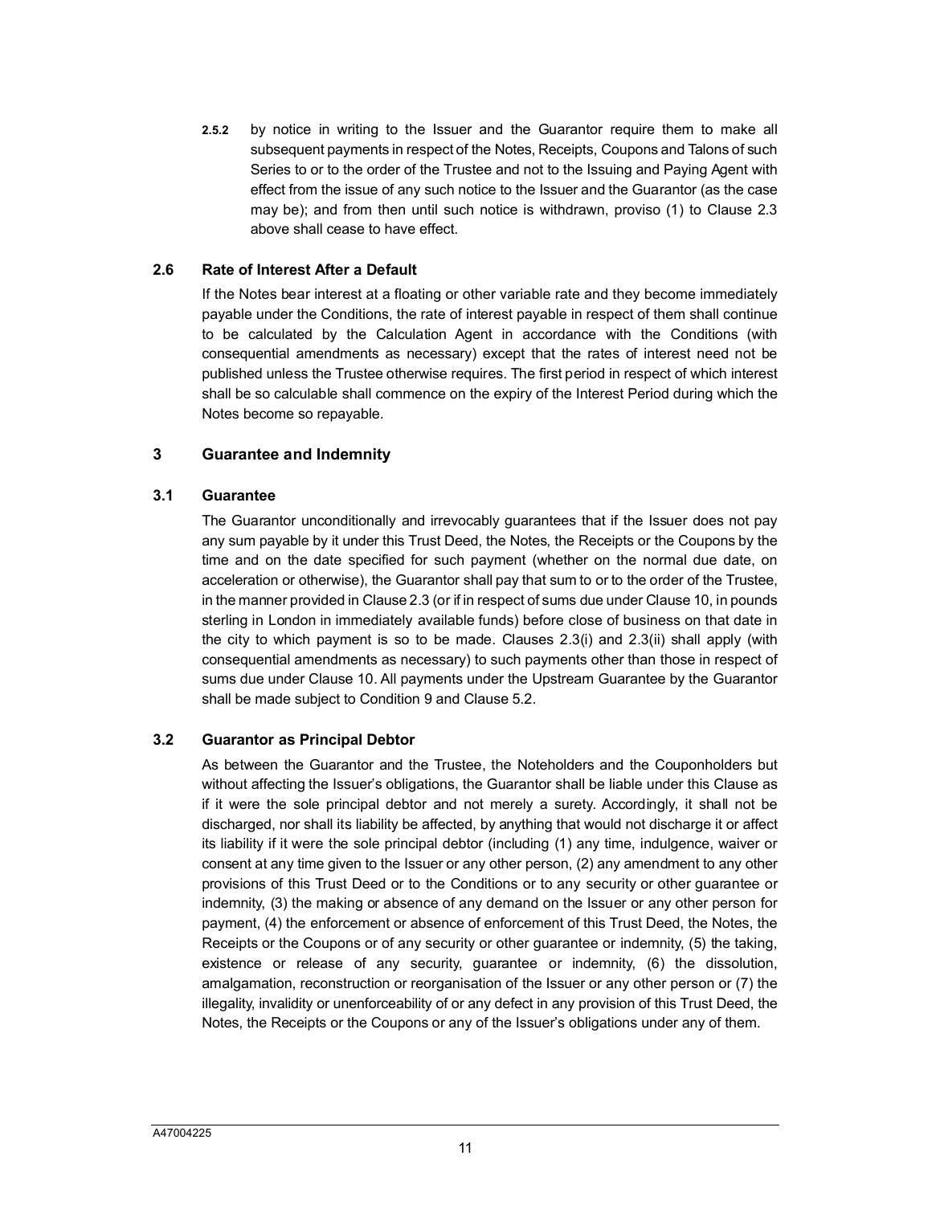**2.5.2** by notice in writing to the Issuer and the Guarantor require them to make all subsequent payments in respect of the Notes, Receipts, Coupons and Talons of such Series to or to the order of the Trustee and not to the Issuing and Paying Agent with effect from the issue of any such notice to the Issuer and the Guarantor (as the case may be); and from then until such notice is withdrawn, proviso (1) to Clause 2.3 above shall cease to have effect.

### 2.6 Rate of Interest After a Default

If the Notes bear interest at a floating or other variable rate and they become immediately payable under the Conditions, the rate of interest payable in respect of them shall continue to be calculated by the Calculation Agent in accordance with the Conditions (with consequential amendments as necessary) except that the rates of interest need not be published unless the Trustee otherwise requires. The first period in respect of which interest shall be so calculable shall commence on the expiry of the Interest Period during which the Notes become so repayable.

## 3 Guarantee and Indemnity

### 3.1 Guarantee

The Guarantor unconditionally and irrevocably guarantees that if the Issuer does not pay any sum payable by it under this Trust Deed, the Notes, the Receipts or the Coupons by the time and on the date specified for such payment (whether on the normal due date, on acceleration or otherwise), the Guarantor shall pay that sum to or to the order of the Trustee, in the manner provided in Clause 2.3 (or if in respect of sums due under Clause 10, in pounds sterling in London in immediately available funds) before close of business on that date in the city to which payment is so to be made. Clauses 2.3(i) and 2.3(ii) shall apply (with consequential amendments as necessary) to such payments other than those in respect of sums due under Clause 10. All payments under the Upstream Guarantee by the Guarantor shall be made subject to Condition 9 and Clause 5.2.

### 3.2 Guarantor as Principal Debtor

As between the Guarantor and the Trustee, the Noteholders and the Couponholders but without affecting the Issuer's obligations, the Guarantor shall be liable under this Clause as if it were the sole principal debtor and not merely a surety. Accordingly, it shall not be discharged, nor shall its liability be affected, by anything that would not discharge it or affect its liability if it were the sole principal debtor (including (1) any time, indulgence, waiver or consent at any time given to the Issuer or any other person, (2) any amendment to any other provisions of this Trust Deed or to the Conditions or to any security or other guarantee or indemnity, (3) the making or absence of any demand on the Issuer or any other person for payment, (4) the enforcement or absence of enforcement of this Trust Deed, the Notes, the Receipts or the Coupons or of any security or other guarantee or indemnity, (5) the taking, existence or release of any security, guarantee or indemnity, (6) the dissolution, amalgamation, reconstruction or reorganisation of the Issuer or any other person or (7) the illegality, invalidity or unenforceability of or any defect in any provision of this Trust Deed, the Notes, the Receipts or the Coupons or any of the Issuer's obligations under any of them.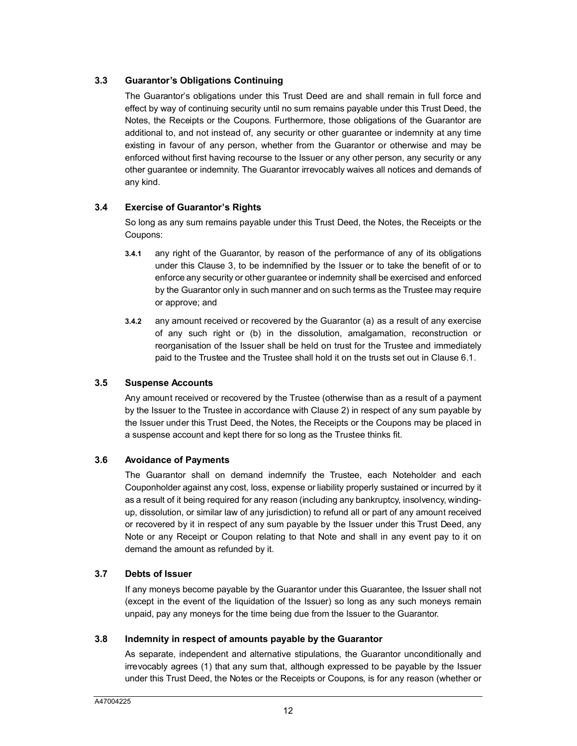### 3.3 Guarantor's Obligations Continuing

The Guarantor's obligations under this Trust Deed are and shall remain in full force and effect by way of continuing security until no sum remains payable under this Trust Deed, the Notes, the Receipts or the Coupons. Furthermore, those obligations of the Guarantor are additional to, and not instead of, any security or other guarantee or indemnity at any time existing in favour of any person, whether from the Guarantor or otherwise and may be enforced without first having recourse to the Issuer or any other person, any security or any other guarantee or indemnity. The Guarantor irrevocably waives all notices and demands of any kind.

### 3.4 Exercise of Guarantor's Rights

So long as any sum remains payable under this Trust Deed, the Notes, the Receipts or the Coupons:

**3.4.1** any right of the Guarantor, by reason of the performance of any of its obligations under this Clause 3, to be indemnified by the Issuer or to take the benefit of or to enforce any security or other guarantee or indemnity shall be exercised and enforced by the Guarantor only in such manner and on such terms as the Trustee may require or approve; and

**3.4.2** any amount received or recovered by the Guarantor (a) as a result of any exercise of any such right or (b) in the dissolution, amalgamation, reconstruction or reorganisation of the Issuer shall be held on trust for the Trustee and immediately paid to the Trustee and the Trustee shall hold it on the trusts set out in Clause 6.1.

### 3.5 Suspense Accounts

Any amount received or recovered by the Trustee (otherwise than as a result of a payment by the Issuer to the Trustee in accordance with Clause 2) in respect of any sum payable by the Issuer under this Trust Deed, the Notes, the Receipts or the Coupons may be placed in a suspense account and kept there for so long as the Trustee thinks fit.

### 3.6 Avoidance of Payments

The Guarantor shall on demand indemnify the Trustee, each Noteholder and each Couponholder against any cost, loss, expense or liability properly sustained or incurred by it as a result of it being required for any reason (including any bankruptcy, insolvency, winding-up, dissolution, or similar law of any jurisdiction) to refund all or part of any amount received or recovered by it in respect of any sum payable by the Issuer under this Trust Deed, any Note or any Receipt or Coupon relating to that Note and shall in any event pay to it on demand the amount as refunded by it.

### 3.7 Debts of Issuer

If any moneys become payable by the Guarantor under this Guarantee, the Issuer shall not (except in the event of the liquidation of the Issuer) so long as any such moneys remain unpaid, pay any moneys for the time being due from the Issuer to the Guarantor.

### 3.8 Indemnity in respect of amounts payable by the Guarantor

As separate, independent and alternative stipulations, the Guarantor unconditionally and irrevocably agrees (1) that any sum that, although expressed to be payable by the Issuer under this Trust Deed, the Notes or the Receipts or Coupons, is for any reason (whether or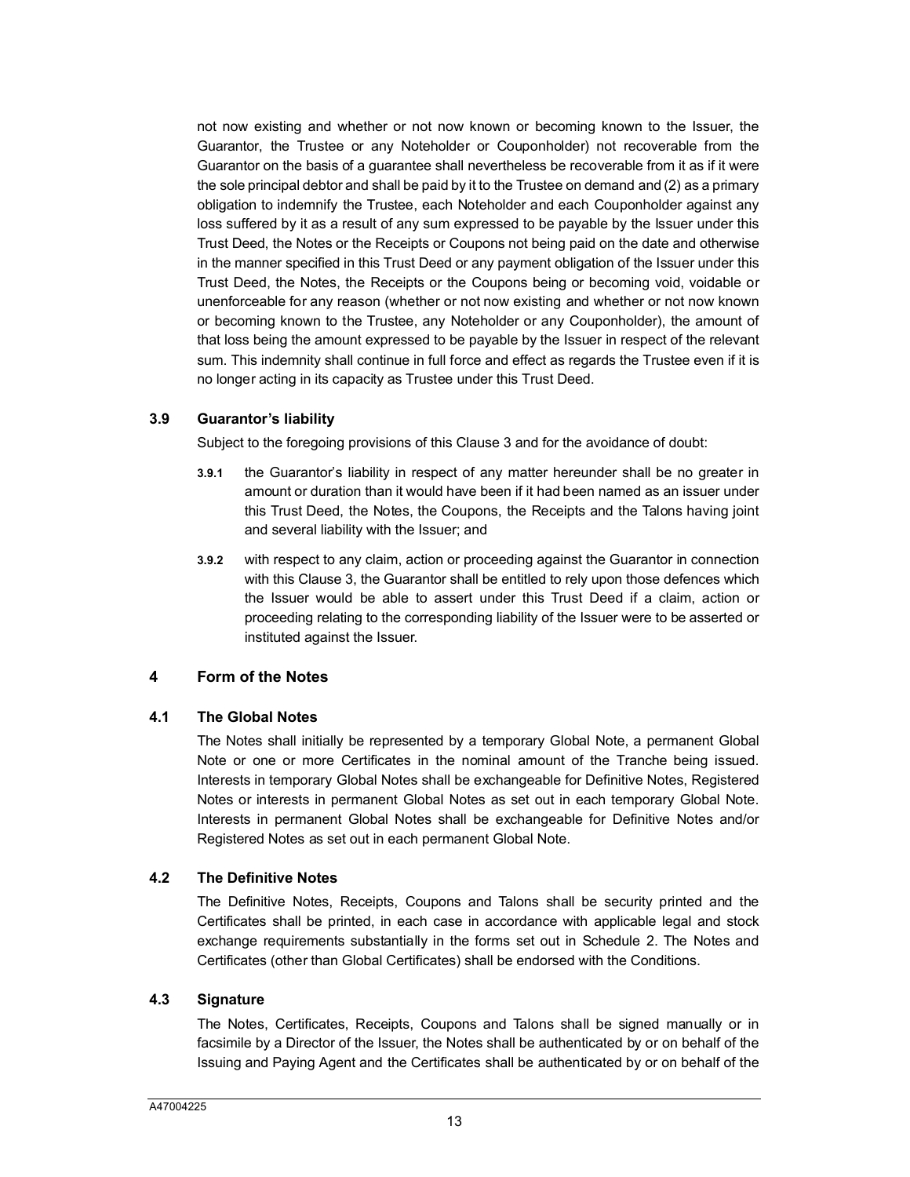not now existing and whether or not now known or becoming known to the Issuer, the Guarantor, the Trustee or any Noteholder or Couponholder) not recoverable from the Guarantor on the basis of a guarantee shall nevertheless be recoverable from it as if it were the sole principal debtor and shall be paid by it to the Trustee on demand and (2) as a primary obligation to indemnify the Trustee, each Noteholder and each Couponholder against any loss suffered by it as a result of any sum expressed to be payable by the Issuer under this Trust Deed, the Notes or the Receipts or Coupons not being paid on the date and otherwise in the manner specified in this Trust Deed or any payment obligation of the Issuer under this Trust Deed, the Notes, the Receipts or the Coupons being or becoming void, voidable or unenforceable for any reason (whether or not now existing and whether or not now known or becoming known to the Trustee, any Noteholder or any Couponholder), the amount of that loss being the amount expressed to be payable by the Issuer in respect of the relevant sum. This indemnity shall continue in full force and effect as regards the Trustee even if it is no longer acting in its capacity as Trustee under this Trust Deed.

### 3.9 Guarantor's liability

Subject to the foregoing provisions of this Clause 3 and for the avoidance of doubt:

**3.9.1** the Guarantor's liability in respect of any matter hereunder shall be no greater in amount or duration than it would have been if it had been named as an issuer under this Trust Deed, the Notes, the Coupons, the Receipts and the Talons having joint and several liability with the Issuer; and

**3.9.2** with respect to any claim, action or proceeding against the Guarantor in connection with this Clause 3, the Guarantor shall be entitled to rely upon those defences which the Issuer would be able to assert under this Trust Deed if a claim, action or proceeding relating to the corresponding liability of the Issuer were to be asserted or instituted against the Issuer.

## 4 Form of the Notes

### 4.1 The Global Notes

The Notes shall initially be represented by a temporary Global Note, a permanent Global Note or one or more Certificates in the nominal amount of the Tranche being issued. Interests in temporary Global Notes shall be exchangeable for Definitive Notes, Registered Notes or interests in permanent Global Notes as set out in each temporary Global Note. Interests in permanent Global Notes shall be exchangeable for Definitive Notes and/or Registered Notes as set out in each permanent Global Note.

### 4.2 The Definitive Notes

The Definitive Notes, Receipts, Coupons and Talons shall be security printed and the Certificates shall be printed, in each case in accordance with applicable legal and stock exchange requirements substantially in the forms set out in Schedule 2. The Notes and Certificates (other than Global Certificates) shall be endorsed with the Conditions.

### 4.3 Signature

The Notes, Certificates, Receipts, Coupons and Talons shall be signed manually or in facsimile by a Director of the Issuer, the Notes shall be authenticated by or on behalf of the Issuing and Paying Agent and the Certificates shall be authenticated by or on behalf of the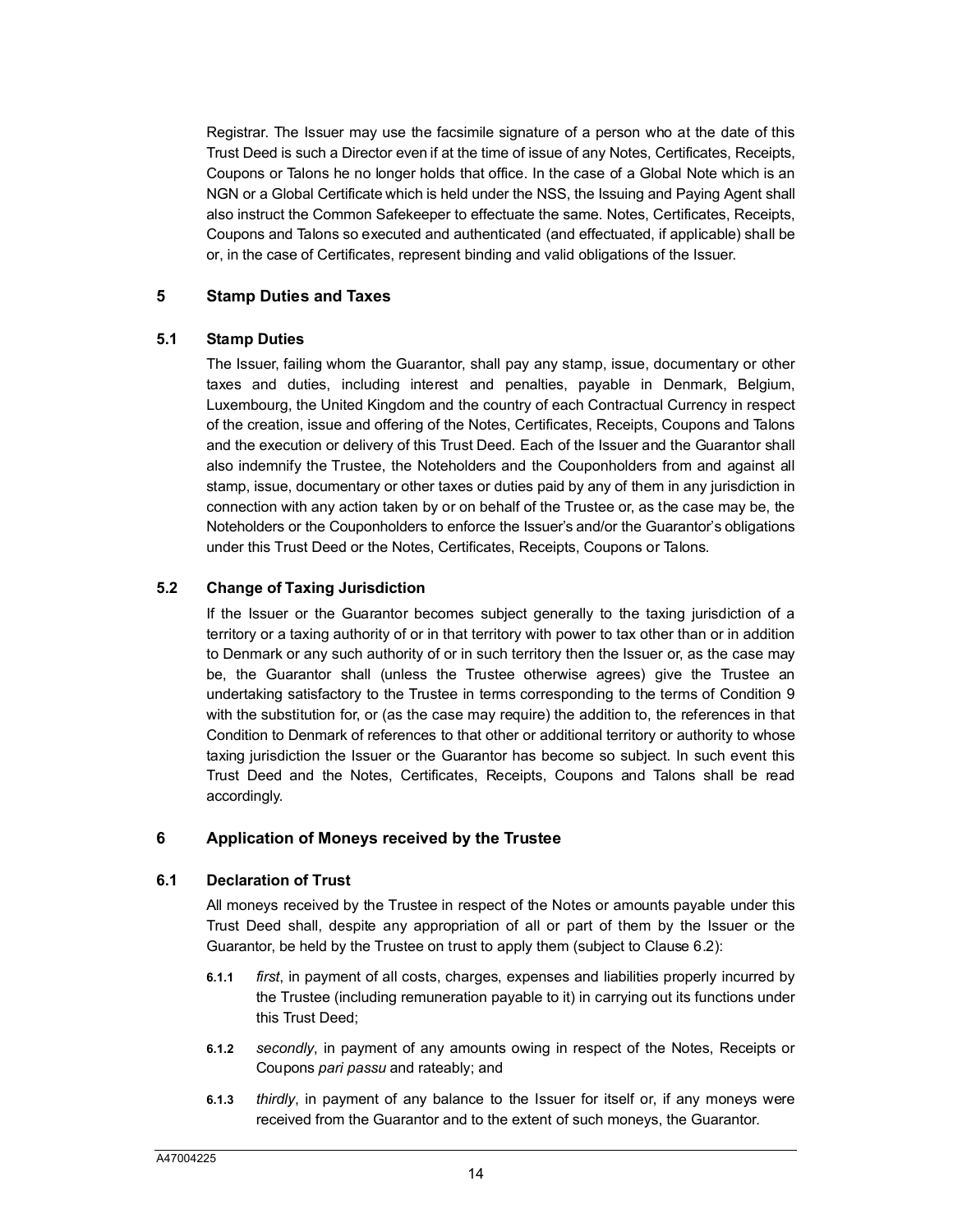Registrar. The Issuer may use the facsimile signature of a person who at the date of this Trust Deed is such a Director even if at the time of issue of any Notes, Certificates, Receipts, Coupons or Talons he no longer holds that office. In the case of a Global Note which is an NGN or a Global Certificate which is held under the NSS, the Issuing and Paying Agent shall also instruct the Common Safekeeper to effectuate the same. Notes, Certificates, Receipts, Coupons and Talons so executed and authenticated (and effectuated, if applicable) shall be or, in the case of Certificates, represent binding and valid obligations of the Issuer.

## 5 Stamp Duties and Taxes

### 5.1 Stamp Duties

The Issuer, failing whom the Guarantor, shall pay any stamp, issue, documentary or other taxes and duties, including interest and penalties, payable in Denmark, Belgium, Luxembourg, the United Kingdom and the country of each Contractual Currency in respect of the creation, issue and offering of the Notes, Certificates, Receipts, Coupons and Talons and the execution or delivery of this Trust Deed. Each of the Issuer and the Guarantor shall also indemnify the Trustee, the Noteholders and the Couponholders from and against all stamp, issue, documentary or other taxes or duties paid by any of them in any jurisdiction in connection with any action taken by or on behalf of the Trustee or, as the case may be, the Noteholders or the Couponholders to enforce the Issuer's and/or the Guarantor's obligations under this Trust Deed or the Notes, Certificates, Receipts, Coupons or Talons.

### 5.2 Change of Taxing Jurisdiction

If the Issuer or the Guarantor becomes subject generally to the taxing jurisdiction of a territory or a taxing authority of or in that territory with power to tax other than or in addition to Denmark or any such authority of or in such territory then the Issuer or, as the case may be, the Guarantor shall (unless the Trustee otherwise agrees) give the Trustee an undertaking satisfactory to the Trustee in terms corresponding to the terms of Condition 9 with the substitution for, or (as the case may require) the addition to, the references in that Condition to Denmark of references to that other or additional territory or authority to whose taxing jurisdiction the Issuer or the Guarantor has become so subject. In such event this Trust Deed and the Notes, Certificates, Receipts, Coupons and Talons shall be read accordingly.

## 6 Application of Moneys received by the Trustee

### 6.1 Declaration of Trust

All moneys received by the Trustee in respect of the Notes or amounts payable under this Trust Deed shall, despite any appropriation of all or part of them by the Issuer or the Guarantor, be held by the Trustee on trust to apply them (subject to Clause 6.2):

**6.1.1** *first*, in payment of all costs, charges, expenses and liabilities properly incurred by the Trustee (including remuneration payable to it) in carrying out its functions under this Trust Deed;

**6.1.2** *secondly*, in payment of any amounts owing in respect of the Notes, Receipts or Coupons *pari passu* and rateably; and

**6.1.3** *thirdly*, in payment of any balance to the Issuer for itself or, if any moneys were received from the Guarantor and to the extent of such moneys, the Guarantor.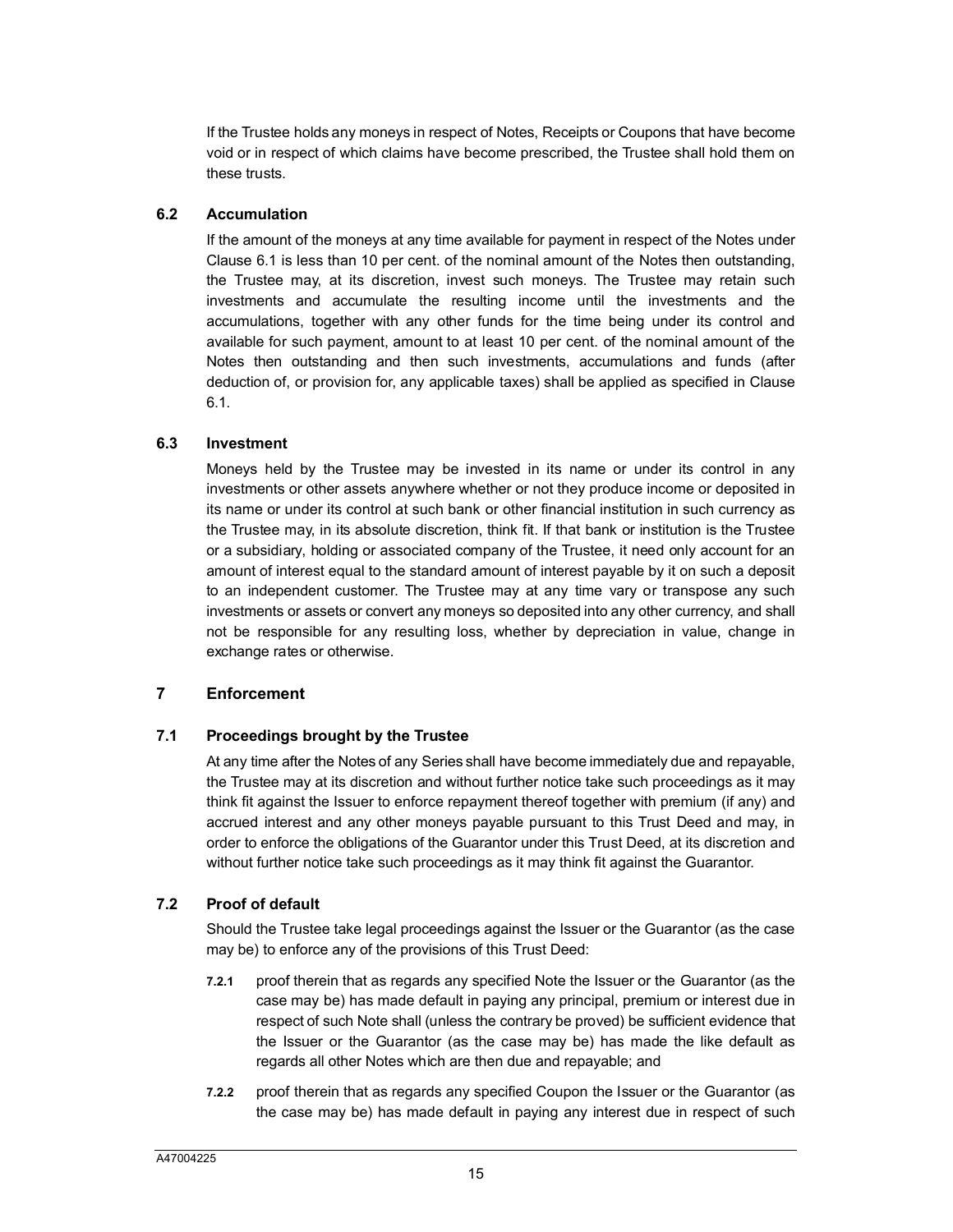If the Trustee holds any moneys in respect of Notes, Receipts or Coupons that have become void or in respect of which claims have become prescribed, the Trustee shall hold them on these trusts.

### 6.2 Accumulation

If the amount of the moneys at any time available for payment in respect of the Notes under Clause 6.1 is less than 10 per cent. of the nominal amount of the Notes then outstanding, the Trustee may, at its discretion, invest such moneys. The Trustee may retain such investments and accumulate the resulting income until the investments and the accumulations, together with any other funds for the time being under its control and available for such payment, amount to at least 10 per cent. of the nominal amount of the Notes then outstanding and then such investments, accumulations and funds (after deduction of, or provision for, any applicable taxes) shall be applied as specified in Clause 6.1.

### 6.3 Investment

Moneys held by the Trustee may be invested in its name or under its control in any investments or other assets anywhere whether or not they produce income or deposited in its name or under its control at such bank or other financial institution in such currency as the Trustee may, in its absolute discretion, think fit. If that bank or institution is the Trustee or a subsidiary, holding or associated company of the Trustee, it need only account for an amount of interest equal to the standard amount of interest payable by it on such a deposit to an independent customer. The Trustee may at any time vary or transpose any such investments or assets or convert any moneys so deposited into any other currency, and shall not be responsible for any resulting loss, whether by depreciation in value, change in exchange rates or otherwise.

## 7 Enforcement

### 7.1 Proceedings brought by the Trustee

At any time after the Notes of any Series shall have become immediately due and repayable, the Trustee may at its discretion and without further notice take such proceedings as it may think fit against the Issuer to enforce repayment thereof together with premium (if any) and accrued interest and any other moneys payable pursuant to this Trust Deed and may, in order to enforce the obligations of the Guarantor under this Trust Deed, at its discretion and without further notice take such proceedings as it may think fit against the Guarantor.

### 7.2 Proof of default

Should the Trustee take legal proceedings against the Issuer or the Guarantor (as the case may be) to enforce any of the provisions of this Trust Deed:

**7.2.1** proof therein that as regards any specified Note the Issuer or the Guarantor (as the case may be) has made default in paying any principal, premium or interest due in respect of such Note shall (unless the contrary be proved) be sufficient evidence that the Issuer or the Guarantor (as the case may be) has made the like default as regards all other Notes which are then due and repayable; and

**7.2.2** proof therein that as regards any specified Coupon the Issuer or the Guarantor (as the case may be) has made default in paying any interest due in respect of such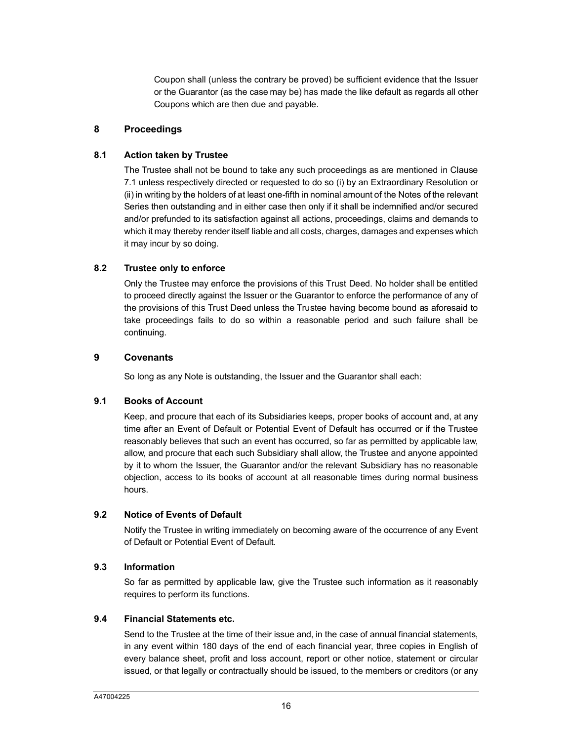Coupon shall (unless the contrary be proved) be sufficient evidence that the Issuer or the Guarantor (as the case may be) has made the like default as regards all other Coupons which are then due and payable.

## 8 Proceedings

### 8.1 Action taken by Trustee

The Trustee shall not be bound to take any such proceedings as are mentioned in Clause 7.1 unless respectively directed or requested to do so (i) by an Extraordinary Resolution or (ii) in writing by the holders of at least one-fifth in nominal amount of the Notes of the relevant Series then outstanding and in either case then only if it shall be indemnified and/or secured and/or prefunded to its satisfaction against all actions, proceedings, claims and demands to which it may thereby render itself liable and all costs, charges, damages and expenses which it may incur by so doing.

### 8.2 Trustee only to enforce

Only the Trustee may enforce the provisions of this Trust Deed. No holder shall be entitled to proceed directly against the Issuer or the Guarantor to enforce the performance of any of the provisions of this Trust Deed unless the Trustee having become bound as aforesaid to take proceedings fails to do so within a reasonable period and such failure shall be continuing.

## 9 Covenants

So long as any Note is outstanding, the Issuer and the Guarantor shall each:

### 9.1 Books of Account

Keep, and procure that each of its Subsidiaries keeps, proper books of account and, at any time after an Event of Default or Potential Event of Default has occurred or if the Trustee reasonably believes that such an event has occurred, so far as permitted by applicable law, allow, and procure that each such Subsidiary shall allow, the Trustee and anyone appointed by it to whom the Issuer, the Guarantor and/or the relevant Subsidiary has no reasonable objection, access to its books of account at all reasonable times during normal business hours.

### 9.2 Notice of Events of Default

Notify the Trustee in writing immediately on becoming aware of the occurrence of any Event of Default or Potential Event of Default.

### 9.3 Information

So far as permitted by applicable law, give the Trustee such information as it reasonably requires to perform its functions.

### 9.4 Financial Statements etc.

Send to the Trustee at the time of their issue and, in the case of annual financial statements, in any event within 180 days of the end of each financial year, three copies in English of every balance sheet, profit and loss account, report or other notice, statement or circular issued, or that legally or contractually should be issued, to the members or creditors (or any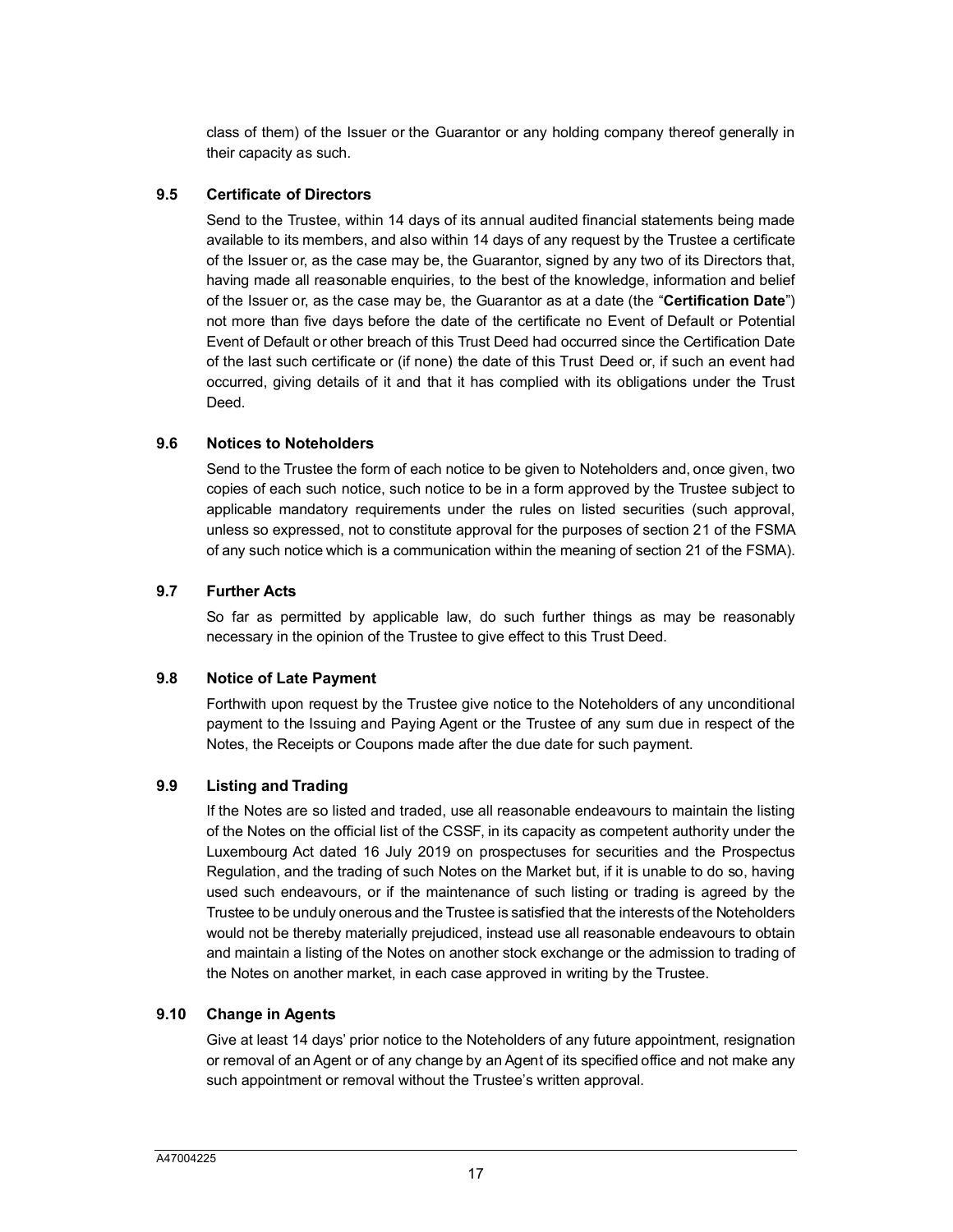class of them) of the Issuer or the Guarantor or any holding company thereof generally in their capacity as such.

### 9.5 Certificate of Directors

Send to the Trustee, within 14 days of its annual audited financial statements being made available to its members, and also within 14 days of any request by the Trustee a certificate of the Issuer or, as the case may be, the Guarantor, signed by any two of its Directors that, having made all reasonable enquiries, to the best of the knowledge, information and belief of the Issuer or, as the case may be, the Guarantor as at a date (the "**Certification Date**") not more than five days before the date of the certificate no Event of Default or Potential Event of Default or other breach of this Trust Deed had occurred since the Certification Date of the last such certificate or (if none) the date of this Trust Deed or, if such an event had occurred, giving details of it and that it has complied with its obligations under the Trust Deed.

### 9.6 Notices to Noteholders

Send to the Trustee the form of each notice to be given to Noteholders and, once given, two copies of each such notice, such notice to be in a form approved by the Trustee subject to applicable mandatory requirements under the rules on listed securities (such approval, unless so expressed, not to constitute approval for the purposes of section 21 of the FSMA of any such notice which is a communication within the meaning of section 21 of the FSMA).

### 9.7 Further Acts

So far as permitted by applicable law, do such further things as may be reasonably necessary in the opinion of the Trustee to give effect to this Trust Deed.

### 9.8 Notice of Late Payment

Forthwith upon request by the Trustee give notice to the Noteholders of any unconditional payment to the Issuing and Paying Agent or the Trustee of any sum due in respect of the Notes, the Receipts or Coupons made after the due date for such payment.

### 9.9 Listing and Trading

If the Notes are so listed and traded, use all reasonable endeavours to maintain the listing of the Notes on the official list of the CSSF, in its capacity as competent authority under the Luxembourg Act dated 16 July 2019 on prospectuses for securities and the Prospectus Regulation, and the trading of such Notes on the Market but, if it is unable to do so, having used such endeavours, or if the maintenance of such listing or trading is agreed by the Trustee to be unduly onerous and the Trustee is satisfied that the interests of the Noteholders would not be thereby materially prejudiced, instead use all reasonable endeavours to obtain and maintain a listing of the Notes on another stock exchange or the admission to trading of the Notes on another market, in each case approved in writing by the Trustee.

### 9.10 Change in Agents

Give at least 14 days' prior notice to the Noteholders of any future appointment, resignation or removal of an Agent or of any change by an Agent of its specified office and not make any such appointment or removal without the Trustee's written approval.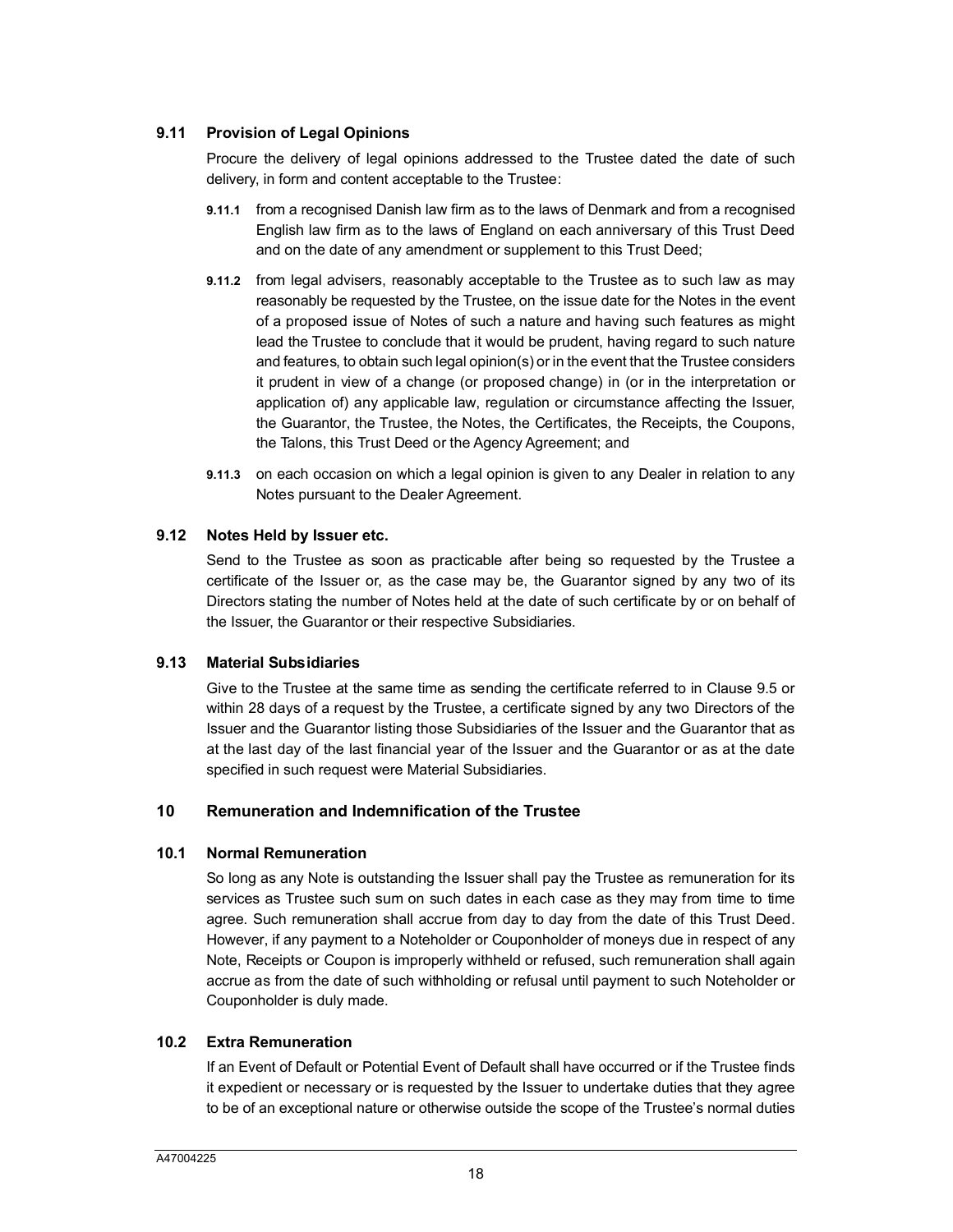### 9.11 Provision of Legal Opinions

Procure the delivery of legal opinions addressed to the Trustee dated the date of such delivery, in form and content acceptable to the Trustee:

**9.11.1** from a recognised Danish law firm as to the laws of Denmark and from a recognised English law firm as to the laws of England on each anniversary of this Trust Deed and on the date of any amendment or supplement to this Trust Deed;

**9.11.2** from legal advisers, reasonably acceptable to the Trustee as to such law as may reasonably be requested by the Trustee, on the issue date for the Notes in the event of a proposed issue of Notes of such a nature and having such features as might lead the Trustee to conclude that it would be prudent, having regard to such nature and features, to obtain such legal opinion(s) or in the event that the Trustee considers it prudent in view of a change (or proposed change) in (or in the interpretation or application of) any applicable law, regulation or circumstance affecting the Issuer, the Guarantor, the Trustee, the Notes, the Certificates, the Receipts, the Coupons, the Talons, this Trust Deed or the Agency Agreement; and

**9.11.3** on each occasion on which a legal opinion is given to any Dealer in relation to any Notes pursuant to the Dealer Agreement.

### 9.12 Notes Held by Issuer etc.

Send to the Trustee as soon as practicable after being so requested by the Trustee a certificate of the Issuer or, as the case may be, the Guarantor signed by any two of its Directors stating the number of Notes held at the date of such certificate by or on behalf of the Issuer, the Guarantor or their respective Subsidiaries.

### 9.13 Material Subsidiaries

Give to the Trustee at the same time as sending the certificate referred to in Clause 9.5 or within 28 days of a request by the Trustee, a certificate signed by any two Directors of the Issuer and the Guarantor listing those Subsidiaries of the Issuer and the Guarantor that as at the last day of the last financial year of the Issuer and the Guarantor or as at the date specified in such request were Material Subsidiaries.

## 10 Remuneration and Indemnification of the Trustee

### 10.1 Normal Remuneration

So long as any Note is outstanding the Issuer shall pay the Trustee as remuneration for its services as Trustee such sum on such dates in each case as they may from time to time agree. Such remuneration shall accrue from day to day from the date of this Trust Deed. However, if any payment to a Noteholder or Couponholder of moneys due in respect of any Note, Receipts or Coupon is improperly withheld or refused, such remuneration shall again accrue as from the date of such withholding or refusal until payment to such Noteholder or Couponholder is duly made.

### 10.2 Extra Remuneration

If an Event of Default or Potential Event of Default shall have occurred or if the Trustee finds it expedient or necessary or is requested by the Issuer to undertake duties that they agree to be of an exceptional nature or otherwise outside the scope of the Trustee's normal duties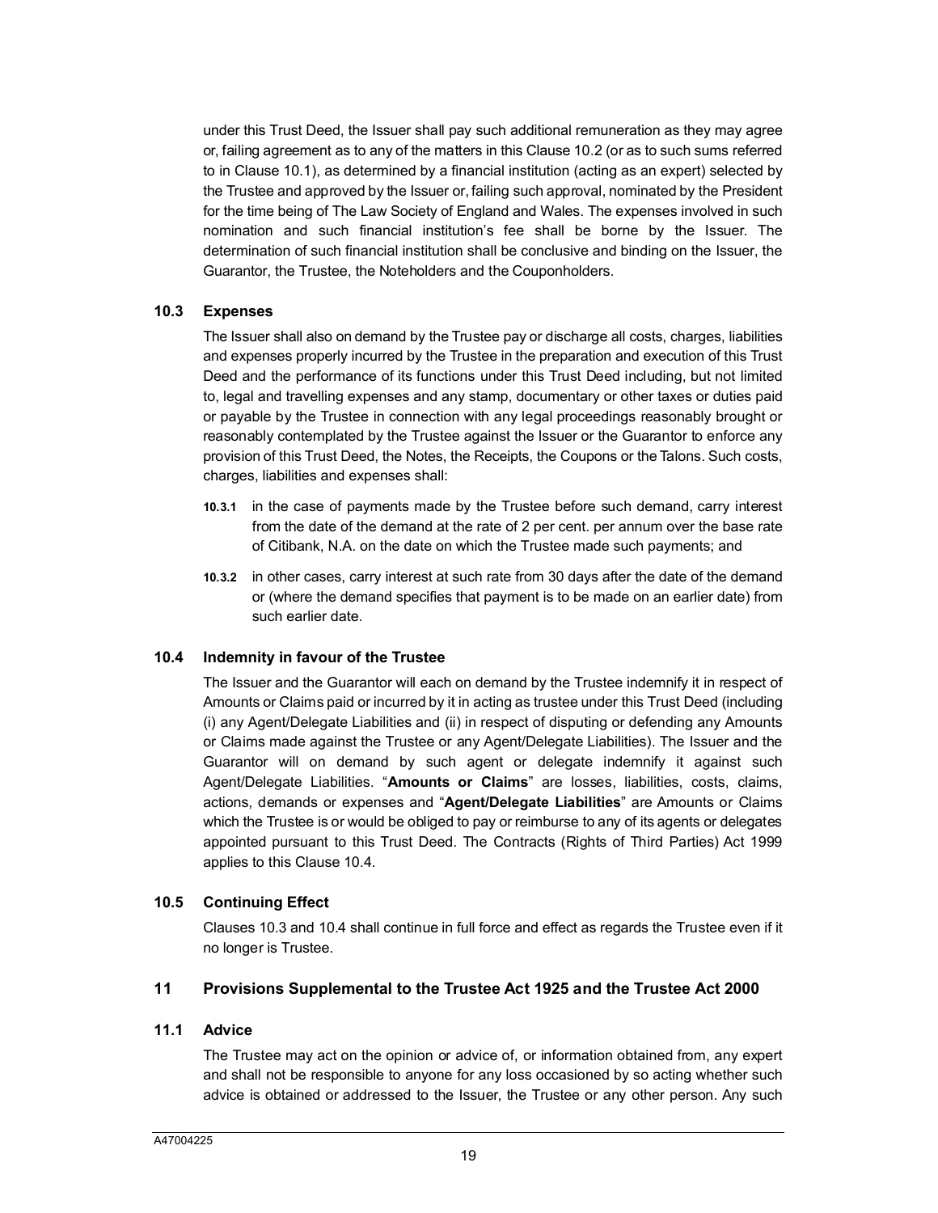under this Trust Deed, the Issuer shall pay such additional remuneration as they may agree or, failing agreement as to any of the matters in this Clause 10.2 (or as to such sums referred to in Clause 10.1), as determined by a financial institution (acting as an expert) selected by the Trustee and approved by the Issuer or, failing such approval, nominated by the President for the time being of The Law Society of England and Wales. The expenses involved in such nomination and such financial institution's fee shall be borne by the Issuer. The determination of such financial institution shall be conclusive and binding on the Issuer, the Guarantor, the Trustee, the Noteholders and the Couponholders.

### 10.3 Expenses

The Issuer shall also on demand by the Trustee pay or discharge all costs, charges, liabilities and expenses properly incurred by the Trustee in the preparation and execution of this Trust Deed and the performance of its functions under this Trust Deed including, but not limited to, legal and travelling expenses and any stamp, documentary or other taxes or duties paid or payable by the Trustee in connection with any legal proceedings reasonably brought or reasonably contemplated by the Trustee against the Issuer or the Guarantor to enforce any provision of this Trust Deed, the Notes, the Receipts, the Coupons or the Talons. Such costs, charges, liabilities and expenses shall:

**10.3.1** in the case of payments made by the Trustee before such demand, carry interest from the date of the demand at the rate of 2 per cent. per annum over the base rate of Citibank, N.A. on the date on which the Trustee made such payments; and

**10.3.2** in other cases, carry interest at such rate from 30 days after the date of the demand or (where the demand specifies that payment is to be made on an earlier date) from such earlier date.

### 10.4 Indemnity in favour of the Trustee

The Issuer and the Guarantor will each on demand by the Trustee indemnify it in respect of Amounts or Claims paid or incurred by it in acting as trustee under this Trust Deed (including (i) any Agent/Delegate Liabilities and (ii) in respect of disputing or defending any Amounts or Claims made against the Trustee or any Agent/Delegate Liabilities). The Issuer and the Guarantor will on demand by such agent or delegate indemnify it against such Agent/Delegate Liabilities. "**Amounts or Claims**" are losses, liabilities, costs, claims, actions, demands or expenses and "**Agent/Delegate Liabilities**" are Amounts or Claims which the Trustee is or would be obliged to pay or reimburse to any of its agents or delegates appointed pursuant to this Trust Deed. The Contracts (Rights of Third Parties) Act 1999 applies to this Clause 10.4.

### 10.5 Continuing Effect

Clauses 10.3 and 10.4 shall continue in full force and effect as regards the Trustee even if it no longer is Trustee.

## 11 Provisions Supplemental to the Trustee Act 1925 and the Trustee Act 2000

### 11.1 Advice

The Trustee may act on the opinion or advice of, or information obtained from, any expert and shall not be responsible to anyone for any loss occasioned by so acting whether such advice is obtained or addressed to the Issuer, the Trustee or any other person. Any such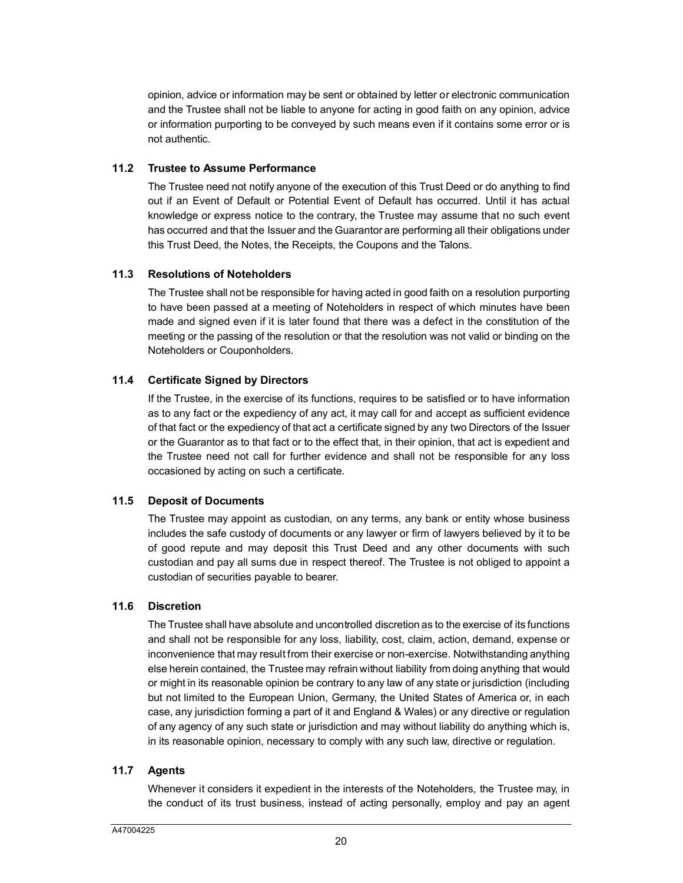opinion, advice or information may be sent or obtained by letter or electronic communication and the Trustee shall not be liable to anyone for acting in good faith on any opinion, advice or information purporting to be conveyed by such means even if it contains some error or is not authentic.

### 11.2 Trustee to Assume Performance

The Trustee need not notify anyone of the execution of this Trust Deed or do anything to find out if an Event of Default or Potential Event of Default has occurred. Until it has actual knowledge or express notice to the contrary, the Trustee may assume that no such event has occurred and that the Issuer and the Guarantor are performing all their obligations under this Trust Deed, the Notes, the Receipts, the Coupons and the Talons.

### 11.3 Resolutions of Noteholders

The Trustee shall not be responsible for having acted in good faith on a resolution purporting to have been passed at a meeting of Noteholders in respect of which minutes have been made and signed even if it is later found that there was a defect in the constitution of the meeting or the passing of the resolution or that the resolution was not valid or binding on the Noteholders or Couponholders.

### 11.4 Certificate Signed by Directors

If the Trustee, in the exercise of its functions, requires to be satisfied or to have information as to any fact or the expediency of any act, it may call for and accept as sufficient evidence of that fact or the expediency of that act a certificate signed by any two Directors of the Issuer or the Guarantor as to that fact or to the effect that, in their opinion, that act is expedient and the Trustee need not call for further evidence and shall not be responsible for any loss occasioned by acting on such a certificate.

### 11.5 Deposit of Documents

The Trustee may appoint as custodian, on any terms, any bank or entity whose business includes the safe custody of documents or any lawyer or firm of lawyers believed by it to be of good repute and may deposit this Trust Deed and any other documents with such custodian and pay all sums due in respect thereof. The Trustee is not obliged to appoint a custodian of securities payable to bearer.

### 11.6 Discretion

The Trustee shall have absolute and uncontrolled discretion as to the exercise of its functions and shall not be responsible for any loss, liability, cost, claim, action, demand, expense or inconvenience that may result from their exercise or non-exercise. Notwithstanding anything else herein contained, the Trustee may refrain without liability from doing anything that would or might in its reasonable opinion be contrary to any law of any state or jurisdiction (including but not limited to the European Union, Germany, the United States of America or, in each case, any jurisdiction forming a part of it and England & Wales) or any directive or regulation of any agency of any such state or jurisdiction and may without liability do anything which is, in its reasonable opinion, necessary to comply with any such law, directive or regulation.

### 11.7 Agents

Whenever it considers it expedient in the interests of the Noteholders, the Trustee may, in the conduct of its trust business, instead of acting personally, employ and pay an agent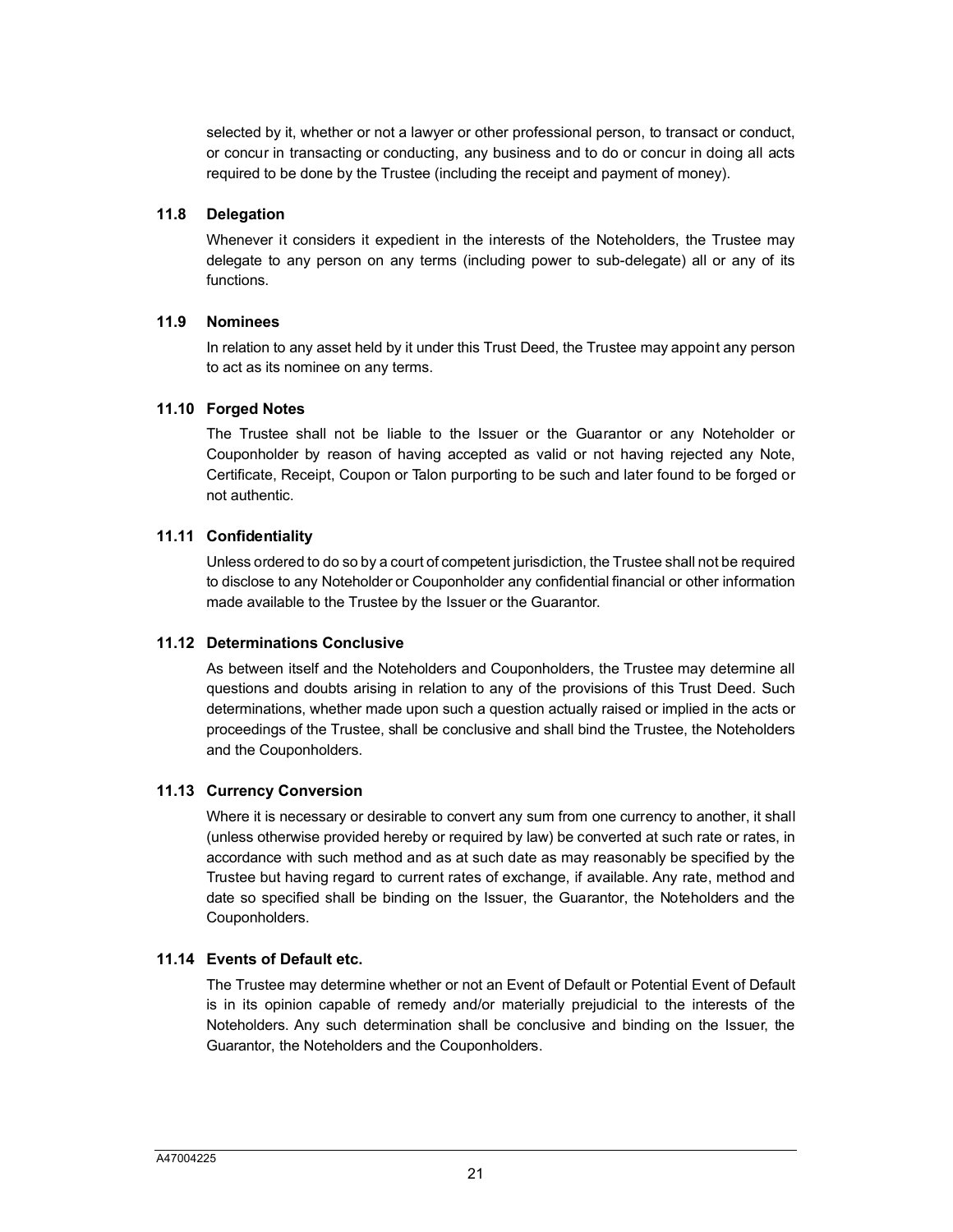selected by it, whether or not a lawyer or other professional person, to transact or conduct, or concur in transacting or conducting, any business and to do or concur in doing all acts required to be done by the Trustee (including the receipt and payment of money).

### 11.8 Delegation

Whenever it considers it expedient in the interests of the Noteholders, the Trustee may delegate to any person on any terms (including power to sub-delegate) all or any of its functions.

### 11.9 Nominees

In relation to any asset held by it under this Trust Deed, the Trustee may appoint any person to act as its nominee on any terms.

### 11.10 Forged Notes

The Trustee shall not be liable to the Issuer or the Guarantor or any Noteholder or Couponholder by reason of having accepted as valid or not having rejected any Note, Certificate, Receipt, Coupon or Talon purporting to be such and later found to be forged or not authentic.

### 11.11 Confidentiality

Unless ordered to do so by a court of competent jurisdiction, the Trustee shall not be required to disclose to any Noteholder or Couponholder any confidential financial or other information made available to the Trustee by the Issuer or the Guarantor.

### 11.12 Determinations Conclusive

As between itself and the Noteholders and Couponholders, the Trustee may determine all questions and doubts arising in relation to any of the provisions of this Trust Deed. Such determinations, whether made upon such a question actually raised or implied in the acts or proceedings of the Trustee, shall be conclusive and shall bind the Trustee, the Noteholders and the Couponholders.

### 11.13 Currency Conversion

Where it is necessary or desirable to convert any sum from one currency to another, it shall (unless otherwise provided hereby or required by law) be converted at such rate or rates, in accordance with such method and as at such date as may reasonably be specified by the Trustee but having regard to current rates of exchange, if available. Any rate, method and date so specified shall be binding on the Issuer, the Guarantor, the Noteholders and the Couponholders.

### 11.14 Events of Default etc.

The Trustee may determine whether or not an Event of Default or Potential Event of Default is in its opinion capable of remedy and/or materially prejudicial to the interests of the Noteholders. Any such determination shall be conclusive and binding on the Issuer, the Guarantor, the Noteholders and the Couponholders.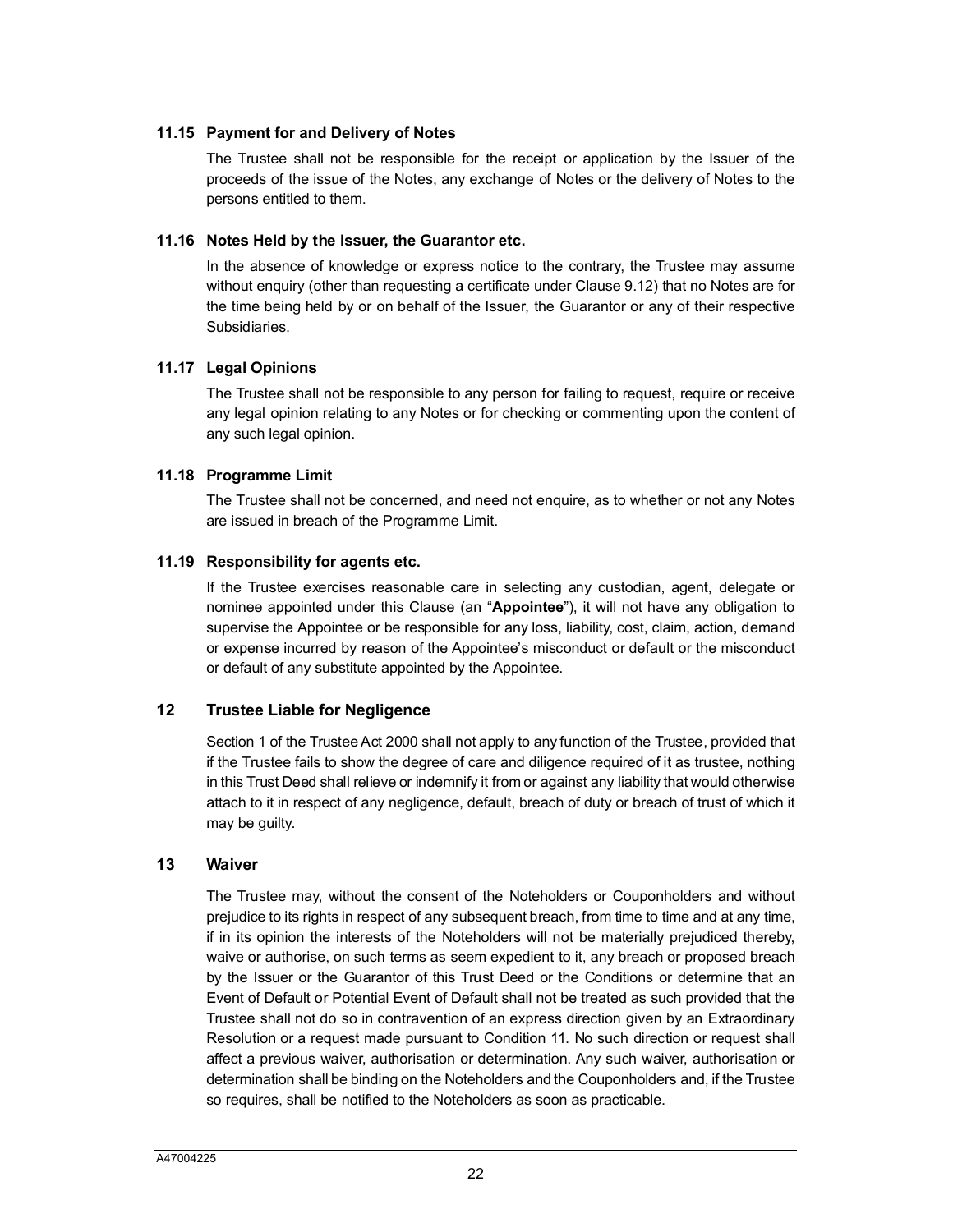### 11.15 Payment for and Delivery of Notes

The Trustee shall not be responsible for the receipt or application by the Issuer of the proceeds of the issue of the Notes, any exchange of Notes or the delivery of Notes to the persons entitled to them.

### 11.16 Notes Held by the Issuer, the Guarantor etc.

In the absence of knowledge or express notice to the contrary, the Trustee may assume without enquiry (other than requesting a certificate under Clause 9.12) that no Notes are for the time being held by or on behalf of the Issuer, the Guarantor or any of their respective Subsidiaries.

### 11.17 Legal Opinions

The Trustee shall not be responsible to any person for failing to request, require or receive any legal opinion relating to any Notes or for checking or commenting upon the content of any such legal opinion.

### 11.18 Programme Limit

The Trustee shall not be concerned, and need not enquire, as to whether or not any Notes are issued in breach of the Programme Limit.

### 11.19 Responsibility for agents etc.

If the Trustee exercises reasonable care in selecting any custodian, agent, delegate or nominee appointed under this Clause (an "**Appointee**"), it will not have any obligation to supervise the Appointee or be responsible for any loss, liability, cost, claim, action, demand or expense incurred by reason of the Appointee's misconduct or default or the misconduct or default of any substitute appointed by the Appointee.

## 12 Trustee Liable for Negligence

Section 1 of the Trustee Act 2000 shall not apply to any function of the Trustee, provided that if the Trustee fails to show the degree of care and diligence required of it as trustee, nothing in this Trust Deed shall relieve or indemnify it from or against any liability that would otherwise attach to it in respect of any negligence, default, breach of duty or breach of trust of which it may be guilty.

## 13 Waiver

The Trustee may, without the consent of the Noteholders or Couponholders and without prejudice to its rights in respect of any subsequent breach, from time to time and at any time, if in its opinion the interests of the Noteholders will not be materially prejudiced thereby, waive or authorise, on such terms as seem expedient to it, any breach or proposed breach by the Issuer or the Guarantor of this Trust Deed or the Conditions or determine that an Event of Default or Potential Event of Default shall not be treated as such provided that the Trustee shall not do so in contravention of an express direction given by an Extraordinary Resolution or a request made pursuant to Condition 11. No such direction or request shall affect a previous waiver, authorisation or determination. Any such waiver, authorisation or determination shall be binding on the Noteholders and the Couponholders and, if the Trustee so requires, shall be notified to the Noteholders as soon as practicable.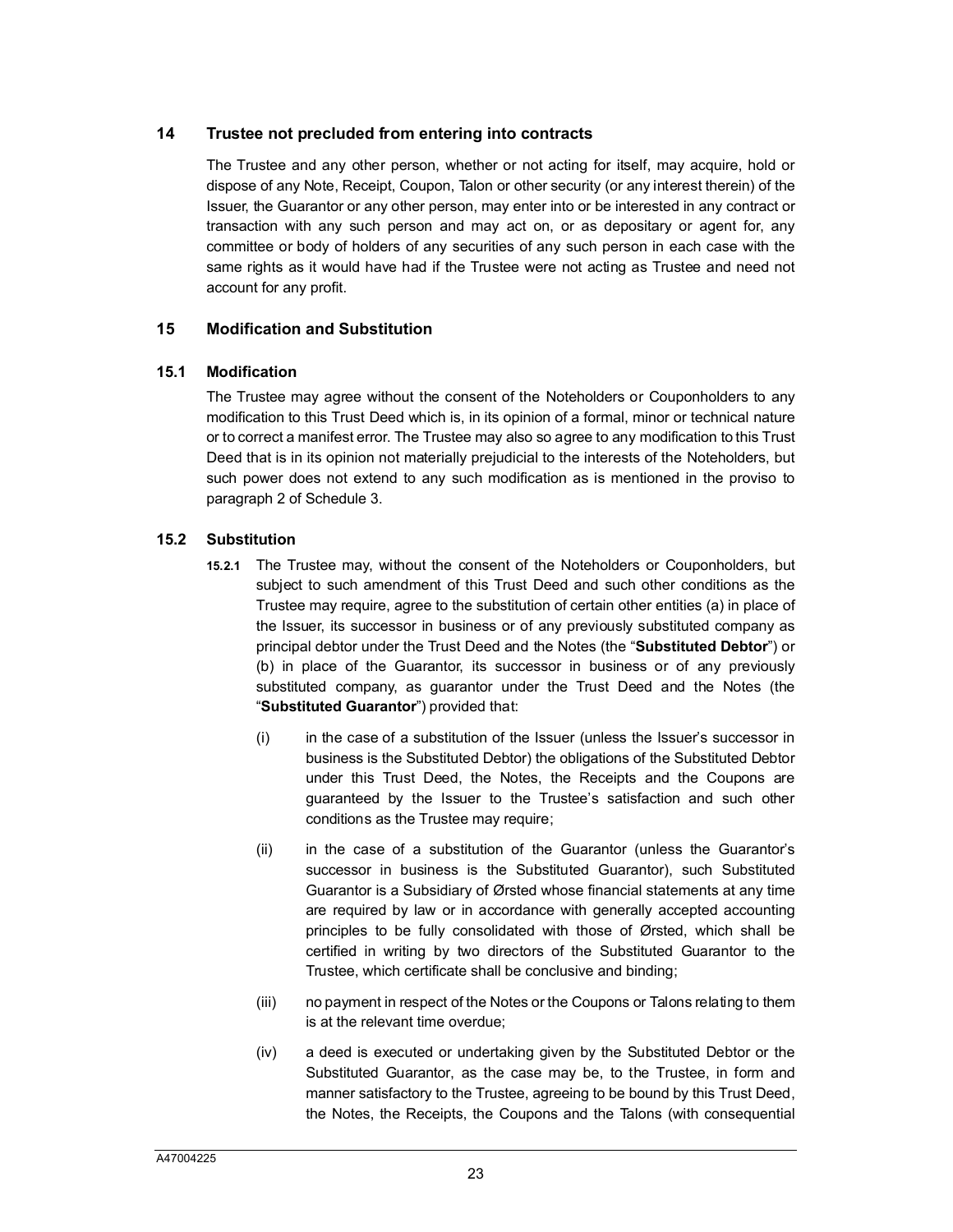## 14 Trustee not precluded from entering into contracts

The Trustee and any other person, whether or not acting for itself, may acquire, hold or dispose of any Note, Receipt, Coupon, Talon or other security (or any interest therein) of the Issuer, the Guarantor or any other person, may enter into or be interested in any contract or transaction with any such person and may act on, or as depositary or agent for, any committee or body of holders of any securities of any such person in each case with the same rights as it would have had if the Trustee were not acting as Trustee and need not account for any profit.

## 15 Modification and Substitution

### 15.1 Modification

The Trustee may agree without the consent of the Noteholders or Couponholders to any modification to this Trust Deed which is, in its opinion of a formal, minor or technical nature or to correct a manifest error. The Trustee may also so agree to any modification to this Trust Deed that is in its opinion not materially prejudicial to the interests of the Noteholders, but such power does not extend to any such modification as is mentioned in the proviso to paragraph 2 of Schedule 3.

### 15.2 Substitution

**15.2.1** The Trustee may, without the consent of the Noteholders or Couponholders, but subject to such amendment of this Trust Deed and such other conditions as the Trustee may require, agree to the substitution of certain other entities (a) in place of the Issuer, its successor in business or of any previously substituted company as principal debtor under the Trust Deed and the Notes (the "**Substituted Debtor**") or (b) in place of the Guarantor, its successor in business or of any previously substituted company, as guarantor under the Trust Deed and the Notes (the "**Substituted Guarantor**") provided that:

(i) in the case of a substitution of the Issuer (unless the Issuer's successor in business is the Substituted Debtor) the obligations of the Substituted Debtor under this Trust Deed, the Notes, the Receipts and the Coupons are guaranteed by the Issuer to the Trustee's satisfaction and such other conditions as the Trustee may require;

(ii) in the case of a substitution of the Guarantor (unless the Guarantor's successor in business is the Substituted Guarantor), such Substituted Guarantor is a Subsidiary of Ørsted whose financial statements at any time are required by law or in accordance with generally accepted accounting principles to be fully consolidated with those of Ørsted, which shall be certified in writing by two directors of the Substituted Guarantor to the Trustee, which certificate shall be conclusive and binding;

(iii) no payment in respect of the Notes or the Coupons or Talons relating to them is at the relevant time overdue;

(iv) a deed is executed or undertaking given by the Substituted Debtor or the Substituted Guarantor, as the case may be, to the Trustee, in form and manner satisfactory to the Trustee, agreeing to be bound by this Trust Deed, the Notes, the Receipts, the Coupons and the Talons (with consequential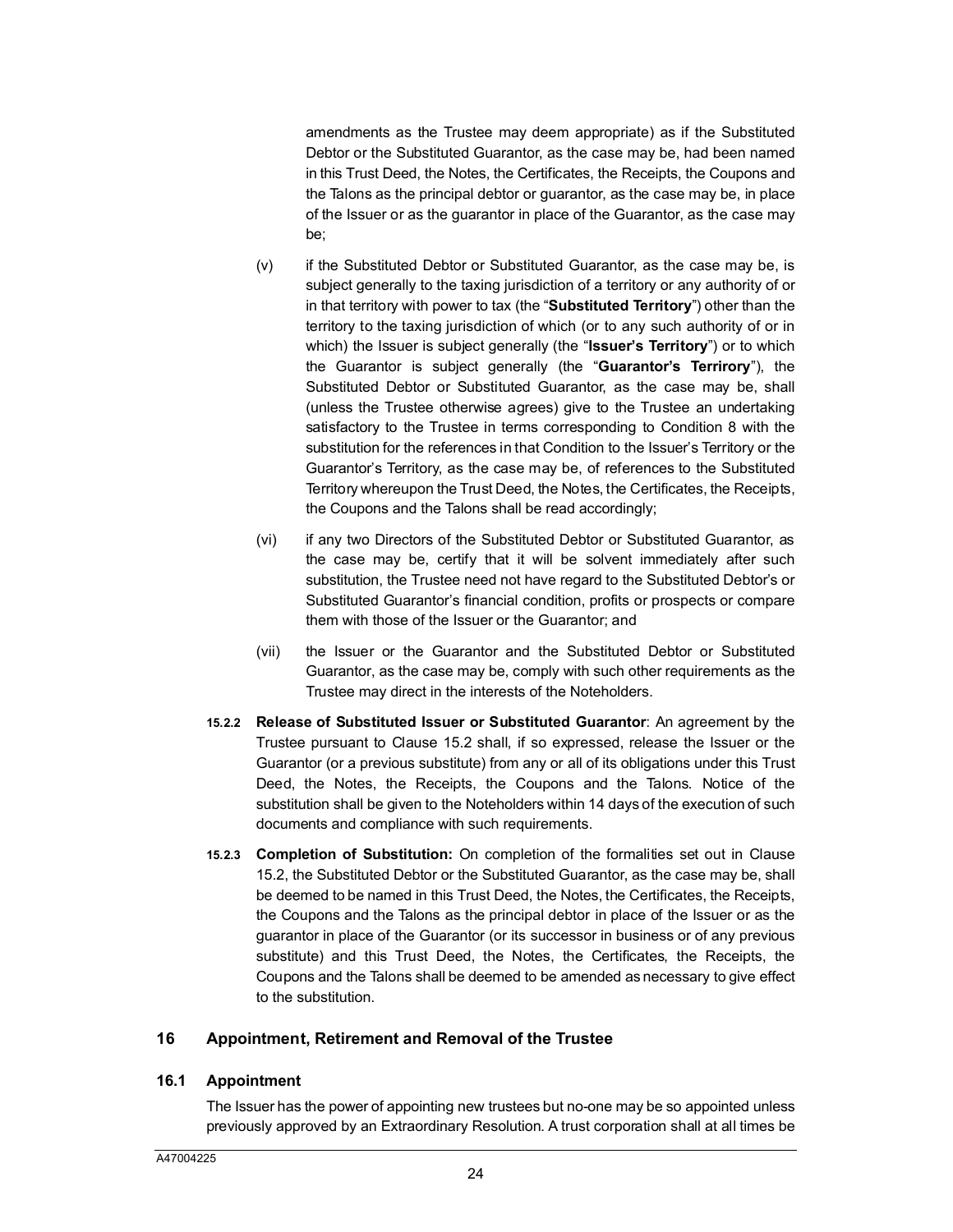amendments as the Trustee may deem appropriate) as if the Substituted Debtor or the Substituted Guarantor, as the case may be, had been named in this Trust Deed, the Notes, the Certificates, the Receipts, the Coupons and the Talons as the principal debtor or guarantor, as the case may be, in place of the Issuer or as the guarantor in place of the Guarantor, as the case may be;

(v) if the Substituted Debtor or Substituted Guarantor, as the case may be, is subject generally to the taxing jurisdiction of a territory or any authority of or in that territory with power to tax (the "**Substituted Territory**") other than the territory to the taxing jurisdiction of which (or to any such authority of or in which) the Issuer is subject generally (the "**Issuer's Territory**") or to which the Guarantor is subject generally (the "**Guarantor's Terrirory**"), the Substituted Debtor or Substituted Guarantor, as the case may be, shall (unless the Trustee otherwise agrees) give to the Trustee an undertaking satisfactory to the Trustee in terms corresponding to Condition 8 with the substitution for the references in that Condition to the Issuer's Territory or the Guarantor's Territory, as the case may be, of references to the Substituted Territory whereupon the Trust Deed, the Notes, the Certificates, the Receipts, the Coupons and the Talons shall be read accordingly;

(vi) if any two Directors of the Substituted Debtor or Substituted Guarantor, as the case may be, certify that it will be solvent immediately after such substitution, the Trustee need not have regard to the Substituted Debtor's or Substituted Guarantor's financial condition, profits or prospects or compare them with those of the Issuer or the Guarantor; and

(vii) the Issuer or the Guarantor and the Substituted Debtor or Substituted Guarantor, as the case may be, comply with such other requirements as the Trustee may direct in the interests of the Noteholders.

**15.2.2 Release of Substituted Issuer or Substituted Guarantor**: An agreement by the Trustee pursuant to Clause 15.2 shall, if so expressed, release the Issuer or the Guarantor (or a previous substitute) from any or all of its obligations under this Trust Deed, the Notes, the Receipts, the Coupons and the Talons. Notice of the substitution shall be given to the Noteholders within 14 days of the execution of such documents and compliance with such requirements.

**15.2.3 Completion of Substitution:** On completion of the formalities set out in Clause 15.2, the Substituted Debtor or the Substituted Guarantor, as the case may be, shall be deemed to be named in this Trust Deed, the Notes, the Certificates, the Receipts, the Coupons and the Talons as the principal debtor in place of the Issuer or as the guarantor in place of the Guarantor (or its successor in business or of any previous substitute) and this Trust Deed, the Notes, the Certificates, the Receipts, the Coupons and the Talons shall be deemed to be amended as necessary to give effect to the substitution.

## 16 Appointment, Retirement and Removal of the Trustee

### 16.1 Appointment

The Issuer has the power of appointing new trustees but no-one may be so appointed unless previously approved by an Extraordinary Resolution. A trust corporation shall at all times be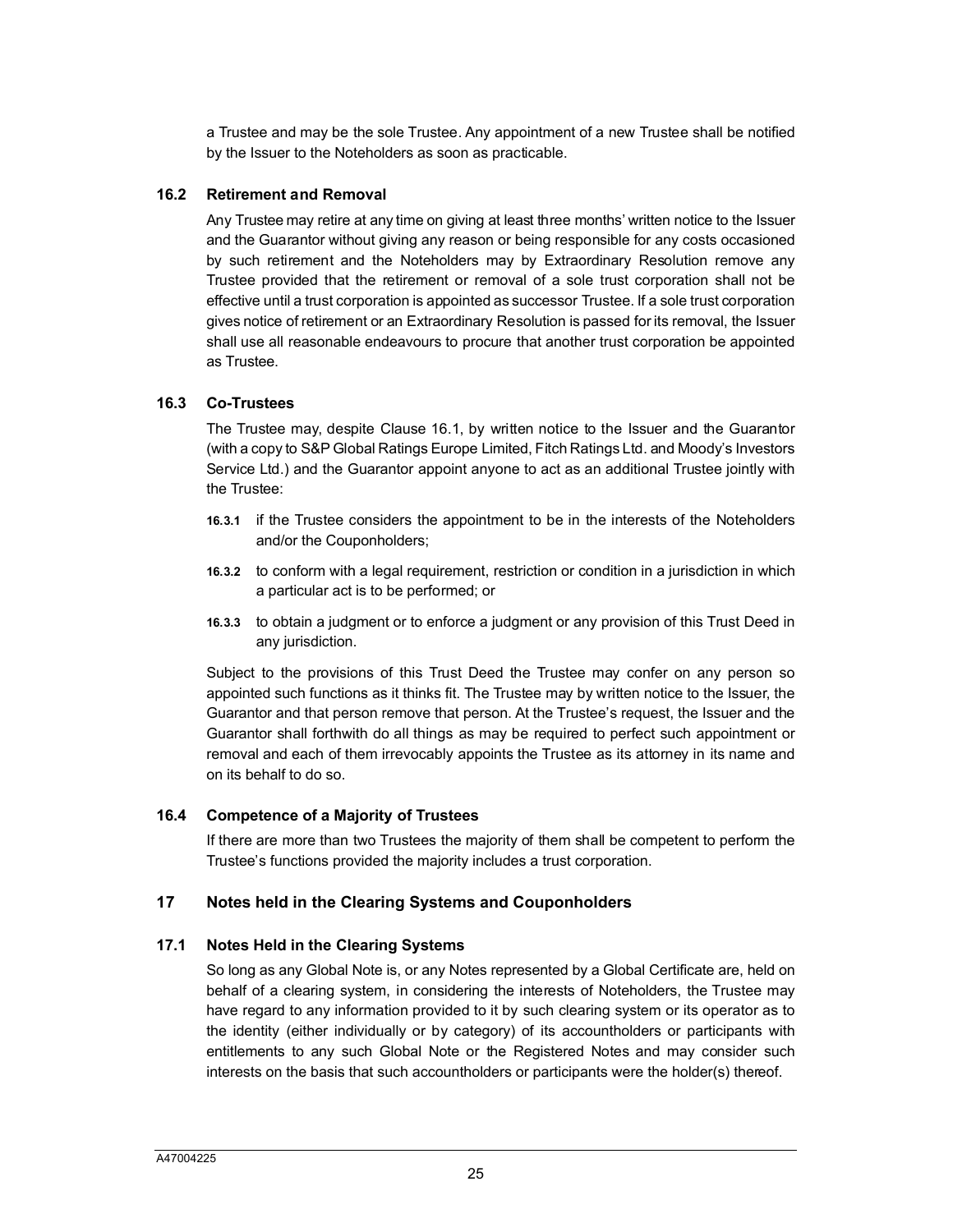a Trustee and may be the sole Trustee. Any appointment of a new Trustee shall be notified by the Issuer to the Noteholders as soon as practicable.

### 16.2 Retirement and Removal

Any Trustee may retire at any time on giving at least three months' written notice to the Issuer and the Guarantor without giving any reason or being responsible for any costs occasioned by such retirement and the Noteholders may by Extraordinary Resolution remove any Trustee provided that the retirement or removal of a sole trust corporation shall not be effective until a trust corporation is appointed as successor Trustee. If a sole trust corporation gives notice of retirement or an Extraordinary Resolution is passed for its removal, the Issuer shall use all reasonable endeavours to procure that another trust corporation be appointed as Trustee.

### 16.3 Co-Trustees

The Trustee may, despite Clause 16.1, by written notice to the Issuer and the Guarantor (with a copy to S&P Global Ratings Europe Limited, Fitch Ratings Ltd. and Moody's Investors Service Ltd.) and the Guarantor appoint anyone to act as an additional Trustee jointly with the Trustee:

**16.3.1** if the Trustee considers the appointment to be in the interests of the Noteholders and/or the Couponholders;

**16.3.2** to conform with a legal requirement, restriction or condition in a jurisdiction in which a particular act is to be performed; or

**16.3.3** to obtain a judgment or to enforce a judgment or any provision of this Trust Deed in any jurisdiction.

Subject to the provisions of this Trust Deed the Trustee may confer on any person so appointed such functions as it thinks fit. The Trustee may by written notice to the Issuer, the Guarantor and that person remove that person. At the Trustee's request, the Issuer and the Guarantor shall forthwith do all things as may be required to perfect such appointment or removal and each of them irrevocably appoints the Trustee as its attorney in its name and on its behalf to do so.

### 16.4 Competence of a Majority of Trustees

If there are more than two Trustees the majority of them shall be competent to perform the Trustee's functions provided the majority includes a trust corporation.

## 17 Notes held in the Clearing Systems and Couponholders

### 17.1 Notes Held in the Clearing Systems

So long as any Global Note is, or any Notes represented by a Global Certificate are, held on behalf of a clearing system, in considering the interests of Noteholders, the Trustee may have regard to any information provided to it by such clearing system or its operator as to the identity (either individually or by category) of its accountholders or participants with entitlements to any such Global Note or the Registered Notes and may consider such interests on the basis that such accountholders or participants were the holder(s) thereof.

A47004225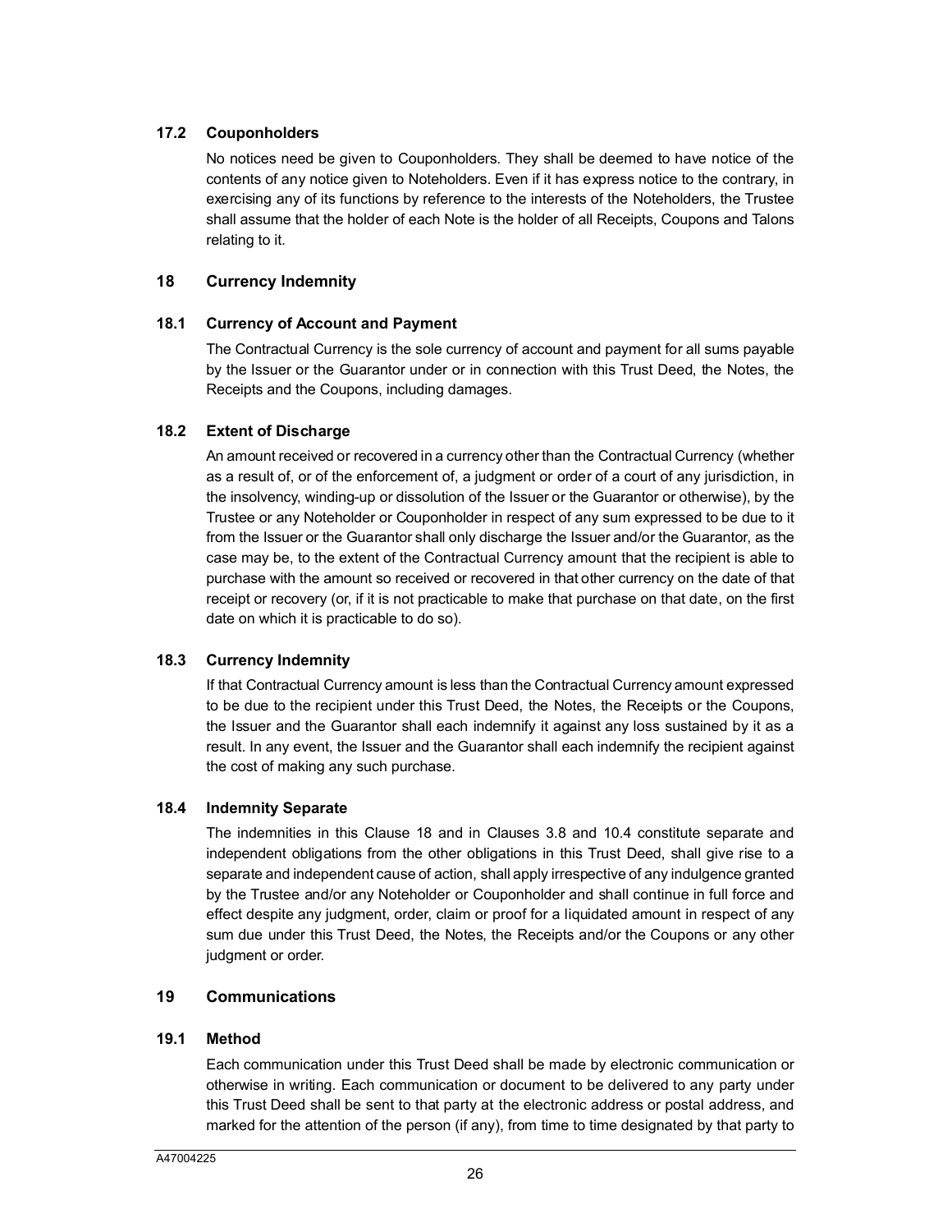### 17.2 Couponholders

No notices need be given to Couponholders. They shall be deemed to have notice of the contents of any notice given to Noteholders. Even if it has express notice to the contrary, in exercising any of its functions by reference to the interests of the Noteholders, the Trustee shall assume that the holder of each Note is the holder of all Receipts, Coupons and Talons relating to it.

## 18 Currency Indemnity

### 18.1 Currency of Account and Payment

The Contractual Currency is the sole currency of account and payment for all sums payable by the Issuer or the Guarantor under or in connection with this Trust Deed, the Notes, the Receipts and the Coupons, including damages.

### 18.2 Extent of Discharge

An amount received or recovered in a currency other than the Contractual Currency (whether as a result of, or of the enforcement of, a judgment or order of a court of any jurisdiction, in the insolvency, winding-up or dissolution of the Issuer or the Guarantor or otherwise), by the Trustee or any Noteholder or Couponholder in respect of any sum expressed to be due to it from the Issuer or the Guarantor shall only discharge the Issuer and/or the Guarantor, as the case may be, to the extent of the Contractual Currency amount that the recipient is able to purchase with the amount so received or recovered in that other currency on the date of that receipt or recovery (or, if it is not practicable to make that purchase on that date, on the first date on which it is practicable to do so).

### 18.3 Currency Indemnity

If that Contractual Currency amount is less than the Contractual Currency amount expressed to be due to the recipient under this Trust Deed, the Notes, the Receipts or the Coupons, the Issuer and the Guarantor shall each indemnify it against any loss sustained by it as a result. In any event, the Issuer and the Guarantor shall each indemnify the recipient against the cost of making any such purchase.

### 18.4 Indemnity Separate

The indemnities in this Clause 18 and in Clauses 3.8 and 10.4 constitute separate and independent obligations from the other obligations in this Trust Deed, shall give rise to a separate and independent cause of action, shall apply irrespective of any indulgence granted by the Trustee and/or any Noteholder or Couponholder and shall continue in full force and effect despite any judgment, order, claim or proof for a liquidated amount in respect of any sum due under this Trust Deed, the Notes, the Receipts and/or the Coupons or any other judgment or order.

## 19 Communications

### 19.1 Method

Each communication under this Trust Deed shall be made by electronic communication or otherwise in writing. Each communication or document to be delivered to any party under this Trust Deed shall be sent to that party at the electronic address or postal address, and marked for the attention of the person (if any), from time to time designated by that party to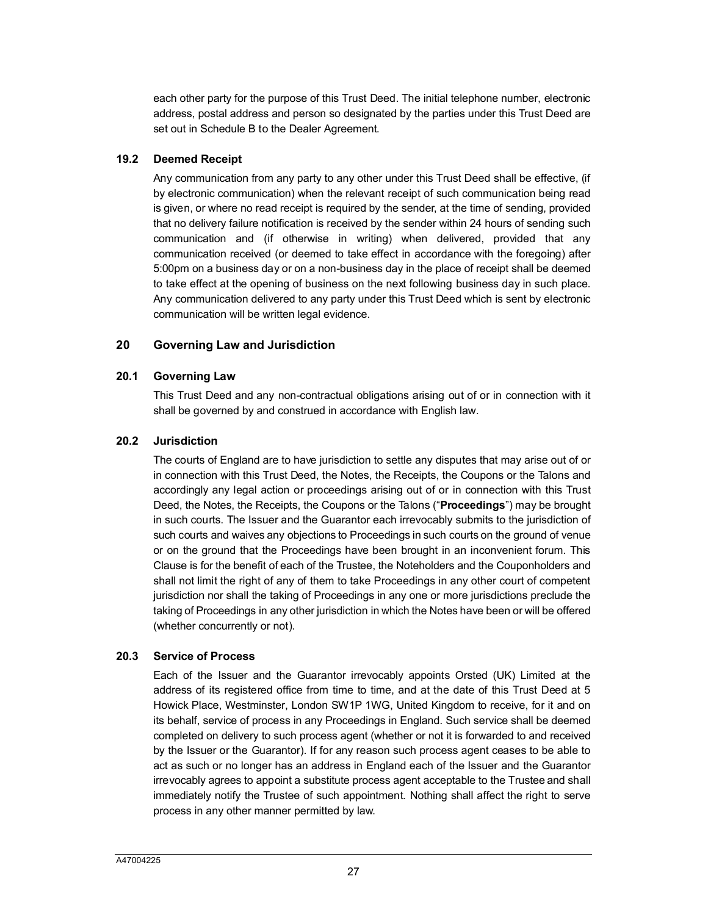each other party for the purpose of this Trust Deed. The initial telephone number, electronic address, postal address and person so designated by the parties under this Trust Deed are set out in Schedule B to the Dealer Agreement.

### 19.2 Deemed Receipt

Any communication from any party to any other under this Trust Deed shall be effective, (if by electronic communication) when the relevant receipt of such communication being read is given, or where no read receipt is required by the sender, at the time of sending, provided that no delivery failure notification is received by the sender within 24 hours of sending such communication and (if otherwise in writing) when delivered, provided that any communication received (or deemed to take effect in accordance with the foregoing) after 5:00pm on a business day or on a non-business day in the place of receipt shall be deemed to take effect at the opening of business on the next following business day in such place. Any communication delivered to any party under this Trust Deed which is sent by electronic communication will be written legal evidence.

## 20 Governing Law and Jurisdiction

### 20.1 Governing Law

This Trust Deed and any non-contractual obligations arising out of or in connection with it shall be governed by and construed in accordance with English law.

### 20.2 Jurisdiction

The courts of England are to have jurisdiction to settle any disputes that may arise out of or in connection with this Trust Deed, the Notes, the Receipts, the Coupons or the Talons and accordingly any legal action or proceedings arising out of or in connection with this Trust Deed, the Notes, the Receipts, the Coupons or the Talons ("**Proceedings**") may be brought in such courts. The Issuer and the Guarantor each irrevocably submits to the jurisdiction of such courts and waives any objections to Proceedings in such courts on the ground of venue or on the ground that the Proceedings have been brought in an inconvenient forum. This Clause is for the benefit of each of the Trustee, the Noteholders and the Couponholders and shall not limit the right of any of them to take Proceedings in any other court of competent jurisdiction nor shall the taking of Proceedings in any one or more jurisdictions preclude the taking of Proceedings in any other jurisdiction in which the Notes have been or will be offered (whether concurrently or not).

### 20.3 Service of Process

Each of the Issuer and the Guarantor irrevocably appoints Orsted (UK) Limited at the address of its registered office from time to time, and at the date of this Trust Deed at 5 Howick Place, Westminster, London SW1P 1WG, United Kingdom to receive, for it and on its behalf, service of process in any Proceedings in England. Such service shall be deemed completed on delivery to such process agent (whether or not it is forwarded to and received by the Issuer or the Guarantor). If for any reason such process agent ceases to be able to act as such or no longer has an address in England each of the Issuer and the Guarantor irrevocably agrees to appoint a substitute process agent acceptable to the Trustee and shall immediately notify the Trustee of such appointment. Nothing shall affect the right to serve process in any other manner permitted by law.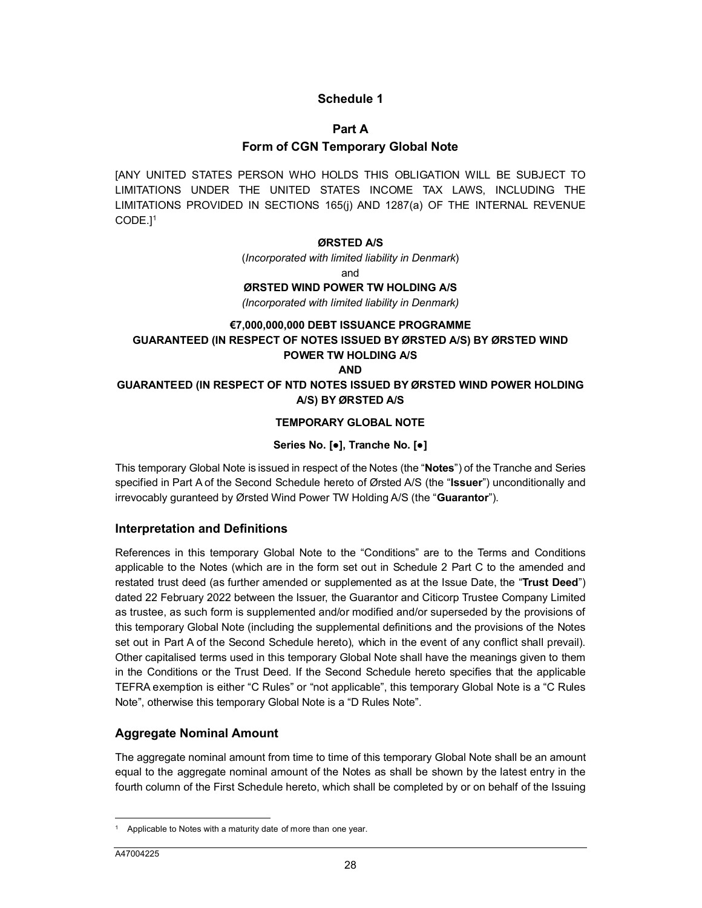# Schedule 1

## Part A

## Form of CGN Temporary Global Note

[ANY UNITED STATES PERSON WHO HOLDS THIS OBLIGATION WILL BE SUBJECT TO LIMITATIONS UNDER THE UNITED STATES INCOME TAX LAWS, INCLUDING THE LIMITATIONS PROVIDED IN SECTIONS 165(j) AND 1287(a) OF THE INTERNAL REVENUE CODE.][1]

**ØRSTED A/S**

(*Incorporated with limited liability in Denmark*)

and

**ØRSTED WIND POWER TW HOLDING A/S**

*(Incorporated with limited liability in Denmark)*

**€7,000,000,000 DEBT ISSUANCE PROGRAMME**
**GUARANTEED (IN RESPECT OF NOTES ISSUED BY ØRSTED A/S) BY ØRSTED WIND POWER TW HOLDING A/S**
**AND**
**GUARANTEED (IN RESPECT OF NTD NOTES ISSUED BY ØRSTED WIND POWER HOLDING A/S) BY ØRSTED A/S**

**TEMPORARY GLOBAL NOTE**

**Series No. [●], Tranche No. [●]**

This temporary Global Note is issued in respect of the Notes (the "**Notes**") of the Tranche and Series specified in Part A of the Second Schedule hereto of Ørsted A/S (the "**Issuer**") unconditionally and irrevocably guranteed by Ørsted Wind Power TW Holding A/S (the "**Guarantor**").

### Interpretation and Definitions

References in this temporary Global Note to the "Conditions" are to the Terms and Conditions applicable to the Notes (which are in the form set out in Schedule 2 Part C to the amended and restated trust deed (as further amended or supplemented as at the Issue Date, the "**Trust Deed**") dated 22 February 2022 between the Issuer, the Guarantor and Citicorp Trustee Company Limited as trustee, as such form is supplemented and/or modified and/or superseded by the provisions of this temporary Global Note (including the supplemental definitions and the provisions of the Notes set out in Part A of the Second Schedule hereto), which in the event of any conflict shall prevail). Other capitalised terms used in this temporary Global Note shall have the meanings given to them in the Conditions or the Trust Deed. If the Second Schedule hereto specifies that the applicable TEFRA exemption is either "C Rules" or "not applicable", this temporary Global Note is a "C Rules Note", otherwise this temporary Global Note is a "D Rules Note".

### Aggregate Nominal Amount

The aggregate nominal amount from time to time of this temporary Global Note shall be an amount equal to the aggregate nominal amount of the Notes as shall be shown by the latest entry in the fourth column of the First Schedule hereto, which shall be completed by or on behalf of the Issuing

---

[1] Applicable to Notes with a maturity date of more than one year.

A47004225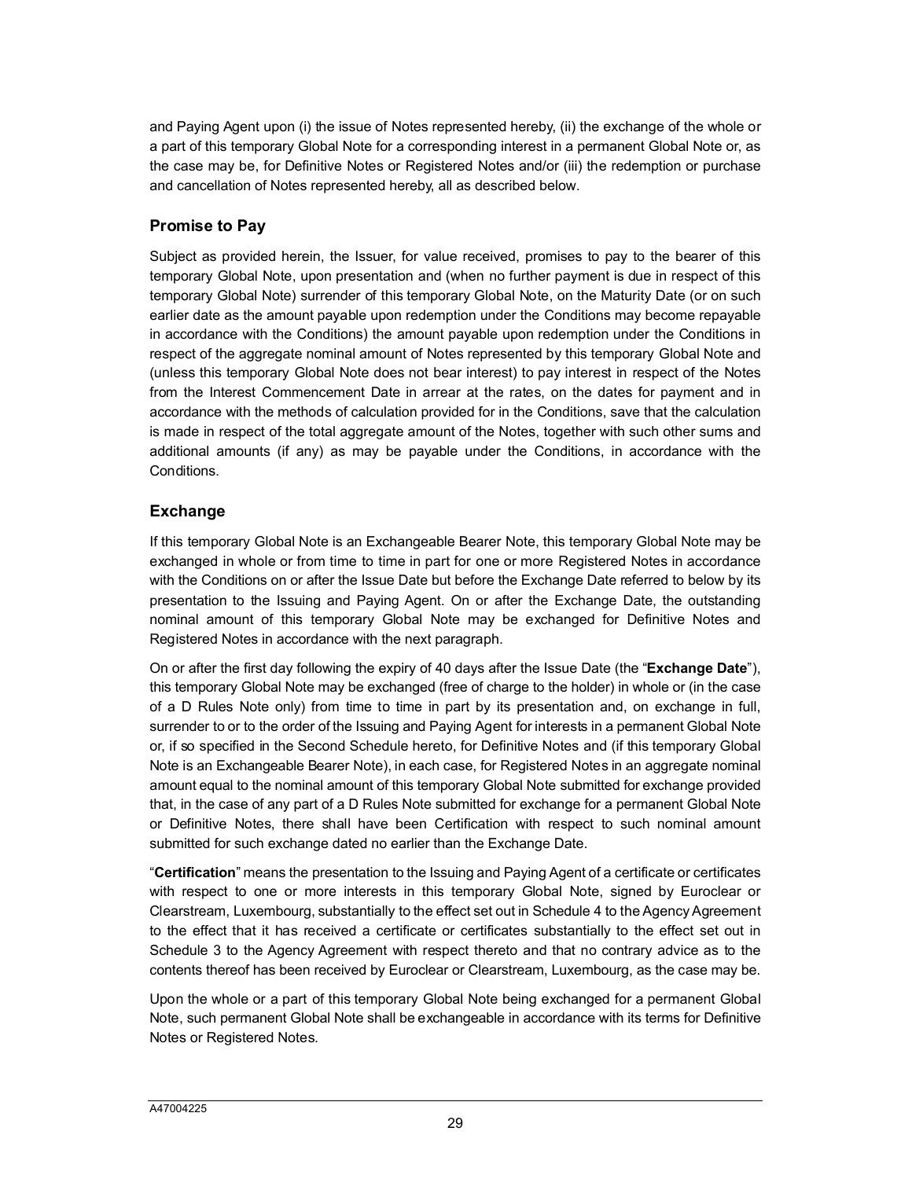and Paying Agent upon (i) the issue of Notes represented hereby, (ii) the exchange of the whole or a part of this temporary Global Note for a corresponding interest in a permanent Global Note or, as the case may be, for Definitive Notes or Registered Notes and/or (iii) the redemption or purchase and cancellation of Notes represented hereby, all as described below.

## Promise to Pay

Subject as provided herein, the Issuer, for value received, promises to pay to the bearer of this temporary Global Note, upon presentation and (when no further payment is due in respect of this temporary Global Note) surrender of this temporary Global Note, on the Maturity Date (or on such earlier date as the amount payable upon redemption under the Conditions may become repayable in accordance with the Conditions) the amount payable upon redemption under the Conditions in respect of the aggregate nominal amount of Notes represented by this temporary Global Note and (unless this temporary Global Note does not bear interest) to pay interest in respect of the Notes from the Interest Commencement Date in arrear at the rates, on the dates for payment and in accordance with the methods of calculation provided for in the Conditions, save that the calculation is made in respect of the total aggregate amount of the Notes, together with such other sums and additional amounts (if any) as may be payable under the Conditions, in accordance with the Conditions.

## Exchange

If this temporary Global Note is an Exchangeable Bearer Note, this temporary Global Note may be exchanged in whole or from time to time in part for one or more Registered Notes in accordance with the Conditions on or after the Issue Date but before the Exchange Date referred to below by its presentation to the Issuing and Paying Agent. On or after the Exchange Date, the outstanding nominal amount of this temporary Global Note may be exchanged for Definitive Notes and Registered Notes in accordance with the next paragraph.

On or after the first day following the expiry of 40 days after the Issue Date (the "**Exchange Date**"), this temporary Global Note may be exchanged (free of charge to the holder) in whole or (in the case of a D Rules Note only) from time to time in part by its presentation and, on exchange in full, surrender to or to the order of the Issuing and Paying Agent for interests in a permanent Global Note or, if so specified in the Second Schedule hereto, for Definitive Notes and (if this temporary Global Note is an Exchangeable Bearer Note), in each case, for Registered Notes in an aggregate nominal amount equal to the nominal amount of this temporary Global Note submitted for exchange provided that, in the case of any part of a D Rules Note submitted for exchange for a permanent Global Note or Definitive Notes, there shall have been Certification with respect to such nominal amount submitted for such exchange dated no earlier than the Exchange Date.

"**Certification**" means the presentation to the Issuing and Paying Agent of a certificate or certificates with respect to one or more interests in this temporary Global Note, signed by Euroclear or Clearstream, Luxembourg, substantially to the effect set out in Schedule 4 to the Agency Agreement to the effect that it has received a certificate or certificates substantially to the effect set out in Schedule 3 to the Agency Agreement with respect thereto and that no contrary advice as to the contents thereof has been received by Euroclear or Clearstream, Luxembourg, as the case may be.

Upon the whole or a part of this temporary Global Note being exchanged for a permanent Global Note, such permanent Global Note shall be exchangeable in accordance with its terms for Definitive Notes or Registered Notes.

A47004225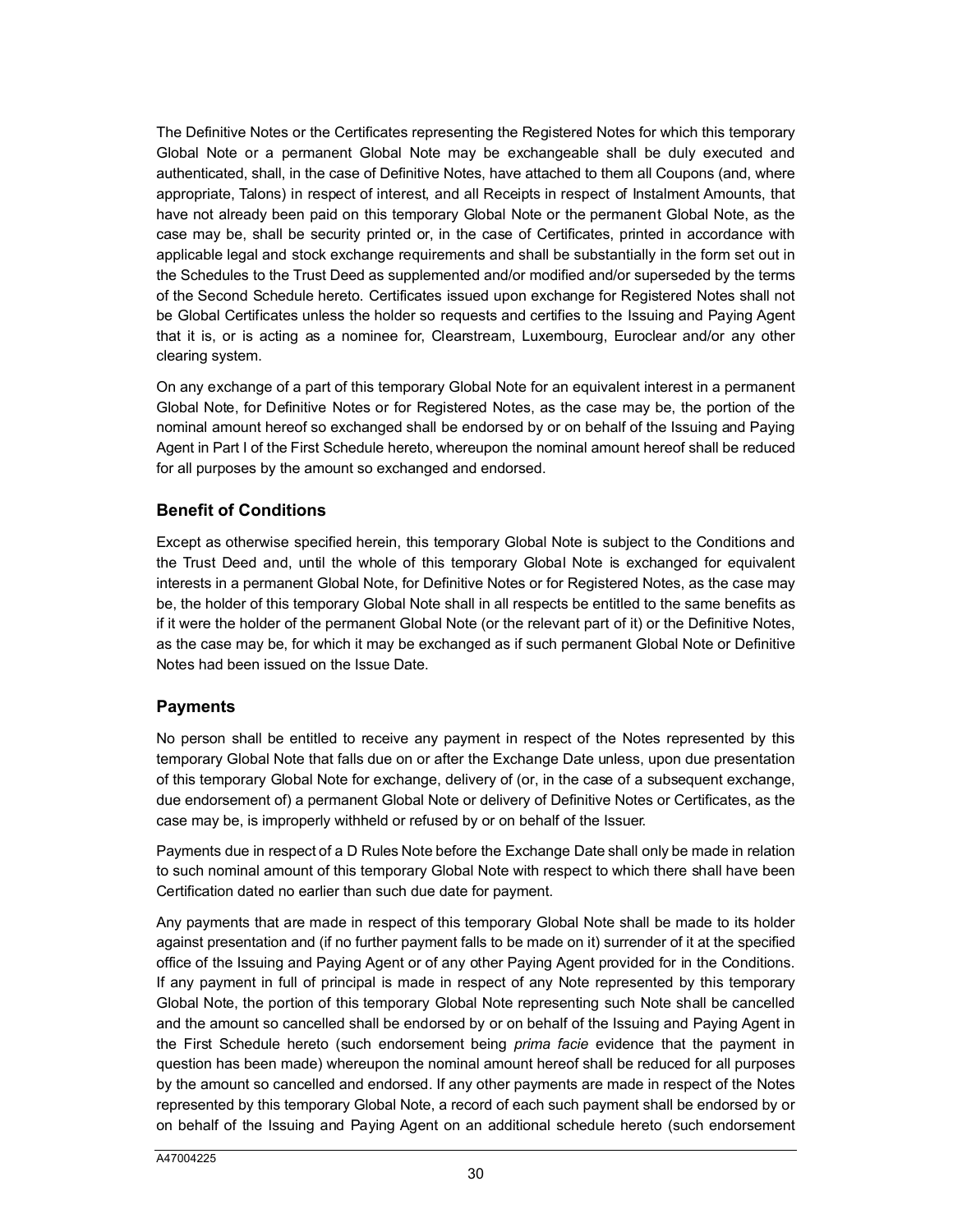The Definitive Notes or the Certificates representing the Registered Notes for which this temporary Global Note or a permanent Global Note may be exchangeable shall be duly executed and authenticated, shall, in the case of Definitive Notes, have attached to them all Coupons (and, where appropriate, Talons) in respect of interest, and all Receipts in respect of Instalment Amounts, that have not already been paid on this temporary Global Note or the permanent Global Note, as the case may be, shall be security printed or, in the case of Certificates, printed in accordance with applicable legal and stock exchange requirements and shall be substantially in the form set out in the Schedules to the Trust Deed as supplemented and/or modified and/or superseded by the terms of the Second Schedule hereto. Certificates issued upon exchange for Registered Notes shall not be Global Certificates unless the holder so requests and certifies to the Issuing and Paying Agent that it is, or is acting as a nominee for, Clearstream, Luxembourg, Euroclear and/or any other clearing system.

On any exchange of a part of this temporary Global Note for an equivalent interest in a permanent Global Note, for Definitive Notes or for Registered Notes, as the case may be, the portion of the nominal amount hereof so exchanged shall be endorsed by or on behalf of the Issuing and Paying Agent in Part I of the First Schedule hereto, whereupon the nominal amount hereof shall be reduced for all purposes by the amount so exchanged and endorsed.

## Benefit of Conditions

Except as otherwise specified herein, this temporary Global Note is subject to the Conditions and the Trust Deed and, until the whole of this temporary Global Note is exchanged for equivalent interests in a permanent Global Note, for Definitive Notes or for Registered Notes, as the case may be, the holder of this temporary Global Note shall in all respects be entitled to the same benefits as if it were the holder of the permanent Global Note (or the relevant part of it) or the Definitive Notes, as the case may be, for which it may be exchanged as if such permanent Global Note or Definitive Notes had been issued on the Issue Date.

## Payments

No person shall be entitled to receive any payment in respect of the Notes represented by this temporary Global Note that falls due on or after the Exchange Date unless, upon due presentation of this temporary Global Note for exchange, delivery of (or, in the case of a subsequent exchange, due endorsement of) a permanent Global Note or delivery of Definitive Notes or Certificates, as the case may be, is improperly withheld or refused by or on behalf of the Issuer.

Payments due in respect of a D Rules Note before the Exchange Date shall only be made in relation to such nominal amount of this temporary Global Note with respect to which there shall have been Certification dated no earlier than such due date for payment.

Any payments that are made in respect of this temporary Global Note shall be made to its holder against presentation and (if no further payment falls to be made on it) surrender of it at the specified office of the Issuing and Paying Agent or of any other Paying Agent provided for in the Conditions. If any payment in full of principal is made in respect of any Note represented by this temporary Global Note, the portion of this temporary Global Note representing such Note shall be cancelled and the amount so cancelled shall be endorsed by or on behalf of the Issuing and Paying Agent in the First Schedule hereto (such endorsement being *prima facie* evidence that the payment in question has been made) whereupon the nominal amount hereof shall be reduced for all purposes by the amount so cancelled and endorsed. If any other payments are made in respect of the Notes represented by this temporary Global Note, a record of each such payment shall be endorsed by or on behalf of the Issuing and Paying Agent on an additional schedule hereto (such endorsement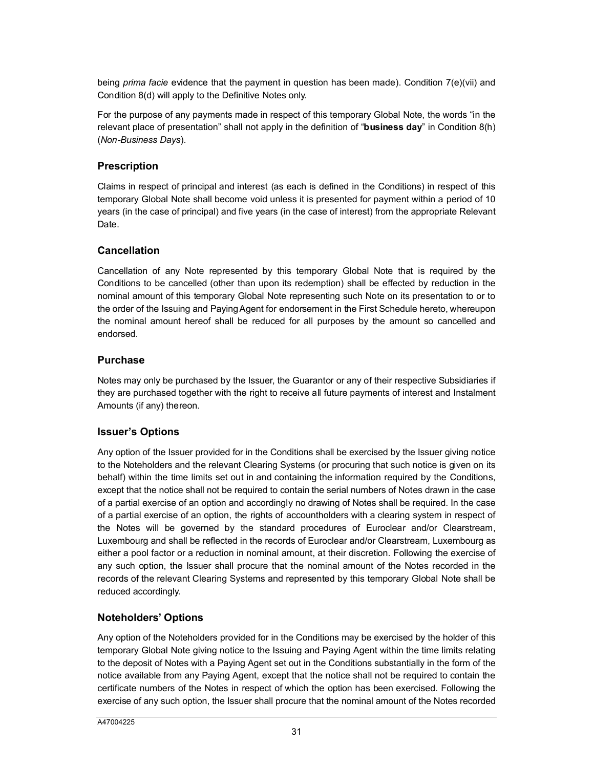being *prima facie* evidence that the payment in question has been made). Condition 7(e)(vii) and Condition 8(d) will apply to the Definitive Notes only.

For the purpose of any payments made in respect of this temporary Global Note, the words "in the relevant place of presentation" shall not apply in the definition of "**business day**" in Condition 8(h) (*Non-Business Days*).

## Prescription

Claims in respect of principal and interest (as each is defined in the Conditions) in respect of this temporary Global Note shall become void unless it is presented for payment within a period of 10 years (in the case of principal) and five years (in the case of interest) from the appropriate Relevant Date.

## Cancellation

Cancellation of any Note represented by this temporary Global Note that is required by the Conditions to be cancelled (other than upon its redemption) shall be effected by reduction in the nominal amount of this temporary Global Note representing such Note on its presentation to or to the order of the Issuing and Paying Agent for endorsement in the First Schedule hereto, whereupon the nominal amount hereof shall be reduced for all purposes by the amount so cancelled and endorsed.

## Purchase

Notes may only be purchased by the Issuer, the Guarantor or any of their respective Subsidiaries if they are purchased together with the right to receive all future payments of interest and Instalment Amounts (if any) thereon.

## Issuer's Options

Any option of the Issuer provided for in the Conditions shall be exercised by the Issuer giving notice to the Noteholders and the relevant Clearing Systems (or procuring that such notice is given on its behalf) within the time limits set out in and containing the information required by the Conditions, except that the notice shall not be required to contain the serial numbers of Notes drawn in the case of a partial exercise of an option and accordingly no drawing of Notes shall be required. In the case of a partial exercise of an option, the rights of accountholders with a clearing system in respect of the Notes will be governed by the standard procedures of Euroclear and/or Clearstream, Luxembourg and shall be reflected in the records of Euroclear and/or Clearstream, Luxembourg as either a pool factor or a reduction in nominal amount, at their discretion. Following the exercise of any such option, the Issuer shall procure that the nominal amount of the Notes recorded in the records of the relevant Clearing Systems and represented by this temporary Global Note shall be reduced accordingly.

## Noteholders' Options

Any option of the Noteholders provided for in the Conditions may be exercised by the holder of this temporary Global Note giving notice to the Issuing and Paying Agent within the time limits relating to the deposit of Notes with a Paying Agent set out in the Conditions substantially in the form of the notice available from any Paying Agent, except that the notice shall not be required to contain the certificate numbers of the Notes in respect of which the option has been exercised. Following the exercise of any such option, the Issuer shall procure that the nominal amount of the Notes recorded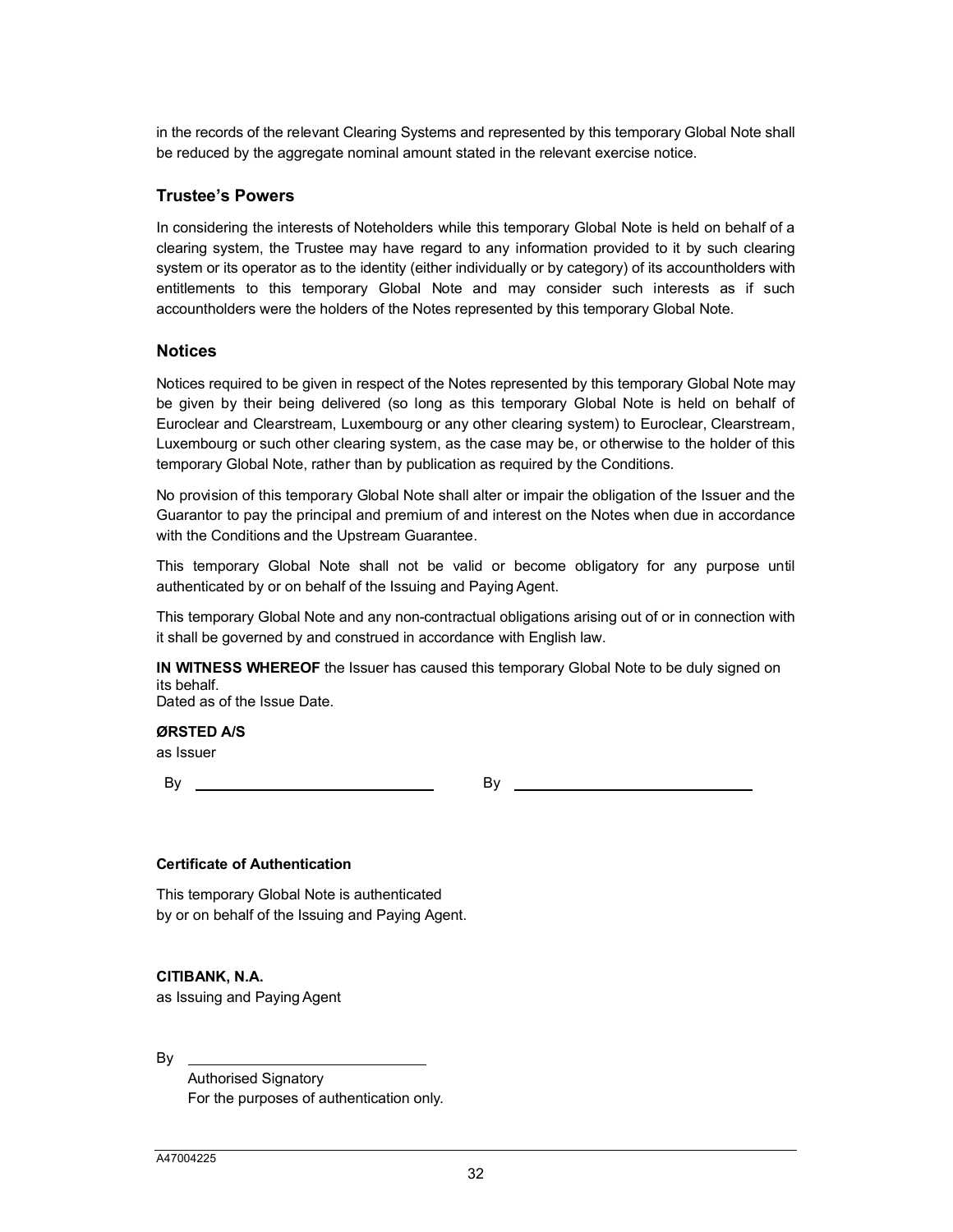in the records of the relevant Clearing Systems and represented by this temporary Global Note shall be reduced by the aggregate nominal amount stated in the relevant exercise notice.

## Trustee's Powers

In considering the interests of Noteholders while this temporary Global Note is held on behalf of a clearing system, the Trustee may have regard to any information provided to it by such clearing system or its operator as to the identity (either individually or by category) of its accountholders with entitlements to this temporary Global Note and may consider such interests as if such accountholders were the holders of the Notes represented by this temporary Global Note.

## Notices

Notices required to be given in respect of the Notes represented by this temporary Global Note may be given by their being delivered (so long as this temporary Global Note is held on behalf of Euroclear and Clearstream, Luxembourg or any other clearing system) to Euroclear, Clearstream, Luxembourg or such other clearing system, as the case may be, or otherwise to the holder of this temporary Global Note, rather than by publication as required by the Conditions.

No provision of this temporary Global Note shall alter or impair the obligation of the Issuer and the Guarantor to pay the principal and premium of and interest on the Notes when due in accordance with the Conditions and the Upstream Guarantee.

This temporary Global Note shall not be valid or become obligatory for any purpose until authenticated by or on behalf of the Issuing and Paying Agent.

This temporary Global Note and any non-contractual obligations arising out of or in connection with it shall be governed by and construed in accordance with English law.

**IN WITNESS WHEREOF** the Issuer has caused this temporary Global Note to be duly signed on its behalf.
Dated as of the Issue Date.

**ØRSTED A/S**
as Issuer

By ______________________________ By ______________________________

**Certificate of Authentication**

This temporary Global Note is authenticated
by or on behalf of the Issuing and Paying Agent.

**CITIBANK, N.A.**
as Issuing and Paying Agent

By ______________________________
Authorised Signatory
For the purposes of authentication only.

A47004225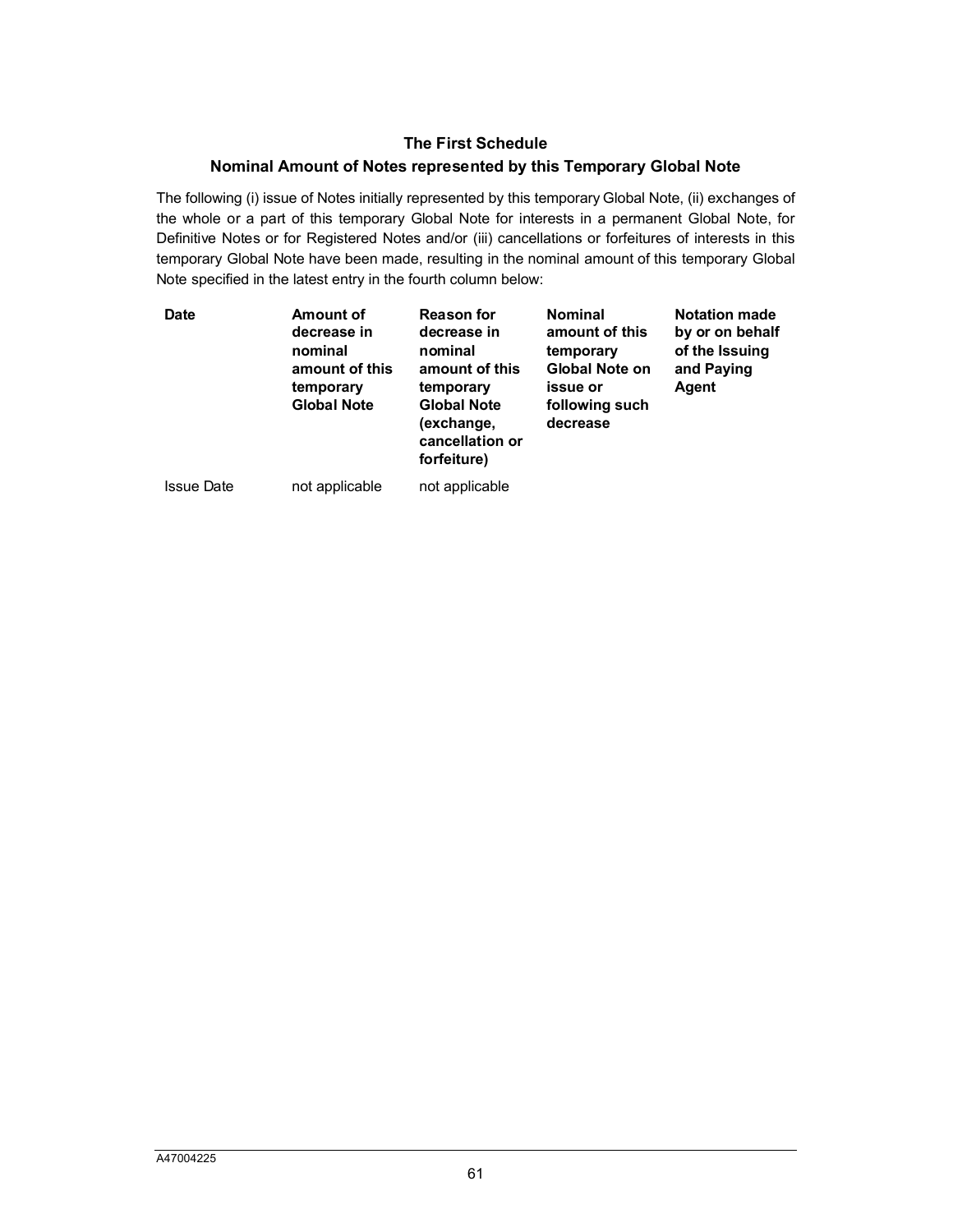## The First Schedule

## Nominal Amount of Notes represented by this Temporary Global Note

The following (i) issue of Notes initially represented by this temporary Global Note, (ii) exchanges of the whole or a part of this temporary Global Note for interests in a permanent Global Note, for Definitive Notes or for Registered Notes and/or (iii) cancellations or forfeitures of interests in this temporary Global Note have been made, resulting in the nominal amount of this temporary Global Note specified in the latest entry in the fourth column below:

| Date | Amount of decrease in nominal amount of this temporary Global Note | Reason for decrease in nominal amount of this temporary Global Note (exchange, cancellation or forfeiture) | Nominal amount of this temporary Global Note on issue or following such decrease | Notation made by or on behalf of the Issuing and Paying Agent |
|---|---|---|---|---|
| Issue Date | not applicable | not applicable | | |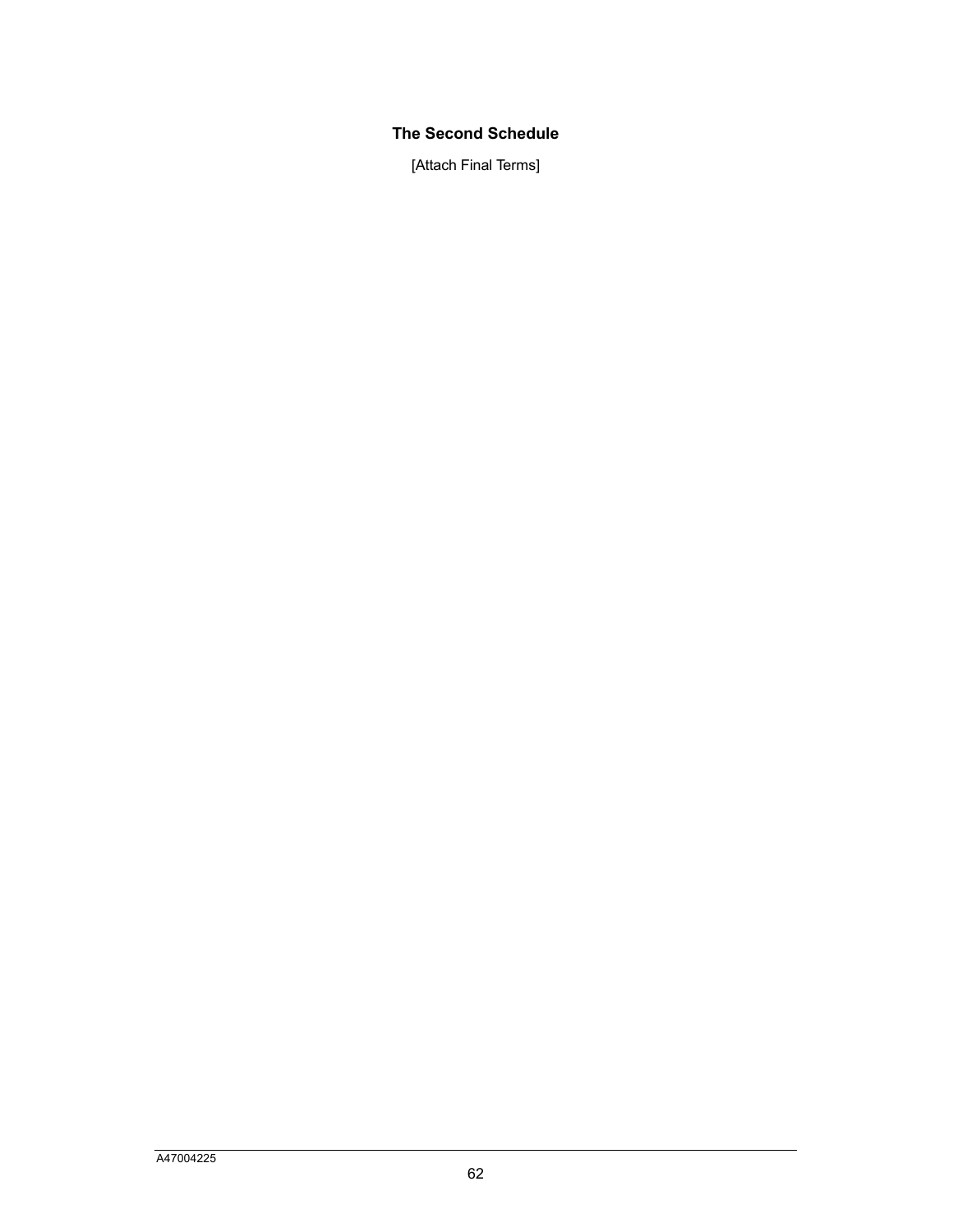## The Second Schedule

[Attach Final Terms]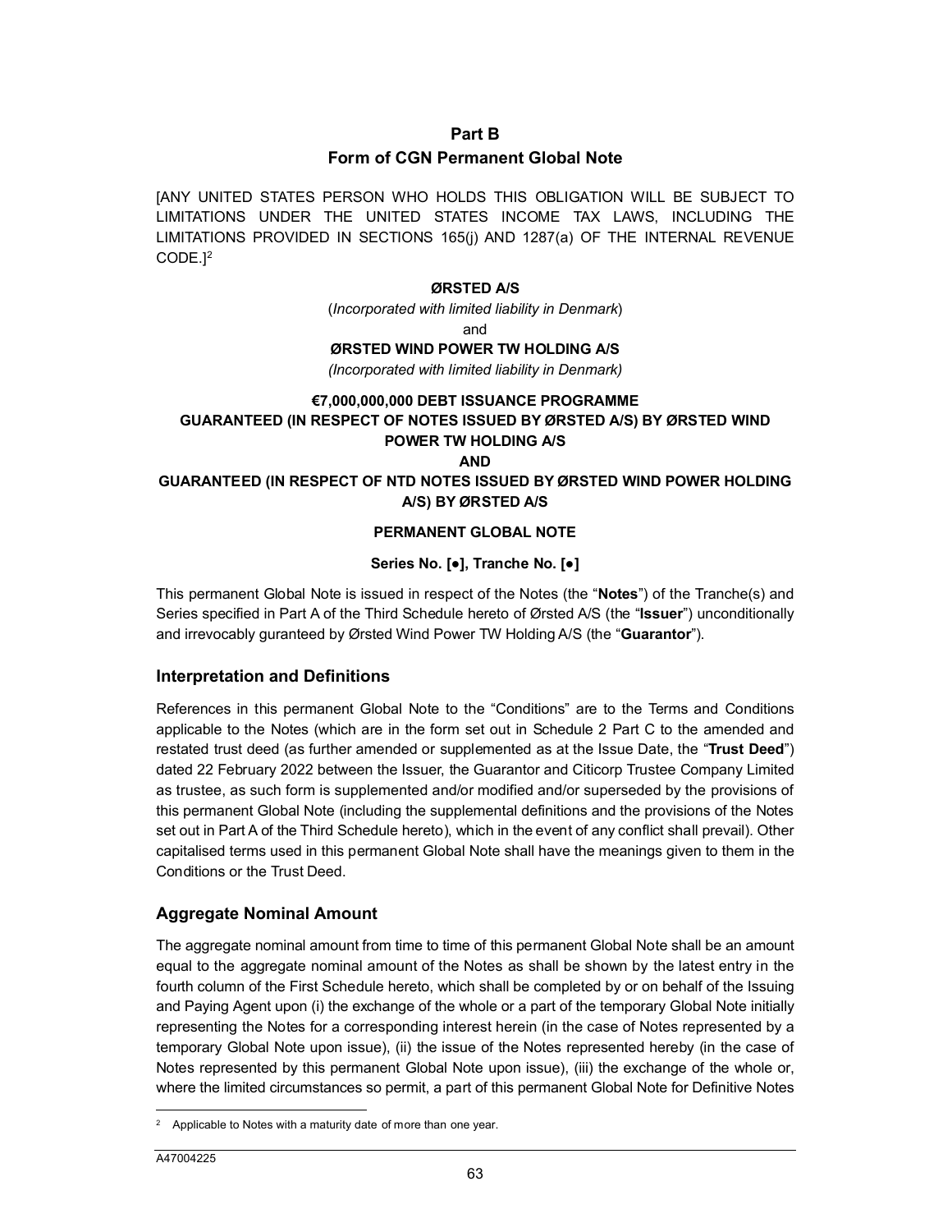## Part B

## Form of CGN Permanent Global Note

[ANY UNITED STATES PERSON WHO HOLDS THIS OBLIGATION WILL BE SUBJECT TO LIMITATIONS UNDER THE UNITED STATES INCOME TAX LAWS, INCLUDING THE LIMITATIONS PROVIDED IN SECTIONS 165(j) AND 1287(a) OF THE INTERNAL REVENUE CODE.][2]

**ØRSTED A/S**

(*Incorporated with limited liability in Denmark*)

and

**ØRSTED WIND POWER TW HOLDING A/S**

*(Incorporated with limited liability in Denmark)*

**€7,000,000,000 DEBT ISSUANCE PROGRAMME**
**GUARANTEED (IN RESPECT OF NOTES ISSUED BY ØRSTED A/S) BY ØRSTED WIND POWER TW HOLDING A/S**
**AND**
**GUARANTEED (IN RESPECT OF NTD NOTES ISSUED BY ØRSTED WIND POWER HOLDING A/S) BY ØRSTED A/S**

**PERMANENT GLOBAL NOTE**

**Series No. [●], Tranche No. [●]**

This permanent Global Note is issued in respect of the Notes (the "**Notes**") of the Tranche(s) and Series specified in Part A of the Third Schedule hereto of Ørsted A/S (the "**Issuer**") unconditionally and irrevocably guranteed by Ørsted Wind Power TW Holding A/S (the "**Guarantor**").

### Interpretation and Definitions

References in this permanent Global Note to the "Conditions" are to the Terms and Conditions applicable to the Notes (which are in the form set out in Schedule 2 Part C to the amended and restated trust deed (as further amended or supplemented as at the Issue Date, the "**Trust Deed**") dated 22 February 2022 between the Issuer, the Guarantor and Citicorp Trustee Company Limited as trustee, as such form is supplemented and/or modified and/or superseded by the provisions of this permanent Global Note (including the supplemental definitions and the provisions of the Notes set out in Part A of the Third Schedule hereto), which in the event of any conflict shall prevail). Other capitalised terms used in this permanent Global Note shall have the meanings given to them in the Conditions or the Trust Deed.

### Aggregate Nominal Amount

The aggregate nominal amount from time to time of this permanent Global Note shall be an amount equal to the aggregate nominal amount of the Notes as shall be shown by the latest entry in the fourth column of the First Schedule hereto, which shall be completed by or on behalf of the Issuing and Paying Agent upon (i) the exchange of the whole or a part of the temporary Global Note initially representing the Notes for a corresponding interest herein (in the case of Notes represented by a temporary Global Note upon issue), (ii) the issue of the Notes represented hereby (in the case of Notes represented by this permanent Global Note upon issue), (iii) the exchange of the whole or, where the limited circumstances so permit, a part of this permanent Global Note for Definitive Notes

[2] Applicable to Notes with a maturity date of more than one year.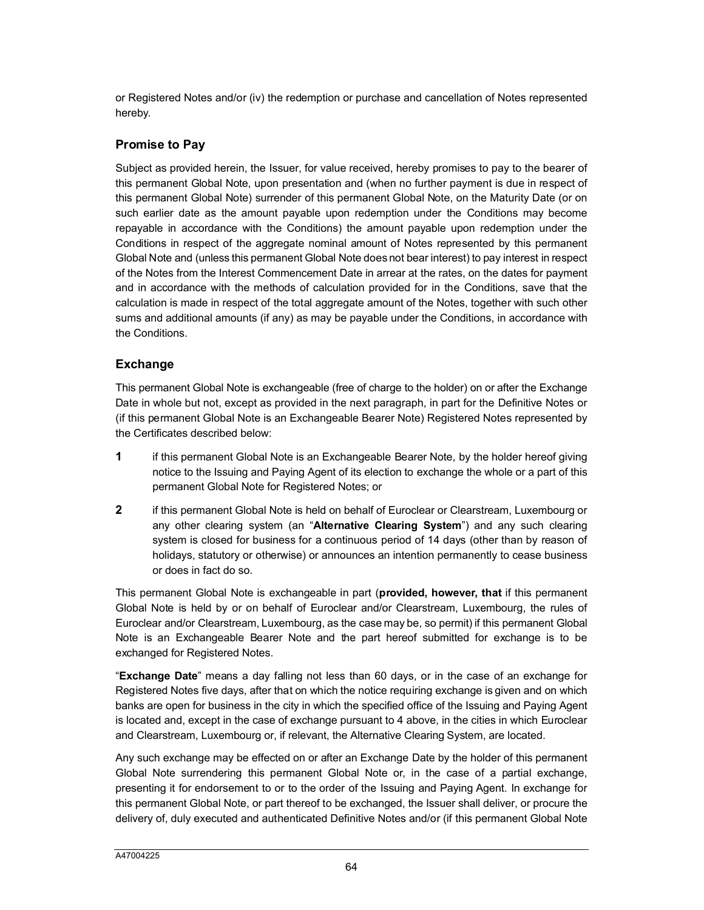or Registered Notes and/or (iv) the redemption or purchase and cancellation of Notes represented hereby.

## Promise to Pay

Subject as provided herein, the Issuer, for value received, hereby promises to pay to the bearer of this permanent Global Note, upon presentation and (when no further payment is due in respect of this permanent Global Note) surrender of this permanent Global Note, on the Maturity Date (or on such earlier date as the amount payable upon redemption under the Conditions may become repayable in accordance with the Conditions) the amount payable upon redemption under the Conditions in respect of the aggregate nominal amount of Notes represented by this permanent Global Note and (unless this permanent Global Note does not bear interest) to pay interest in respect of the Notes from the Interest Commencement Date in arrear at the rates, on the dates for payment and in accordance with the methods of calculation provided for in the Conditions, save that the calculation is made in respect of the total aggregate amount of the Notes, together with such other sums and additional amounts (if any) as may be payable under the Conditions, in accordance with the Conditions.

## Exchange

This permanent Global Note is exchangeable (free of charge to the holder) on or after the Exchange Date in whole but not, except as provided in the next paragraph, in part for the Definitive Notes or (if this permanent Global Note is an Exchangeable Bearer Note) Registered Notes represented by the Certificates described below:

**1** if this permanent Global Note is an Exchangeable Bearer Note, by the holder hereof giving notice to the Issuing and Paying Agent of its election to exchange the whole or a part of this permanent Global Note for Registered Notes; or

**2** if this permanent Global Note is held on behalf of Euroclear or Clearstream, Luxembourg or any other clearing system (an "**Alternative Clearing System**") and any such clearing system is closed for business for a continuous period of 14 days (other than by reason of holidays, statutory or otherwise) or announces an intention permanently to cease business or does in fact do so.

This permanent Global Note is exchangeable in part (**provided, however, that** if this permanent Global Note is held by or on behalf of Euroclear and/or Clearstream, Luxembourg, the rules of Euroclear and/or Clearstream, Luxembourg, as the case may be, so permit) if this permanent Global Note is an Exchangeable Bearer Note and the part hereof submitted for exchange is to be exchanged for Registered Notes.

"**Exchange Date**" means a day falling not less than 60 days, or in the case of an exchange for Registered Notes five days, after that on which the notice requiring exchange is given and on which banks are open for business in the city in which the specified office of the Issuing and Paying Agent is located and, except in the case of exchange pursuant to 4 above, in the cities in which Euroclear and Clearstream, Luxembourg or, if relevant, the Alternative Clearing System, are located.

Any such exchange may be effected on or after an Exchange Date by the holder of this permanent Global Note surrendering this permanent Global Note or, in the case of a partial exchange, presenting it for endorsement to or to the order of the Issuing and Paying Agent. In exchange for this permanent Global Note, or part thereof to be exchanged, the Issuer shall deliver, or procure the delivery of, duly executed and authenticated Definitive Notes and/or (if this permanent Global Note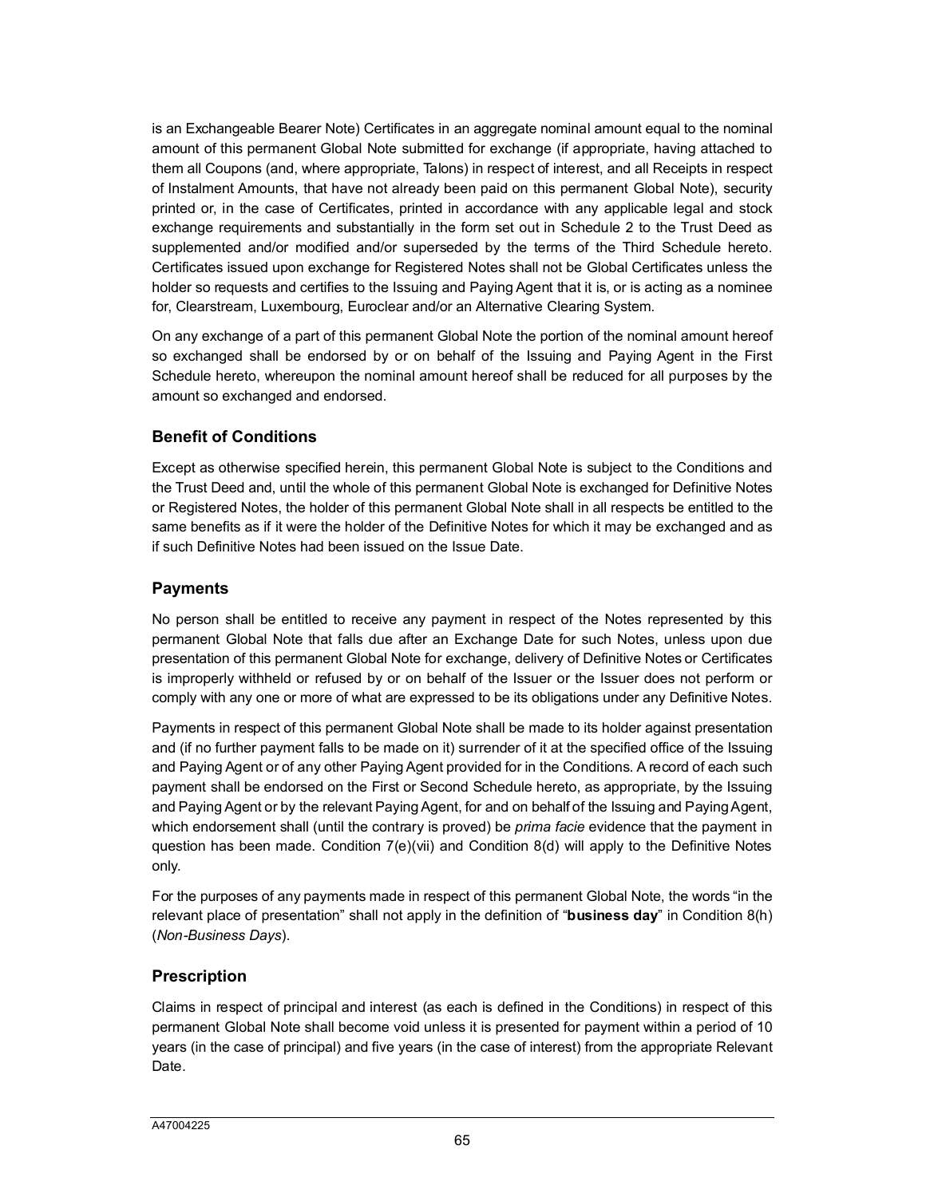is an Exchangeable Bearer Note) Certificates in an aggregate nominal amount equal to the nominal amount of this permanent Global Note submitted for exchange (if appropriate, having attached to them all Coupons (and, where appropriate, Talons) in respect of interest, and all Receipts in respect of Instalment Amounts, that have not already been paid on this permanent Global Note), security printed or, in the case of Certificates, printed in accordance with any applicable legal and stock exchange requirements and substantially in the form set out in Schedule 2 to the Trust Deed as supplemented and/or modified and/or superseded by the terms of the Third Schedule hereto. Certificates issued upon exchange for Registered Notes shall not be Global Certificates unless the holder so requests and certifies to the Issuing and Paying Agent that it is, or is acting as a nominee for, Clearstream, Luxembourg, Euroclear and/or an Alternative Clearing System.

On any exchange of a part of this permanent Global Note the portion of the nominal amount hereof so exchanged shall be endorsed by or on behalf of the Issuing and Paying Agent in the First Schedule hereto, whereupon the nominal amount hereof shall be reduced for all purposes by the amount so exchanged and endorsed.

## Benefit of Conditions

Except as otherwise specified herein, this permanent Global Note is subject to the Conditions and the Trust Deed and, until the whole of this permanent Global Note is exchanged for Definitive Notes or Registered Notes, the holder of this permanent Global Note shall in all respects be entitled to the same benefits as if it were the holder of the Definitive Notes for which it may be exchanged and as if such Definitive Notes had been issued on the Issue Date.

## Payments

No person shall be entitled to receive any payment in respect of the Notes represented by this permanent Global Note that falls due after an Exchange Date for such Notes, unless upon due presentation of this permanent Global Note for exchange, delivery of Definitive Notes or Certificates is improperly withheld or refused by or on behalf of the Issuer or the Issuer does not perform or comply with any one or more of what are expressed to be its obligations under any Definitive Notes.

Payments in respect of this permanent Global Note shall be made to its holder against presentation and (if no further payment falls to be made on it) surrender of it at the specified office of the Issuing and Paying Agent or of any other Paying Agent provided for in the Conditions. A record of each such payment shall be endorsed on the First or Second Schedule hereto, as appropriate, by the Issuing and Paying Agent or by the relevant Paying Agent, for and on behalf of the Issuing and Paying Agent, which endorsement shall (until the contrary is proved) be *prima facie* evidence that the payment in question has been made. Condition 7(e)(vii) and Condition 8(d) will apply to the Definitive Notes only.

For the purposes of any payments made in respect of this permanent Global Note, the words "in the relevant place of presentation" shall not apply in the definition of "**business day**" in Condition 8(h) (*Non-Business Days*).

## Prescription

Claims in respect of principal and interest (as each is defined in the Conditions) in respect of this permanent Global Note shall become void unless it is presented for payment within a period of 10 years (in the case of principal) and five years (in the case of interest) from the appropriate Relevant Date.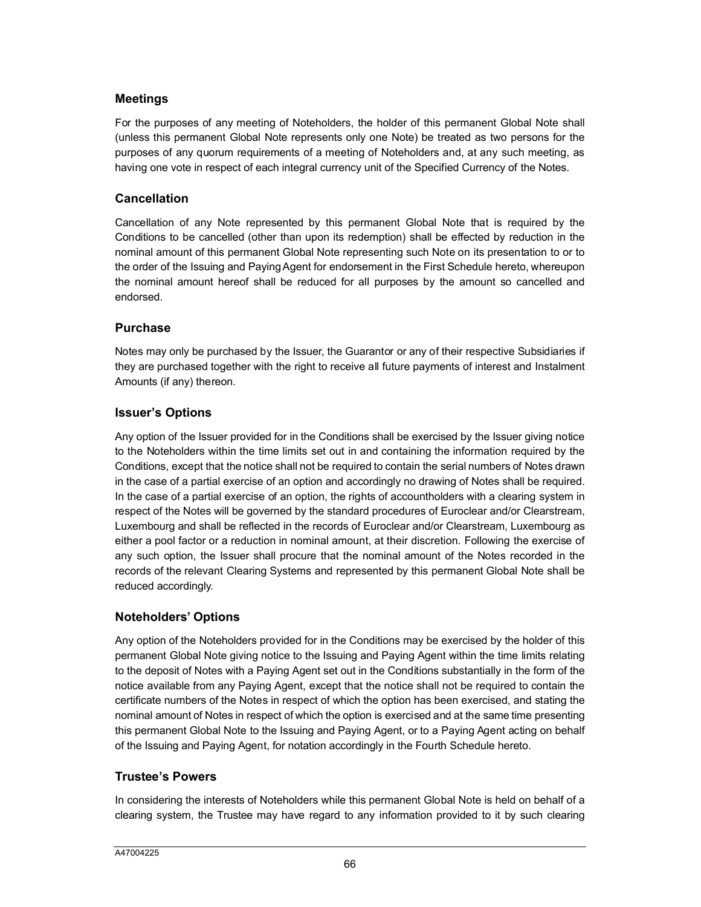### Meetings

For the purposes of any meeting of Noteholders, the holder of this permanent Global Note shall (unless this permanent Global Note represents only one Note) be treated as two persons for the purposes of any quorum requirements of a meeting of Noteholders and, at any such meeting, as having one vote in respect of each integral currency unit of the Specified Currency of the Notes.

### Cancellation

Cancellation of any Note represented by this permanent Global Note that is required by the Conditions to be cancelled (other than upon its redemption) shall be effected by reduction in the nominal amount of this permanent Global Note representing such Note on its presentation to or to the order of the Issuing and Paying Agent for endorsement in the First Schedule hereto, whereupon the nominal amount hereof shall be reduced for all purposes by the amount so cancelled and endorsed.

### Purchase

Notes may only be purchased by the Issuer, the Guarantor or any of their respective Subsidiaries if they are purchased together with the right to receive all future payments of interest and Instalment Amounts (if any) thereon.

### Issuer's Options

Any option of the Issuer provided for in the Conditions shall be exercised by the Issuer giving notice to the Noteholders within the time limits set out in and containing the information required by the Conditions, except that the notice shall not be required to contain the serial numbers of Notes drawn in the case of a partial exercise of an option and accordingly no drawing of Notes shall be required. In the case of a partial exercise of an option, the rights of accountholders with a clearing system in respect of the Notes will be governed by the standard procedures of Euroclear and/or Clearstream, Luxembourg and shall be reflected in the records of Euroclear and/or Clearstream, Luxembourg as either a pool factor or a reduction in nominal amount, at their discretion. Following the exercise of any such option, the Issuer shall procure that the nominal amount of the Notes recorded in the records of the relevant Clearing Systems and represented by this permanent Global Note shall be reduced accordingly.

### Noteholders' Options

Any option of the Noteholders provided for in the Conditions may be exercised by the holder of this permanent Global Note giving notice to the Issuing and Paying Agent within the time limits relating to the deposit of Notes with a Paying Agent set out in the Conditions substantially in the form of the notice available from any Paying Agent, except that the notice shall not be required to contain the certificate numbers of the Notes in respect of which the option has been exercised, and stating the nominal amount of Notes in respect of which the option is exercised and at the same time presenting this permanent Global Note to the Issuing and Paying Agent, or to a Paying Agent acting on behalf of the Issuing and Paying Agent, for notation accordingly in the Fourth Schedule hereto.

### Trustee's Powers

In considering the interests of Noteholders while this permanent Global Note is held on behalf of a clearing system, the Trustee may have regard to any information provided to it by such clearing

A47004225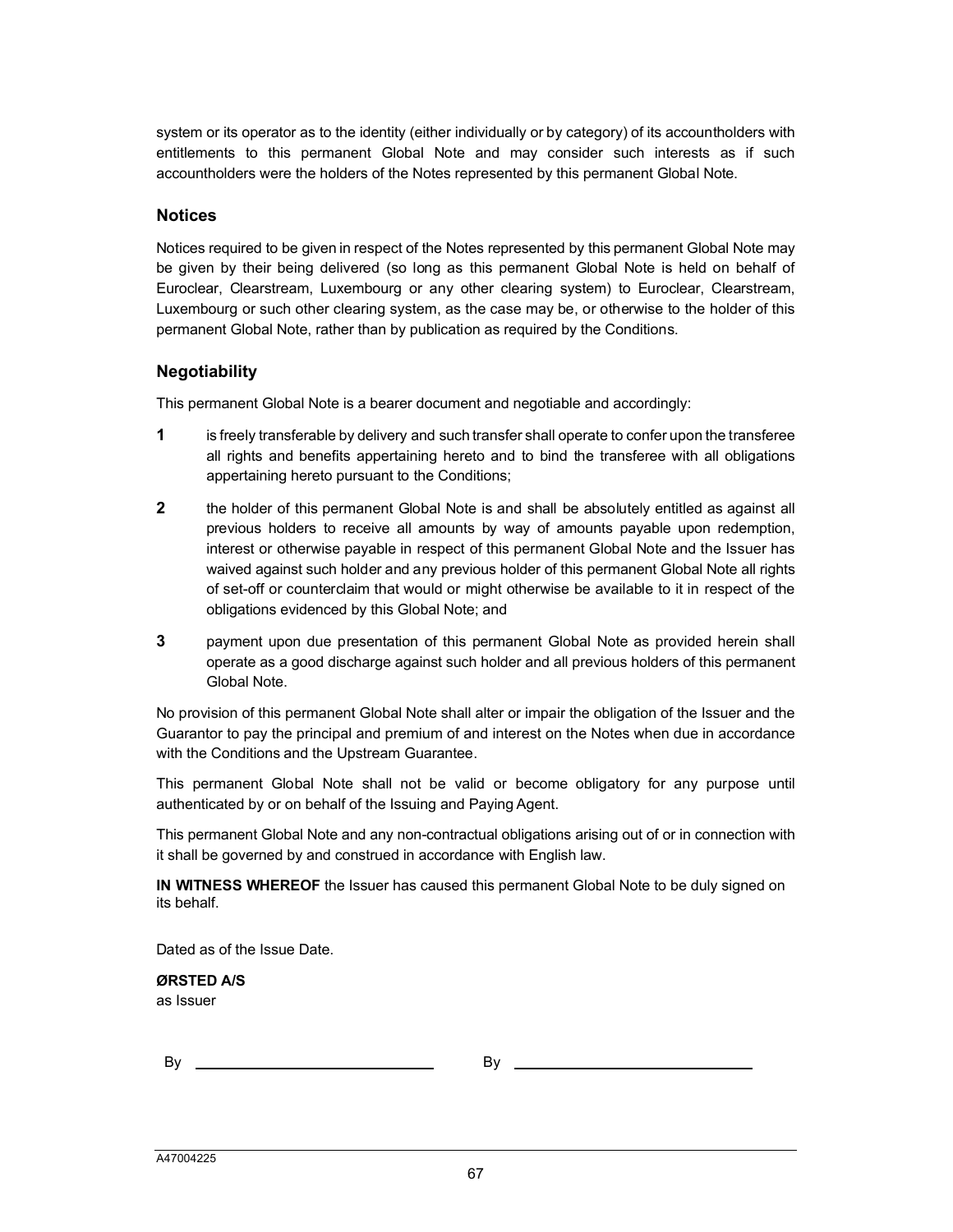system or its operator as to the identity (either individually or by category) of its accountholders with entitlements to this permanent Global Note and may consider such interests as if such accountholders were the holders of the Notes represented by this permanent Global Note.

### Notices

Notices required to be given in respect of the Notes represented by this permanent Global Note may be given by their being delivered (so long as this permanent Global Note is held on behalf of Euroclear, Clearstream, Luxembourg or any other clearing system) to Euroclear, Clearstream, Luxembourg or such other clearing system, as the case may be, or otherwise to the holder of this permanent Global Note, rather than by publication as required by the Conditions.

### Negotiability

This permanent Global Note is a bearer document and negotiable and accordingly:

**1** is freely transferable by delivery and such transfer shall operate to confer upon the transferee all rights and benefits appertaining hereto and to bind the transferee with all obligations appertaining hereto pursuant to the Conditions;

**2** the holder of this permanent Global Note is and shall be absolutely entitled as against all previous holders to receive all amounts by way of amounts payable upon redemption, interest or otherwise payable in respect of this permanent Global Note and the Issuer has waived against such holder and any previous holder of this permanent Global Note all rights of set-off or counterclaim that would or might otherwise be available to it in respect of the obligations evidenced by this Global Note; and

**3** payment upon due presentation of this permanent Global Note as provided herein shall operate as a good discharge against such holder and all previous holders of this permanent Global Note.

No provision of this permanent Global Note shall alter or impair the obligation of the Issuer and the Guarantor to pay the principal and premium of and interest on the Notes when due in accordance with the Conditions and the Upstream Guarantee.

This permanent Global Note shall not be valid or become obligatory for any purpose until authenticated by or on behalf of the Issuing and Paying Agent.

This permanent Global Note and any non-contractual obligations arising out of or in connection with it shall be governed by and construed in accordance with English law.

**IN WITNESS WHEREOF** the Issuer has caused this permanent Global Note to be duly signed on its behalf.

Dated as of the Issue Date.

**ØRSTED A/S**
as Issuer

By ______________________________ By ______________________________

A47004225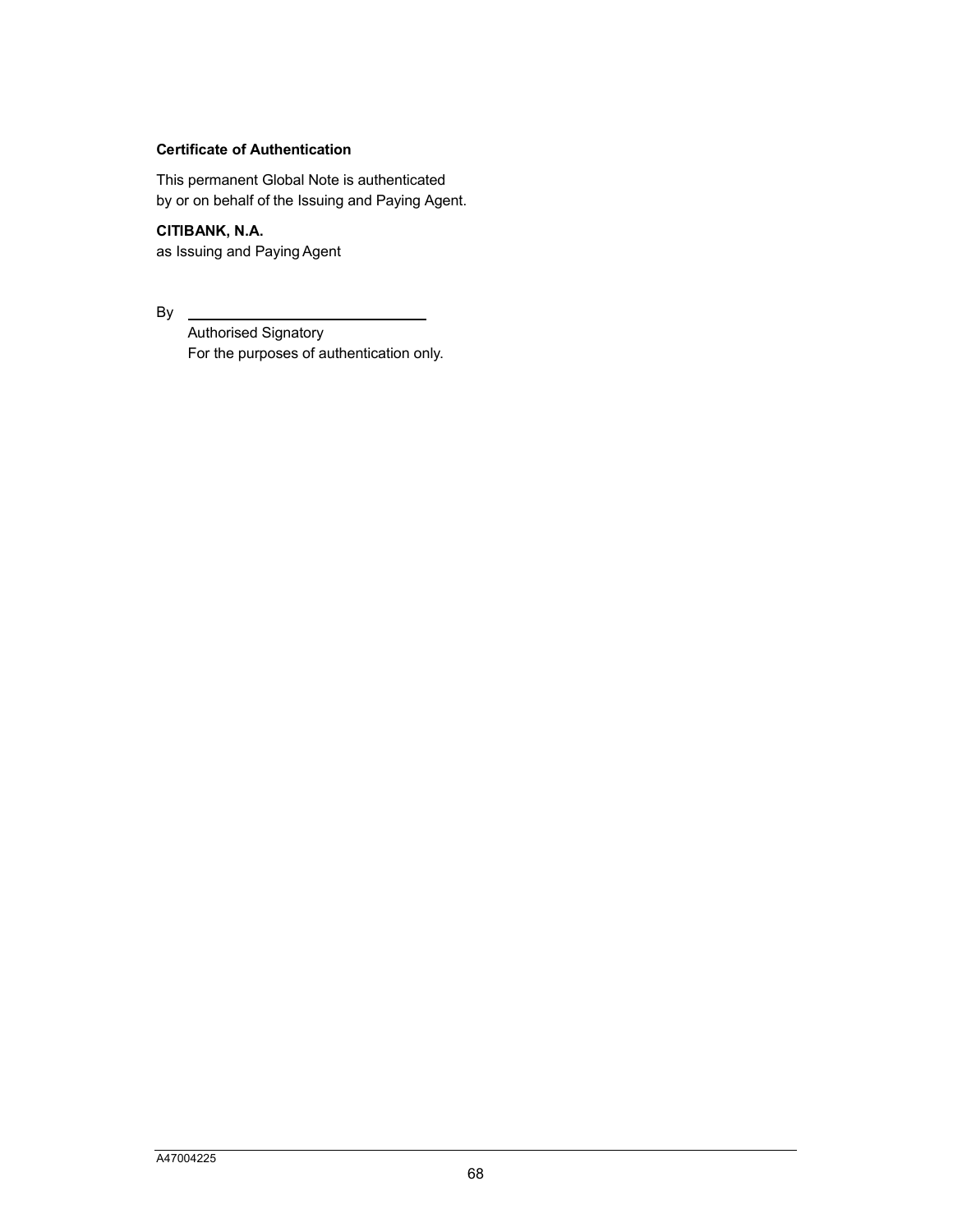**Certificate of Authentication**

This permanent Global Note is authenticated
by or on behalf of the Issuing and Paying Agent.

**CITIBANK, N.A.**
as Issuing and Paying Agent

By ______________________________

Authorised Signatory
For the purposes of authentication only.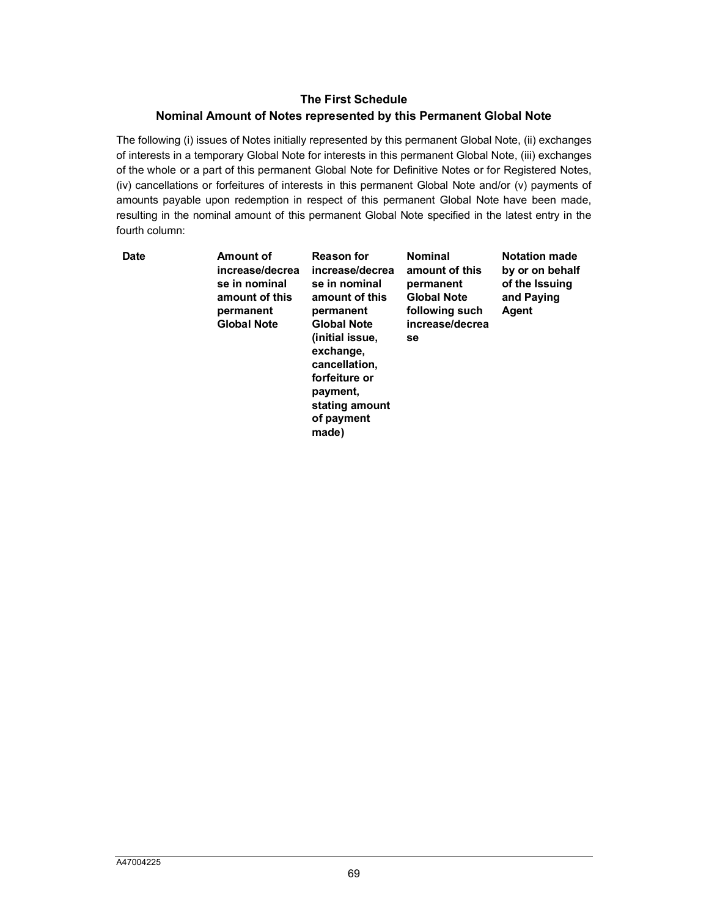## The First Schedule

## Nominal Amount of Notes represented by this Permanent Global Note

The following (i) issues of Notes initially represented by this permanent Global Note, (ii) exchanges of interests in a temporary Global Note for interests in this permanent Global Note, (iii) exchanges of the whole or a part of this permanent Global Note for Definitive Notes or for Registered Notes, (iv) cancellations or forfeitures of interests in this permanent Global Note and/or (v) payments of amounts payable upon redemption in respect of this permanent Global Note have been made, resulting in the nominal amount of this permanent Global Note specified in the latest entry in the fourth column:

| Date | Amount of increase/decrease in nominal amount of this permanent Global Note | Reason for increase/decrease in nominal amount of this permanent Global Note (initial issue, exchange, cancellation, forfeiture or payment, stating amount of payment made) | Nominal amount of this permanent Global Note following such increase/decrease | Notation made by or on behalf of the Issuing and Paying Agent |
|---|---|---|---|---|

A47004225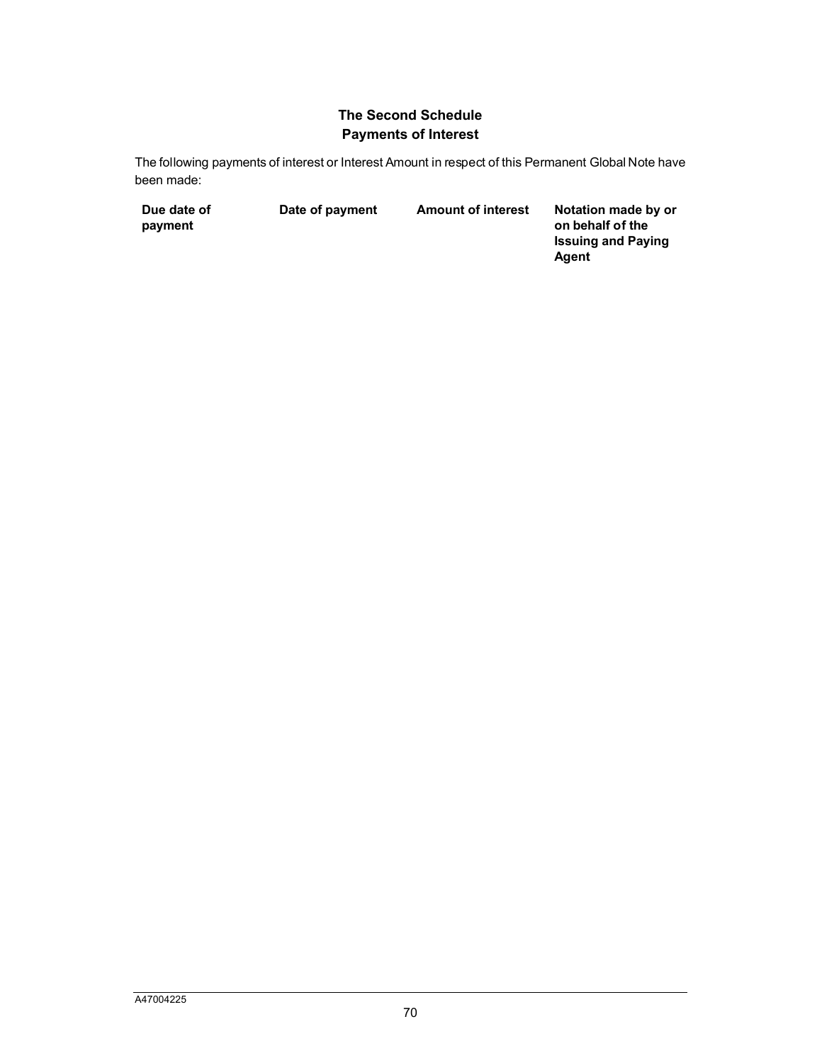## The Second Schedule
## Payments of Interest

The following payments of interest or Interest Amount in respect of this Permanent Global Note have been made:

| Due date of payment | Date of payment | Amount of interest | Notation made by or on behalf of the Issuing and Paying Agent |
| --- | --- | --- | --- |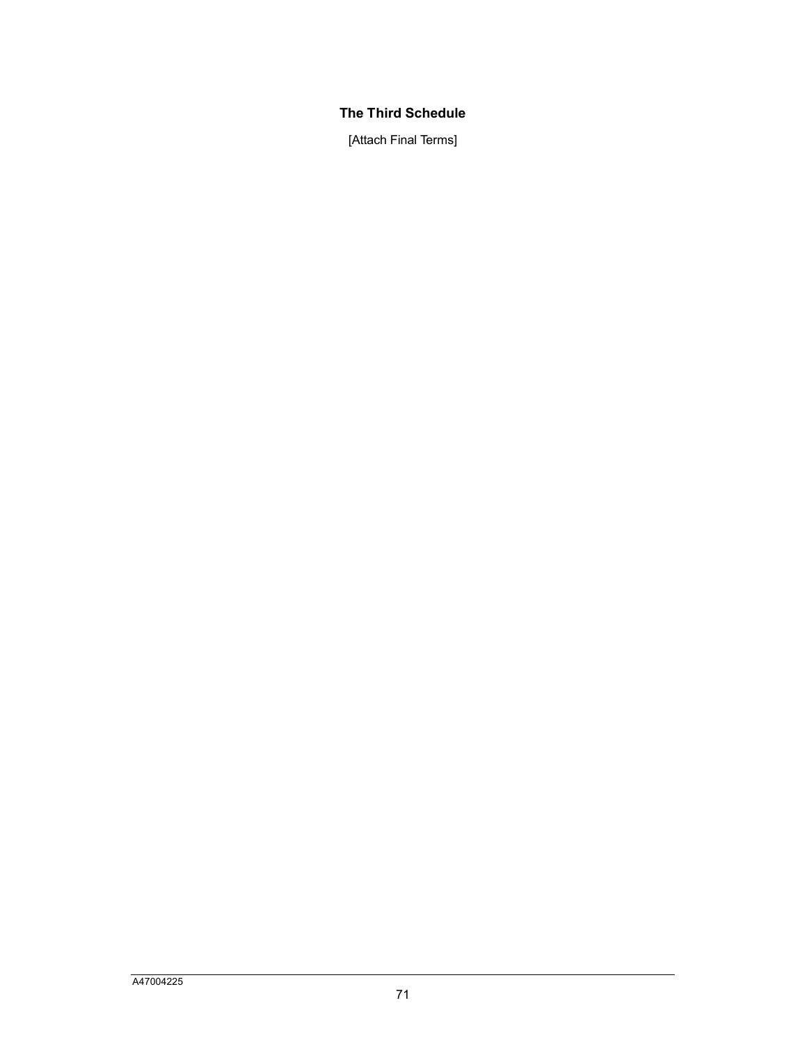# The Third Schedule

[Attach Final Terms]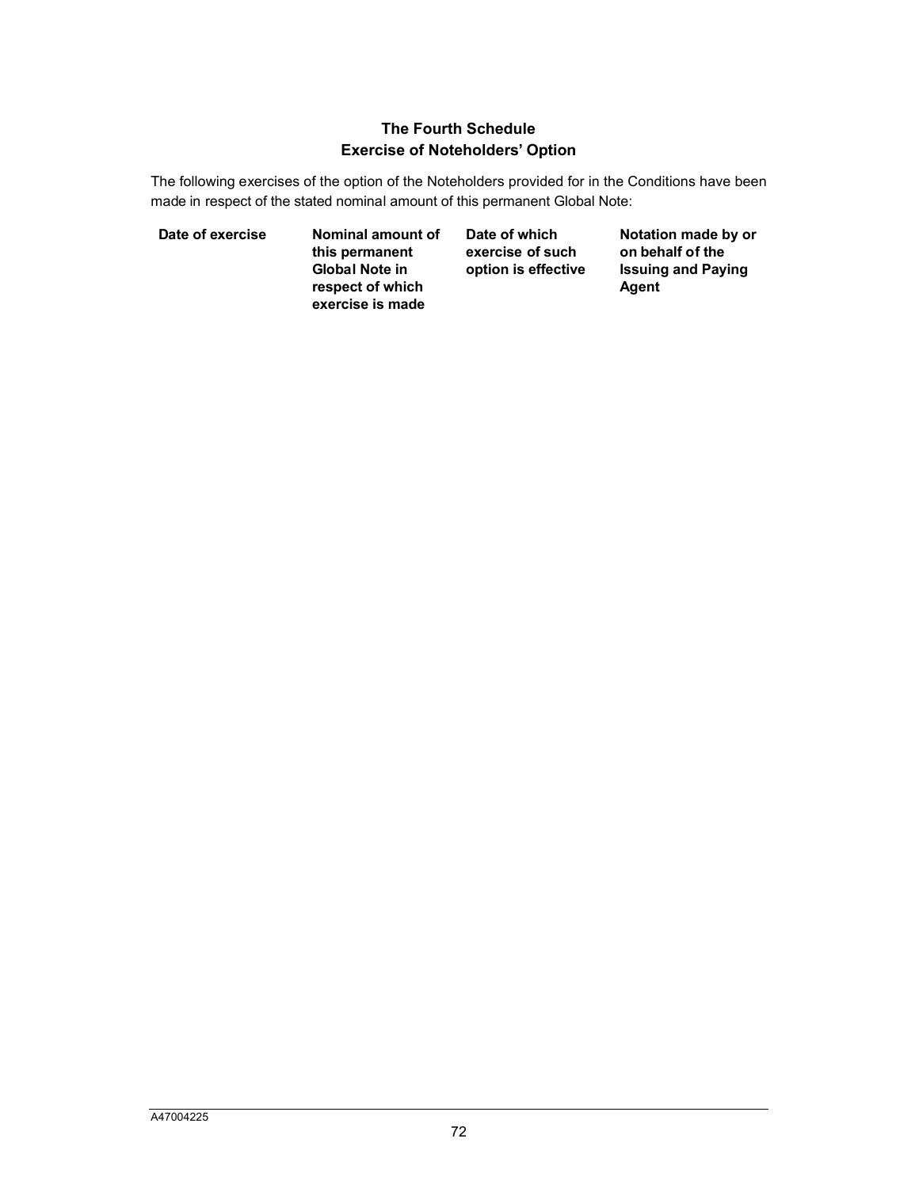## The Fourth Schedule
## Exercise of Noteholders' Option

The following exercises of the option of the Noteholders provided for in the Conditions have been made in respect of the stated nominal amount of this permanent Global Note:

| Date of exercise | Nominal amount of this permanent Global Note in respect of which exercise is made | Date of which exercise of such option is effective | Notation made by or on behalf of the Issuing and Paying Agent |
|---|---|---|---|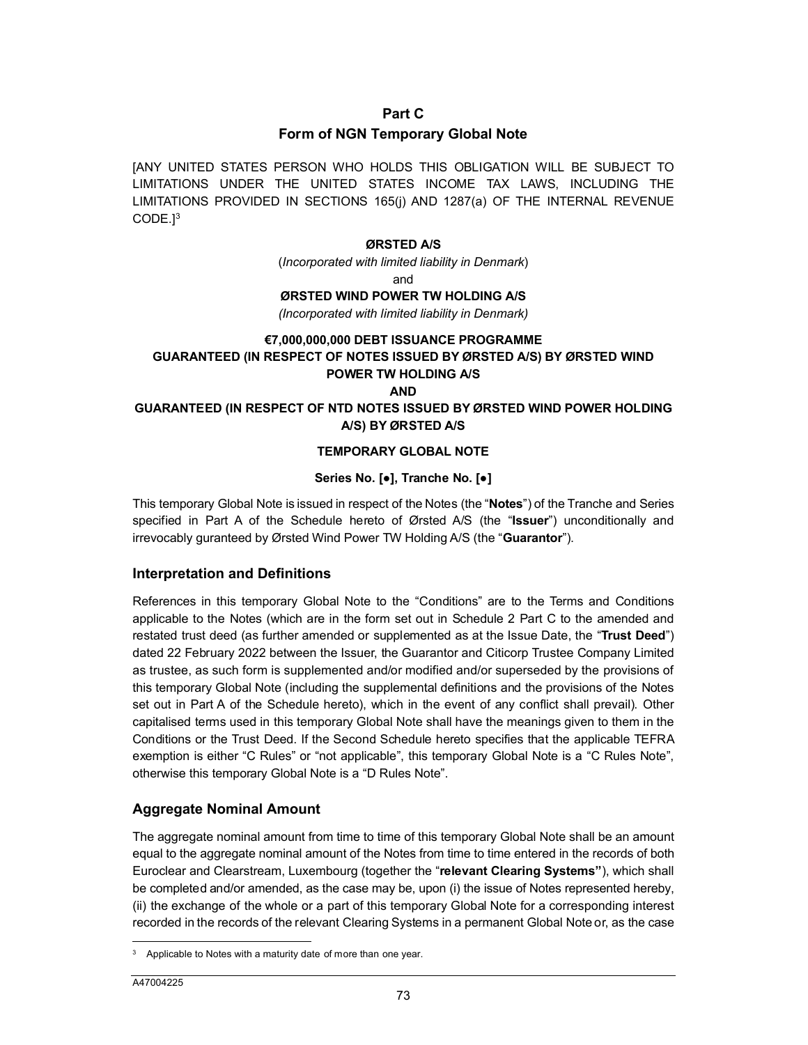# Part C

## Form of NGN Temporary Global Note

[ANY UNITED STATES PERSON WHO HOLDS THIS OBLIGATION WILL BE SUBJECT TO LIMITATIONS UNDER THE UNITED STATES INCOME TAX LAWS, INCLUDING THE LIMITATIONS PROVIDED IN SECTIONS 165(j) AND 1287(a) OF THE INTERNAL REVENUE CODE.][3]

**ØRSTED A/S**

(*Incorporated with limited liability in Denmark*)

and

**ØRSTED WIND POWER TW HOLDING A/S**

*(Incorporated with limited liability in Denmark)*

**€7,000,000,000 DEBT ISSUANCE PROGRAMME GUARANTEED (IN RESPECT OF NOTES ISSUED BY ØRSTED A/S) BY ØRSTED WIND POWER TW HOLDING A/S**

**AND**

**GUARANTEED (IN RESPECT OF NTD NOTES ISSUED BY ØRSTED WIND POWER HOLDING A/S) BY ØRSTED A/S**

**TEMPORARY GLOBAL NOTE**

**Series No. [●], Tranche No. [●]**

This temporary Global Note is issued in respect of the Notes (the "**Notes**") of the Tranche and Series specified in Part A of the Schedule hereto of Ørsted A/S (the "**Issuer**") unconditionally and irrevocably guranteed by Ørsted Wind Power TW Holding A/S (the "**Guarantor**").

### Interpretation and Definitions

References in this temporary Global Note to the "Conditions" are to the Terms and Conditions applicable to the Notes (which are in the form set out in Schedule 2 Part C to the amended and restated trust deed (as further amended or supplemented as at the Issue Date, the "**Trust Deed**") dated 22 February 2022 between the Issuer, the Guarantor and Citicorp Trustee Company Limited as trustee, as such form is supplemented and/or modified and/or superseded by the provisions of this temporary Global Note (including the supplemental definitions and the provisions of the Notes set out in Part A of the Schedule hereto), which in the event of any conflict shall prevail). Other capitalised terms used in this temporary Global Note shall have the meanings given to them in the Conditions or the Trust Deed. If the Second Schedule hereto specifies that the applicable TEFRA exemption is either "C Rules" or "not applicable", this temporary Global Note is a "C Rules Note", otherwise this temporary Global Note is a "D Rules Note".

### Aggregate Nominal Amount

The aggregate nominal amount from time to time of this temporary Global Note shall be an amount equal to the aggregate nominal amount of the Notes from time to time entered in the records of both Euroclear and Clearstream, Luxembourg (together the "**relevant Clearing Systems**"), which shall be completed and/or amended, as the case may be, upon (i) the issue of Notes represented hereby, (ii) the exchange of the whole or a part of this temporary Global Note for a corresponding interest recorded in the records of the relevant Clearing Systems in a permanent Global Note or, as the case

[3] Applicable to Notes with a maturity date of more than one year.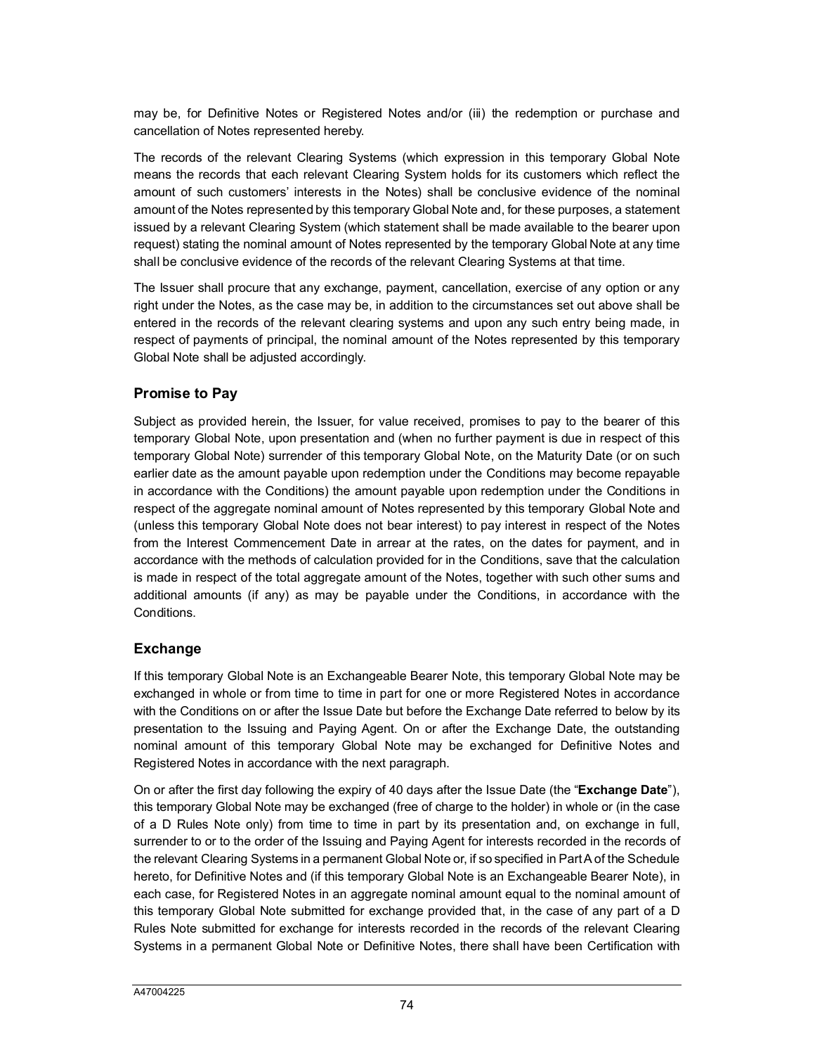may be, for Definitive Notes or Registered Notes and/or (iii) the redemption or purchase and cancellation of Notes represented hereby.

The records of the relevant Clearing Systems (which expression in this temporary Global Note means the records that each relevant Clearing System holds for its customers which reflect the amount of such customers' interests in the Notes) shall be conclusive evidence of the nominal amount of the Notes represented by this temporary Global Note and, for these purposes, a statement issued by a relevant Clearing System (which statement shall be made available to the bearer upon request) stating the nominal amount of Notes represented by the temporary Global Note at any time shall be conclusive evidence of the records of the relevant Clearing Systems at that time.

The Issuer shall procure that any exchange, payment, cancellation, exercise of any option or any right under the Notes, as the case may be, in addition to the circumstances set out above shall be entered in the records of the relevant clearing systems and upon any such entry being made, in respect of payments of principal, the nominal amount of the Notes represented by this temporary Global Note shall be adjusted accordingly.

## Promise to Pay

Subject as provided herein, the Issuer, for value received, promises to pay to the bearer of this temporary Global Note, upon presentation and (when no further payment is due in respect of this temporary Global Note) surrender of this temporary Global Note, on the Maturity Date (or on such earlier date as the amount payable upon redemption under the Conditions may become repayable in accordance with the Conditions) the amount payable upon redemption under the Conditions in respect of the aggregate nominal amount of Notes represented by this temporary Global Note and (unless this temporary Global Note does not bear interest) to pay interest in respect of the Notes from the Interest Commencement Date in arrear at the rates, on the dates for payment, and in accordance with the methods of calculation provided for in the Conditions, save that the calculation is made in respect of the total aggregate amount of the Notes, together with such other sums and additional amounts (if any) as may be payable under the Conditions, in accordance with the Conditions.

## Exchange

If this temporary Global Note is an Exchangeable Bearer Note, this temporary Global Note may be exchanged in whole or from time to time in part for one or more Registered Notes in accordance with the Conditions on or after the Issue Date but before the Exchange Date referred to below by its presentation to the Issuing and Paying Agent. On or after the Exchange Date, the outstanding nominal amount of this temporary Global Note may be exchanged for Definitive Notes and Registered Notes in accordance with the next paragraph.

On or after the first day following the expiry of 40 days after the Issue Date (the "**Exchange Date**"), this temporary Global Note may be exchanged (free of charge to the holder) in whole or (in the case of a D Rules Note only) from time to time in part by its presentation and, on exchange in full, surrender to or to the order of the Issuing and Paying Agent for interests recorded in the records of the relevant Clearing Systems in a permanent Global Note or, if so specified in Part A of the Schedule hereto, for Definitive Notes and (if this temporary Global Note is an Exchangeable Bearer Note), in each case, for Registered Notes in an aggregate nominal amount equal to the nominal amount of this temporary Global Note submitted for exchange provided that, in the case of any part of a D Rules Note submitted for exchange for interests recorded in the records of the relevant Clearing Systems in a permanent Global Note or Definitive Notes, there shall have been Certification with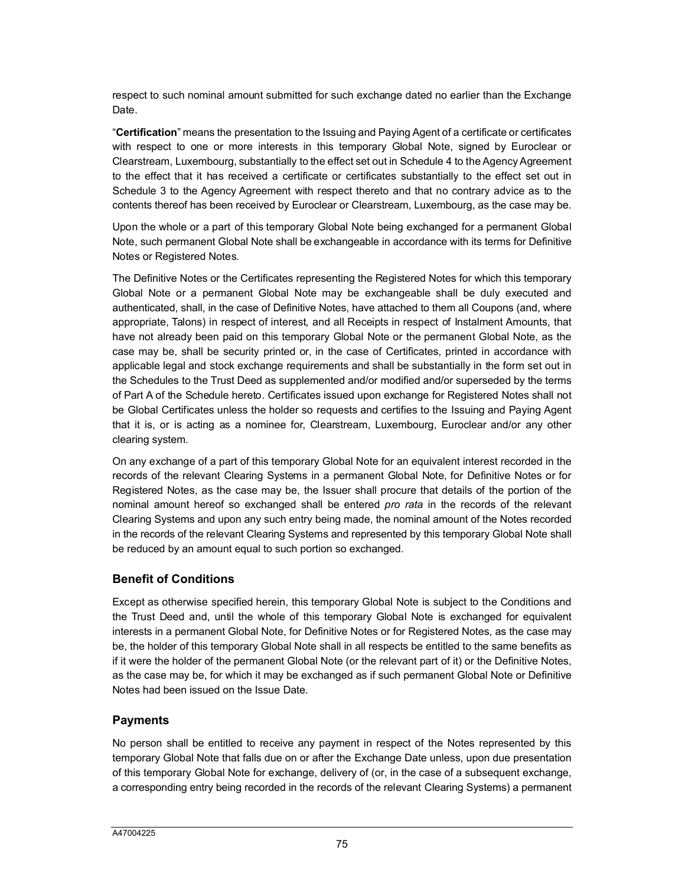respect to such nominal amount submitted for such exchange dated no earlier than the Exchange Date.

"**Certification**" means the presentation to the Issuing and Paying Agent of a certificate or certificates with respect to one or more interests in this temporary Global Note, signed by Euroclear or Clearstream, Luxembourg, substantially to the effect set out in Schedule 4 to the Agency Agreement to the effect that it has received a certificate or certificates substantially to the effect set out in Schedule 3 to the Agency Agreement with respect thereto and that no contrary advice as to the contents thereof has been received by Euroclear or Clearstream, Luxembourg, as the case may be.

Upon the whole or a part of this temporary Global Note being exchanged for a permanent Global Note, such permanent Global Note shall be exchangeable in accordance with its terms for Definitive Notes or Registered Notes.

The Definitive Notes or the Certificates representing the Registered Notes for which this temporary Global Note or a permanent Global Note may be exchangeable shall be duly executed and authenticated, shall, in the case of Definitive Notes, have attached to them all Coupons (and, where appropriate, Talons) in respect of interest, and all Receipts in respect of Instalment Amounts, that have not already been paid on this temporary Global Note or the permanent Global Note, as the case may be, shall be security printed or, in the case of Certificates, printed in accordance with applicable legal and stock exchange requirements and shall be substantially in the form set out in the Schedules to the Trust Deed as supplemented and/or modified and/or superseded by the terms of Part A of the Schedule hereto. Certificates issued upon exchange for Registered Notes shall not be Global Certificates unless the holder so requests and certifies to the Issuing and Paying Agent that it is, or is acting as a nominee for, Clearstream, Luxembourg, Euroclear and/or any other clearing system.

On any exchange of a part of this temporary Global Note for an equivalent interest recorded in the records of the relevant Clearing Systems in a permanent Global Note, for Definitive Notes or for Registered Notes, as the case may be, the Issuer shall procure that details of the portion of the nominal amount hereof so exchanged shall be entered *pro rata* in the records of the relevant Clearing Systems and upon any such entry being made, the nominal amount of the Notes recorded in the records of the relevant Clearing Systems and represented by this temporary Global Note shall be reduced by an amount equal to such portion so exchanged.

## Benefit of Conditions

Except as otherwise specified herein, this temporary Global Note is subject to the Conditions and the Trust Deed and, until the whole of this temporary Global Note is exchanged for equivalent interests in a permanent Global Note, for Definitive Notes or for Registered Notes, as the case may be, the holder of this temporary Global Note shall in all respects be entitled to the same benefits as if it were the holder of the permanent Global Note (or the relevant part of it) or the Definitive Notes, as the case may be, for which it may be exchanged as if such permanent Global Note or Definitive Notes had been issued on the Issue Date.

## Payments

No person shall be entitled to receive any payment in respect of the Notes represented by this temporary Global Note that falls due on or after the Exchange Date unless, upon due presentation of this temporary Global Note for exchange, delivery of (or, in the case of a subsequent exchange, a corresponding entry being recorded in the records of the relevant Clearing Systems) a permanent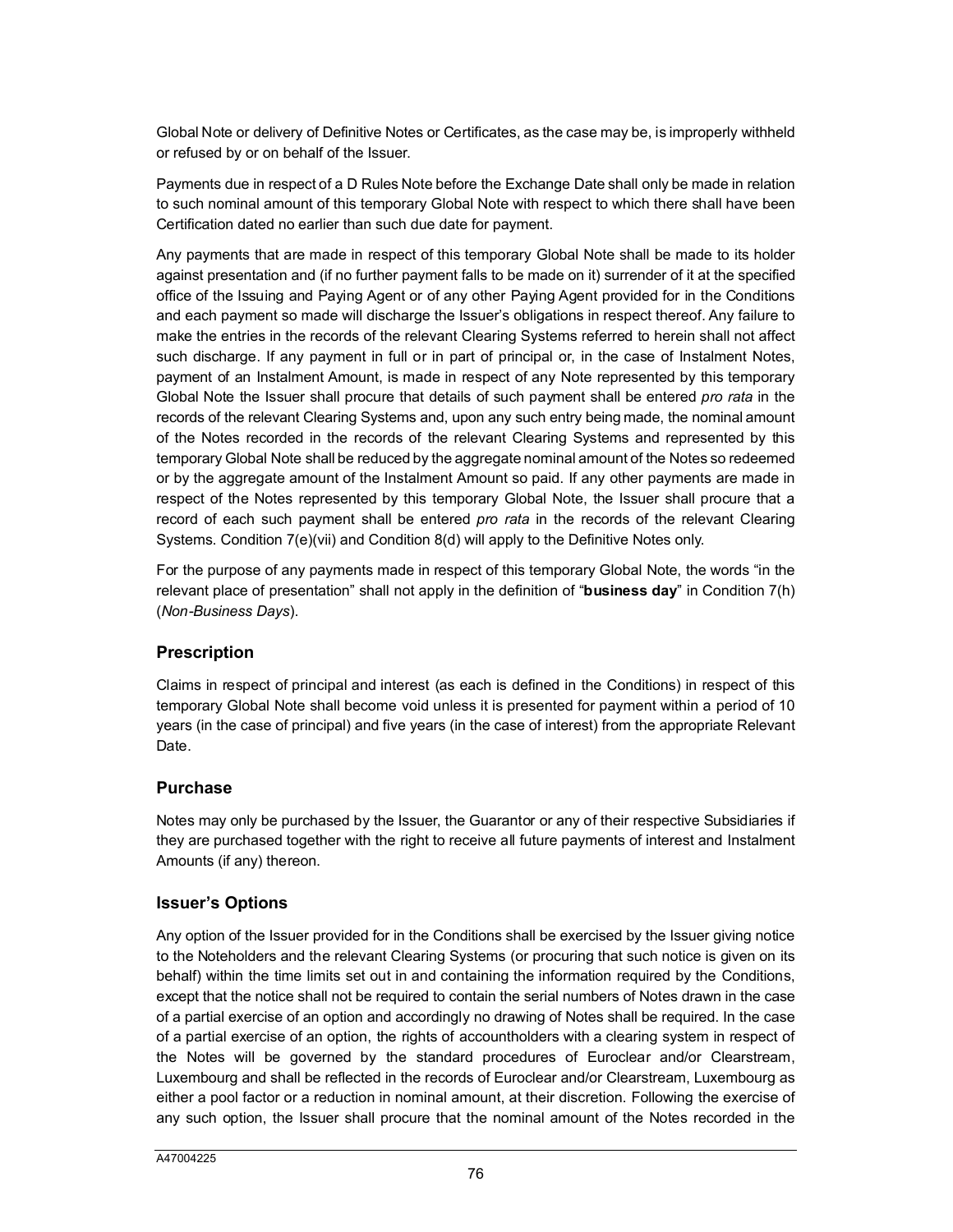Global Note or delivery of Definitive Notes or Certificates, as the case may be, is improperly withheld or refused by or on behalf of the Issuer.

Payments due in respect of a D Rules Note before the Exchange Date shall only be made in relation to such nominal amount of this temporary Global Note with respect to which there shall have been Certification dated no earlier than such due date for payment.

Any payments that are made in respect of this temporary Global Note shall be made to its holder against presentation and (if no further payment falls to be made on it) surrender of it at the specified office of the Issuing and Paying Agent or of any other Paying Agent provided for in the Conditions and each payment so made will discharge the Issuer's obligations in respect thereof. Any failure to make the entries in the records of the relevant Clearing Systems referred to herein shall not affect such discharge. If any payment in full or in part of principal or, in the case of Instalment Notes, payment of an Instalment Amount, is made in respect of any Note represented by this temporary Global Note the Issuer shall procure that details of such payment shall be entered *pro rata* in the records of the relevant Clearing Systems and, upon any such entry being made, the nominal amount of the Notes recorded in the records of the relevant Clearing Systems and represented by this temporary Global Note shall be reduced by the aggregate nominal amount of the Notes so redeemed or by the aggregate amount of the Instalment Amount so paid. If any other payments are made in respect of the Notes represented by this temporary Global Note, the Issuer shall procure that a record of each such payment shall be entered *pro rata* in the records of the relevant Clearing Systems. Condition 7(e)(vii) and Condition 8(d) will apply to the Definitive Notes only.

For the purpose of any payments made in respect of this temporary Global Note, the words "in the relevant place of presentation" shall not apply in the definition of "**business day**" in Condition 7(h) (*Non-Business Days*).

## Prescription

Claims in respect of principal and interest (as each is defined in the Conditions) in respect of this temporary Global Note shall become void unless it is presented for payment within a period of 10 years (in the case of principal) and five years (in the case of interest) from the appropriate Relevant Date.

## Purchase

Notes may only be purchased by the Issuer, the Guarantor or any of their respective Subsidiaries if they are purchased together with the right to receive all future payments of interest and Instalment Amounts (if any) thereon.

## Issuer's Options

Any option of the Issuer provided for in the Conditions shall be exercised by the Issuer giving notice to the Noteholders and the relevant Clearing Systems (or procuring that such notice is given on its behalf) within the time limits set out in and containing the information required by the Conditions, except that the notice shall not be required to contain the serial numbers of Notes drawn in the case of a partial exercise of an option and accordingly no drawing of Notes shall be required. In the case of a partial exercise of an option, the rights of accountholders with a clearing system in respect of the Notes will be governed by the standard procedures of Euroclear and/or Clearstream, Luxembourg and shall be reflected in the records of Euroclear and/or Clearstream, Luxembourg as either a pool factor or a reduction in nominal amount, at their discretion. Following the exercise of any such option, the Issuer shall procure that the nominal amount of the Notes recorded in the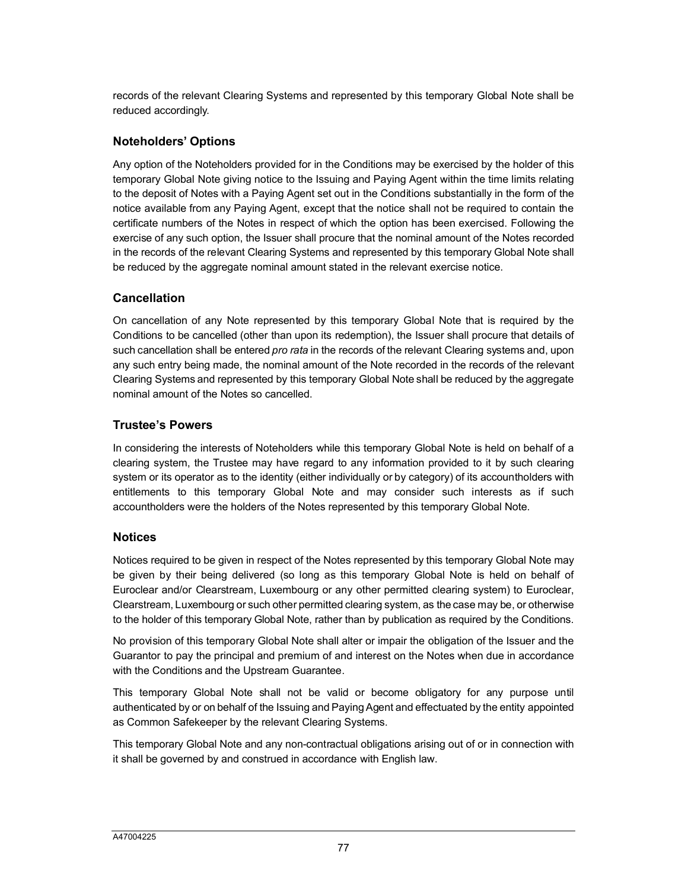records of the relevant Clearing Systems and represented by this temporary Global Note shall be reduced accordingly.

## Noteholders' Options

Any option of the Noteholders provided for in the Conditions may be exercised by the holder of this temporary Global Note giving notice to the Issuing and Paying Agent within the time limits relating to the deposit of Notes with a Paying Agent set out in the Conditions substantially in the form of the notice available from any Paying Agent, except that the notice shall not be required to contain the certificate numbers of the Notes in respect of which the option has been exercised. Following the exercise of any such option, the Issuer shall procure that the nominal amount of the Notes recorded in the records of the relevant Clearing Systems and represented by this temporary Global Note shall be reduced by the aggregate nominal amount stated in the relevant exercise notice.

## Cancellation

On cancellation of any Note represented by this temporary Global Note that is required by the Conditions to be cancelled (other than upon its redemption), the Issuer shall procure that details of such cancellation shall be entered *pro rata* in the records of the relevant Clearing systems and, upon any such entry being made, the nominal amount of the Note recorded in the records of the relevant Clearing Systems and represented by this temporary Global Note shall be reduced by the aggregate nominal amount of the Notes so cancelled.

## Trustee's Powers

In considering the interests of Noteholders while this temporary Global Note is held on behalf of a clearing system, the Trustee may have regard to any information provided to it by such clearing system or its operator as to the identity (either individually or by category) of its accountholders with entitlements to this temporary Global Note and may consider such interests as if such accountholders were the holders of the Notes represented by this temporary Global Note.

## Notices

Notices required to be given in respect of the Notes represented by this temporary Global Note may be given by their being delivered (so long as this temporary Global Note is held on behalf of Euroclear and/or Clearstream, Luxembourg or any other permitted clearing system) to Euroclear, Clearstream, Luxembourg or such other permitted clearing system, as the case may be, or otherwise to the holder of this temporary Global Note, rather than by publication as required by the Conditions.

No provision of this temporary Global Note shall alter or impair the obligation of the Issuer and the Guarantor to pay the principal and premium of and interest on the Notes when due in accordance with the Conditions and the Upstream Guarantee.

This temporary Global Note shall not be valid or become obligatory for any purpose until authenticated by or on behalf of the Issuing and Paying Agent and effectuated by the entity appointed as Common Safekeeper by the relevant Clearing Systems.

This temporary Global Note and any non-contractual obligations arising out of or in connection with it shall be governed by and construed in accordance with English law.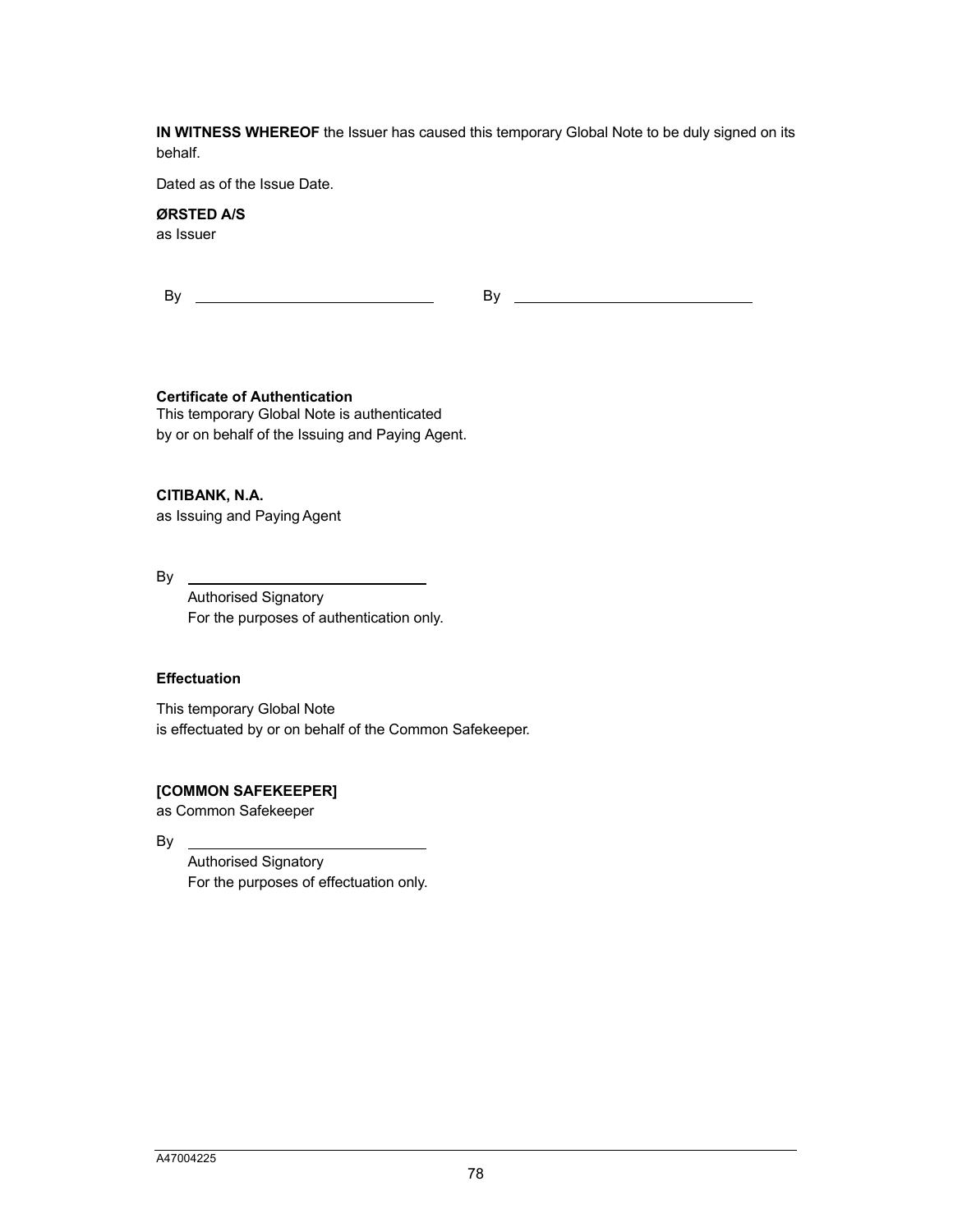**IN WITNESS WHEREOF** the Issuer has caused this temporary Global Note to be duly signed on its behalf.

Dated as of the Issue Date.

**ØRSTED A/S**
as Issuer

By ______________________________ By ______________________________

**Certificate of Authentication**
This temporary Global Note is authenticated
by or on behalf of the Issuing and Paying Agent.

**CITIBANK, N.A.**
as Issuing and Paying Agent

By ______________________________
Authorised Signatory
For the purposes of authentication only.

**Effectuation**

This temporary Global Note
is effectuated by or on behalf of the Common Safekeeper.

**[COMMON SAFEKEEPER]**
as Common Safekeeper

By ______________________________
Authorised Signatory
For the purposes of effectuation only.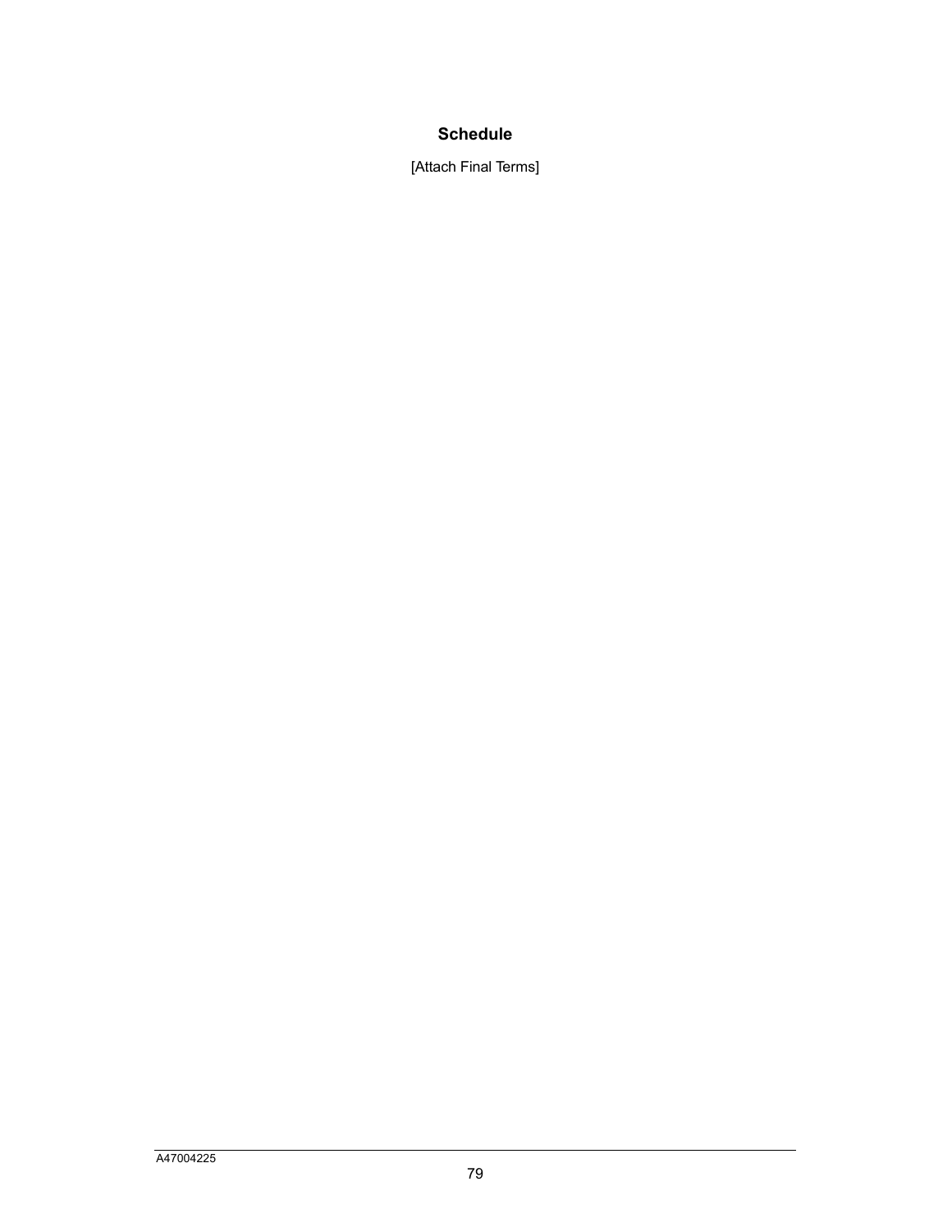## Schedule

[Attach Final Terms]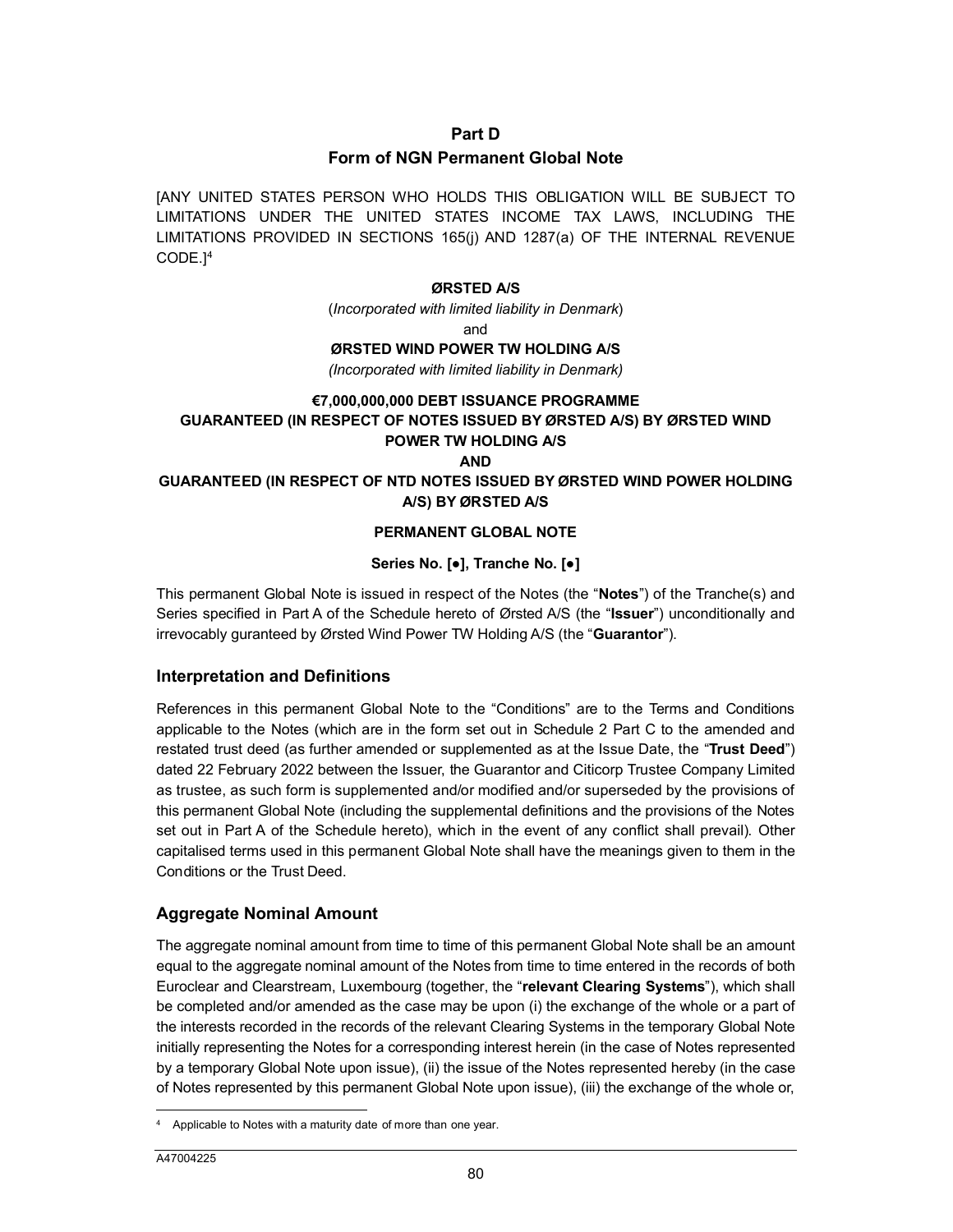## Part D
## Form of NGN Permanent Global Note

[ANY UNITED STATES PERSON WHO HOLDS THIS OBLIGATION WILL BE SUBJECT TO LIMITATIONS UNDER THE UNITED STATES INCOME TAX LAWS, INCLUDING THE LIMITATIONS PROVIDED IN SECTIONS 165(j) AND 1287(a) OF THE INTERNAL REVENUE CODE.][4]

**ØRSTED A/S**

(*Incorporated with limited liability in Denmark*)

and

**ØRSTED WIND POWER TW HOLDING A/S**

*(Incorporated with limited liability in Denmark)*

**€7,000,000,000 DEBT ISSUANCE PROGRAMME**
**GUARANTEED (IN RESPECT OF NOTES ISSUED BY ØRSTED A/S) BY ØRSTED WIND POWER TW HOLDING A/S**
**AND**
**GUARANTEED (IN RESPECT OF NTD NOTES ISSUED BY ØRSTED WIND POWER HOLDING A/S) BY ØRSTED A/S**

**PERMANENT GLOBAL NOTE**

**Series No. [●], Tranche No. [●]**

This permanent Global Note is issued in respect of the Notes (the "**Notes**") of the Tranche(s) and Series specified in Part A of the Schedule hereto of Ørsted A/S (the "**Issuer**") unconditionally and irrevocably guranteed by Ørsted Wind Power TW Holding A/S (the "**Guarantor**").

### Interpretation and Definitions

References in this permanent Global Note to the "Conditions" are to the Terms and Conditions applicable to the Notes (which are in the form set out in Schedule 2 Part C to the amended and restated trust deed (as further amended or supplemented as at the Issue Date, the "**Trust Deed**") dated 22 February 2022 between the Issuer, the Guarantor and Citicorp Trustee Company Limited as trustee, as such form is supplemented and/or modified and/or superseded by the provisions of this permanent Global Note (including the supplemental definitions and the provisions of the Notes set out in Part A of the Schedule hereto), which in the event of any conflict shall prevail). Other capitalised terms used in this permanent Global Note shall have the meanings given to them in the Conditions or the Trust Deed.

### Aggregate Nominal Amount

The aggregate nominal amount from time to time of this permanent Global Note shall be an amount equal to the aggregate nominal amount of the Notes from time to time entered in the records of both Euroclear and Clearstream, Luxembourg (together, the "**relevant Clearing Systems**"), which shall be completed and/or amended as the case may be upon (i) the exchange of the whole or a part of the interests recorded in the records of the relevant Clearing Systems in the temporary Global Note initially representing the Notes for a corresponding interest herein (in the case of Notes represented by a temporary Global Note upon issue), (ii) the issue of the Notes represented hereby (in the case of Notes represented by this permanent Global Note upon issue), (iii) the exchange of the whole or,

[4] Applicable to Notes with a maturity date of more than one year.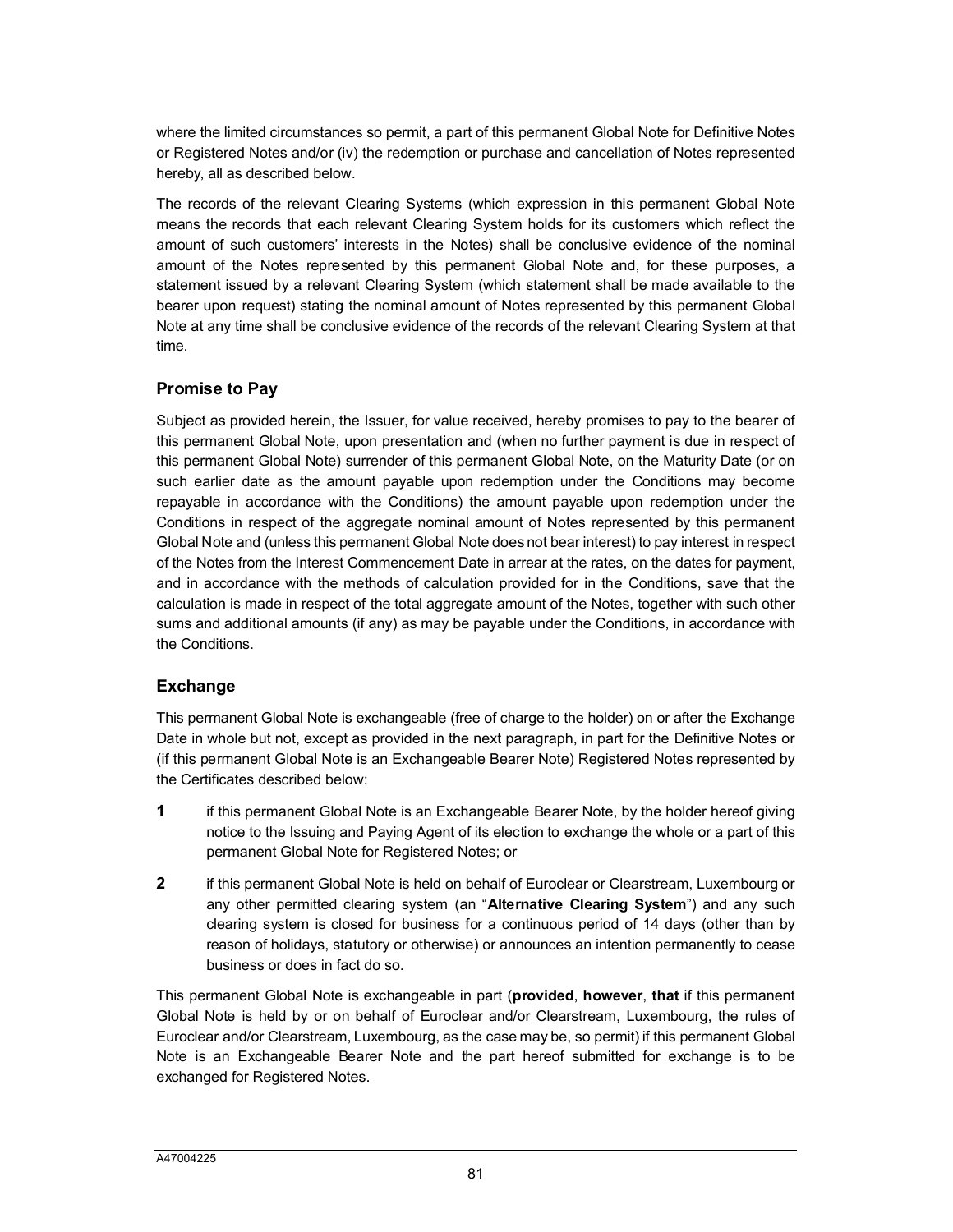where the limited circumstances so permit, a part of this permanent Global Note for Definitive Notes or Registered Notes and/or (iv) the redemption or purchase and cancellation of Notes represented hereby, all as described below.

The records of the relevant Clearing Systems (which expression in this permanent Global Note means the records that each relevant Clearing System holds for its customers which reflect the amount of such customers' interests in the Notes) shall be conclusive evidence of the nominal amount of the Notes represented by this permanent Global Note and, for these purposes, a statement issued by a relevant Clearing System (which statement shall be made available to the bearer upon request) stating the nominal amount of Notes represented by this permanent Global Note at any time shall be conclusive evidence of the records of the relevant Clearing System at that time.

## Promise to Pay

Subject as provided herein, the Issuer, for value received, hereby promises to pay to the bearer of this permanent Global Note, upon presentation and (when no further payment is due in respect of this permanent Global Note) surrender of this permanent Global Note, on the Maturity Date (or on such earlier date as the amount payable upon redemption under the Conditions may become repayable in accordance with the Conditions) the amount payable upon redemption under the Conditions in respect of the aggregate nominal amount of Notes represented by this permanent Global Note and (unless this permanent Global Note does not bear interest) to pay interest in respect of the Notes from the Interest Commencement Date in arrear at the rates, on the dates for payment, and in accordance with the methods of calculation provided for in the Conditions, save that the calculation is made in respect of the total aggregate amount of the Notes, together with such other sums and additional amounts (if any) as may be payable under the Conditions, in accordance with the Conditions.

## Exchange

This permanent Global Note is exchangeable (free of charge to the holder) on or after the Exchange Date in whole but not, except as provided in the next paragraph, in part for the Definitive Notes or (if this permanent Global Note is an Exchangeable Bearer Note) Registered Notes represented by the Certificates described below:

**1** if this permanent Global Note is an Exchangeable Bearer Note, by the holder hereof giving notice to the Issuing and Paying Agent of its election to exchange the whole or a part of this permanent Global Note for Registered Notes; or

**2** if this permanent Global Note is held on behalf of Euroclear or Clearstream, Luxembourg or any other permitted clearing system (an "**Alternative Clearing System**") and any such clearing system is closed for business for a continuous period of 14 days (other than by reason of holidays, statutory or otherwise) or announces an intention permanently to cease business or does in fact do so.

This permanent Global Note is exchangeable in part (**provided**, **however**, **that** if this permanent Global Note is held by or on behalf of Euroclear and/or Clearstream, Luxembourg, the rules of Euroclear and/or Clearstream, Luxembourg, as the case may be, so permit) if this permanent Global Note is an Exchangeable Bearer Note and the part hereof submitted for exchange is to be exchanged for Registered Notes.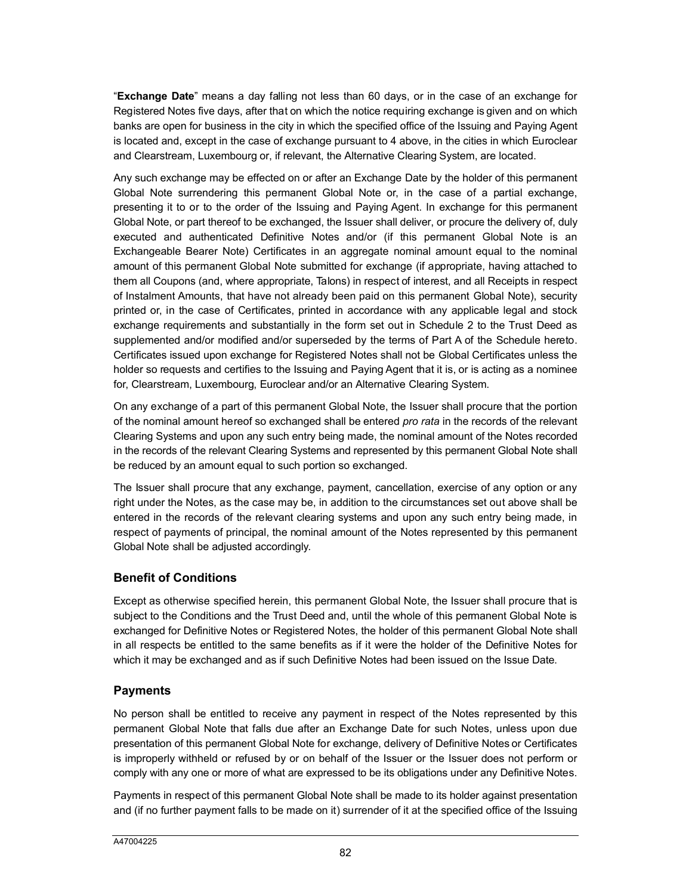"**Exchange Date**" means a day falling not less than 60 days, or in the case of an exchange for Registered Notes five days, after that on which the notice requiring exchange is given and on which banks are open for business in the city in which the specified office of the Issuing and Paying Agent is located and, except in the case of exchange pursuant to 4 above, in the cities in which Euroclear and Clearstream, Luxembourg or, if relevant, the Alternative Clearing System, are located.

Any such exchange may be effected on or after an Exchange Date by the holder of this permanent Global Note surrendering this permanent Global Note or, in the case of a partial exchange, presenting it to or to the order of the Issuing and Paying Agent. In exchange for this permanent Global Note, or part thereof to be exchanged, the Issuer shall deliver, or procure the delivery of, duly executed and authenticated Definitive Notes and/or (if this permanent Global Note is an Exchangeable Bearer Note) Certificates in an aggregate nominal amount equal to the nominal amount of this permanent Global Note submitted for exchange (if appropriate, having attached to them all Coupons (and, where appropriate, Talons) in respect of interest, and all Receipts in respect of Instalment Amounts, that have not already been paid on this permanent Global Note), security printed or, in the case of Certificates, printed in accordance with any applicable legal and stock exchange requirements and substantially in the form set out in Schedule 2 to the Trust Deed as supplemented and/or modified and/or superseded by the terms of Part A of the Schedule hereto. Certificates issued upon exchange for Registered Notes shall not be Global Certificates unless the holder so requests and certifies to the Issuing and Paying Agent that it is, or is acting as a nominee for, Clearstream, Luxembourg, Euroclear and/or an Alternative Clearing System.

On any exchange of a part of this permanent Global Note, the Issuer shall procure that the portion of the nominal amount hereof so exchanged shall be entered *pro rata* in the records of the relevant Clearing Systems and upon any such entry being made, the nominal amount of the Notes recorded in the records of the relevant Clearing Systems and represented by this permanent Global Note shall be reduced by an amount equal to such portion so exchanged.

The Issuer shall procure that any exchange, payment, cancellation, exercise of any option or any right under the Notes, as the case may be, in addition to the circumstances set out above shall be entered in the records of the relevant clearing systems and upon any such entry being made, in respect of payments of principal, the nominal amount of the Notes represented by this permanent Global Note shall be adjusted accordingly.

## Benefit of Conditions

Except as otherwise specified herein, this permanent Global Note, the Issuer shall procure that is subject to the Conditions and the Trust Deed and, until the whole of this permanent Global Note is exchanged for Definitive Notes or Registered Notes, the holder of this permanent Global Note shall in all respects be entitled to the same benefits as if it were the holder of the Definitive Notes for which it may be exchanged and as if such Definitive Notes had been issued on the Issue Date.

## Payments

No person shall be entitled to receive any payment in respect of the Notes represented by this permanent Global Note that falls due after an Exchange Date for such Notes, unless upon due presentation of this permanent Global Note for exchange, delivery of Definitive Notes or Certificates is improperly withheld or refused by or on behalf of the Issuer or the Issuer does not perform or comply with any one or more of what are expressed to be its obligations under any Definitive Notes.

Payments in respect of this permanent Global Note shall be made to its holder against presentation and (if no further payment falls to be made on it) surrender of it at the specified office of the Issuing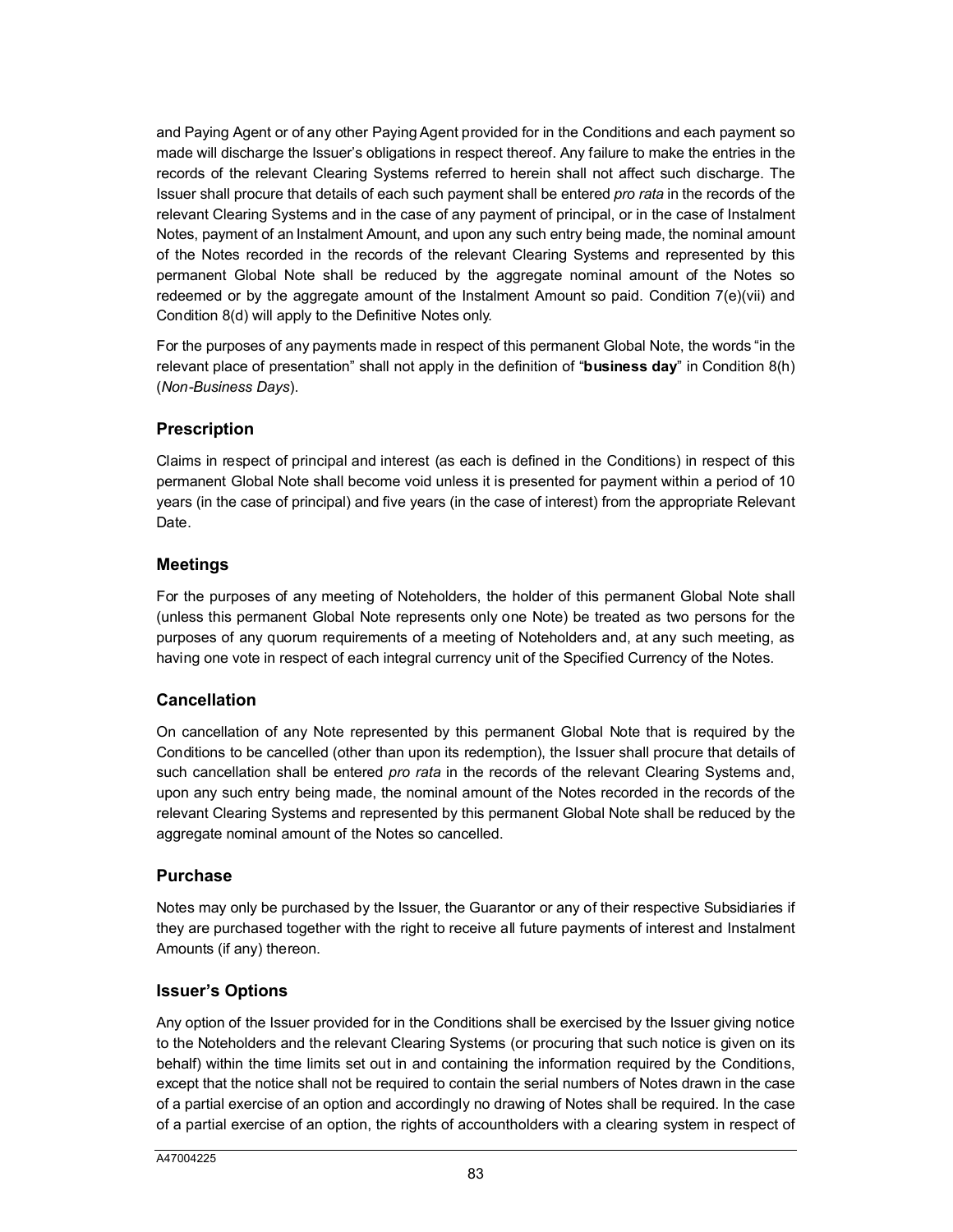and Paying Agent or of any other Paying Agent provided for in the Conditions and each payment so made will discharge the Issuer's obligations in respect thereof. Any failure to make the entries in the records of the relevant Clearing Systems referred to herein shall not affect such discharge. The Issuer shall procure that details of each such payment shall be entered *pro rata* in the records of the relevant Clearing Systems and in the case of any payment of principal, or in the case of Instalment Notes, payment of an Instalment Amount, and upon any such entry being made, the nominal amount of the Notes recorded in the records of the relevant Clearing Systems and represented by this permanent Global Note shall be reduced by the aggregate nominal amount of the Notes so redeemed or by the aggregate amount of the Instalment Amount so paid. Condition 7(e)(vii) and Condition 8(d) will apply to the Definitive Notes only.

For the purposes of any payments made in respect of this permanent Global Note, the words "in the relevant place of presentation" shall not apply in the definition of "**business day**" in Condition 8(h) (*Non-Business Days*).

### Prescription

Claims in respect of principal and interest (as each is defined in the Conditions) in respect of this permanent Global Note shall become void unless it is presented for payment within a period of 10 years (in the case of principal) and five years (in the case of interest) from the appropriate Relevant Date.

### Meetings

For the purposes of any meeting of Noteholders, the holder of this permanent Global Note shall (unless this permanent Global Note represents only one Note) be treated as two persons for the purposes of any quorum requirements of a meeting of Noteholders and, at any such meeting, as having one vote in respect of each integral currency unit of the Specified Currency of the Notes.

### Cancellation

On cancellation of any Note represented by this permanent Global Note that is required by the Conditions to be cancelled (other than upon its redemption), the Issuer shall procure that details of such cancellation shall be entered *pro rata* in the records of the relevant Clearing Systems and, upon any such entry being made, the nominal amount of the Notes recorded in the records of the relevant Clearing Systems and represented by this permanent Global Note shall be reduced by the aggregate nominal amount of the Notes so cancelled.

### Purchase

Notes may only be purchased by the Issuer, the Guarantor or any of their respective Subsidiaries if they are purchased together with the right to receive all future payments of interest and Instalment Amounts (if any) thereon.

### Issuer's Options

Any option of the Issuer provided for in the Conditions shall be exercised by the Issuer giving notice to the Noteholders and the relevant Clearing Systems (or procuring that such notice is given on its behalf) within the time limits set out in and containing the information required by the Conditions, except that the notice shall not be required to contain the serial numbers of Notes drawn in the case of a partial exercise of an option and accordingly no drawing of Notes shall be required. In the case of a partial exercise of an option, the rights of accountholders with a clearing system in respect of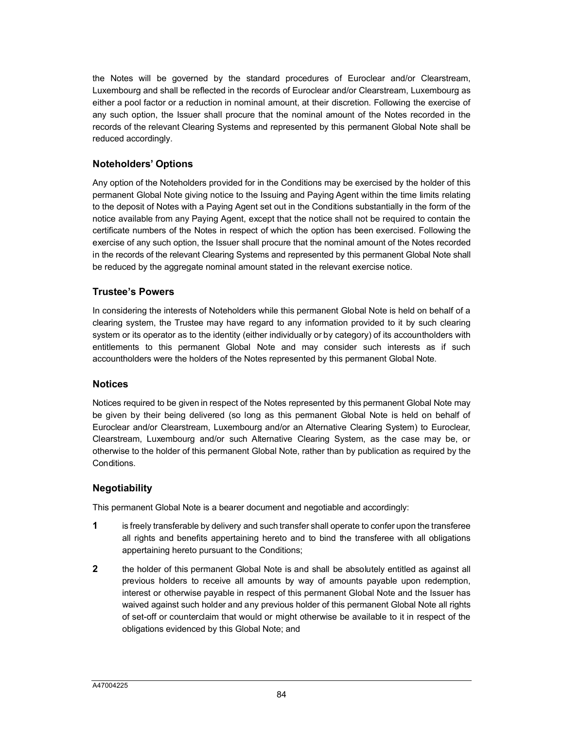the Notes will be governed by the standard procedures of Euroclear and/or Clearstream, Luxembourg and shall be reflected in the records of Euroclear and/or Clearstream, Luxembourg as either a pool factor or a reduction in nominal amount, at their discretion. Following the exercise of any such option, the Issuer shall procure that the nominal amount of the Notes recorded in the records of the relevant Clearing Systems and represented by this permanent Global Note shall be reduced accordingly.

### Noteholders' Options

Any option of the Noteholders provided for in the Conditions may be exercised by the holder of this permanent Global Note giving notice to the Issuing and Paying Agent within the time limits relating to the deposit of Notes with a Paying Agent set out in the Conditions substantially in the form of the notice available from any Paying Agent, except that the notice shall not be required to contain the certificate numbers of the Notes in respect of which the option has been exercised. Following the exercise of any such option, the Issuer shall procure that the nominal amount of the Notes recorded in the records of the relevant Clearing Systems and represented by this permanent Global Note shall be reduced by the aggregate nominal amount stated in the relevant exercise notice.

### Trustee's Powers

In considering the interests of Noteholders while this permanent Global Note is held on behalf of a clearing system, the Trustee may have regard to any information provided to it by such clearing system or its operator as to the identity (either individually or by category) of its accountholders with entitlements to this permanent Global Note and may consider such interests as if such accountholders were the holders of the Notes represented by this permanent Global Note.

### Notices

Notices required to be given in respect of the Notes represented by this permanent Global Note may be given by their being delivered (so long as this permanent Global Note is held on behalf of Euroclear and/or Clearstream, Luxembourg and/or an Alternative Clearing System) to Euroclear, Clearstream, Luxembourg and/or such Alternative Clearing System, as the case may be, or otherwise to the holder of this permanent Global Note, rather than by publication as required by the Conditions.

### Negotiability

This permanent Global Note is a bearer document and negotiable and accordingly:

**1** is freely transferable by delivery and such transfer shall operate to confer upon the transferee all rights and benefits appertaining hereto and to bind the transferee with all obligations appertaining hereto pursuant to the Conditions;

**2** the holder of this permanent Global Note is and shall be absolutely entitled as against all previous holders to receive all amounts by way of amounts payable upon redemption, interest or otherwise payable in respect of this permanent Global Note and the Issuer has waived against such holder and any previous holder of this permanent Global Note all rights of set-off or counterclaim that would or might otherwise be available to it in respect of the obligations evidenced by this Global Note; and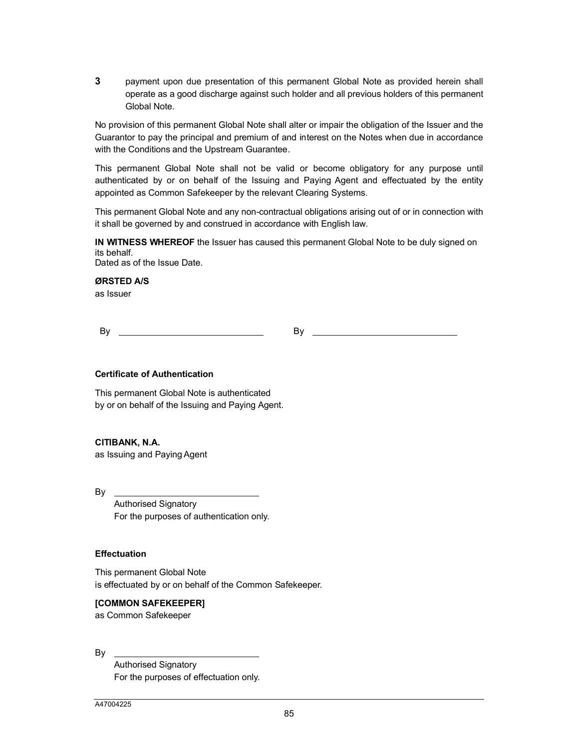3 payment upon due presentation of this permanent Global Note as provided herein shall operate as a good discharge against such holder and all previous holders of this permanent Global Note.

No provision of this permanent Global Note shall alter or impair the obligation of the Issuer and the Guarantor to pay the principal and premium of and interest on the Notes when due in accordance with the Conditions and the Upstream Guarantee.

This permanent Global Note shall not be valid or become obligatory for any purpose until authenticated by or on behalf of the Issuing and Paying Agent and effectuated by the entity appointed as Common Safekeeper by the relevant Clearing Systems.

This permanent Global Note and any non-contractual obligations arising out of or in connection with it shall be governed by and construed in accordance with English law.

**IN WITNESS WHEREOF** the Issuer has caused this permanent Global Note to be duly signed on its behalf.
Dated as of the Issue Date.

**ØRSTED A/S**
as Issuer

By \_\_\_\_\_\_\_\_\_\_\_\_\_\_\_\_\_\_\_\_\_\_\_\_\_\_\_\_ By \_\_\_\_\_\_\_\_\_\_\_\_\_\_\_\_\_\_\_\_\_\_\_\_\_\_\_\_

**Certificate of Authentication**

This permanent Global Note is authenticated
by or on behalf of the Issuing and Paying Agent.

**CITIBANK, N.A.**
as Issuing and Paying Agent

By \_\_\_\_\_\_\_\_\_\_\_\_\_\_\_\_\_\_\_\_\_\_\_\_\_\_\_\_
Authorised Signatory
For the purposes of authentication only.

**Effectuation**

This permanent Global Note
is effectuated by or on behalf of the Common Safekeeper.

**[COMMON SAFEKEEPER]**
as Common Safekeeper

By \_\_\_\_\_\_\_\_\_\_\_\_\_\_\_\_\_\_\_\_\_\_\_\_\_\_\_\_
Authorised Signatory
For the purposes of effectuation only.

A47004225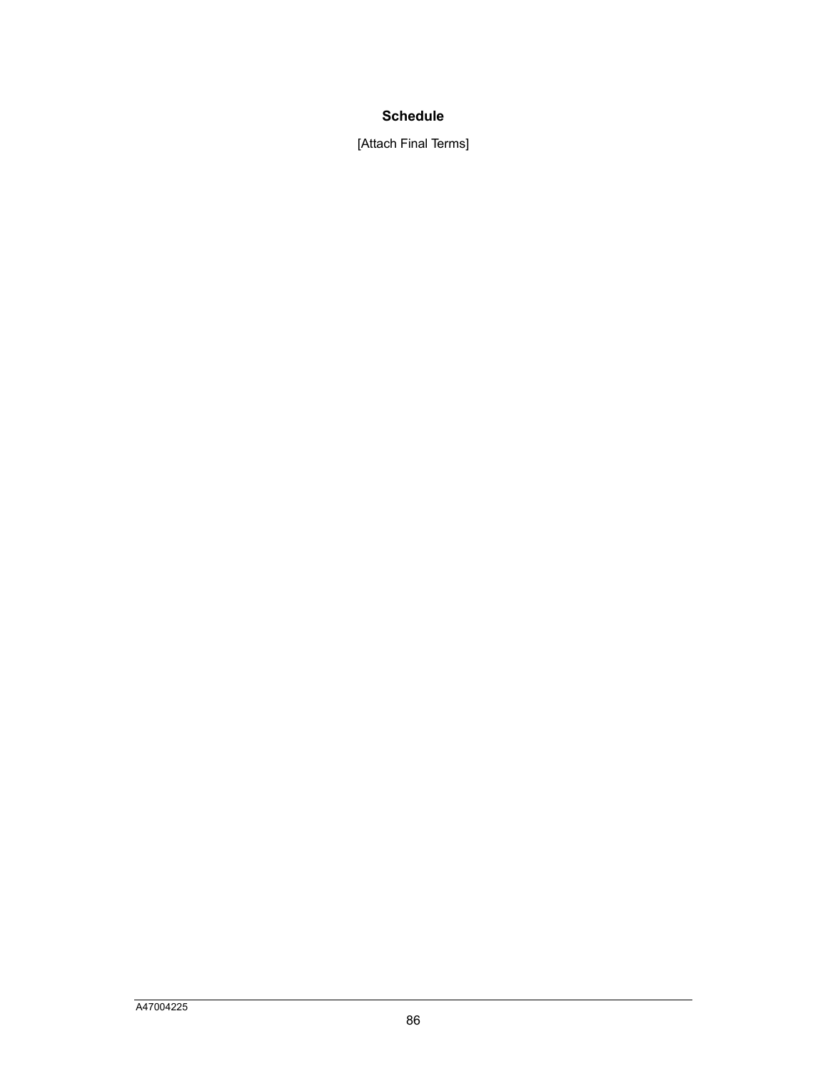## Schedule

[Attach Final Terms]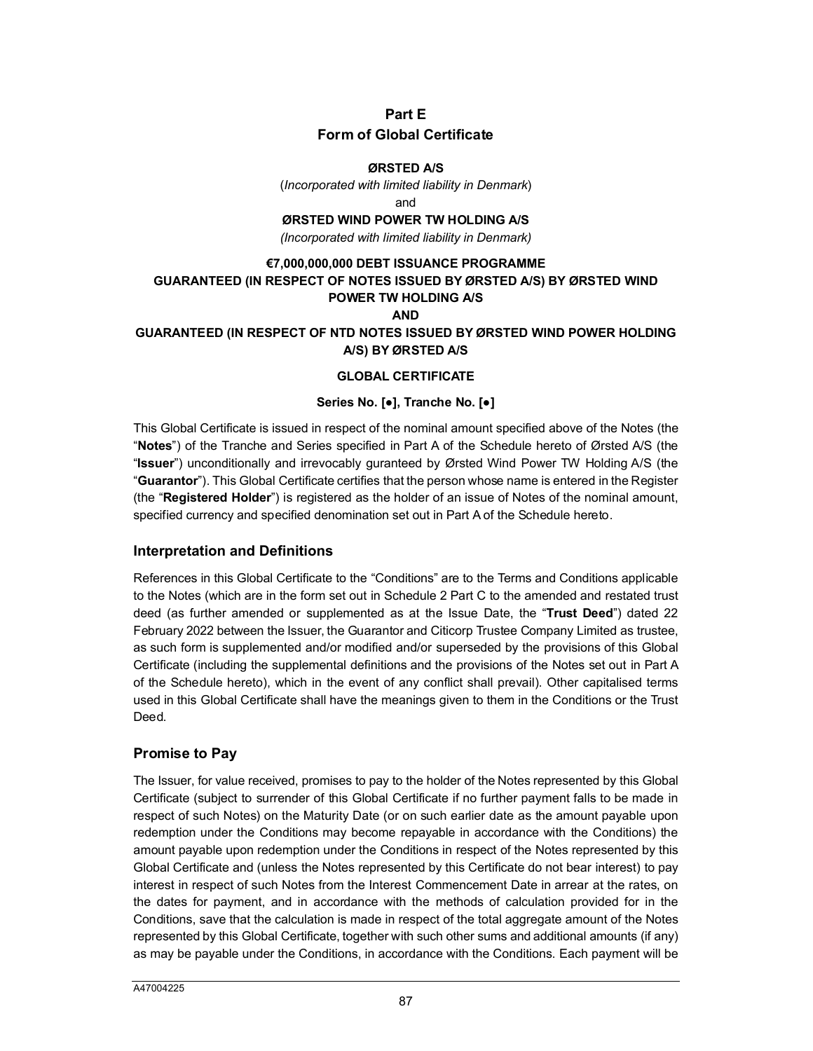# Part E
# Form of Global Certificate

**ØRSTED A/S**

(*Incorporated with limited liability in Denmark*)

and

**ØRSTED WIND POWER TW HOLDING A/S**

*(Incorporated with limited liability in Denmark)*

**€7,000,000,000 DEBT ISSUANCE PROGRAMME**
**GUARANTEED (IN RESPECT OF NOTES ISSUED BY ØRSTED A/S) BY ØRSTED WIND POWER TW HOLDING A/S**
**AND**
**GUARANTEED (IN RESPECT OF NTD NOTES ISSUED BY ØRSTED WIND POWER HOLDING A/S) BY ØRSTED A/S**

**GLOBAL CERTIFICATE**

**Series No. [●], Tranche No. [●]**

This Global Certificate is issued in respect of the nominal amount specified above of the Notes (the "**Notes**") of the Tranche and Series specified in Part A of the Schedule hereto of Ørsted A/S (the "**Issuer**") unconditionally and irrevocably guranteed by Ørsted Wind Power TW Holding A/S (the "**Guarantor**"). This Global Certificate certifies that the person whose name is entered in the Register (the "**Registered Holder**") is registered as the holder of an issue of Notes of the nominal amount, specified currency and specified denomination set out in Part A of the Schedule hereto.

## Interpretation and Definitions

References in this Global Certificate to the "Conditions" are to the Terms and Conditions applicable to the Notes (which are in the form set out in Schedule 2 Part C to the amended and restated trust deed (as further amended or supplemented as at the Issue Date, the "**Trust Deed**") dated 22 February 2022 between the Issuer, the Guarantor and Citicorp Trustee Company Limited as trustee, as such form is supplemented and/or modified and/or superseded by the provisions of this Global Certificate (including the supplemental definitions and the provisions of the Notes set out in Part A of the Schedule hereto), which in the event of any conflict shall prevail). Other capitalised terms used in this Global Certificate shall have the meanings given to them in the Conditions or the Trust Deed.

## Promise to Pay

The Issuer, for value received, promises to pay to the holder of the Notes represented by this Global Certificate (subject to surrender of this Global Certificate if no further payment falls to be made in respect of such Notes) on the Maturity Date (or on such earlier date as the amount payable upon redemption under the Conditions may become repayable in accordance with the Conditions) the amount payable upon redemption under the Conditions in respect of the Notes represented by this Global Certificate and (unless the Notes represented by this Certificate do not bear interest) to pay interest in respect of such Notes from the Interest Commencement Date in arrear at the rates, on the dates for payment, and in accordance with the methods of calculation provided for in the Conditions, save that the calculation is made in respect of the total aggregate amount of the Notes represented by this Global Certificate, together with such other sums and additional amounts (if any) as may be payable under the Conditions, in accordance with the Conditions. Each payment will be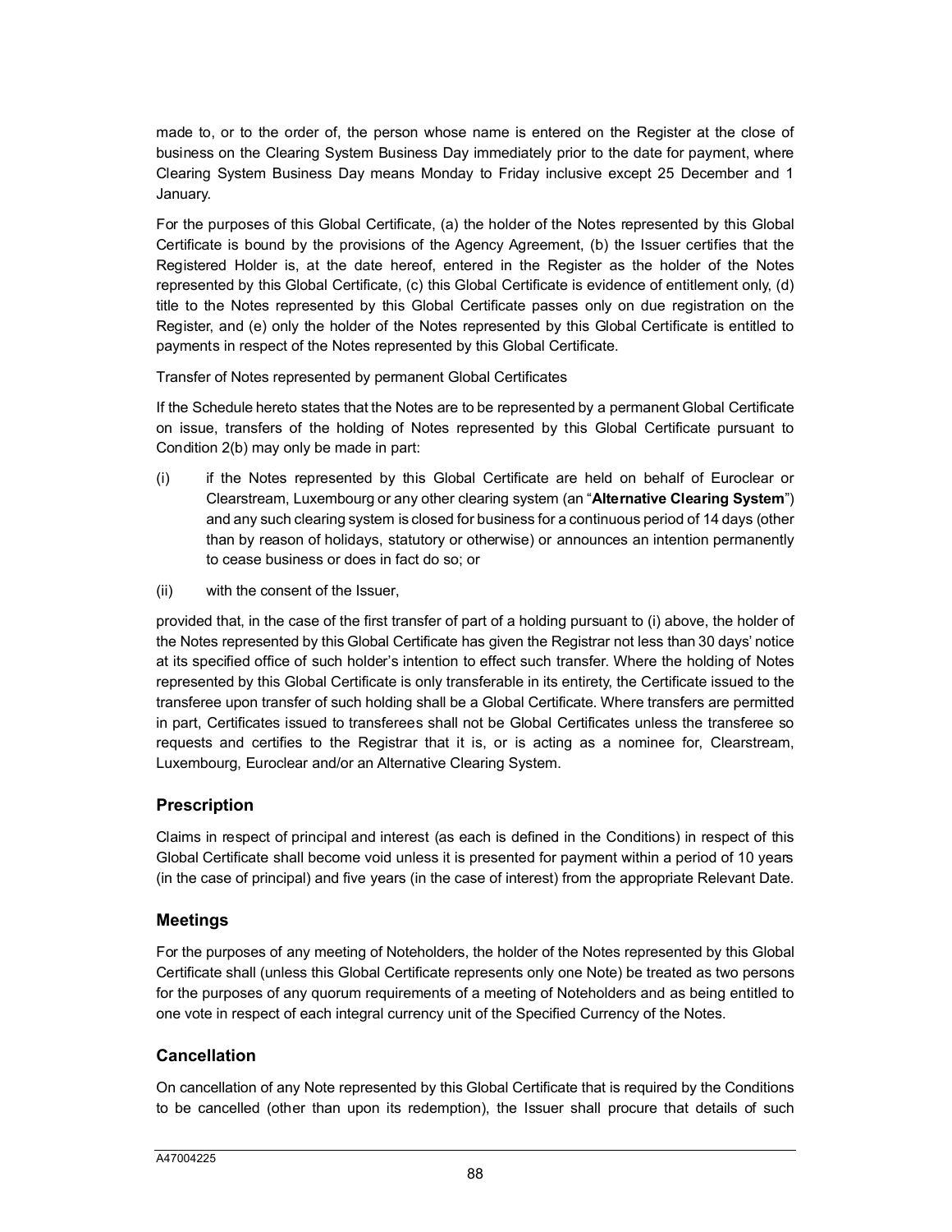made to, or to the order of, the person whose name is entered on the Register at the close of business on the Clearing System Business Day immediately prior to the date for payment, where Clearing System Business Day means Monday to Friday inclusive except 25 December and 1 January.

For the purposes of this Global Certificate, (a) the holder of the Notes represented by this Global Certificate is bound by the provisions of the Agency Agreement, (b) the Issuer certifies that the Registered Holder is, at the date hereof, entered in the Register as the holder of the Notes represented by this Global Certificate, (c) this Global Certificate is evidence of entitlement only, (d) title to the Notes represented by this Global Certificate passes only on due registration on the Register, and (e) only the holder of the Notes represented by this Global Certificate is entitled to payments in respect of the Notes represented by this Global Certificate.

Transfer of Notes represented by permanent Global Certificates

If the Schedule hereto states that the Notes are to be represented by a permanent Global Certificate on issue, transfers of the holding of Notes represented by this Global Certificate pursuant to Condition 2(b) may only be made in part:

(i) if the Notes represented by this Global Certificate are held on behalf of Euroclear or Clearstream, Luxembourg or any other clearing system (an "**Alternative Clearing System**") and any such clearing system is closed for business for a continuous period of 14 days (other than by reason of holidays, statutory or otherwise) or announces an intention permanently to cease business or does in fact do so; or

(ii) with the consent of the Issuer,

provided that, in the case of the first transfer of part of a holding pursuant to (i) above, the holder of the Notes represented by this Global Certificate has given the Registrar not less than 30 days' notice at its specified office of such holder's intention to effect such transfer. Where the holding of Notes represented by this Global Certificate is only transferable in its entirety, the Certificate issued to the transferee upon transfer of such holding shall be a Global Certificate. Where transfers are permitted in part, Certificates issued to transferees shall not be Global Certificates unless the transferee so requests and certifies to the Registrar that it is, or is acting as a nominee for, Clearstream, Luxembourg, Euroclear and/or an Alternative Clearing System.

## Prescription

Claims in respect of principal and interest (as each is defined in the Conditions) in respect of this Global Certificate shall become void unless it is presented for payment within a period of 10 years (in the case of principal) and five years (in the case of interest) from the appropriate Relevant Date.

## Meetings

For the purposes of any meeting of Noteholders, the holder of the Notes represented by this Global Certificate shall (unless this Global Certificate represents only one Note) be treated as two persons for the purposes of any quorum requirements of a meeting of Noteholders and as being entitled to one vote in respect of each integral currency unit of the Specified Currency of the Notes.

## Cancellation

On cancellation of any Note represented by this Global Certificate that is required by the Conditions to be cancelled (other than upon its redemption), the Issuer shall procure that details of such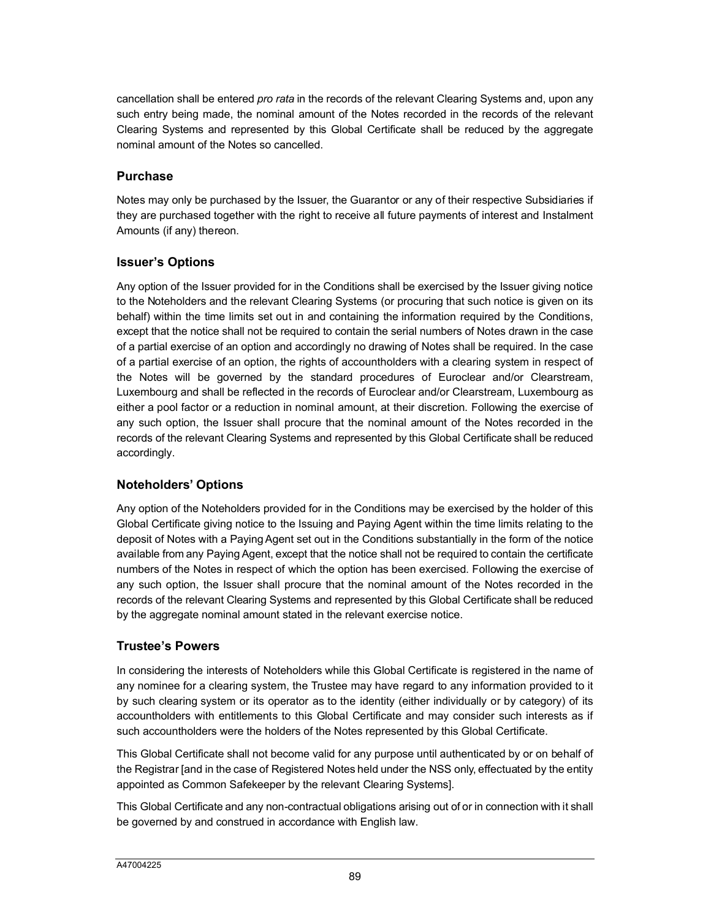cancellation shall be entered *pro rata* in the records of the relevant Clearing Systems and, upon any such entry being made, the nominal amount of the Notes recorded in the records of the relevant Clearing Systems and represented by this Global Certificate shall be reduced by the aggregate nominal amount of the Notes so cancelled.

### Purchase

Notes may only be purchased by the Issuer, the Guarantor or any of their respective Subsidiaries if they are purchased together with the right to receive all future payments of interest and Instalment Amounts (if any) thereon.

### Issuer's Options

Any option of the Issuer provided for in the Conditions shall be exercised by the Issuer giving notice to the Noteholders and the relevant Clearing Systems (or procuring that such notice is given on its behalf) within the time limits set out in and containing the information required by the Conditions, except that the notice shall not be required to contain the serial numbers of Notes drawn in the case of a partial exercise of an option and accordingly no drawing of Notes shall be required. In the case of a partial exercise of an option, the rights of accountholders with a clearing system in respect of the Notes will be governed by the standard procedures of Euroclear and/or Clearstream, Luxembourg and shall be reflected in the records of Euroclear and/or Clearstream, Luxembourg as either a pool factor or a reduction in nominal amount, at their discretion. Following the exercise of any such option, the Issuer shall procure that the nominal amount of the Notes recorded in the records of the relevant Clearing Systems and represented by this Global Certificate shall be reduced accordingly.

### Noteholders' Options

Any option of the Noteholders provided for in the Conditions may be exercised by the holder of this Global Certificate giving notice to the Issuing and Paying Agent within the time limits relating to the deposit of Notes with a Paying Agent set out in the Conditions substantially in the form of the notice available from any Paying Agent, except that the notice shall not be required to contain the certificate numbers of the Notes in respect of which the option has been exercised. Following the exercise of any such option, the Issuer shall procure that the nominal amount of the Notes recorded in the records of the relevant Clearing Systems and represented by this Global Certificate shall be reduced by the aggregate nominal amount stated in the relevant exercise notice.

### Trustee's Powers

In considering the interests of Noteholders while this Global Certificate is registered in the name of any nominee for a clearing system, the Trustee may have regard to any information provided to it by such clearing system or its operator as to the identity (either individually or by category) of its accountholders with entitlements to this Global Certificate and may consider such interests as if such accountholders were the holders of the Notes represented by this Global Certificate.

This Global Certificate shall not become valid for any purpose until authenticated by or on behalf of the Registrar [and in the case of Registered Notes held under the NSS only, effectuated by the entity appointed as Common Safekeeper by the relevant Clearing Systems].

This Global Certificate and any non-contractual obligations arising out of or in connection with it shall be governed by and construed in accordance with English law.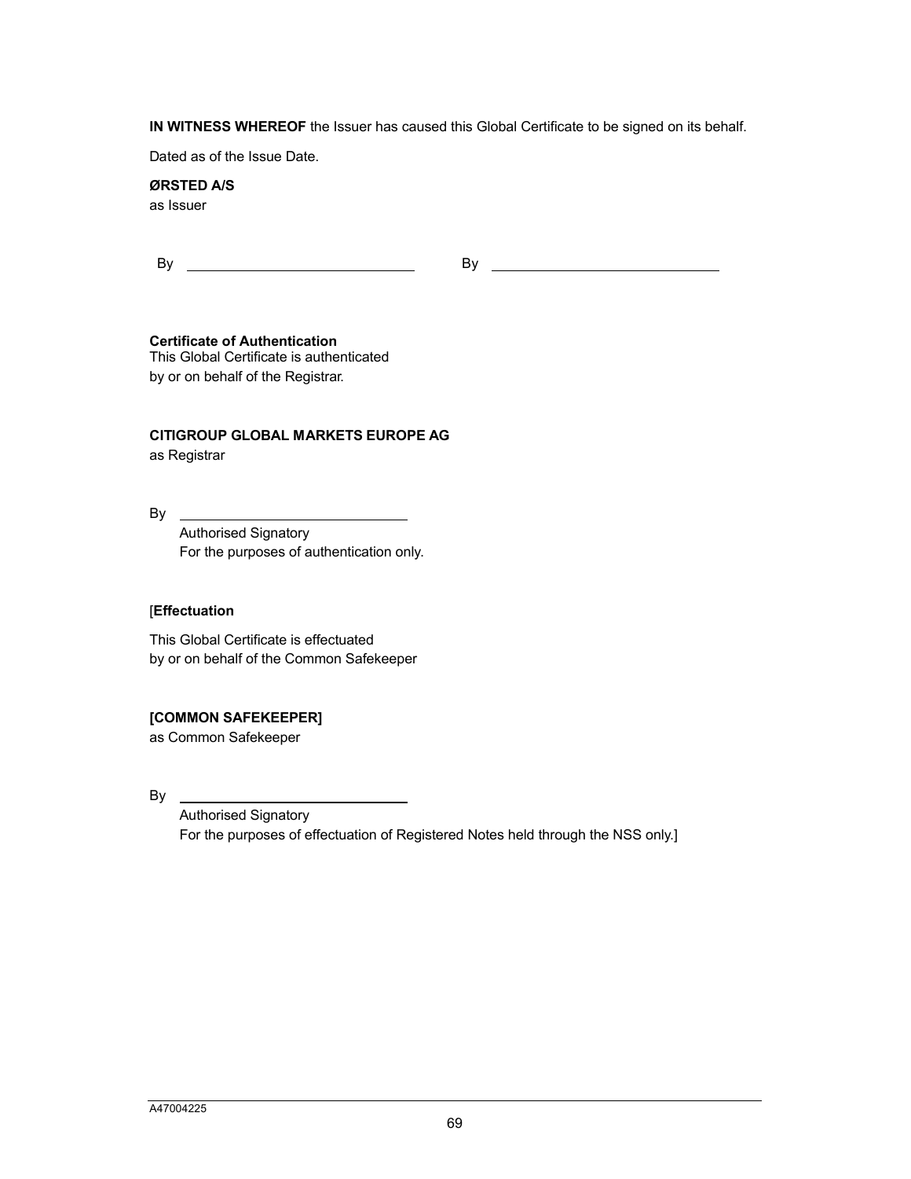**IN WITNESS WHEREOF** the Issuer has caused this Global Certificate to be signed on its behalf.

Dated as of the Issue Date.

**ØRSTED A/S**
as Issuer

By ______________________________ By ______________________________

**Certificate of Authentication**
This Global Certificate is authenticated
by or on behalf of the Registrar.

**CITIGROUP GLOBAL MARKETS EUROPE AG**
as Registrar

By ______________________________
Authorised Signatory
For the purposes of authentication only.

[**Effectuation**

This Global Certificate is effectuated
by or on behalf of the Common Safekeeper

**[COMMON SAFEKEEPER]**
as Common Safekeeper

By ______________________________
Authorised Signatory
For the purposes of effectuation of Registered Notes held through the NSS only.]

A47004225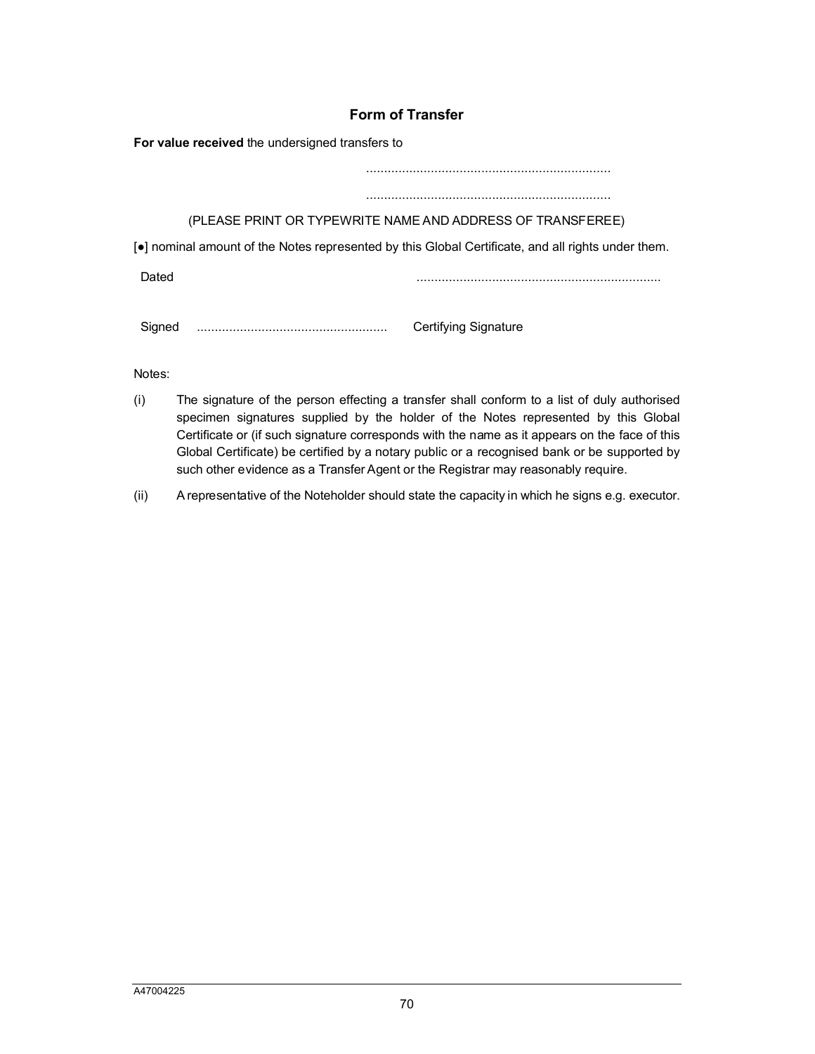## Form of Transfer

**For value received** the undersigned transfers to

....................................................................

....................................................................

(PLEASE PRINT OR TYPEWRITE NAME AND ADDRESS OF TRANSFEREE)

[●] nominal amount of the Notes represented by this Global Certificate, and all rights under them.

Dated ....................................................................

Signed ..................................................... Certifying Signature

Notes:

(i) The signature of the person effecting a transfer shall conform to a list of duly authorised specimen signatures supplied by the holder of the Notes represented by this Global Certificate or (if such signature corresponds with the name as it appears on the face of this Global Certificate) be certified by a notary public or a recognised bank or be supported by such other evidence as a Transfer Agent or the Registrar may reasonably require.

(ii) A representative of the Noteholder should state the capacity in which he signs e.g. executor.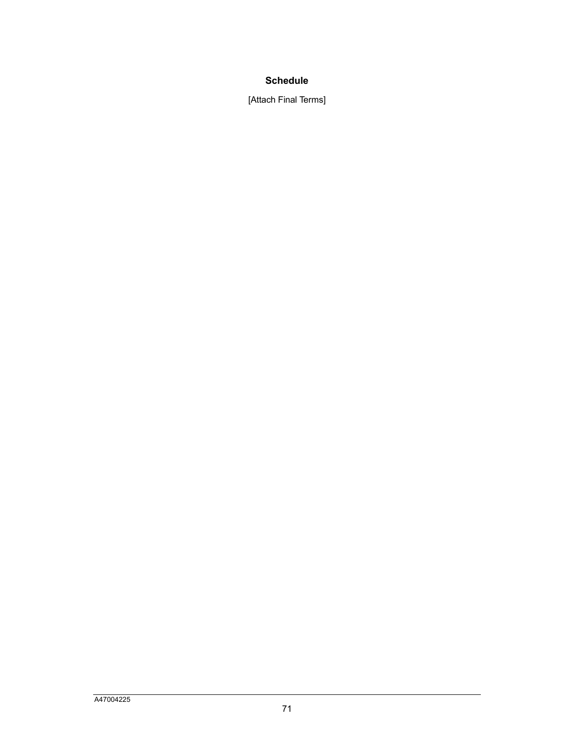# Schedule

[Attach Final Terms]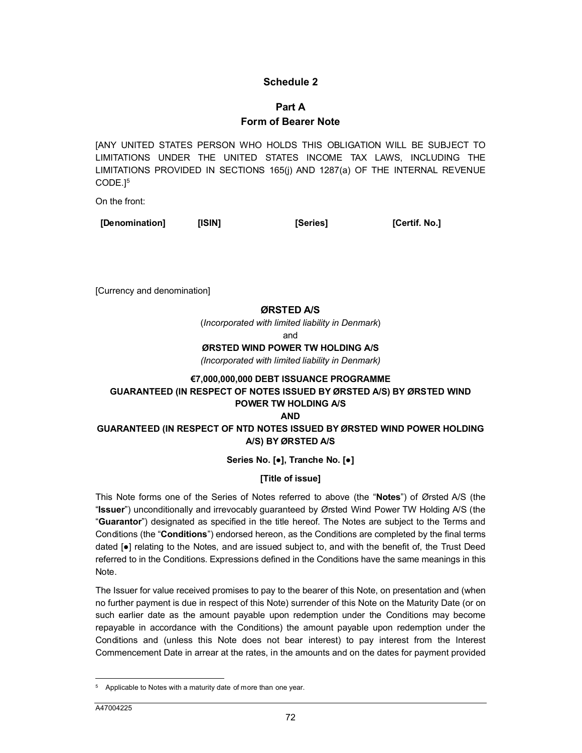# Schedule 2

## Part A
## Form of Bearer Note

[ANY UNITED STATES PERSON WHO HOLDS THIS OBLIGATION WILL BE SUBJECT TO LIMITATIONS UNDER THE UNITED STATES INCOME TAX LAWS, INCLUDING THE LIMITATIONS PROVIDED IN SECTIONS 165(j) AND 1287(a) OF THE INTERNAL REVENUE CODE.][5]

On the front:

| **[Denomination]** | **[ISIN]** | **[Series]** | **[Certif. No.]** |
|---|---|---|---|

[Currency and denomination]

**ØRSTED A/S**

(*Incorporated with limited liability in Denmark*)

and

**ØRSTED WIND POWER TW HOLDING A/S**

*(Incorporated with limited liability in Denmark)*

**€7,000,000,000 DEBT ISSUANCE PROGRAMME**
**GUARANTEED (IN RESPECT OF NOTES ISSUED BY ØRSTED A/S) BY ØRSTED WIND POWER TW HOLDING A/S**
**AND**
**GUARANTEED (IN RESPECT OF NTD NOTES ISSUED BY ØRSTED WIND POWER HOLDING A/S) BY ØRSTED A/S**

**Series No. [●], Tranche No. [●]**

**[Title of issue]**

This Note forms one of the Series of Notes referred to above (the "**Notes**") of Ørsted A/S (the "**Issuer**") unconditionally and irrevocably guaranteed by Ørsted Wind Power TW Holding A/S (the "**Guarantor**") designated as specified in the title hereof. The Notes are subject to the Terms and Conditions (the "**Conditions**") endorsed hereon, as the Conditions are completed by the final terms dated [●] relating to the Notes, and are issued subject to, and with the benefit of, the Trust Deed referred to in the Conditions. Expressions defined in the Conditions have the same meanings in this Note.

The Issuer for value received promises to pay to the bearer of this Note, on presentation and (when no further payment is due in respect of this Note) surrender of this Note on the Maturity Date (or on such earlier date as the amount payable upon redemption under the Conditions may become repayable in accordance with the Conditions) the amount payable upon redemption under the Conditions and (unless this Note does not bear interest) to pay interest from the Interest Commencement Date in arrear at the rates, in the amounts and on the dates for payment provided

---

[5] Applicable to Notes with a maturity date of more than one year.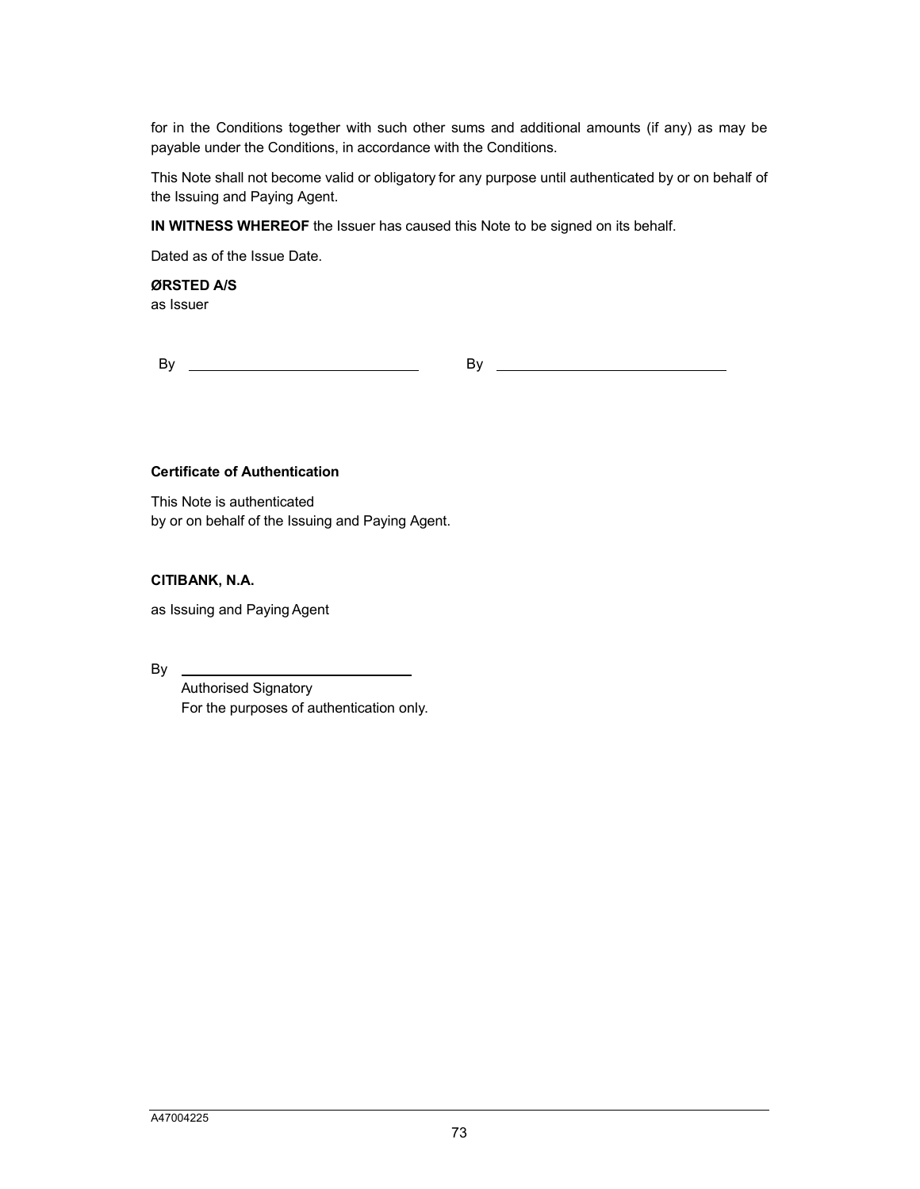for in the Conditions together with such other sums and additional amounts (if any) as may be payable under the Conditions, in accordance with the Conditions.

This Note shall not become valid or obligatory for any purpose until authenticated by or on behalf of the Issuing and Paying Agent.

**IN WITNESS WHEREOF** the Issuer has caused this Note to be signed on its behalf.

Dated as of the Issue Date.

**ØRSTED A/S**
as Issuer

By ______________________________ By ______________________________

**Certificate of Authentication**

This Note is authenticated
by or on behalf of the Issuing and Paying Agent.

**CITIBANK, N.A.**

as Issuing and Paying Agent

By ______________________________
Authorised Signatory
For the purposes of authentication only.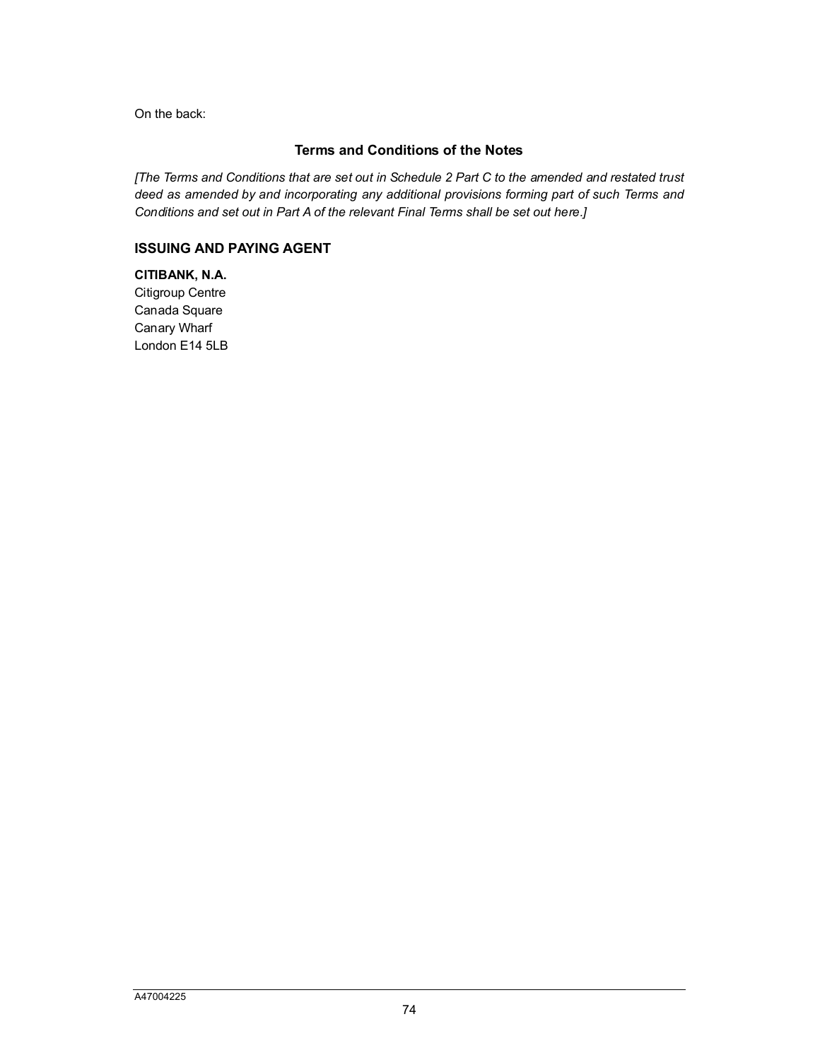On the back:

## Terms and Conditions of the Notes

*[The Terms and Conditions that are set out in Schedule 2 Part C to the amended and restated trust deed as amended by and incorporating any additional provisions forming part of such Terms and Conditions and set out in Part A of the relevant Final Terms shall be set out here.]*

### ISSUING AND PAYING AGENT

**CITIBANK, N.A.**
Citigroup Centre
Canada Square
Canary Wharf
London E14 5LB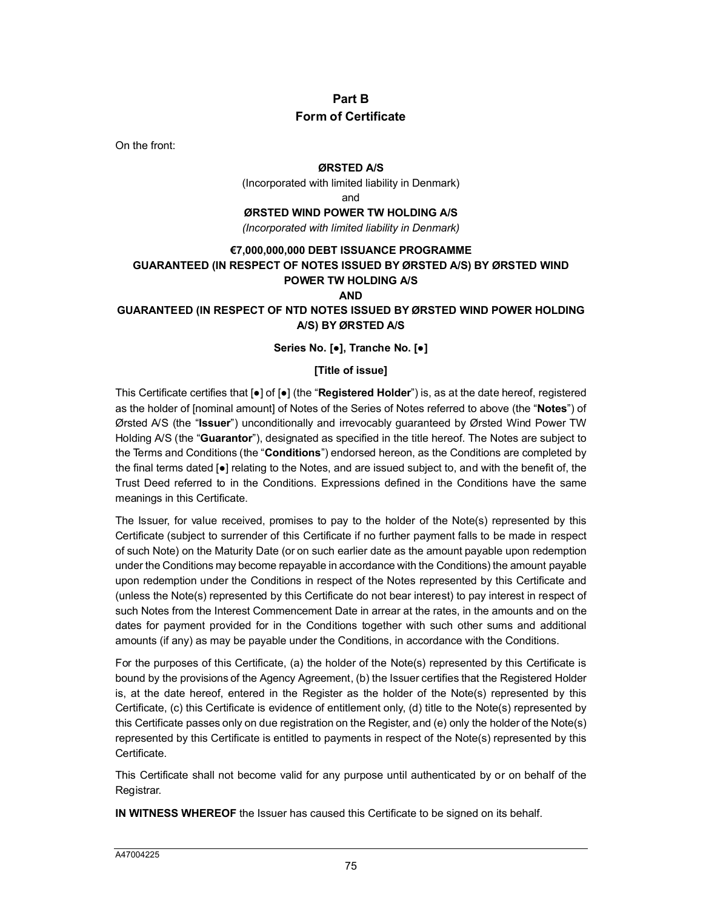# Part B
# Form of Certificate

On the front:

**ØRSTED A/S**

(Incorporated with limited liability in Denmark)

and

**ØRSTED WIND POWER TW HOLDING A/S**

*(Incorporated with limited liability in Denmark)*

**€7,000,000,000 DEBT ISSUANCE PROGRAMME**
**GUARANTEED (IN RESPECT OF NOTES ISSUED BY ØRSTED A/S) BY ØRSTED WIND POWER TW HOLDING A/S**
**AND**
**GUARANTEED (IN RESPECT OF NTD NOTES ISSUED BY ØRSTED WIND POWER HOLDING A/S) BY ØRSTED A/S**

**Series No. [●], Tranche No. [●]**

**[Title of issue]**

This Certificate certifies that [●] of [●] (the "**Registered Holder**") is, as at the date hereof, registered as the holder of [nominal amount] of Notes of the Series of Notes referred to above (the "**Notes**") of Ørsted A/S (the "**Issuer**") unconditionally and irrevocably guaranteed by Ørsted Wind Power TW Holding A/S (the "**Guarantor**"), designated as specified in the title hereof. The Notes are subject to the Terms and Conditions (the "**Conditions**") endorsed hereon, as the Conditions are completed by the final terms dated [●] relating to the Notes, and are issued subject to, and with the benefit of, the Trust Deed referred to in the Conditions. Expressions defined in the Conditions have the same meanings in this Certificate.

The Issuer, for value received, promises to pay to the holder of the Note(s) represented by this Certificate (subject to surrender of this Certificate if no further payment falls to be made in respect of such Note) on the Maturity Date (or on such earlier date as the amount payable upon redemption under the Conditions may become repayable in accordance with the Conditions) the amount payable upon redemption under the Conditions in respect of the Notes represented by this Certificate and (unless the Note(s) represented by this Certificate do not bear interest) to pay interest in respect of such Notes from the Interest Commencement Date in arrear at the rates, in the amounts and on the dates for payment provided for in the Conditions together with such other sums and additional amounts (if any) as may be payable under the Conditions, in accordance with the Conditions.

For the purposes of this Certificate, (a) the holder of the Note(s) represented by this Certificate is bound by the provisions of the Agency Agreement, (b) the Issuer certifies that the Registered Holder is, at the date hereof, entered in the Register as the holder of the Note(s) represented by this Certificate, (c) this Certificate is evidence of entitlement only, (d) title to the Note(s) represented by this Certificate passes only on due registration on the Register, and (e) only the holder of the Note(s) represented by this Certificate is entitled to payments in respect of the Note(s) represented by this Certificate.

This Certificate shall not become valid for any purpose until authenticated by or on behalf of the Registrar.

**IN WITNESS WHEREOF** the Issuer has caused this Certificate to be signed on its behalf.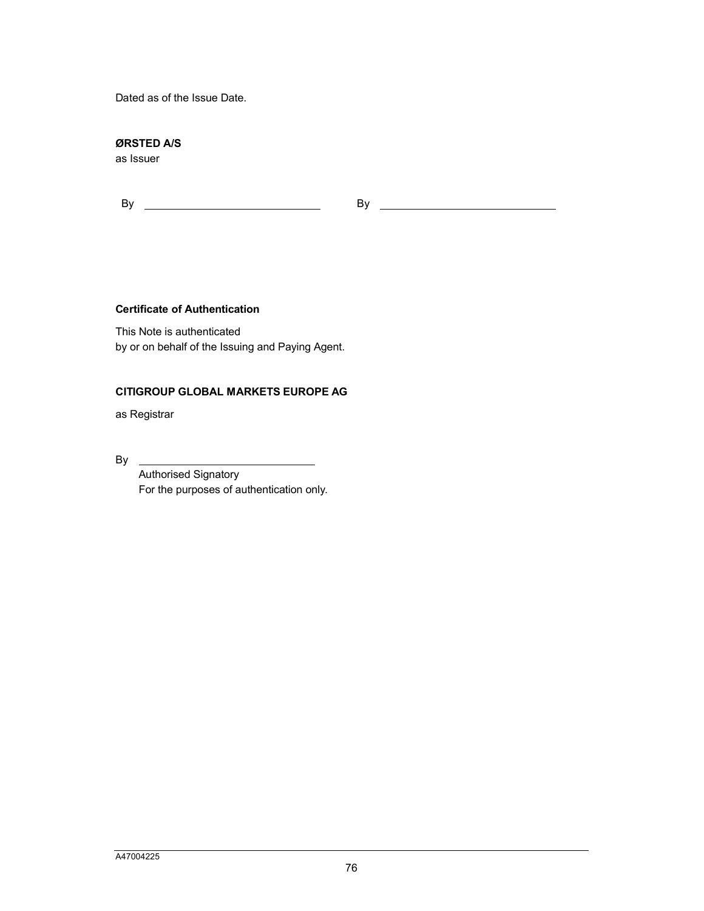Dated as of the Issue Date.

**ØRSTED A/S**
as Issuer

By \_\_\_\_\_\_\_\_\_\_\_\_\_\_\_\_\_\_\_\_\_\_\_\_\_\_\_\_ By \_\_\_\_\_\_\_\_\_\_\_\_\_\_\_\_\_\_\_\_\_\_\_\_\_\_\_\_

**Certificate of Authentication**

This Note is authenticated
by or on behalf of the Issuing and Paying Agent.

**CITIGROUP GLOBAL MARKETS EUROPE AG**

as Registrar

By \_\_\_\_\_\_\_\_\_\_\_\_\_\_\_\_\_\_\_\_\_\_\_\_\_\_\_\_
Authorised Signatory
For the purposes of authentication only.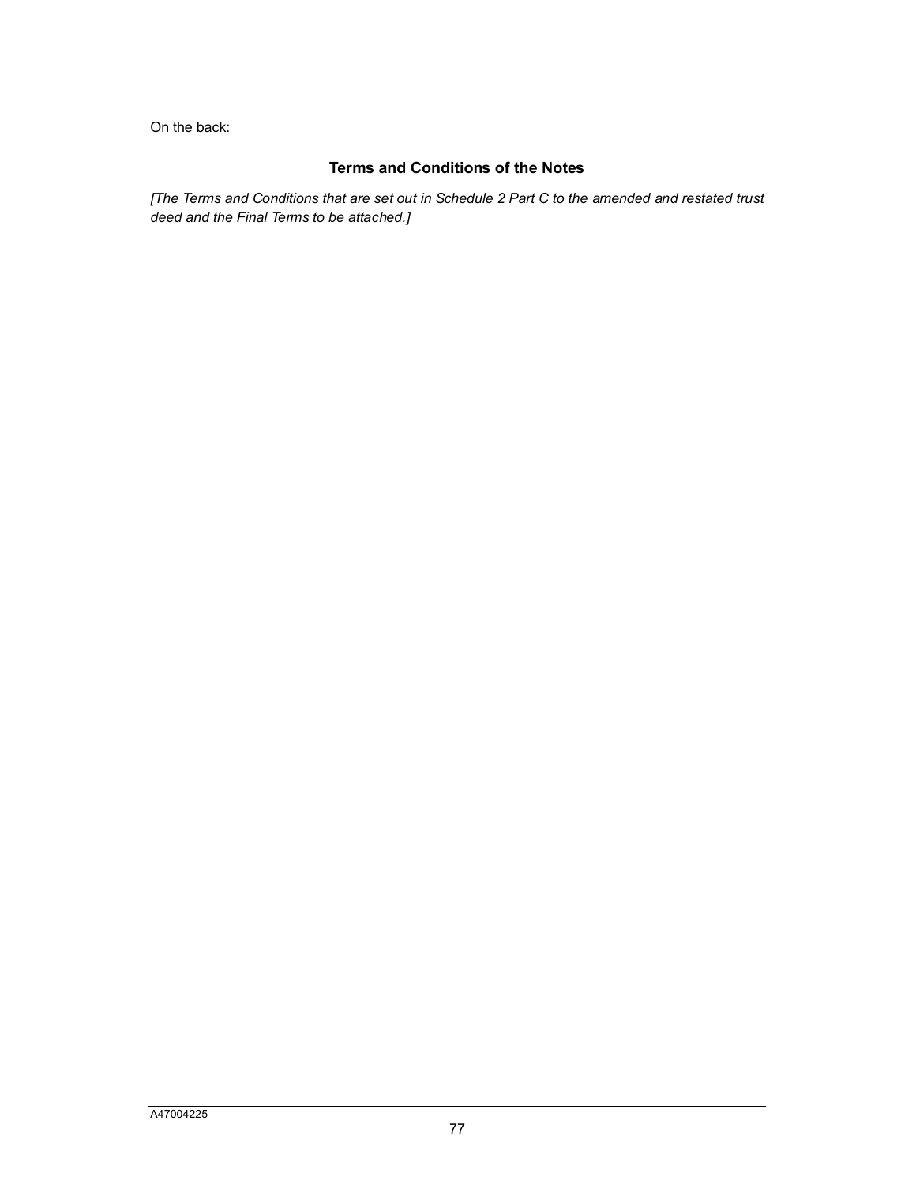On the back:

## Terms and Conditions of the Notes

*[The Terms and Conditions that are set out in Schedule 2 Part C to the amended and restated trust deed and the Final Terms to be attached.]*

A47004225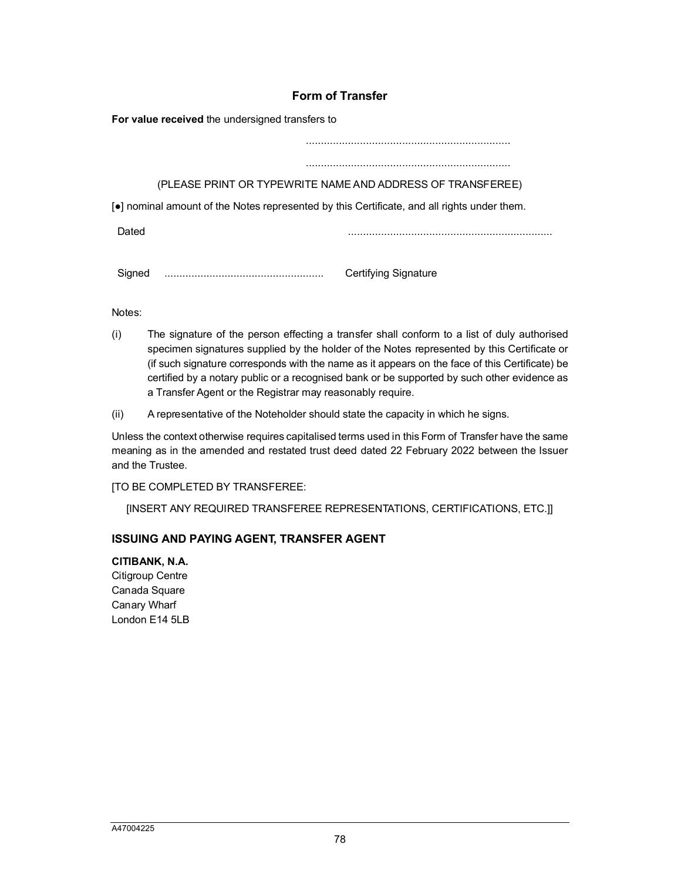## Form of Transfer

**For value received** the undersigned transfers to

...................................................................

...................................................................

(PLEASE PRINT OR TYPEWRITE NAME AND ADDRESS OF TRANSFEREE)

[●] nominal amount of the Notes represented by this Certificate, and all rights under them.

Dated ...................................................................

Signed .................................................... Certifying Signature

Notes:

(i) The signature of the person effecting a transfer shall conform to a list of duly authorised specimen signatures supplied by the holder of the Notes represented by this Certificate or (if such signature corresponds with the name as it appears on the face of this Certificate) be certified by a notary public or a recognised bank or be supported by such other evidence as a Transfer Agent or the Registrar may reasonably require.

(ii) A representative of the Noteholder should state the capacity in which he signs.

Unless the context otherwise requires capitalised terms used in this Form of Transfer have the same meaning as in the amended and restated trust deed dated 22 February 2022 between the Issuer and the Trustee.

[TO BE COMPLETED BY TRANSFEREE:

[INSERT ANY REQUIRED TRANSFEREE REPRESENTATIONS, CERTIFICATIONS, ETC.]]

### ISSUING AND PAYING AGENT, TRANSFER AGENT

**CITIBANK, N.A.**
Citigroup Centre
Canada Square
Canary Wharf
London E14 5LB

A47004225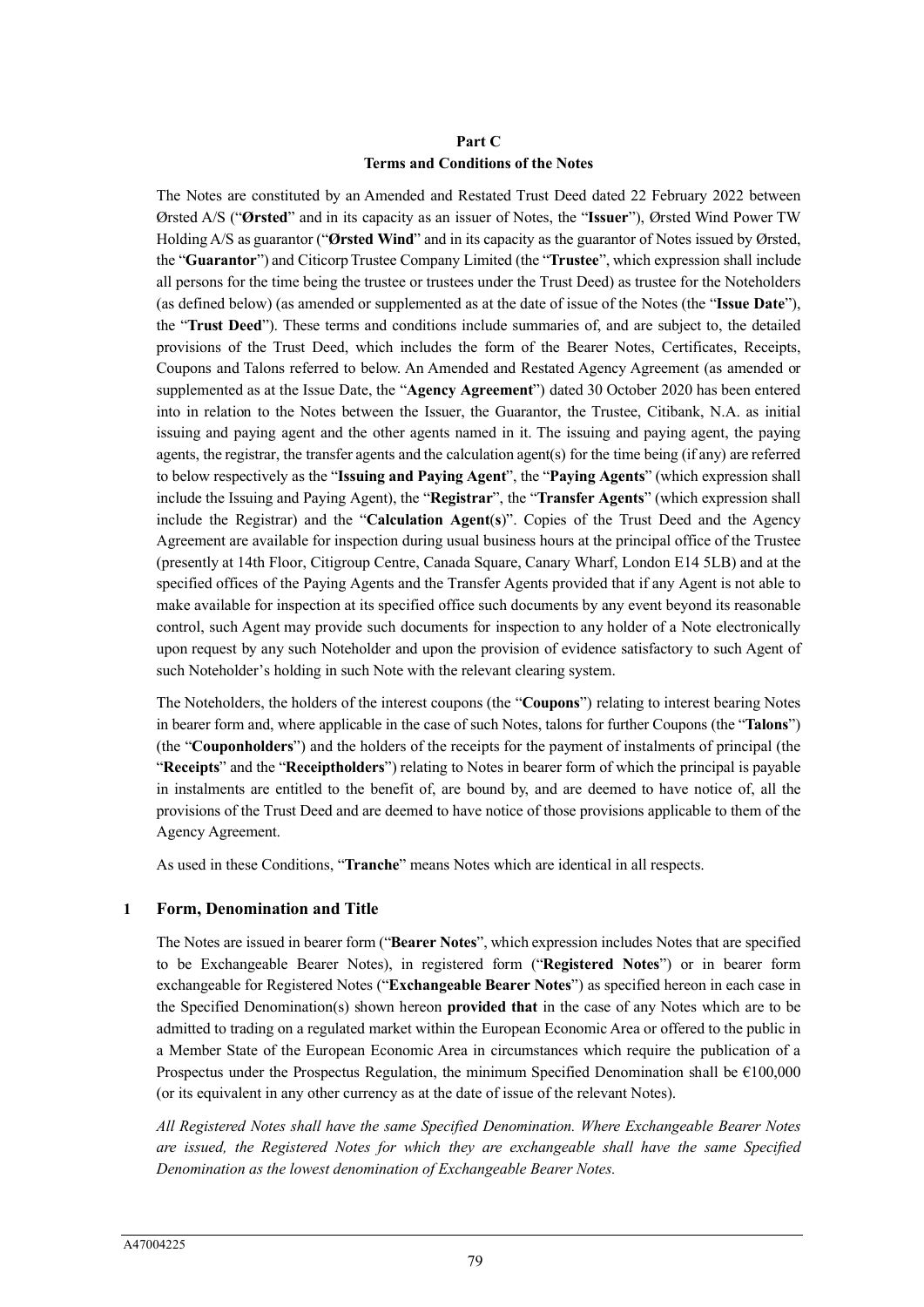## Part C
## Terms and Conditions of the Notes

The Notes are constituted by an Amended and Restated Trust Deed dated 22 February 2022 between Ørsted A/S ("**Ørsted**" and in its capacity as an issuer of Notes, the "**Issuer**"), Ørsted Wind Power TW Holding A/S as guarantor ("**Ørsted Wind**" and in its capacity as the guarantor of Notes issued by Ørsted, the "**Guarantor**") and Citicorp Trustee Company Limited (the "**Trustee**", which expression shall include all persons for the time being the trustee or trustees under the Trust Deed) as trustee for the Noteholders (as defined below) (as amended or supplemented as at the date of issue of the Notes (the "**Issue Date**"), the "**Trust Deed**"). These terms and conditions include summaries of, and are subject to, the detailed provisions of the Trust Deed, which includes the form of the Bearer Notes, Certificates, Receipts, Coupons and Talons referred to below. An Amended and Restated Agency Agreement (as amended or supplemented as at the Issue Date, the "**Agency Agreement**") dated 30 October 2020 has been entered into in relation to the Notes between the Issuer, the Guarantor, the Trustee, Citibank, N.A. as initial issuing and paying agent and the other agents named in it. The issuing and paying agent, the paying agents, the registrar, the transfer agents and the calculation agent(s) for the time being (if any) are referred to below respectively as the "**Issuing and Paying Agent**", the "**Paying Agents**" (which expression shall include the Issuing and Paying Agent), the "**Registrar**", the "**Transfer Agents**" (which expression shall include the Registrar) and the "**Calculation Agent(s)**". Copies of the Trust Deed and the Agency Agreement are available for inspection during usual business hours at the principal office of the Trustee (presently at 14th Floor, Citigroup Centre, Canada Square, Canary Wharf, London E14 5LB) and at the specified offices of the Paying Agents and the Transfer Agents provided that if any Agent is not able to make available for inspection at its specified office such documents by any event beyond its reasonable control, such Agent may provide such documents for inspection to any holder of a Note electronically upon request by any such Noteholder and upon the provision of evidence satisfactory to such Agent of such Noteholder's holding in such Note with the relevant clearing system.

The Noteholders, the holders of the interest coupons (the "**Coupons**") relating to interest bearing Notes in bearer form and, where applicable in the case of such Notes, talons for further Coupons (the "**Talons**") (the "**Couponholders**") and the holders of the receipts for the payment of instalments of principal (the "**Receipts**" and the "**Receiptholders**") relating to Notes in bearer form of which the principal is payable in instalments are entitled to the benefit of, are bound by, and are deemed to have notice of, all the provisions of the Trust Deed and are deemed to have notice of those provisions applicable to them of the Agency Agreement.

As used in these Conditions, "**Tranche**" means Notes which are identical in all respects.

### 1 Form, Denomination and Title

The Notes are issued in bearer form ("**Bearer Notes**", which expression includes Notes that are specified to be Exchangeable Bearer Notes), in registered form ("**Registered Notes**") or in bearer form exchangeable for Registered Notes ("**Exchangeable Bearer Notes**") as specified hereon in each case in the Specified Denomination(s) shown hereon **provided that** in the case of any Notes which are to be admitted to trading on a regulated market within the European Economic Area or offered to the public in a Member State of the European Economic Area in circumstances which require the publication of a Prospectus under the Prospectus Regulation, the minimum Specified Denomination shall be €100,000 (or its equivalent in any other currency as at the date of issue of the relevant Notes).

*All Registered Notes shall have the same Specified Denomination. Where Exchangeable Bearer Notes are issued, the Registered Notes for which they are exchangeable shall have the same Specified Denomination as the lowest denomination of Exchangeable Bearer Notes.*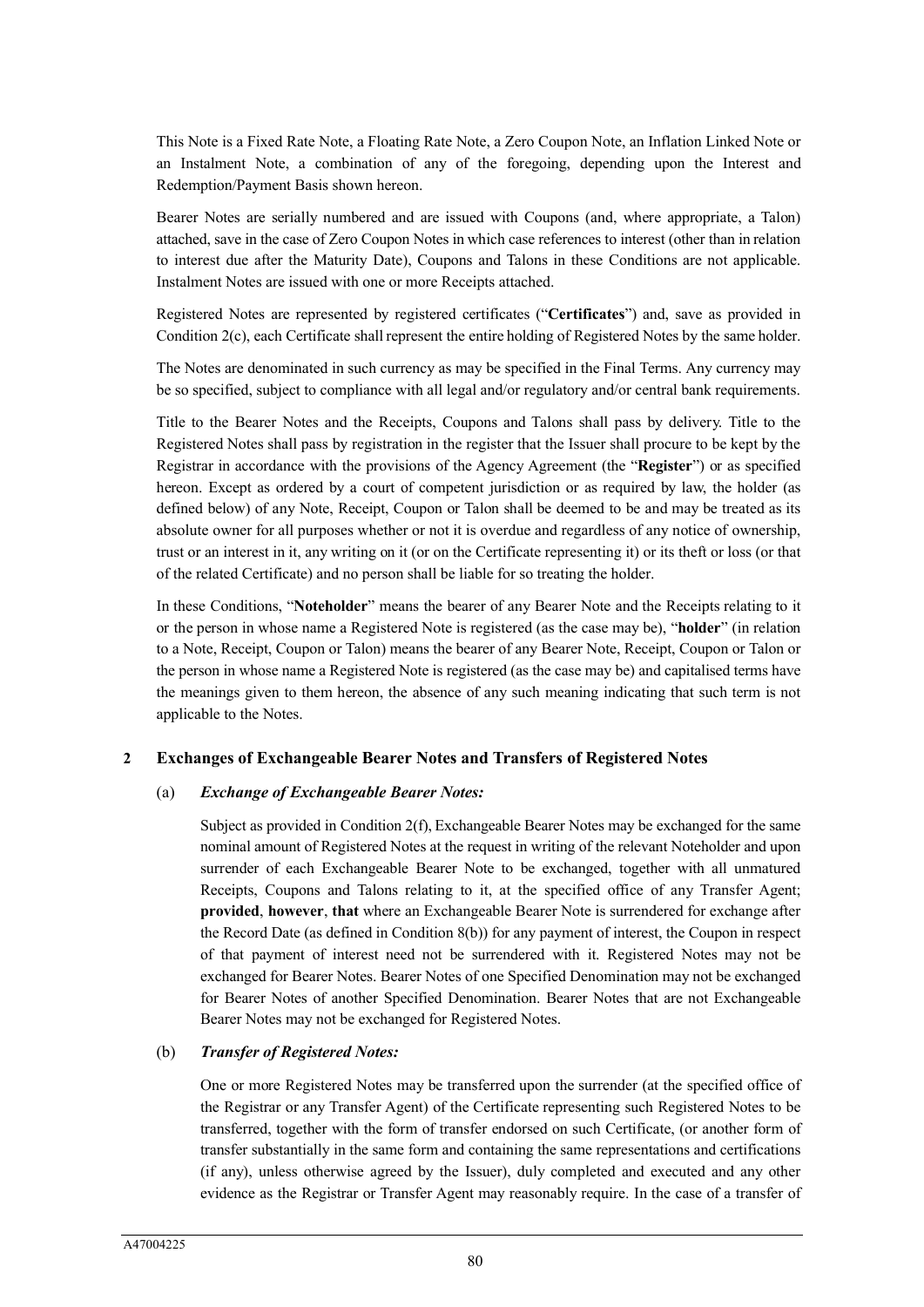This Note is a Fixed Rate Note, a Floating Rate Note, a Zero Coupon Note, an Inflation Linked Note or an Instalment Note, a combination of any of the foregoing, depending upon the Interest and Redemption/Payment Basis shown hereon.

Bearer Notes are serially numbered and are issued with Coupons (and, where appropriate, a Talon) attached, save in the case of Zero Coupon Notes in which case references to interest (other than in relation to interest due after the Maturity Date), Coupons and Talons in these Conditions are not applicable. Instalment Notes are issued with one or more Receipts attached.

Registered Notes are represented by registered certificates ("**Certificates**") and, save as provided in Condition 2(c), each Certificate shall represent the entire holding of Registered Notes by the same holder.

The Notes are denominated in such currency as may be specified in the Final Terms. Any currency may be so specified, subject to compliance with all legal and/or regulatory and/or central bank requirements.

Title to the Bearer Notes and the Receipts, Coupons and Talons shall pass by delivery. Title to the Registered Notes shall pass by registration in the register that the Issuer shall procure to be kept by the Registrar in accordance with the provisions of the Agency Agreement (the "**Register**") or as specified hereon. Except as ordered by a court of competent jurisdiction or as required by law, the holder (as defined below) of any Note, Receipt, Coupon or Talon shall be deemed to be and may be treated as its absolute owner for all purposes whether or not it is overdue and regardless of any notice of ownership, trust or an interest in it, any writing on it (or on the Certificate representing it) or its theft or loss (or that of the related Certificate) and no person shall be liable for so treating the holder.

In these Conditions, "**Noteholder**" means the bearer of any Bearer Note and the Receipts relating to it or the person in whose name a Registered Note is registered (as the case may be), "**holder**" (in relation to a Note, Receipt, Coupon or Talon) means the bearer of any Bearer Note, Receipt, Coupon or Talon or the person in whose name a Registered Note is registered (as the case may be) and capitalised terms have the meanings given to them hereon, the absence of any such meaning indicating that such term is not applicable to the Notes.

## 2 Exchanges of Exchangeable Bearer Notes and Transfers of Registered Notes

(a) ***Exchange of Exchangeable Bearer Notes:***

Subject as provided in Condition 2(f), Exchangeable Bearer Notes may be exchanged for the same nominal amount of Registered Notes at the request in writing of the relevant Noteholder and upon surrender of each Exchangeable Bearer Note to be exchanged, together with all unmatured Receipts, Coupons and Talons relating to it, at the specified office of any Transfer Agent; **provided**, **however**, **that** where an Exchangeable Bearer Note is surrendered for exchange after the Record Date (as defined in Condition 8(b)) for any payment of interest, the Coupon in respect of that payment of interest need not be surrendered with it. Registered Notes may not be exchanged for Bearer Notes. Bearer Notes of one Specified Denomination may not be exchanged for Bearer Notes of another Specified Denomination. Bearer Notes that are not Exchangeable Bearer Notes may not be exchanged for Registered Notes.

(b) ***Transfer of Registered Notes:***

One or more Registered Notes may be transferred upon the surrender (at the specified office of the Registrar or any Transfer Agent) of the Certificate representing such Registered Notes to be transferred, together with the form of transfer endorsed on such Certificate, (or another form of transfer substantially in the same form and containing the same representations and certifications (if any), unless otherwise agreed by the Issuer), duly completed and executed and any other evidence as the Registrar or Transfer Agent may reasonably require. In the case of a transfer of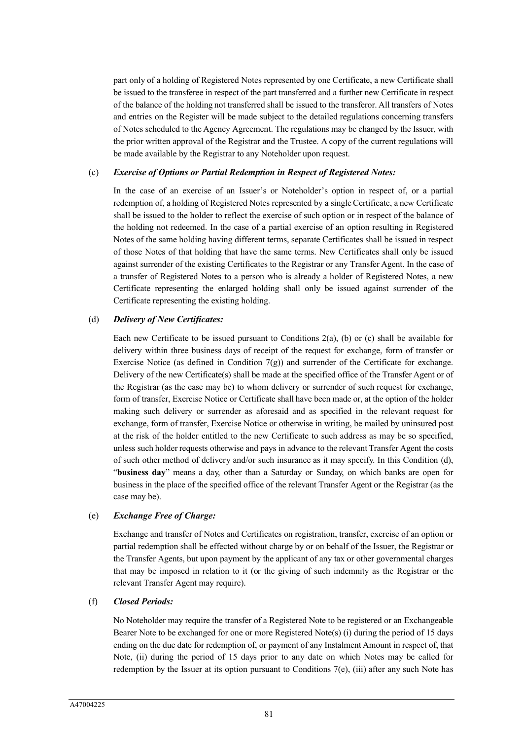part only of a holding of Registered Notes represented by one Certificate, a new Certificate shall be issued to the transferee in respect of the part transferred and a further new Certificate in respect of the balance of the holding not transferred shall be issued to the transferor. All transfers of Notes and entries on the Register will be made subject to the detailed regulations concerning transfers of Notes scheduled to the Agency Agreement. The regulations may be changed by the Issuer, with the prior written approval of the Registrar and the Trustee. A copy of the current regulations will be made available by the Registrar to any Noteholder upon request.

(c) ***Exercise of Options or Partial Redemption in Respect of Registered Notes:***

In the case of an exercise of an Issuer's or Noteholder's option in respect of, or a partial redemption of, a holding of Registered Notes represented by a single Certificate, a new Certificate shall be issued to the holder to reflect the exercise of such option or in respect of the balance of the holding not redeemed. In the case of a partial exercise of an option resulting in Registered Notes of the same holding having different terms, separate Certificates shall be issued in respect of those Notes of that holding that have the same terms. New Certificates shall only be issued against surrender of the existing Certificates to the Registrar or any Transfer Agent. In the case of a transfer of Registered Notes to a person who is already a holder of Registered Notes, a new Certificate representing the enlarged holding shall only be issued against surrender of the Certificate representing the existing holding.

(d) ***Delivery of New Certificates:***

Each new Certificate to be issued pursuant to Conditions 2(a), (b) or (c) shall be available for delivery within three business days of receipt of the request for exchange, form of transfer or Exercise Notice (as defined in Condition 7(g)) and surrender of the Certificate for exchange. Delivery of the new Certificate(s) shall be made at the specified office of the Transfer Agent or of the Registrar (as the case may be) to whom delivery or surrender of such request for exchange, form of transfer, Exercise Notice or Certificate shall have been made or, at the option of the holder making such delivery or surrender as aforesaid and as specified in the relevant request for exchange, form of transfer, Exercise Notice or otherwise in writing, be mailed by uninsured post at the risk of the holder entitled to the new Certificate to such address as may be so specified, unless such holder requests otherwise and pays in advance to the relevant Transfer Agent the costs of such other method of delivery and/or such insurance as it may specify. In this Condition (d), "**business day**" means a day, other than a Saturday or Sunday, on which banks are open for business in the place of the specified office of the relevant Transfer Agent or the Registrar (as the case may be).

(e) ***Exchange Free of Charge:***

Exchange and transfer of Notes and Certificates on registration, transfer, exercise of an option or partial redemption shall be effected without charge by or on behalf of the Issuer, the Registrar or the Transfer Agents, but upon payment by the applicant of any tax or other governmental charges that may be imposed in relation to it (or the giving of such indemnity as the Registrar or the relevant Transfer Agent may require).

(f) ***Closed Periods:***

No Noteholder may require the transfer of a Registered Note to be registered or an Exchangeable Bearer Note to be exchanged for one or more Registered Note(s) (i) during the period of 15 days ending on the due date for redemption of, or payment of any Instalment Amount in respect of, that Note, (ii) during the period of 15 days prior to any date on which Notes may be called for redemption by the Issuer at its option pursuant to Conditions 7(e), (iii) after any such Note has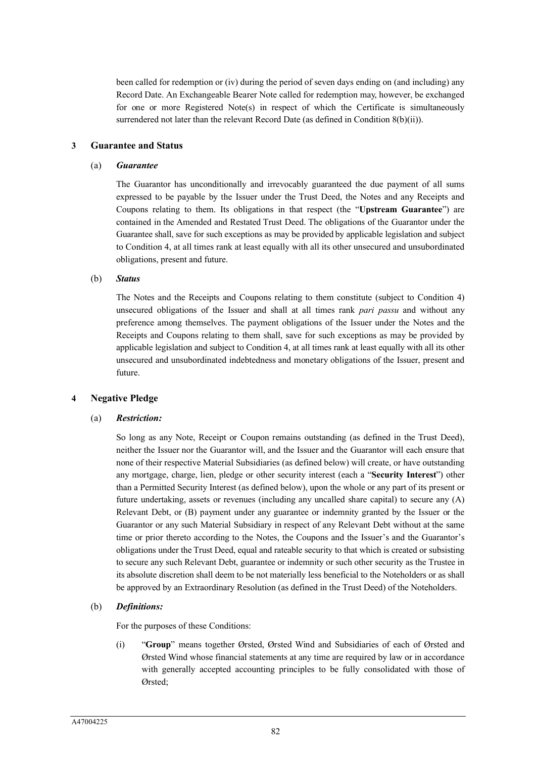been called for redemption or (iv) during the period of seven days ending on (and including) any Record Date. An Exchangeable Bearer Note called for redemption may, however, be exchanged for one or more Registered Note(s) in respect of which the Certificate is simultaneously surrendered not later than the relevant Record Date (as defined in Condition 8(b)(ii)).

## 3 Guarantee and Status

### (a) *Guarantee*

The Guarantor has unconditionally and irrevocably guaranteed the due payment of all sums expressed to be payable by the Issuer under the Trust Deed, the Notes and any Receipts and Coupons relating to them. Its obligations in that respect (the "**Upstream Guarantee**") are contained in the Amended and Restated Trust Deed. The obligations of the Guarantor under the Guarantee shall, save for such exceptions as may be provided by applicable legislation and subject to Condition 4, at all times rank at least equally with all its other unsecured and unsubordinated obligations, present and future.

### (b) *Status*

The Notes and the Receipts and Coupons relating to them constitute (subject to Condition 4) unsecured obligations of the Issuer and shall at all times rank *pari passu* and without any preference among themselves. The payment obligations of the Issuer under the Notes and the Receipts and Coupons relating to them shall, save for such exceptions as may be provided by applicable legislation and subject to Condition 4, at all times rank at least equally with all its other unsecured and unsubordinated indebtedness and monetary obligations of the Issuer, present and future.

## 4 Negative Pledge

### (a) *Restriction:*

So long as any Note, Receipt or Coupon remains outstanding (as defined in the Trust Deed), neither the Issuer nor the Guarantor will, and the Issuer and the Guarantor will each ensure that none of their respective Material Subsidiaries (as defined below) will create, or have outstanding any mortgage, charge, lien, pledge or other security interest (each a "**Security Interest**") other than a Permitted Security Interest (as defined below), upon the whole or any part of its present or future undertaking, assets or revenues (including any uncalled share capital) to secure any (A) Relevant Debt, or (B) payment under any guarantee or indemnity granted by the Issuer or the Guarantor or any such Material Subsidiary in respect of any Relevant Debt without at the same time or prior thereto according to the Notes, the Coupons and the Issuer's and the Guarantor's obligations under the Trust Deed, equal and rateable security to that which is created or subsisting to secure any such Relevant Debt, guarantee or indemnity or such other security as the Trustee in its absolute discretion shall deem to be not materially less beneficial to the Noteholders or as shall be approved by an Extraordinary Resolution (as defined in the Trust Deed) of the Noteholders.

### (b) *Definitions:*

For the purposes of these Conditions:

(i) "**Group**" means together Ørsted, Ørsted Wind and Subsidiaries of each of Ørsted and Ørsted Wind whose financial statements at any time are required by law or in accordance with generally accepted accounting principles to be fully consolidated with those of Ørsted;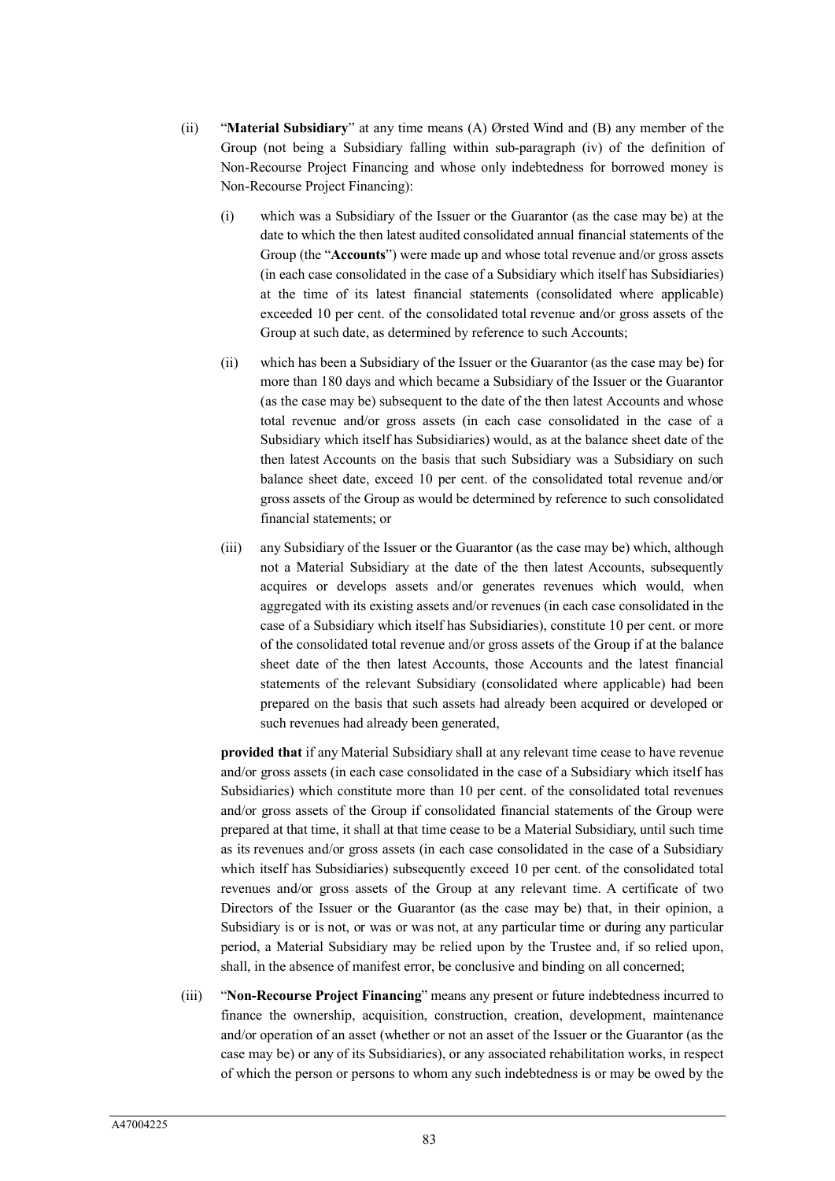(ii) "**Material Subsidiary**" at any time means (A) Ørsted Wind and (B) any member of the Group (not being a Subsidiary falling within sub-paragraph (iv) of the definition of Non-Recourse Project Financing and whose only indebtedness for borrowed money is Non-Recourse Project Financing):

   (i) which was a Subsidiary of the Issuer or the Guarantor (as the case may be) at the date to which the then latest audited consolidated annual financial statements of the Group (the "**Accounts**") were made up and whose total revenue and/or gross assets (in each case consolidated in the case of a Subsidiary which itself has Subsidiaries) at the time of its latest financial statements (consolidated where applicable) exceeded 10 per cent. of the consolidated total revenue and/or gross assets of the Group at such date, as determined by reference to such Accounts;

   (ii) which has been a Subsidiary of the Issuer or the Guarantor (as the case may be) for more than 180 days and which became a Subsidiary of the Issuer or the Guarantor (as the case may be) subsequent to the date of the then latest Accounts and whose total revenue and/or gross assets (in each case consolidated in the case of a Subsidiary which itself has Subsidiaries) would, as at the balance sheet date of the then latest Accounts on the basis that such Subsidiary was a Subsidiary on such balance sheet date, exceed 10 per cent. of the consolidated total revenue and/or gross assets of the Group as would be determined by reference to such consolidated financial statements; or

   (iii) any Subsidiary of the Issuer or the Guarantor (as the case may be) which, although not a Material Subsidiary at the date of the then latest Accounts, subsequently acquires or develops assets and/or generates revenues which would, when aggregated with its existing assets and/or revenues (in each case consolidated in the case of a Subsidiary which itself has Subsidiaries), constitute 10 per cent. or more of the consolidated total revenue and/or gross assets of the Group if at the balance sheet date of the then latest Accounts, those Accounts and the latest financial statements of the relevant Subsidiary (consolidated where applicable) had been prepared on the basis that such assets had already been acquired or developed or such revenues had already been generated,

   **provided that** if any Material Subsidiary shall at any relevant time cease to have revenue and/or gross assets (in each case consolidated in the case of a Subsidiary which itself has Subsidiaries) which constitute more than 10 per cent. of the consolidated total revenues and/or gross assets of the Group if consolidated financial statements of the Group were prepared at that time, it shall at that time cease to be a Material Subsidiary, until such time as its revenues and/or gross assets (in each case consolidated in the case of a Subsidiary which itself has Subsidiaries) subsequently exceed 10 per cent. of the consolidated total revenues and/or gross assets of the Group at any relevant time. A certificate of two Directors of the Issuer or the Guarantor (as the case may be) that, in their opinion, a Subsidiary is or is not, or was or was not, at any particular time or during any particular period, a Material Subsidiary may be relied upon by the Trustee and, if so relied upon, shall, in the absence of manifest error, be conclusive and binding on all concerned;

(iii) "**Non-Recourse Project Financing**" means any present or future indebtedness incurred to finance the ownership, acquisition, construction, creation, development, maintenance and/or operation of an asset (whether or not an asset of the Issuer or the Guarantor (as the case may be) or any of its Subsidiaries), or any associated rehabilitation works, in respect of which the person or persons to whom any such indebtedness is or may be owed by the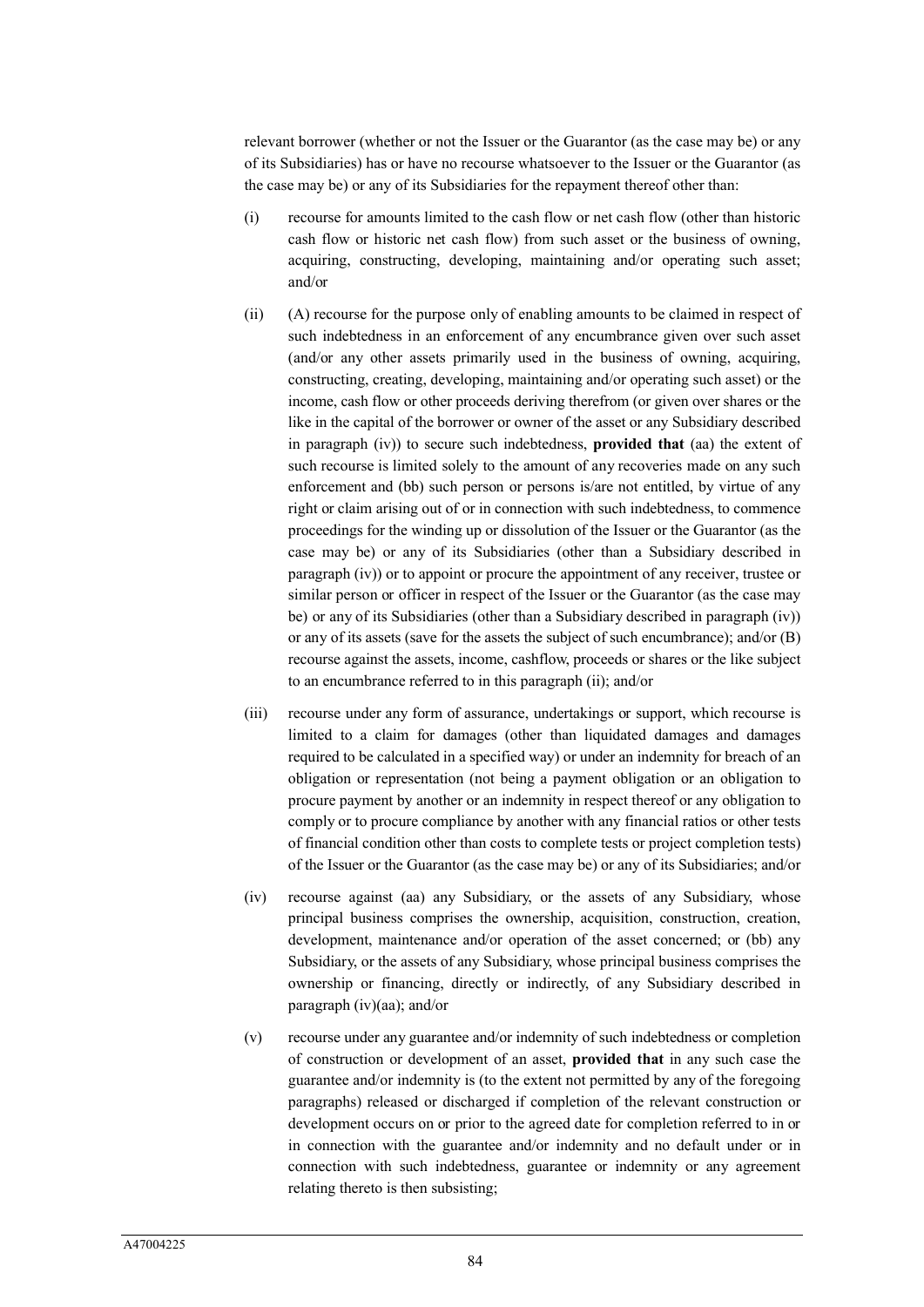relevant borrower (whether or not the Issuer or the Guarantor (as the case may be) or any of its Subsidiaries) has or have no recourse whatsoever to the Issuer or the Guarantor (as the case may be) or any of its Subsidiaries for the repayment thereof other than:

(i) recourse for amounts limited to the cash flow or net cash flow (other than historic cash flow or historic net cash flow) from such asset or the business of owning, acquiring, constructing, developing, maintaining and/or operating such asset; and/or

(ii) (A) recourse for the purpose only of enabling amounts to be claimed in respect of such indebtedness in an enforcement of any encumbrance given over such asset (and/or any other assets primarily used in the business of owning, acquiring, constructing, creating, developing, maintaining and/or operating such asset) or the income, cash flow or other proceeds deriving therefrom (or given over shares or the like in the capital of the borrower or owner of the asset or any Subsidiary described in paragraph (iv)) to secure such indebtedness, **provided that** (aa) the extent of such recourse is limited solely to the amount of any recoveries made on any such enforcement and (bb) such person or persons is/are not entitled, by virtue of any right or claim arising out of or in connection with such indebtedness, to commence proceedings for the winding up or dissolution of the Issuer or the Guarantor (as the case may be) or any of its Subsidiaries (other than a Subsidiary described in paragraph (iv)) or to appoint or procure the appointment of any receiver, trustee or similar person or officer in respect of the Issuer or the Guarantor (as the case may be) or any of its Subsidiaries (other than a Subsidiary described in paragraph (iv)) or any of its assets (save for the assets the subject of such encumbrance); and/or (B) recourse against the assets, income, cashflow, proceeds or shares or the like subject to an encumbrance referred to in this paragraph (ii); and/or

(iii) recourse under any form of assurance, undertakings or support, which recourse is limited to a claim for damages (other than liquidated damages and damages required to be calculated in a specified way) or under an indemnity for breach of an obligation or representation (not being a payment obligation or an obligation to procure payment by another or an indemnity in respect thereof or any obligation to comply or to procure compliance by another with any financial ratios or other tests of financial condition other than costs to complete tests or project completion tests) of the Issuer or the Guarantor (as the case may be) or any of its Subsidiaries; and/or

(iv) recourse against (aa) any Subsidiary, or the assets of any Subsidiary, whose principal business comprises the ownership, acquisition, construction, creation, development, maintenance and/or operation of the asset concerned; or (bb) any Subsidiary, or the assets of any Subsidiary, whose principal business comprises the ownership or financing, directly or indirectly, of any Subsidiary described in paragraph (iv)(aa); and/or

(v) recourse under any guarantee and/or indemnity of such indebtedness or completion of construction or development of an asset, **provided that** in any such case the guarantee and/or indemnity is (to the extent not permitted by any of the foregoing paragraphs) released or discharged if completion of the relevant construction or development occurs on or prior to the agreed date for completion referred to in or in connection with the guarantee and/or indemnity and no default under or in connection with such indebtedness, guarantee or indemnity or any agreement relating thereto is then subsisting;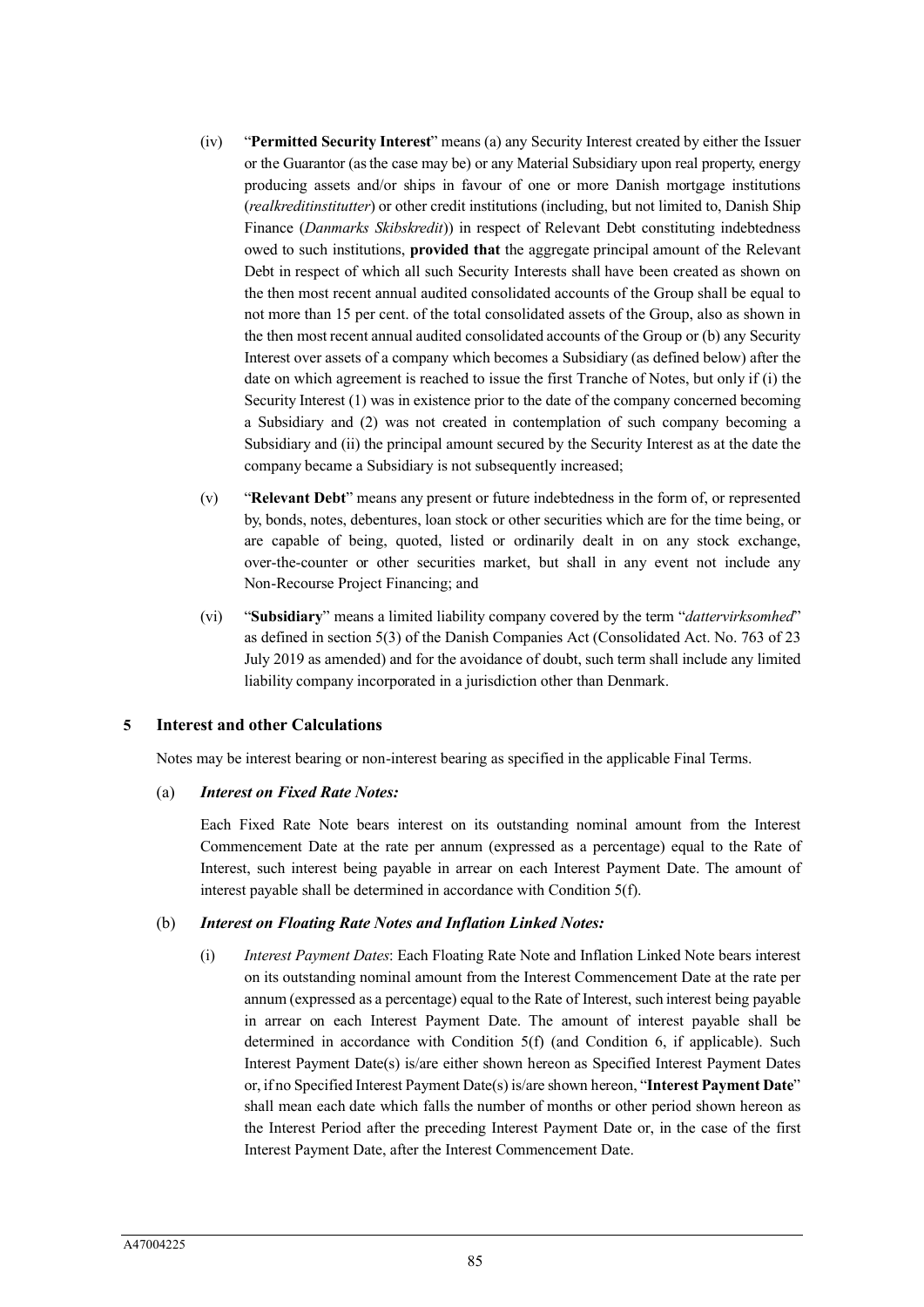(iv) "**Permitted Security Interest**" means (a) any Security Interest created by either the Issuer or the Guarantor (as the case may be) or any Material Subsidiary upon real property, energy producing assets and/or ships in favour of one or more Danish mortgage institutions (*realkreditinstitutter*) or other credit institutions (including, but not limited to, Danish Ship Finance (*Danmarks Skibskredit*)) in respect of Relevant Debt constituting indebtedness owed to such institutions, **provided that** the aggregate principal amount of the Relevant Debt in respect of which all such Security Interests shall have been created as shown on the then most recent annual audited consolidated accounts of the Group shall be equal to not more than 15 per cent. of the total consolidated assets of the Group, also as shown in the then most recent annual audited consolidated accounts of the Group or (b) any Security Interest over assets of a company which becomes a Subsidiary (as defined below) after the date on which agreement is reached to issue the first Tranche of Notes, but only if (i) the Security Interest (1) was in existence prior to the date of the company concerned becoming a Subsidiary and (2) was not created in contemplation of such company becoming a Subsidiary and (ii) the principal amount secured by the Security Interest as at the date the company became a Subsidiary is not subsequently increased;

(v) "**Relevant Debt**" means any present or future indebtedness in the form of, or represented by, bonds, notes, debentures, loan stock or other securities which are for the time being, or are capable of being, quoted, listed or ordinarily dealt in on any stock exchange, over-the-counter or other securities market, but shall in any event not include any Non-Recourse Project Financing; and

(vi) "**Subsidiary**" means a limited liability company covered by the term "*dattervirksomhed*" as defined in section 5(3) of the Danish Companies Act (Consolidated Act. No. 763 of 23 July 2019 as amended) and for the avoidance of doubt, such term shall include any limited liability company incorporated in a jurisdiction other than Denmark.

## 5 Interest and other Calculations

Notes may be interest bearing or non-interest bearing as specified in the applicable Final Terms.

(a) ***Interest on Fixed Rate Notes:***

Each Fixed Rate Note bears interest on its outstanding nominal amount from the Interest Commencement Date at the rate per annum (expressed as a percentage) equal to the Rate of Interest, such interest being payable in arrear on each Interest Payment Date. The amount of interest payable shall be determined in accordance with Condition 5(f).

(b) ***Interest on Floating Rate Notes and Inflation Linked Notes:***

(i) *Interest Payment Dates*: Each Floating Rate Note and Inflation Linked Note bears interest on its outstanding nominal amount from the Interest Commencement Date at the rate per annum (expressed as a percentage) equal to the Rate of Interest, such interest being payable in arrear on each Interest Payment Date. The amount of interest payable shall be determined in accordance with Condition 5(f) (and Condition 6, if applicable). Such Interest Payment Date(s) is/are either shown hereon as Specified Interest Payment Dates or, if no Specified Interest Payment Date(s) is/are shown hereon, "**Interest Payment Date**" shall mean each date which falls the number of months or other period shown hereon as the Interest Period after the preceding Interest Payment Date or, in the case of the first Interest Payment Date, after the Interest Commencement Date.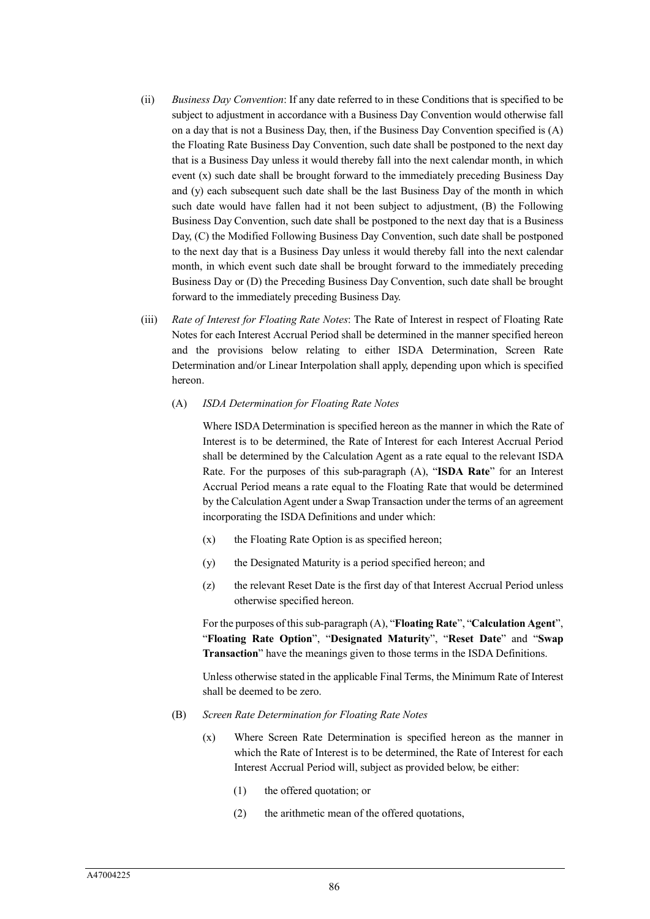(ii) *Business Day Convention*: If any date referred to in these Conditions that is specified to be subject to adjustment in accordance with a Business Day Convention would otherwise fall on a day that is not a Business Day, then, if the Business Day Convention specified is (A) the Floating Rate Business Day Convention, such date shall be postponed to the next day that is a Business Day unless it would thereby fall into the next calendar month, in which event (x) such date shall be brought forward to the immediately preceding Business Day and (y) each subsequent such date shall be the last Business Day of the month in which such date would have fallen had it not been subject to adjustment, (B) the Following Business Day Convention, such date shall be postponed to the next day that is a Business Day, (C) the Modified Following Business Day Convention, such date shall be postponed to the next day that is a Business Day unless it would thereby fall into the next calendar month, in which event such date shall be brought forward to the immediately preceding Business Day or (D) the Preceding Business Day Convention, such date shall be brought forward to the immediately preceding Business Day.

(iii) *Rate of Interest for Floating Rate Notes*: The Rate of Interest in respect of Floating Rate Notes for each Interest Accrual Period shall be determined in the manner specified hereon and the provisions below relating to either ISDA Determination, Screen Rate Determination and/or Linear Interpolation shall apply, depending upon which is specified hereon.

(A) *ISDA Determination for Floating Rate Notes*

Where ISDA Determination is specified hereon as the manner in which the Rate of Interest is to be determined, the Rate of Interest for each Interest Accrual Period shall be determined by the Calculation Agent as a rate equal to the relevant ISDA Rate. For the purposes of this sub-paragraph (A), "**ISDA Rate**" for an Interest Accrual Period means a rate equal to the Floating Rate that would be determined by the Calculation Agent under a Swap Transaction under the terms of an agreement incorporating the ISDA Definitions and under which:

(x) the Floating Rate Option is as specified hereon;

(y) the Designated Maturity is a period specified hereon; and

(z) the relevant Reset Date is the first day of that Interest Accrual Period unless otherwise specified hereon.

For the purposes of this sub-paragraph (A), "**Floating Rate**", "**Calculation Agent**", "**Floating Rate Option**", "**Designated Maturity**", "**Reset Date**" and "**Swap Transaction**" have the meanings given to those terms in the ISDA Definitions.

Unless otherwise stated in the applicable Final Terms, the Minimum Rate of Interest shall be deemed to be zero.

(B) *Screen Rate Determination for Floating Rate Notes*

(x) Where Screen Rate Determination is specified hereon as the manner in which the Rate of Interest is to be determined, the Rate of Interest for each Interest Accrual Period will, subject as provided below, be either:

(1) the offered quotation; or

(2) the arithmetic mean of the offered quotations,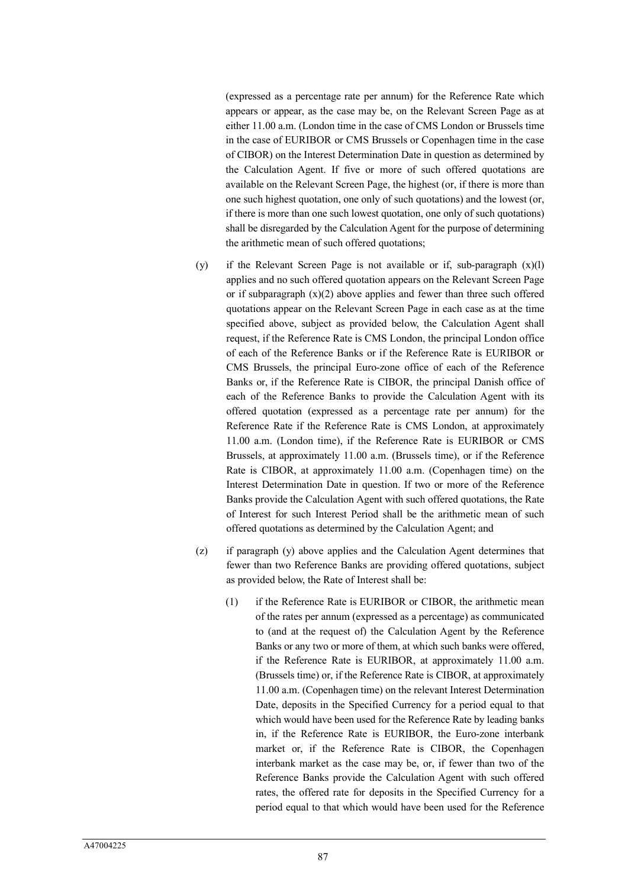(expressed as a percentage rate per annum) for the Reference Rate which appears or appear, as the case may be, on the Relevant Screen Page as at either 11.00 a.m. (London time in the case of CMS London or Brussels time in the case of EURIBOR or CMS Brussels or Copenhagen time in the case of CIBOR) on the Interest Determination Date in question as determined by the Calculation Agent. If five or more of such offered quotations are available on the Relevant Screen Page, the highest (or, if there is more than one such highest quotation, one only of such quotations) and the lowest (or, if there is more than one such lowest quotation, one only of such quotations) shall be disregarded by the Calculation Agent for the purpose of determining the arithmetic mean of such offered quotations;

(y) if the Relevant Screen Page is not available or if, sub-paragraph (x)(l) applies and no such offered quotation appears on the Relevant Screen Page or if subparagraph (x)(2) above applies and fewer than three such offered quotations appear on the Relevant Screen Page in each case as at the time specified above, subject as provided below, the Calculation Agent shall request, if the Reference Rate is CMS London, the principal London office of each of the Reference Banks or if the Reference Rate is EURIBOR or CMS Brussels, the principal Euro-zone office of each of the Reference Banks or, if the Reference Rate is CIBOR, the principal Danish office of each of the Reference Banks to provide the Calculation Agent with its offered quotation (expressed as a percentage rate per annum) for the Reference Rate if the Reference Rate is CMS London, at approximately 11.00 a.m. (London time), if the Reference Rate is EURIBOR or CMS Brussels, at approximately 11.00 a.m. (Brussels time), or if the Reference Rate is CIBOR, at approximately 11.00 a.m. (Copenhagen time) on the Interest Determination Date in question. If two or more of the Reference Banks provide the Calculation Agent with such offered quotations, the Rate of Interest for such Interest Period shall be the arithmetic mean of such offered quotations as determined by the Calculation Agent; and

(z) if paragraph (y) above applies and the Calculation Agent determines that fewer than two Reference Banks are providing offered quotations, subject as provided below, the Rate of Interest shall be:

 (1) if the Reference Rate is EURIBOR or CIBOR, the arithmetic mean of the rates per annum (expressed as a percentage) as communicated to (and at the request of) the Calculation Agent by the Reference Banks or any two or more of them, at which such banks were offered, if the Reference Rate is EURIBOR, at approximately 11.00 a.m. (Brussels time) or, if the Reference Rate is CIBOR, at approximately 11.00 a.m. (Copenhagen time) on the relevant Interest Determination Date, deposits in the Specified Currency for a period equal to that which would have been used for the Reference Rate by leading banks in, if the Reference Rate is EURIBOR, the Euro-zone interbank market or, if the Reference Rate is CIBOR, the Copenhagen interbank market as the case may be, or, if fewer than two of the Reference Banks provide the Calculation Agent with such offered rates, the offered rate for deposits in the Specified Currency for a period equal to that which would have been used for the Reference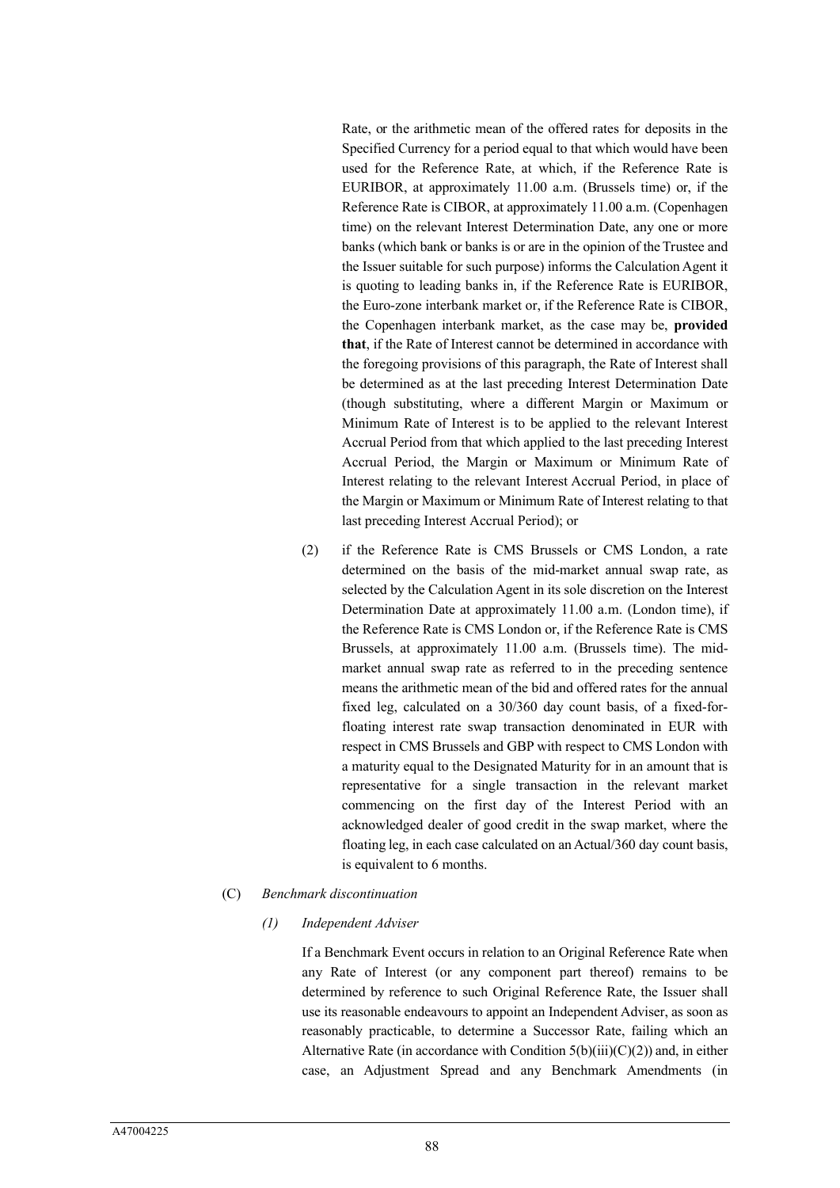Rate, or the arithmetic mean of the offered rates for deposits in the Specified Currency for a period equal to that which would have been used for the Reference Rate, at which, if the Reference Rate is EURIBOR, at approximately 11.00 a.m. (Brussels time) or, if the Reference Rate is CIBOR, at approximately 11.00 a.m. (Copenhagen time) on the relevant Interest Determination Date, any one or more banks (which bank or banks is or are in the opinion of the Trustee and the Issuer suitable for such purpose) informs the Calculation Agent it is quoting to leading banks in, if the Reference Rate is EURIBOR, the Euro-zone interbank market or, if the Reference Rate is CIBOR, the Copenhagen interbank market, as the case may be, **provided that**, if the Rate of Interest cannot be determined in accordance with the foregoing provisions of this paragraph, the Rate of Interest shall be determined as at the last preceding Interest Determination Date (though substituting, where a different Margin or Maximum or Minimum Rate of Interest is to be applied to the relevant Interest Accrual Period from that which applied to the last preceding Interest Accrual Period, the Margin or Maximum or Minimum Rate of Interest relating to the relevant Interest Accrual Period, in place of the Margin or Maximum or Minimum Rate of Interest relating to that last preceding Interest Accrual Period); or

(2) if the Reference Rate is CMS Brussels or CMS London, a rate determined on the basis of the mid-market annual swap rate, as selected by the Calculation Agent in its sole discretion on the Interest Determination Date at approximately 11.00 a.m. (London time), if the Reference Rate is CMS London or, if the Reference Rate is CMS Brussels, at approximately 11.00 a.m. (Brussels time). The mid-market annual swap rate as referred to in the preceding sentence means the arithmetic mean of the bid and offered rates for the annual fixed leg, calculated on a 30/360 day count basis, of a fixed-for-floating interest rate swap transaction denominated in EUR with respect in CMS Brussels and GBP with respect to CMS London with a maturity equal to the Designated Maturity for in an amount that is representative for a single transaction in the relevant market commencing on the first day of the Interest Period with an acknowledged dealer of good credit in the swap market, where the floating leg, in each case calculated on an Actual/360 day count basis, is equivalent to 6 months.

(C) *Benchmark discontinuation*

*(1) Independent Adviser*

If a Benchmark Event occurs in relation to an Original Reference Rate when any Rate of Interest (or any component part thereof) remains to be determined by reference to such Original Reference Rate, the Issuer shall use its reasonable endeavours to appoint an Independent Adviser, as soon as reasonably practicable, to determine a Successor Rate, failing which an Alternative Rate (in accordance with Condition 5(b)(iii)(C)(2)) and, in either case, an Adjustment Spread and any Benchmark Amendments (in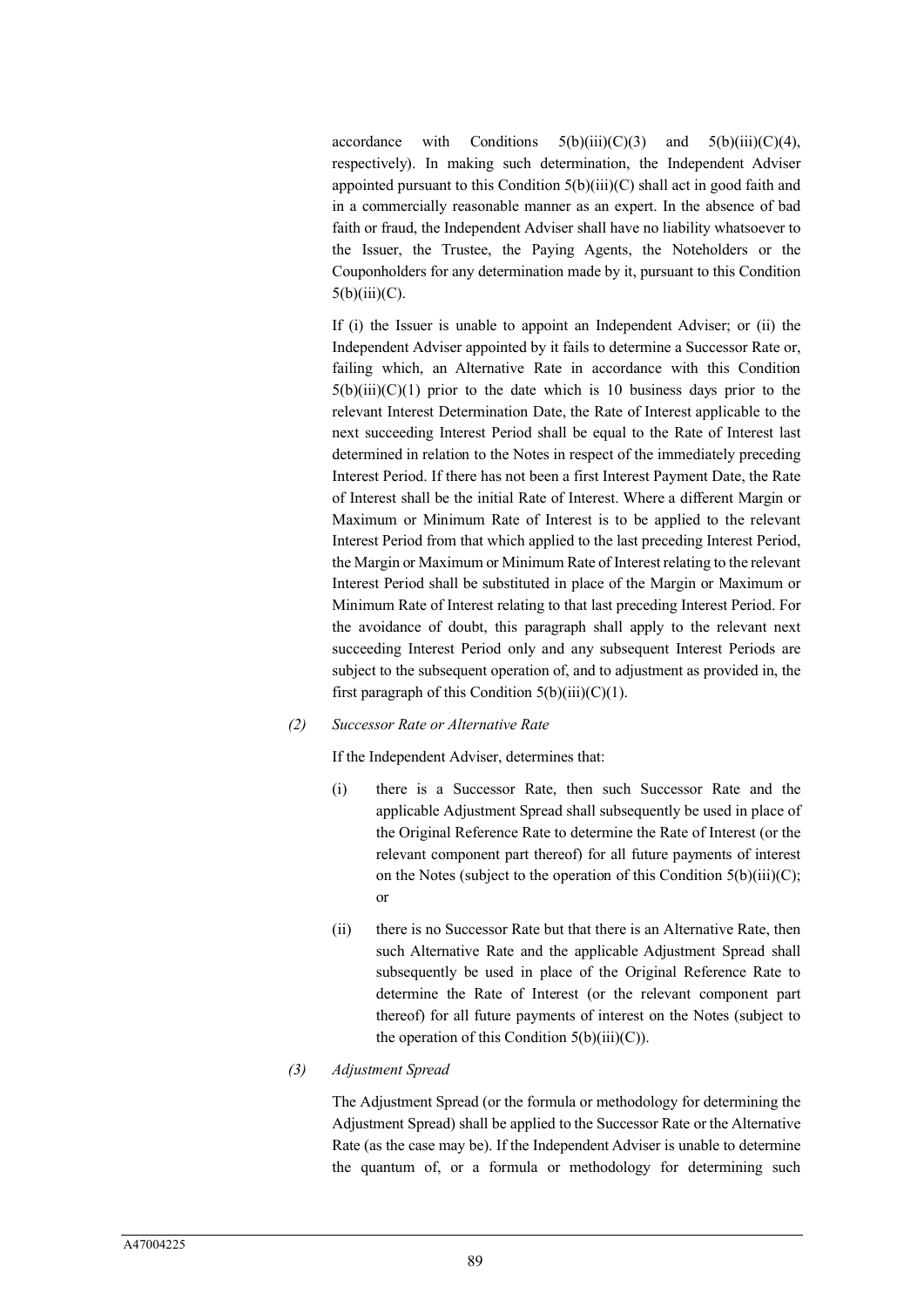accordance with Conditions 5(b)(iii)(C)(3) and 5(b)(iii)(C)(4), respectively). In making such determination, the Independent Adviser appointed pursuant to this Condition 5(b)(iii)(C) shall act in good faith and in a commercially reasonable manner as an expert. In the absence of bad faith or fraud, the Independent Adviser shall have no liability whatsoever to the Issuer, the Trustee, the Paying Agents, the Noteholders or the Couponholders for any determination made by it, pursuant to this Condition 5(b)(iii)(C).

If (i) the Issuer is unable to appoint an Independent Adviser; or (ii) the Independent Adviser appointed by it fails to determine a Successor Rate or, failing which, an Alternative Rate in accordance with this Condition 5(b)(iii)(C)(1) prior to the date which is 10 business days prior to the relevant Interest Determination Date, the Rate of Interest applicable to the next succeeding Interest Period shall be equal to the Rate of Interest last determined in relation to the Notes in respect of the immediately preceding Interest Period. If there has not been a first Interest Payment Date, the Rate of Interest shall be the initial Rate of Interest. Where a different Margin or Maximum or Minimum Rate of Interest is to be applied to the relevant Interest Period from that which applied to the last preceding Interest Period, the Margin or Maximum or Minimum Rate of Interest relating to the relevant Interest Period shall be substituted in place of the Margin or Maximum or Minimum Rate of Interest relating to that last preceding Interest Period. For the avoidance of doubt, this paragraph shall apply to the relevant next succeeding Interest Period only and any subsequent Interest Periods are subject to the subsequent operation of, and to adjustment as provided in, the first paragraph of this Condition 5(b)(iii)(C)(1).

*(2) Successor Rate or Alternative Rate*

If the Independent Adviser, determines that:

(i) there is a Successor Rate, then such Successor Rate and the applicable Adjustment Spread shall subsequently be used in place of the Original Reference Rate to determine the Rate of Interest (or the relevant component part thereof) for all future payments of interest on the Notes (subject to the operation of this Condition 5(b)(iii)(C); or

(ii) there is no Successor Rate but that there is an Alternative Rate, then such Alternative Rate and the applicable Adjustment Spread shall subsequently be used in place of the Original Reference Rate to determine the Rate of Interest (or the relevant component part thereof) for all future payments of interest on the Notes (subject to the operation of this Condition 5(b)(iii)(C)).

*(3) Adjustment Spread*

The Adjustment Spread (or the formula or methodology for determining the Adjustment Spread) shall be applied to the Successor Rate or the Alternative Rate (as the case may be). If the Independent Adviser is unable to determine the quantum of, or a formula or methodology for determining such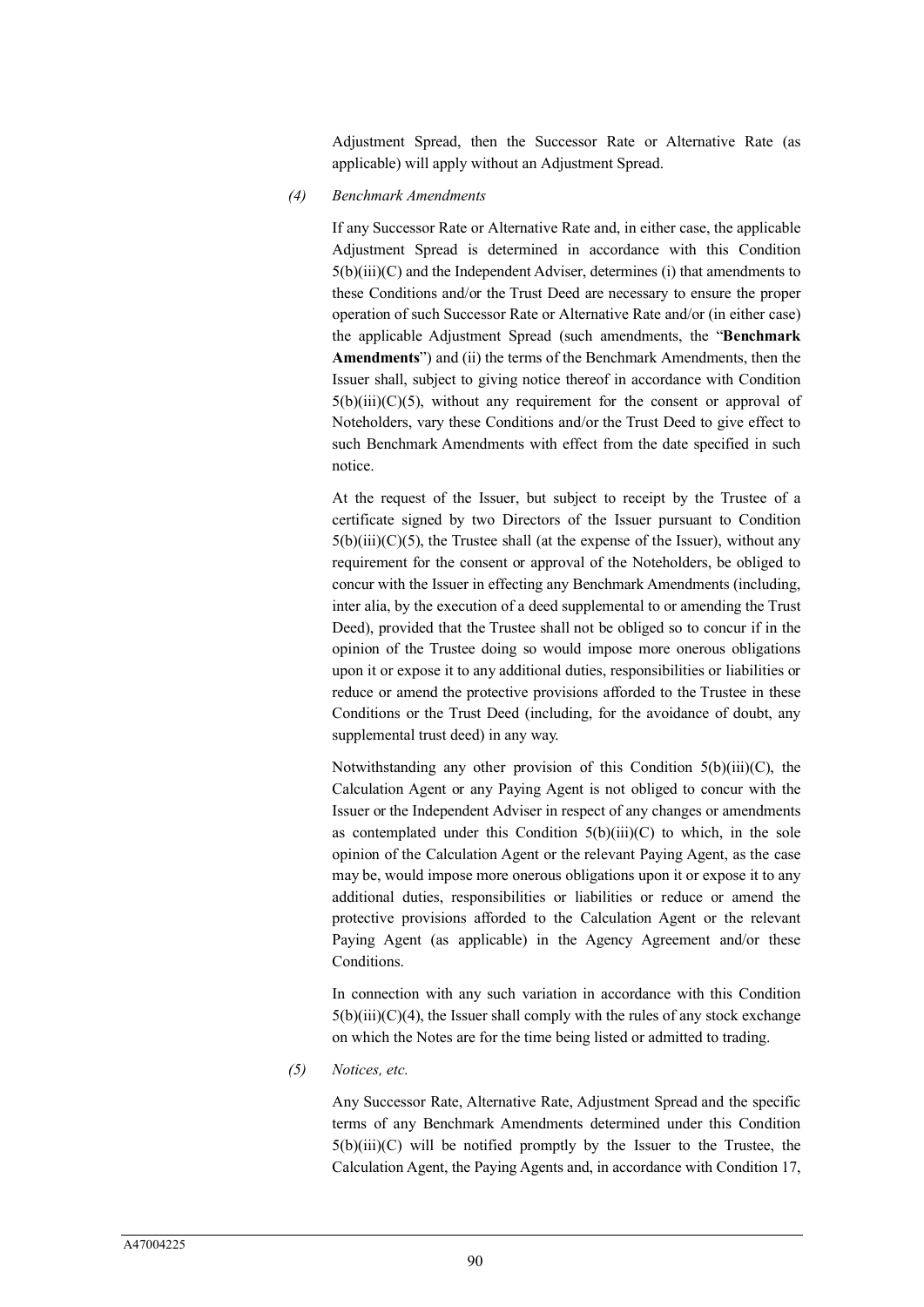Adjustment Spread, then the Successor Rate or Alternative Rate (as applicable) will apply without an Adjustment Spread.

*(4) Benchmark Amendments*

If any Successor Rate or Alternative Rate and, in either case, the applicable Adjustment Spread is determined in accordance with this Condition 5(b)(iii)(C) and the Independent Adviser, determines (i) that amendments to these Conditions and/or the Trust Deed are necessary to ensure the proper operation of such Successor Rate or Alternative Rate and/or (in either case) the applicable Adjustment Spread (such amendments, the "**Benchmark Amendments**") and (ii) the terms of the Benchmark Amendments, then the Issuer shall, subject to giving notice thereof in accordance with Condition 5(b)(iii)(C)(5), without any requirement for the consent or approval of Noteholders, vary these Conditions and/or the Trust Deed to give effect to such Benchmark Amendments with effect from the date specified in such notice.

At the request of the Issuer, but subject to receipt by the Trustee of a certificate signed by two Directors of the Issuer pursuant to Condition 5(b)(iii)(C)(5), the Trustee shall (at the expense of the Issuer), without any requirement for the consent or approval of the Noteholders, be obliged to concur with the Issuer in effecting any Benchmark Amendments (including, inter alia, by the execution of a deed supplemental to or amending the Trust Deed), provided that the Trustee shall not be obliged so to concur if in the opinion of the Trustee doing so would impose more onerous obligations upon it or expose it to any additional duties, responsibilities or liabilities or reduce or amend the protective provisions afforded to the Trustee in these Conditions or the Trust Deed (including, for the avoidance of doubt, any supplemental trust deed) in any way.

Notwithstanding any other provision of this Condition 5(b)(iii)(C), the Calculation Agent or any Paying Agent is not obliged to concur with the Issuer or the Independent Adviser in respect of any changes or amendments as contemplated under this Condition 5(b)(iii)(C) to which, in the sole opinion of the Calculation Agent or the relevant Paying Agent, as the case may be, would impose more onerous obligations upon it or expose it to any additional duties, responsibilities or liabilities or reduce or amend the protective provisions afforded to the Calculation Agent or the relevant Paying Agent (as applicable) in the Agency Agreement and/or these Conditions.

In connection with any such variation in accordance with this Condition 5(b)(iii)(C)(4), the Issuer shall comply with the rules of any stock exchange on which the Notes are for the time being listed or admitted to trading.

*(5) Notices, etc.*

Any Successor Rate, Alternative Rate, Adjustment Spread and the specific terms of any Benchmark Amendments determined under this Condition 5(b)(iii)(C) will be notified promptly by the Issuer to the Trustee, the Calculation Agent, the Paying Agents and, in accordance with Condition 17,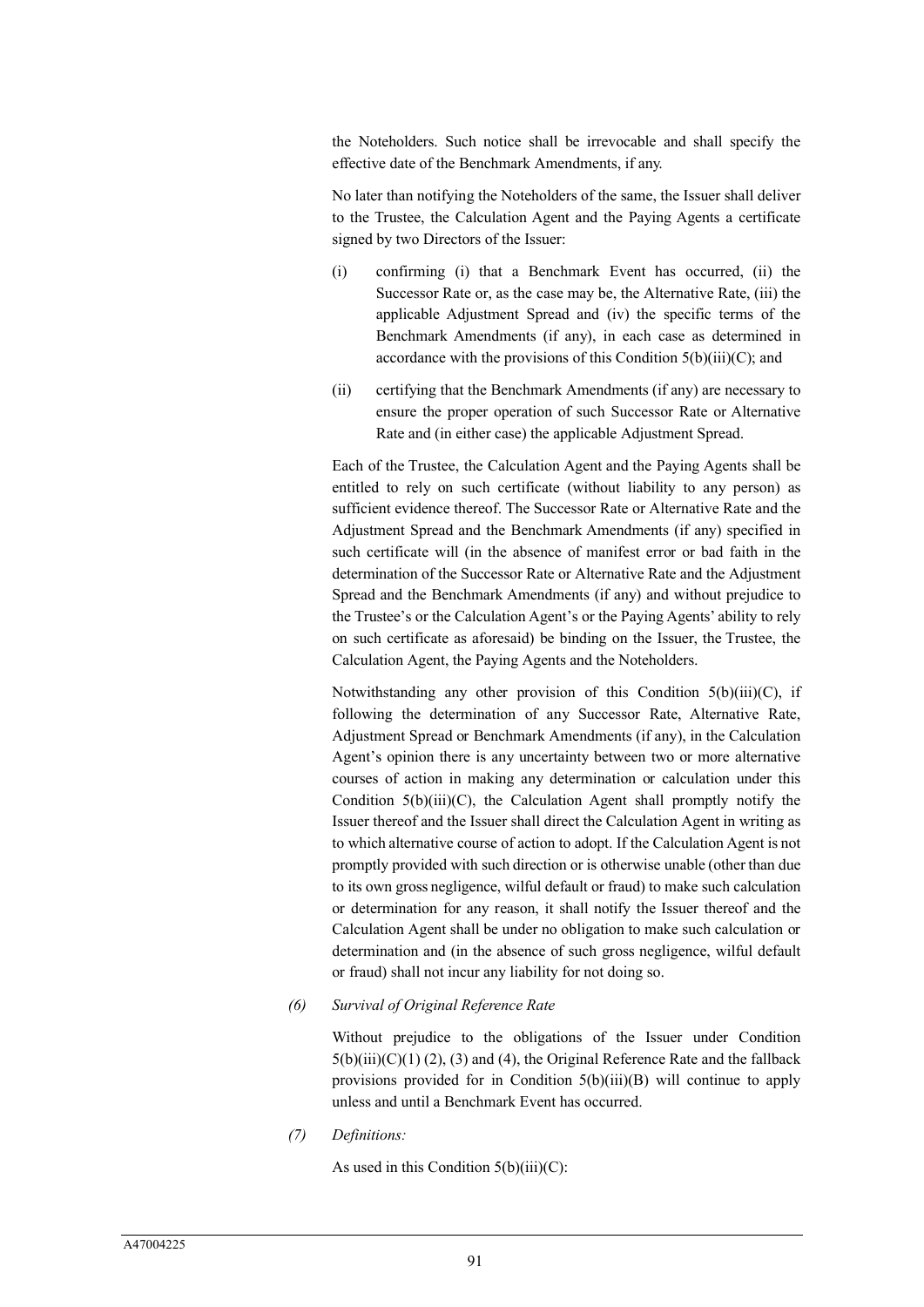the Noteholders. Such notice shall be irrevocable and shall specify the effective date of the Benchmark Amendments, if any.

No later than notifying the Noteholders of the same, the Issuer shall deliver to the Trustee, the Calculation Agent and the Paying Agents a certificate signed by two Directors of the Issuer:

(i) confirming (i) that a Benchmark Event has occurred, (ii) the Successor Rate or, as the case may be, the Alternative Rate, (iii) the applicable Adjustment Spread and (iv) the specific terms of the Benchmark Amendments (if any), in each case as determined in accordance with the provisions of this Condition 5(b)(iii)(C); and

(ii) certifying that the Benchmark Amendments (if any) are necessary to ensure the proper operation of such Successor Rate or Alternative Rate and (in either case) the applicable Adjustment Spread.

Each of the Trustee, the Calculation Agent and the Paying Agents shall be entitled to rely on such certificate (without liability to any person) as sufficient evidence thereof. The Successor Rate or Alternative Rate and the Adjustment Spread and the Benchmark Amendments (if any) specified in such certificate will (in the absence of manifest error or bad faith in the determination of the Successor Rate or Alternative Rate and the Adjustment Spread and the Benchmark Amendments (if any) and without prejudice to the Trustee's or the Calculation Agent's or the Paying Agents' ability to rely on such certificate as aforesaid) be binding on the Issuer, the Trustee, the Calculation Agent, the Paying Agents and the Noteholders.

Notwithstanding any other provision of this Condition 5(b)(iii)(C), if following the determination of any Successor Rate, Alternative Rate, Adjustment Spread or Benchmark Amendments (if any), in the Calculation Agent's opinion there is any uncertainty between two or more alternative courses of action in making any determination or calculation under this Condition 5(b)(iii)(C), the Calculation Agent shall promptly notify the Issuer thereof and the Issuer shall direct the Calculation Agent in writing as to which alternative course of action to adopt. If the Calculation Agent is not promptly provided with such direction or is otherwise unable (other than due to its own gross negligence, wilful default or fraud) to make such calculation or determination for any reason, it shall notify the Issuer thereof and the Calculation Agent shall be under no obligation to make such calculation or determination and (in the absence of such gross negligence, wilful default or fraud) shall not incur any liability for not doing so.

*(6) Survival of Original Reference Rate*

Without prejudice to the obligations of the Issuer under Condition 5(b)(iii)(C)(1) (2), (3) and (4), the Original Reference Rate and the fallback provisions provided for in Condition 5(b)(iii)(B) will continue to apply unless and until a Benchmark Event has occurred.

*(7) Definitions:*

As used in this Condition 5(b)(iii)(C):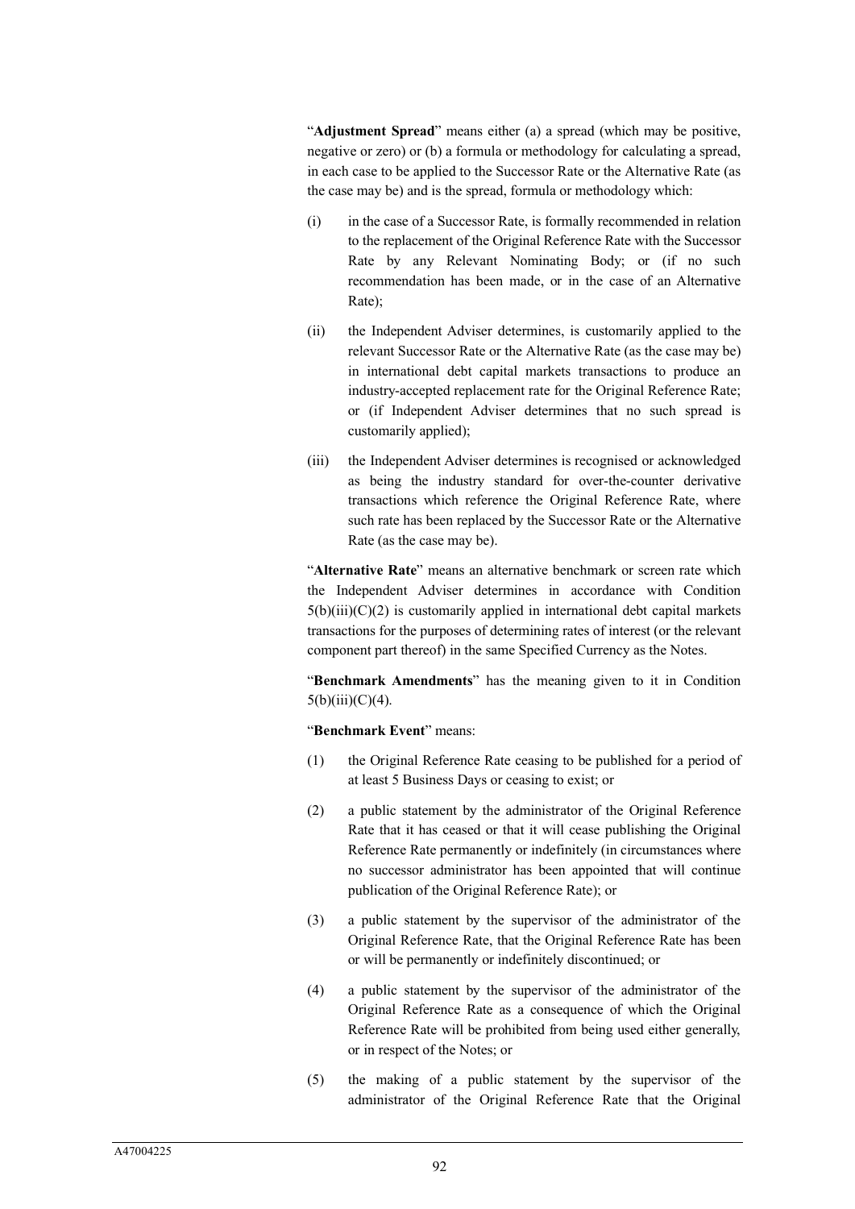"**Adjustment Spread**" means either (a) a spread (which may be positive, negative or zero) or (b) a formula or methodology for calculating a spread, in each case to be applied to the Successor Rate or the Alternative Rate (as the case may be) and is the spread, formula or methodology which:

(i) in the case of a Successor Rate, is formally recommended in relation to the replacement of the Original Reference Rate with the Successor Rate by any Relevant Nominating Body; or (if no such recommendation has been made, or in the case of an Alternative Rate);

(ii) the Independent Adviser determines, is customarily applied to the relevant Successor Rate or the Alternative Rate (as the case may be) in international debt capital markets transactions to produce an industry-accepted replacement rate for the Original Reference Rate; or (if Independent Adviser determines that no such spread is customarily applied);

(iii) the Independent Adviser determines is recognised or acknowledged as being the industry standard for over-the-counter derivative transactions which reference the Original Reference Rate, where such rate has been replaced by the Successor Rate or the Alternative Rate (as the case may be).

"**Alternative Rate**" means an alternative benchmark or screen rate which the Independent Adviser determines in accordance with Condition 5(b)(iii)(C)(2) is customarily applied in international debt capital markets transactions for the purposes of determining rates of interest (or the relevant component part thereof) in the same Specified Currency as the Notes.

"**Benchmark Amendments**" has the meaning given to it in Condition 5(b)(iii)(C)(4).

"**Benchmark Event**" means:

(1) the Original Reference Rate ceasing to be published for a period of at least 5 Business Days or ceasing to exist; or

(2) a public statement by the administrator of the Original Reference Rate that it has ceased or that it will cease publishing the Original Reference Rate permanently or indefinitely (in circumstances where no successor administrator has been appointed that will continue publication of the Original Reference Rate); or

(3) a public statement by the supervisor of the administrator of the Original Reference Rate, that the Original Reference Rate has been or will be permanently or indefinitely discontinued; or

(4) a public statement by the supervisor of the administrator of the Original Reference Rate as a consequence of which the Original Reference Rate will be prohibited from being used either generally, or in respect of the Notes; or

(5) the making of a public statement by the supervisor of the administrator of the Original Reference Rate that the Original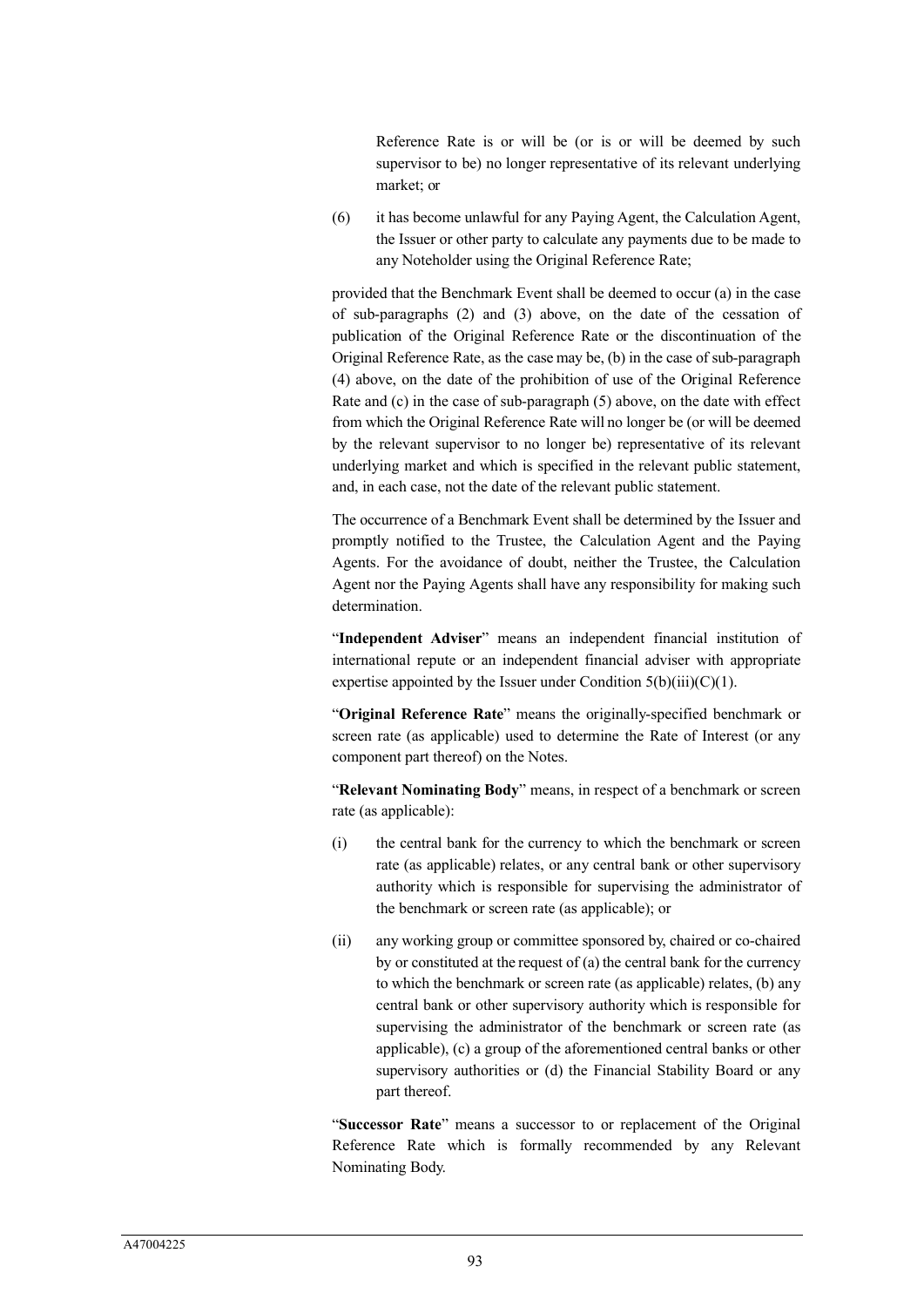Reference Rate is or will be (or is or will be deemed by such supervisor to be) no longer representative of its relevant underlying market; or

(6) it has become unlawful for any Paying Agent, the Calculation Agent, the Issuer or other party to calculate any payments due to be made to any Noteholder using the Original Reference Rate;

provided that the Benchmark Event shall be deemed to occur (a) in the case of sub-paragraphs (2) and (3) above, on the date of the cessation of publication of the Original Reference Rate or the discontinuation of the Original Reference Rate, as the case may be, (b) in the case of sub-paragraph (4) above, on the date of the prohibition of use of the Original Reference Rate and (c) in the case of sub-paragraph (5) above, on the date with effect from which the Original Reference Rate will no longer be (or will be deemed by the relevant supervisor to no longer be) representative of its relevant underlying market and which is specified in the relevant public statement, and, in each case, not the date of the relevant public statement.

The occurrence of a Benchmark Event shall be determined by the Issuer and promptly notified to the Trustee, the Calculation Agent and the Paying Agents. For the avoidance of doubt, neither the Trustee, the Calculation Agent nor the Paying Agents shall have any responsibility for making such determination.

"**Independent Adviser**" means an independent financial institution of international repute or an independent financial adviser with appropriate expertise appointed by the Issuer under Condition 5(b)(iii)(C)(1).

"**Original Reference Rate**" means the originally-specified benchmark or screen rate (as applicable) used to determine the Rate of Interest (or any component part thereof) on the Notes.

"**Relevant Nominating Body**" means, in respect of a benchmark or screen rate (as applicable):

(i) the central bank for the currency to which the benchmark or screen rate (as applicable) relates, or any central bank or other supervisory authority which is responsible for supervising the administrator of the benchmark or screen rate (as applicable); or

(ii) any working group or committee sponsored by, chaired or co-chaired by or constituted at the request of (a) the central bank for the currency to which the benchmark or screen rate (as applicable) relates, (b) any central bank or other supervisory authority which is responsible for supervising the administrator of the benchmark or screen rate (as applicable), (c) a group of the aforementioned central banks or other supervisory authorities or (d) the Financial Stability Board or any part thereof.

"**Successor Rate**" means a successor to or replacement of the Original Reference Rate which is formally recommended by any Relevant Nominating Body.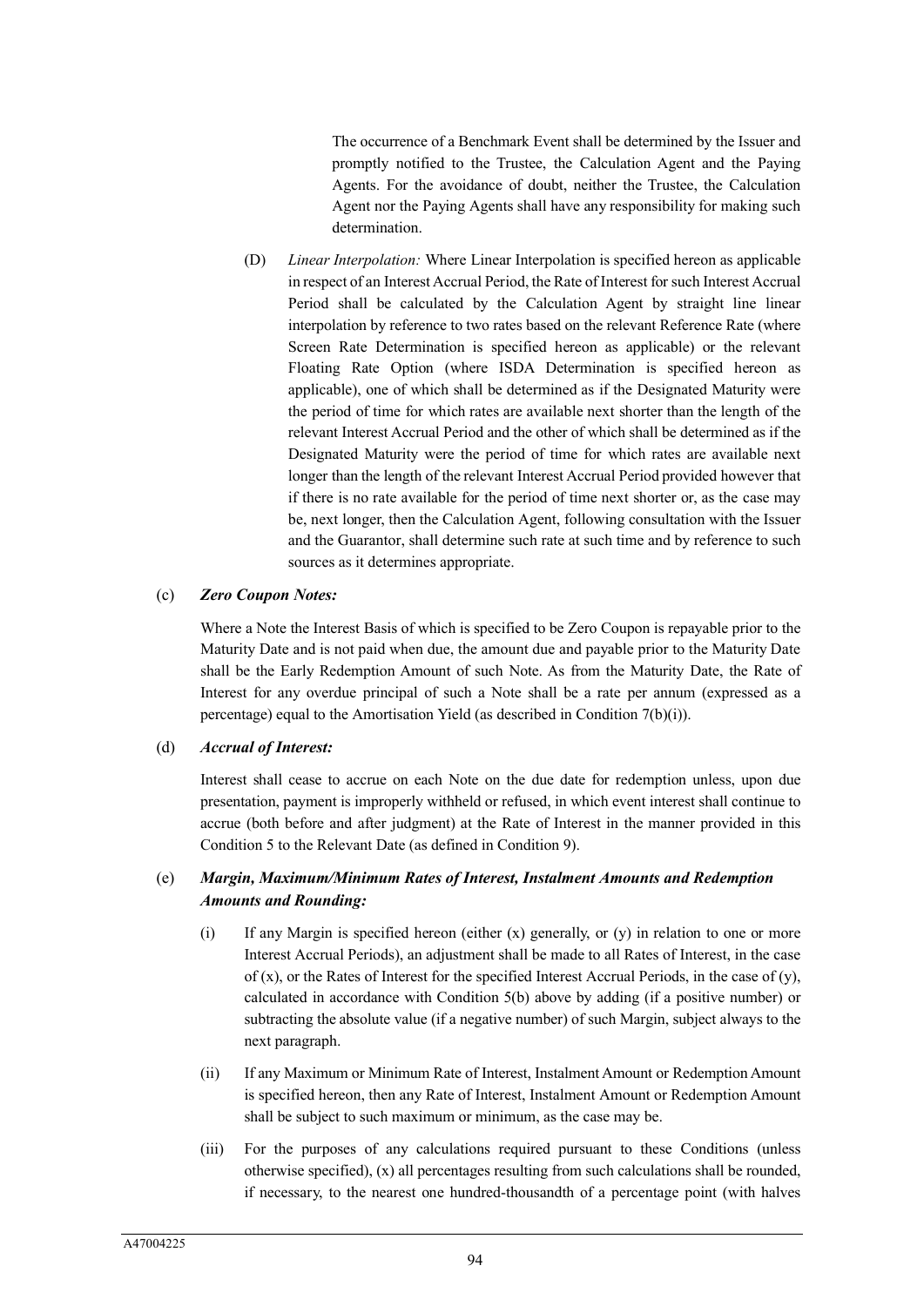The occurrence of a Benchmark Event shall be determined by the Issuer and promptly notified to the Trustee, the Calculation Agent and the Paying Agents. For the avoidance of doubt, neither the Trustee, the Calculation Agent nor the Paying Agents shall have any responsibility for making such determination.

(D) *Linear Interpolation:* Where Linear Interpolation is specified hereon as applicable in respect of an Interest Accrual Period, the Rate of Interest for such Interest Accrual Period shall be calculated by the Calculation Agent by straight line linear interpolation by reference to two rates based on the relevant Reference Rate (where Screen Rate Determination is specified hereon as applicable) or the relevant Floating Rate Option (where ISDA Determination is specified hereon as applicable), one of which shall be determined as if the Designated Maturity were the period of time for which rates are available next shorter than the length of the relevant Interest Accrual Period and the other of which shall be determined as if the Designated Maturity were the period of time for which rates are available next longer than the length of the relevant Interest Accrual Period provided however that if there is no rate available for the period of time next shorter or, as the case may be, next longer, then the Calculation Agent, following consultation with the Issuer and the Guarantor, shall determine such rate at such time and by reference to such sources as it determines appropriate.

(c) ***Zero Coupon Notes:***

Where a Note the Interest Basis of which is specified to be Zero Coupon is repayable prior to the Maturity Date and is not paid when due, the amount due and payable prior to the Maturity Date shall be the Early Redemption Amount of such Note. As from the Maturity Date, the Rate of Interest for any overdue principal of such a Note shall be a rate per annum (expressed as a percentage) equal to the Amortisation Yield (as described in Condition 7(b)(i)).

(d) ***Accrual of Interest:***

Interest shall cease to accrue on each Note on the due date for redemption unless, upon due presentation, payment is improperly withheld or refused, in which event interest shall continue to accrue (both before and after judgment) at the Rate of Interest in the manner provided in this Condition 5 to the Relevant Date (as defined in Condition 9).

(e) ***Margin, Maximum/Minimum Rates of Interest, Instalment Amounts and Redemption Amounts and Rounding:***

(i) If any Margin is specified hereon (either (x) generally, or (y) in relation to one or more Interest Accrual Periods), an adjustment shall be made to all Rates of Interest, in the case of (x), or the Rates of Interest for the specified Interest Accrual Periods, in the case of (y), calculated in accordance with Condition 5(b) above by adding (if a positive number) or subtracting the absolute value (if a negative number) of such Margin, subject always to the next paragraph.

(ii) If any Maximum or Minimum Rate of Interest, Instalment Amount or Redemption Amount is specified hereon, then any Rate of Interest, Instalment Amount or Redemption Amount shall be subject to such maximum or minimum, as the case may be.

(iii) For the purposes of any calculations required pursuant to these Conditions (unless otherwise specified), (x) all percentages resulting from such calculations shall be rounded, if necessary, to the nearest one hundred-thousandth of a percentage point (with halves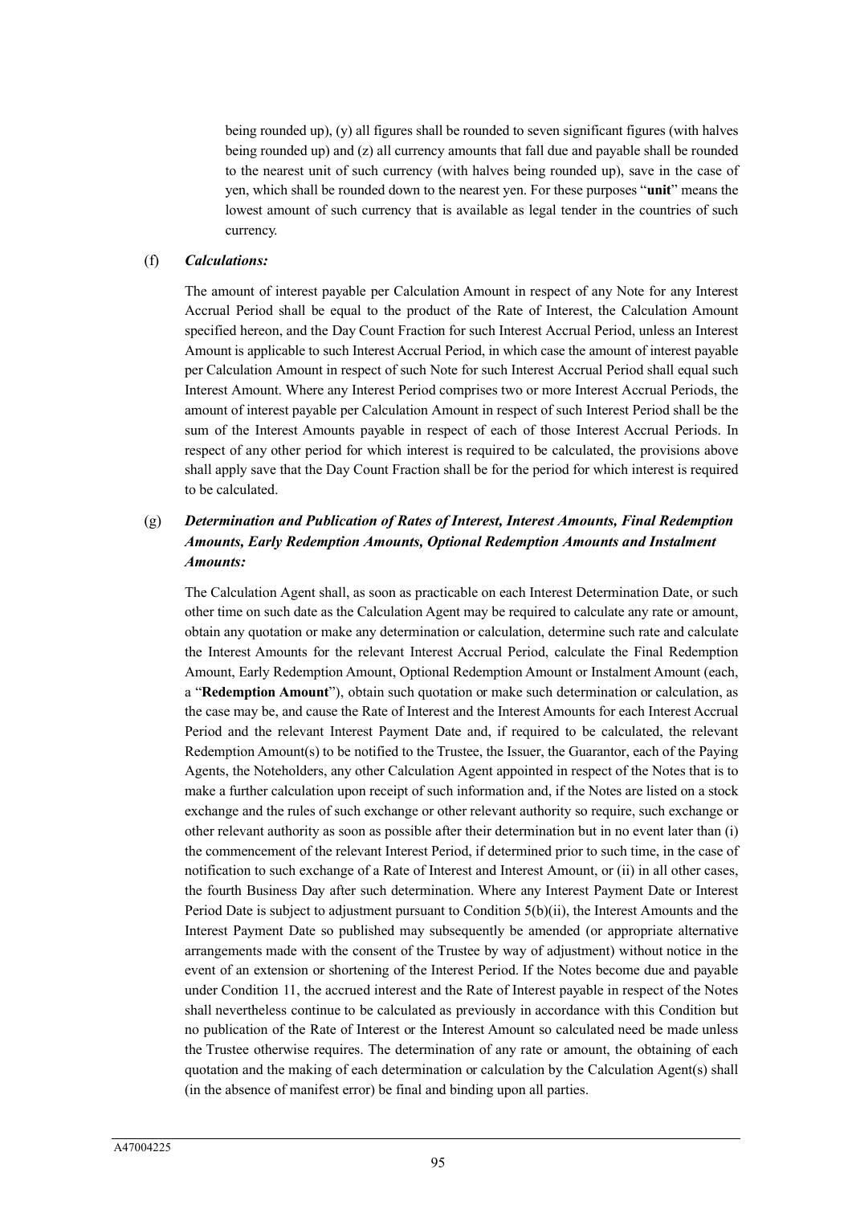being rounded up), (y) all figures shall be rounded to seven significant figures (with halves being rounded up) and (z) all currency amounts that fall due and payable shall be rounded to the nearest unit of such currency (with halves being rounded up), save in the case of yen, which shall be rounded down to the nearest yen. For these purposes "**unit**" means the lowest amount of such currency that is available as legal tender in the countries of such currency.

(f) ***Calculations:***

The amount of interest payable per Calculation Amount in respect of any Note for any Interest Accrual Period shall be equal to the product of the Rate of Interest, the Calculation Amount specified hereon, and the Day Count Fraction for such Interest Accrual Period, unless an Interest Amount is applicable to such Interest Accrual Period, in which case the amount of interest payable per Calculation Amount in respect of such Note for such Interest Accrual Period shall equal such Interest Amount. Where any Interest Period comprises two or more Interest Accrual Periods, the amount of interest payable per Calculation Amount in respect of such Interest Period shall be the sum of the Interest Amounts payable in respect of each of those Interest Accrual Periods. In respect of any other period for which interest is required to be calculated, the provisions above shall apply save that the Day Count Fraction shall be for the period for which interest is required to be calculated.

(g) ***Determination and Publication of Rates of Interest, Interest Amounts, Final Redemption Amounts, Early Redemption Amounts, Optional Redemption Amounts and Instalment Amounts:***

The Calculation Agent shall, as soon as practicable on each Interest Determination Date, or such other time on such date as the Calculation Agent may be required to calculate any rate or amount, obtain any quotation or make any determination or calculation, determine such rate and calculate the Interest Amounts for the relevant Interest Accrual Period, calculate the Final Redemption Amount, Early Redemption Amount, Optional Redemption Amount or Instalment Amount (each, a "**Redemption Amount**"), obtain such quotation or make such determination or calculation, as the case may be, and cause the Rate of Interest and the Interest Amounts for each Interest Accrual Period and the relevant Interest Payment Date and, if required to be calculated, the relevant Redemption Amount(s) to be notified to the Trustee, the Issuer, the Guarantor, each of the Paying Agents, the Noteholders, any other Calculation Agent appointed in respect of the Notes that is to make a further calculation upon receipt of such information and, if the Notes are listed on a stock exchange and the rules of such exchange or other relevant authority so require, such exchange or other relevant authority as soon as possible after their determination but in no event later than (i) the commencement of the relevant Interest Period, if determined prior to such time, in the case of notification to such exchange of a Rate of Interest and Interest Amount, or (ii) in all other cases, the fourth Business Day after such determination. Where any Interest Payment Date or Interest Period Date is subject to adjustment pursuant to Condition 5(b)(ii), the Interest Amounts and the Interest Payment Date so published may subsequently be amended (or appropriate alternative arrangements made with the consent of the Trustee by way of adjustment) without notice in the event of an extension or shortening of the Interest Period. If the Notes become due and payable under Condition 11, the accrued interest and the Rate of Interest payable in respect of the Notes shall nevertheless continue to be calculated as previously in accordance with this Condition but no publication of the Rate of Interest or the Interest Amount so calculated need be made unless the Trustee otherwise requires. The determination of any rate or amount, the obtaining of each quotation and the making of each determination or calculation by the Calculation Agent(s) shall (in the absence of manifest error) be final and binding upon all parties.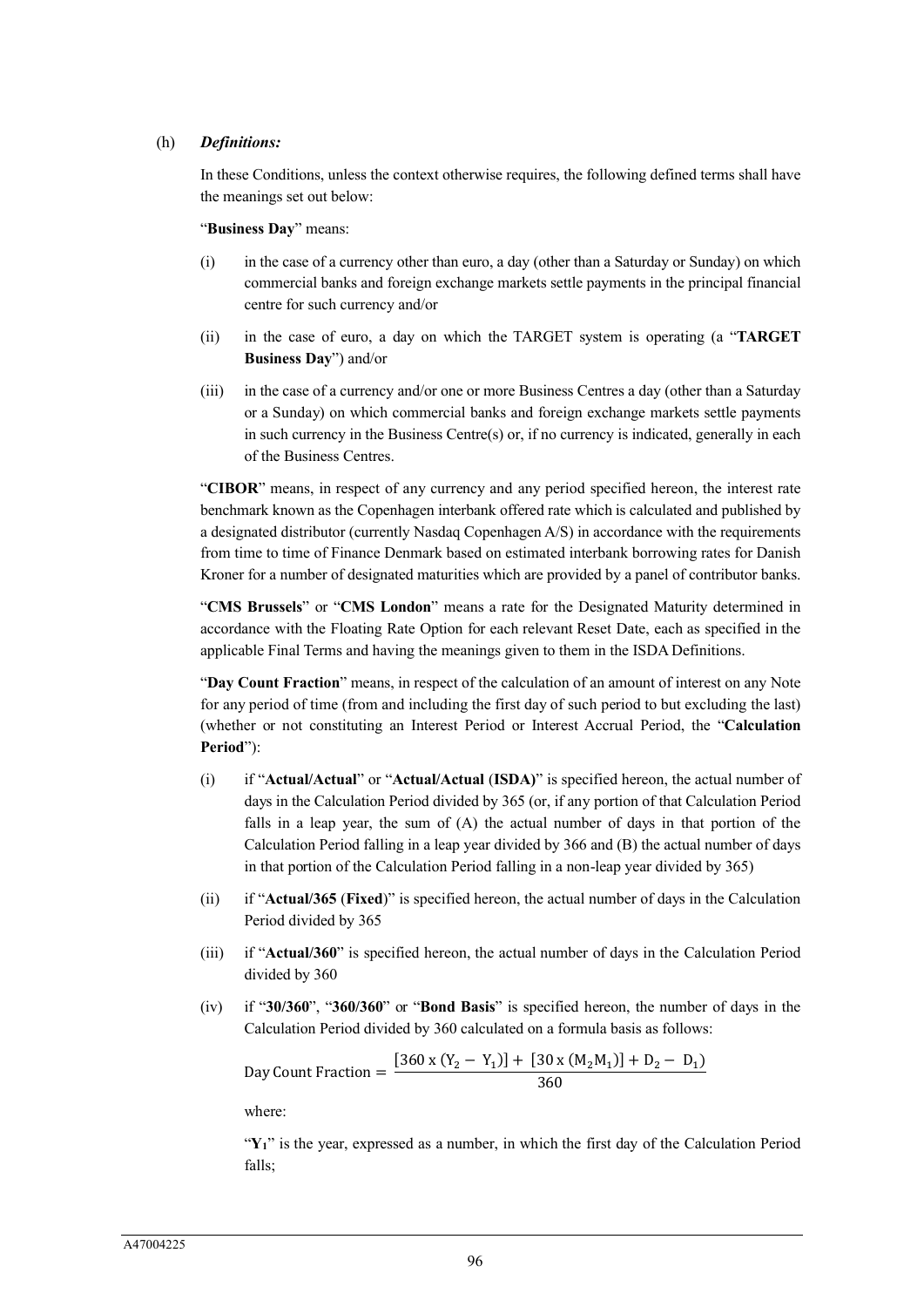(h) ***Definitions:***

In these Conditions, unless the context otherwise requires, the following defined terms shall have the meanings set out below:

"**Business Day**" means:

(i) in the case of a currency other than euro, a day (other than a Saturday or Sunday) on which commercial banks and foreign exchange markets settle payments in the principal financial centre for such currency and/or

(ii) in the case of euro, a day on which the TARGET system is operating (a "**TARGET Business Day**") and/or

(iii) in the case of a currency and/or one or more Business Centres a day (other than a Saturday or a Sunday) on which commercial banks and foreign exchange markets settle payments in such currency in the Business Centre(s) or, if no currency is indicated, generally in each of the Business Centres.

"**CIBOR**" means, in respect of any currency and any period specified hereon, the interest rate benchmark known as the Copenhagen interbank offered rate which is calculated and published by a designated distributor (currently Nasdaq Copenhagen A/S) in accordance with the requirements from time to time of Finance Denmark based on estimated interbank borrowing rates for Danish Kroner for a number of designated maturities which are provided by a panel of contributor banks.

"**CMS Brussels**" or "**CMS London**" means a rate for the Designated Maturity determined in accordance with the Floating Rate Option for each relevant Reset Date, each as specified in the applicable Final Terms and having the meanings given to them in the ISDA Definitions.

"**Day Count Fraction**" means, in respect of the calculation of an amount of interest on any Note for any period of time (from and including the first day of such period to but excluding the last) (whether or not constituting an Interest Period or Interest Accrual Period, the "**Calculation Period**"):

(i) if "**Actual/Actual**" or "**Actual/Actual** (**ISDA)**" is specified hereon, the actual number of days in the Calculation Period divided by 365 (or, if any portion of that Calculation Period falls in a leap year, the sum of (A) the actual number of days in that portion of the Calculation Period falling in a leap year divided by 366 and (B) the actual number of days in that portion of the Calculation Period falling in a non-leap year divided by 365)

(ii) if "**Actual/365** (**Fixed**)" is specified hereon, the actual number of days in the Calculation Period divided by 365

(iii) if "**Actual/360**" is specified hereon, the actual number of days in the Calculation Period divided by 360

(iv) if "**30/360**", "**360/360**" or "**Bond Basis**" is specified hereon, the number of days in the Calculation Period divided by 360 calculated on a formula basis as follows:

$$\text{Day Count Fraction} = \frac{[360 \text{ x } (Y_2 - Y_1)] + [30 \text{ x } (M_2 M_1)] + D_2 - D_1)}{360}$$

where:

"$Y_1$" is the year, expressed as a number, in which the first day of the Calculation Period falls;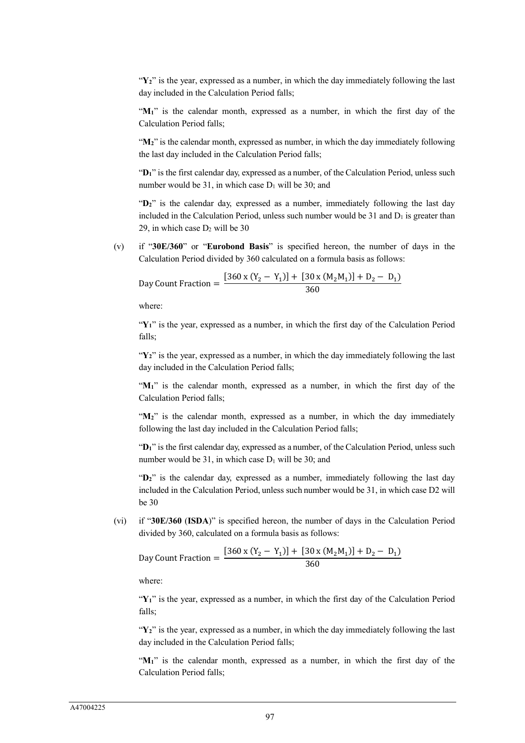"$Y_2$" is the year, expressed as a number, in which the day immediately following the last day included in the Calculation Period falls;

"$M_1$" is the calendar month, expressed as a number, in which the first day of the Calculation Period falls;

"$M_2$" is the calendar month, expressed as number, in which the day immediately following the last day included in the Calculation Period falls;

"$D_1$" is the first calendar day, expressed as a number, of the Calculation Period, unless such number would be 31, in which case $D_1$ will be 30; and

"$D_2$" is the calendar day, expressed as a number, immediately following the last day included in the Calculation Period, unless such number would be 31 and $D_1$ is greater than 29, in which case $D_2$ will be 30

(v) if "**30E/360**" or "**Eurobond Basis**" is specified hereon, the number of days in the Calculation Period divided by 360 calculated on a formula basis as follows:

$$\text{Day Count Fraction} = \frac{[360 \text{ x } (Y_2 - Y_1)] + [30 \text{ x } (M_2 M_1)] + D_2 - D_1)}{360}$$

where:

"$Y_1$" is the year, expressed as a number, in which the first day of the Calculation Period falls;

"$Y_2$" is the year, expressed as a number, in which the day immediately following the last day included in the Calculation Period falls;

"$M_1$" is the calendar month, expressed as a number, in which the first day of the Calculation Period falls;

"$M_2$" is the calendar month, expressed as a number, in which the day immediately following the last day included in the Calculation Period falls;

"$D_1$" is the first calendar day, expressed as a number, of the Calculation Period, unless such number would be 31, in which case $D_1$ will be 30; and

"$D_2$" is the calendar day, expressed as a number, immediately following the last day included in the Calculation Period, unless such number would be 31, in which case D2 will be 30

(vi) if "**30E/360** (**ISDA**)" is specified hereon, the number of days in the Calculation Period divided by 360, calculated on a formula basis as follows:

$$\text{Day Count Fraction} = \frac{[360 \text{ x } (Y_2 - Y_1)] + [30 \text{ x } (M_2 M_1)] + D_2 - D_1)}{360}$$

where:

"$Y_1$" is the year, expressed as a number, in which the first day of the Calculation Period falls;

"$Y_2$" is the year, expressed as a number, in which the day immediately following the last day included in the Calculation Period falls;

"$M_1$" is the calendar month, expressed as a number, in which the first day of the Calculation Period falls;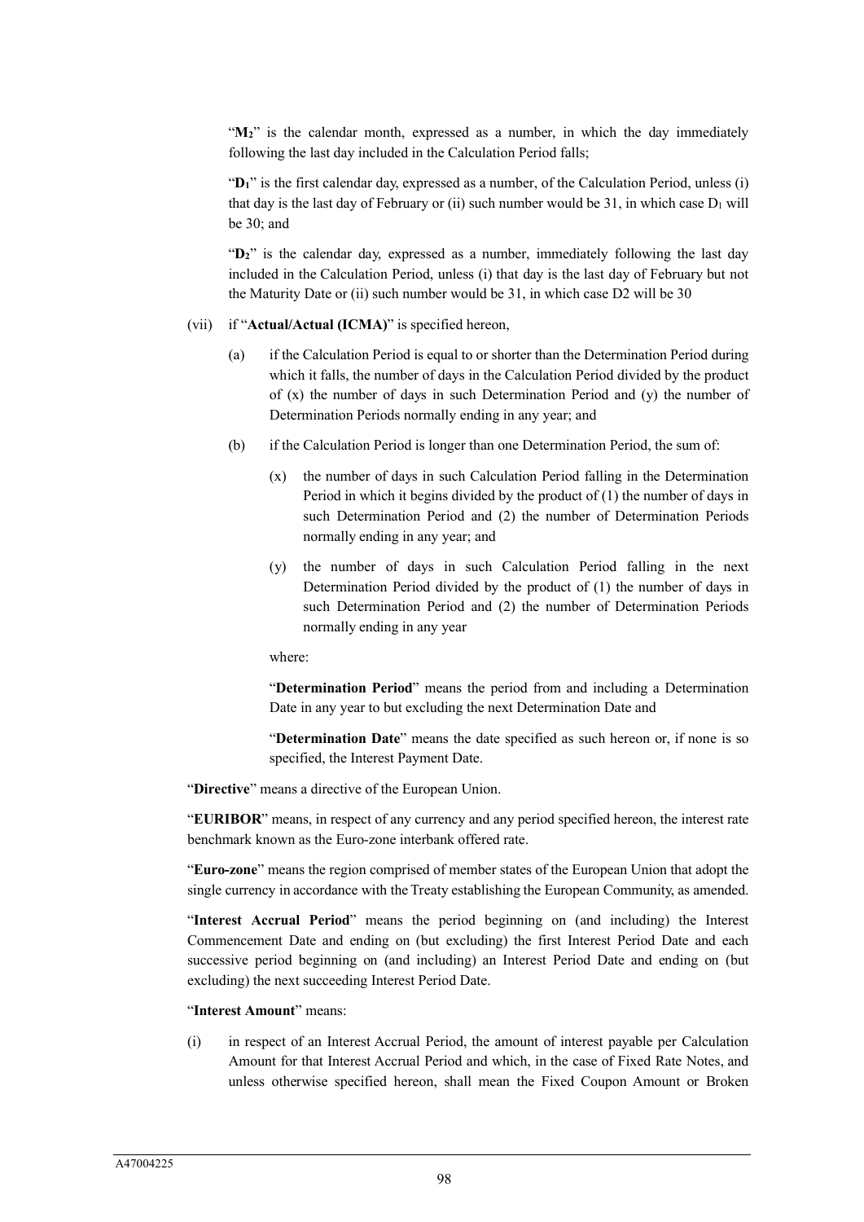"$M_2$" is the calendar month, expressed as a number, in which the day immediately following the last day included in the Calculation Period falls;

"$D_1$" is the first calendar day, expressed as a number, of the Calculation Period, unless (i) that day is the last day of February or (ii) such number would be 31, in which case $D_1$ will be 30; and

"$D_2$" is the calendar day, expressed as a number, immediately following the last day included in the Calculation Period, unless (i) that day is the last day of February but not the Maturity Date or (ii) such number would be 31, in which case D2 will be 30

(vii) if "**Actual/Actual (ICMA)**" is specified hereon,

(a) if the Calculation Period is equal to or shorter than the Determination Period during which it falls, the number of days in the Calculation Period divided by the product of (x) the number of days in such Determination Period and (y) the number of Determination Periods normally ending in any year; and

(b) if the Calculation Period is longer than one Determination Period, the sum of:

(x) the number of days in such Calculation Period falling in the Determination Period in which it begins divided by the product of (1) the number of days in such Determination Period and (2) the number of Determination Periods normally ending in any year; and

(y) the number of days in such Calculation Period falling in the next Determination Period divided by the product of (1) the number of days in such Determination Period and (2) the number of Determination Periods normally ending in any year

where:

"**Determination Period**" means the period from and including a Determination Date in any year to but excluding the next Determination Date and

"**Determination Date**" means the date specified as such hereon or, if none is so specified, the Interest Payment Date.

"**Directive**" means a directive of the European Union.

"**EURIBOR**" means, in respect of any currency and any period specified hereon, the interest rate benchmark known as the Euro-zone interbank offered rate.

"**Euro-zone**" means the region comprised of member states of the European Union that adopt the single currency in accordance with the Treaty establishing the European Community, as amended.

"**Interest Accrual Period**" means the period beginning on (and including) the Interest Commencement Date and ending on (but excluding) the first Interest Period Date and each successive period beginning on (and including) an Interest Period Date and ending on (but excluding) the next succeeding Interest Period Date.

"**Interest Amount**" means:

(i) in respect of an Interest Accrual Period, the amount of interest payable per Calculation Amount for that Interest Accrual Period and which, in the case of Fixed Rate Notes, and unless otherwise specified hereon, shall mean the Fixed Coupon Amount or Broken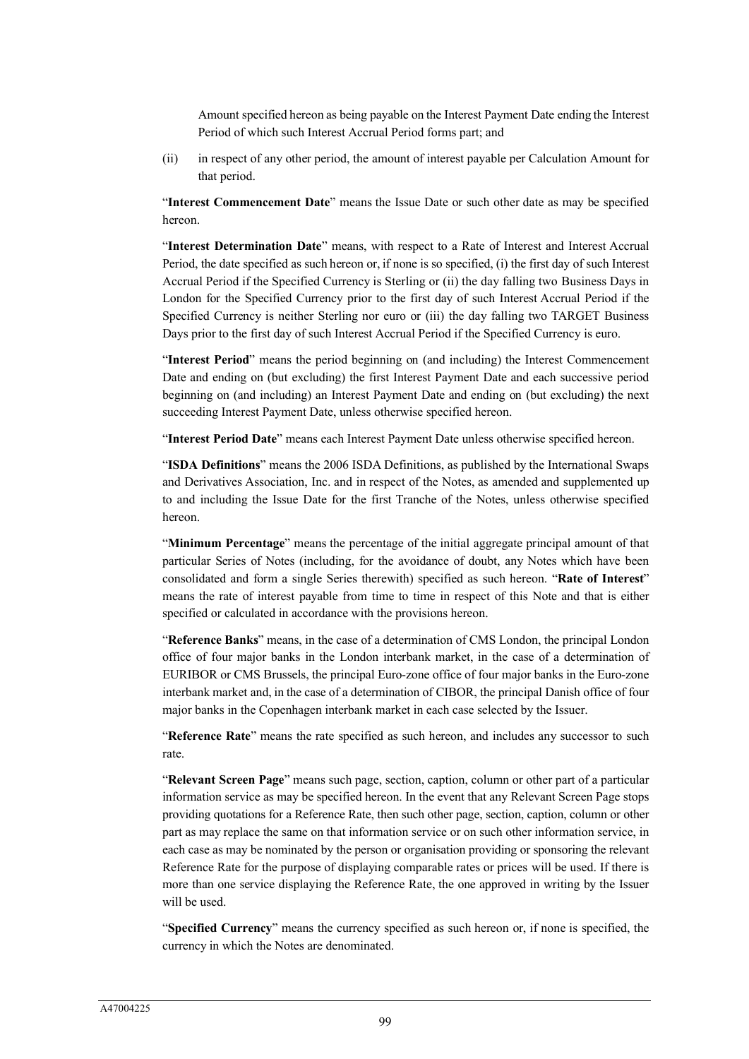Amount specified hereon as being payable on the Interest Payment Date ending the Interest Period of which such Interest Accrual Period forms part; and

(ii) in respect of any other period, the amount of interest payable per Calculation Amount for that period.

"**Interest Commencement Date**" means the Issue Date or such other date as may be specified hereon.

"**Interest Determination Date**" means, with respect to a Rate of Interest and Interest Accrual Period, the date specified as such hereon or, if none is so specified, (i) the first day of such Interest Accrual Period if the Specified Currency is Sterling or (ii) the day falling two Business Days in London for the Specified Currency prior to the first day of such Interest Accrual Period if the Specified Currency is neither Sterling nor euro or (iii) the day falling two TARGET Business Days prior to the first day of such Interest Accrual Period if the Specified Currency is euro.

"**Interest Period**" means the period beginning on (and including) the Interest Commencement Date and ending on (but excluding) the first Interest Payment Date and each successive period beginning on (and including) an Interest Payment Date and ending on (but excluding) the next succeeding Interest Payment Date, unless otherwise specified hereon.

"**Interest Period Date**" means each Interest Payment Date unless otherwise specified hereon.

"**ISDA Definitions**" means the 2006 ISDA Definitions, as published by the International Swaps and Derivatives Association, Inc. and in respect of the Notes, as amended and supplemented up to and including the Issue Date for the first Tranche of the Notes, unless otherwise specified hereon.

"**Minimum Percentage**" means the percentage of the initial aggregate principal amount of that particular Series of Notes (including, for the avoidance of doubt, any Notes which have been consolidated and form a single Series therewith) specified as such hereon. "**Rate of Interest**" means the rate of interest payable from time to time in respect of this Note and that is either specified or calculated in accordance with the provisions hereon.

"**Reference Banks**" means, in the case of a determination of CMS London, the principal London office of four major banks in the London interbank market, in the case of a determination of EURIBOR or CMS Brussels, the principal Euro-zone office of four major banks in the Euro-zone interbank market and, in the case of a determination of CIBOR, the principal Danish office of four major banks in the Copenhagen interbank market in each case selected by the Issuer.

"**Reference Rate**" means the rate specified as such hereon, and includes any successor to such rate.

"**Relevant Screen Page**" means such page, section, caption, column or other part of a particular information service as may be specified hereon. In the event that any Relevant Screen Page stops providing quotations for a Reference Rate, then such other page, section, caption, column or other part as may replace the same on that information service or on such other information service, in each case as may be nominated by the person or organisation providing or sponsoring the relevant Reference Rate for the purpose of displaying comparable rates or prices will be used. If there is more than one service displaying the Reference Rate, the one approved in writing by the Issuer will be used.

"**Specified Currency**" means the currency specified as such hereon or, if none is specified, the currency in which the Notes are denominated.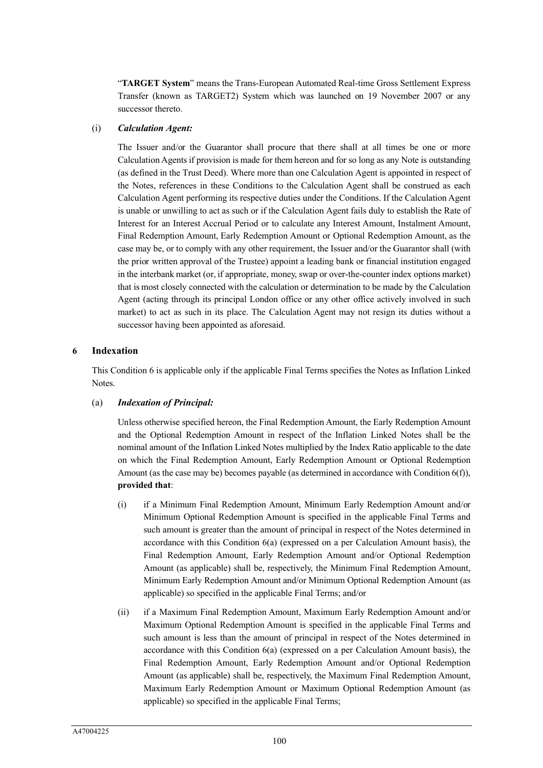"**TARGET System**" means the Trans-European Automated Real-time Gross Settlement Express Transfer (known as TARGET2) System which was launched on 19 November 2007 or any successor thereto.

(i) ***Calculation Agent:***

The Issuer and/or the Guarantor shall procure that there shall at all times be one or more Calculation Agents if provision is made for them hereon and for so long as any Note is outstanding (as defined in the Trust Deed). Where more than one Calculation Agent is appointed in respect of the Notes, references in these Conditions to the Calculation Agent shall be construed as each Calculation Agent performing its respective duties under the Conditions. If the Calculation Agent is unable or unwilling to act as such or if the Calculation Agent fails duly to establish the Rate of Interest for an Interest Accrual Period or to calculate any Interest Amount, Instalment Amount, Final Redemption Amount, Early Redemption Amount or Optional Redemption Amount, as the case may be, or to comply with any other requirement, the Issuer and/or the Guarantor shall (with the prior written approval of the Trustee) appoint a leading bank or financial institution engaged in the interbank market (or, if appropriate, money, swap or over-the-counter index options market) that is most closely connected with the calculation or determination to be made by the Calculation Agent (acting through its principal London office or any other office actively involved in such market) to act as such in its place. The Calculation Agent may not resign its duties without a successor having been appointed as aforesaid.

## 6 Indexation

This Condition 6 is applicable only if the applicable Final Terms specifies the Notes as Inflation Linked Notes.

(a) ***Indexation of Principal:***

Unless otherwise specified hereon, the Final Redemption Amount, the Early Redemption Amount and the Optional Redemption Amount in respect of the Inflation Linked Notes shall be the nominal amount of the Inflation Linked Notes multiplied by the Index Ratio applicable to the date on which the Final Redemption Amount, Early Redemption Amount or Optional Redemption Amount (as the case may be) becomes payable (as determined in accordance with Condition 6(f)), **provided that**:

(i) if a Minimum Final Redemption Amount, Minimum Early Redemption Amount and/or Minimum Optional Redemption Amount is specified in the applicable Final Terms and such amount is greater than the amount of principal in respect of the Notes determined in accordance with this Condition 6(a) (expressed on a per Calculation Amount basis), the Final Redemption Amount, Early Redemption Amount and/or Optional Redemption Amount (as applicable) shall be, respectively, the Minimum Final Redemption Amount, Minimum Early Redemption Amount and/or Minimum Optional Redemption Amount (as applicable) so specified in the applicable Final Terms; and/or

(ii) if a Maximum Final Redemption Amount, Maximum Early Redemption Amount and/or Maximum Optional Redemption Amount is specified in the applicable Final Terms and such amount is less than the amount of principal in respect of the Notes determined in accordance with this Condition 6(a) (expressed on a per Calculation Amount basis), the Final Redemption Amount, Early Redemption Amount and/or Optional Redemption Amount (as applicable) shall be, respectively, the Maximum Final Redemption Amount, Maximum Early Redemption Amount or Maximum Optional Redemption Amount (as applicable) so specified in the applicable Final Terms;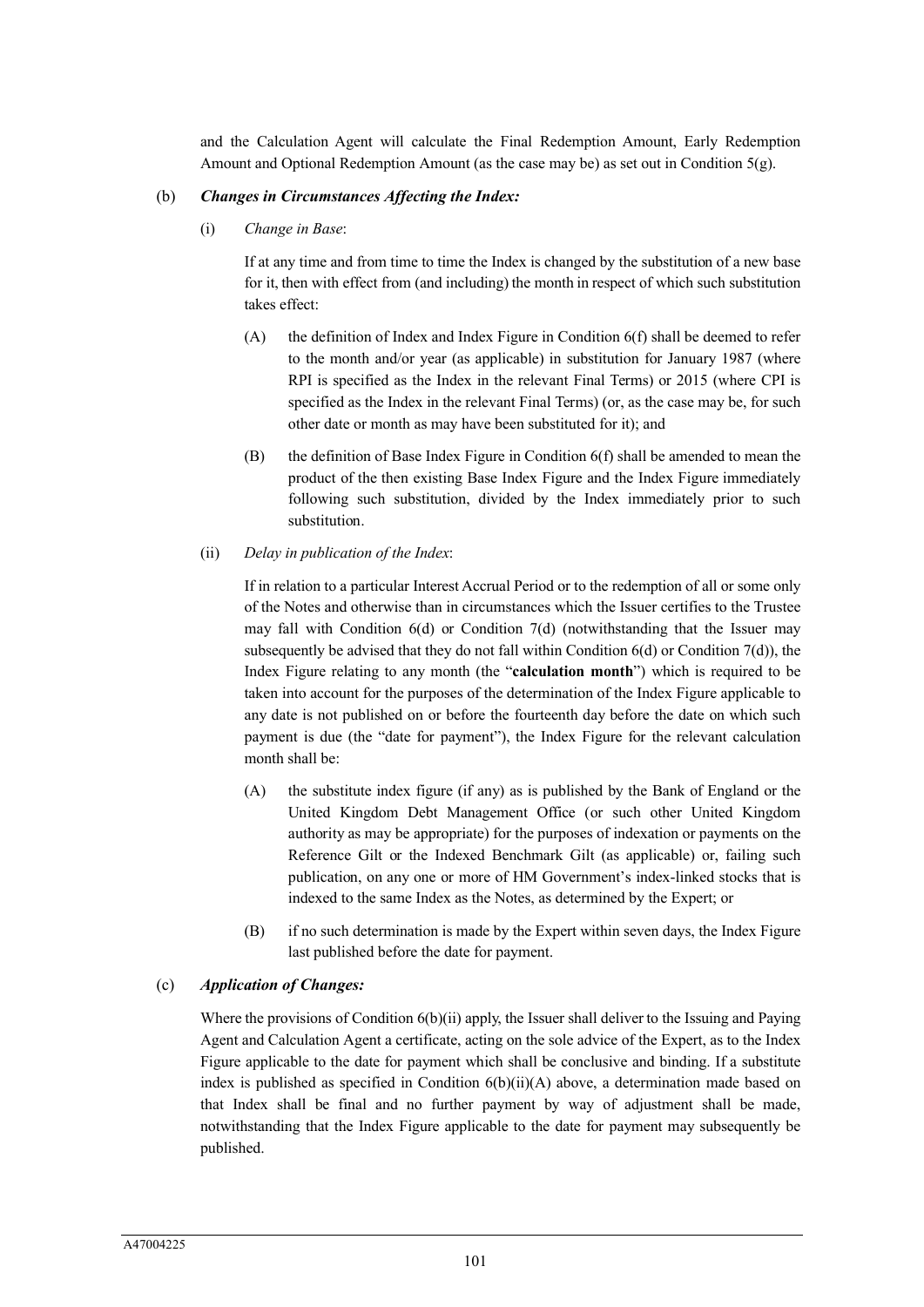and the Calculation Agent will calculate the Final Redemption Amount, Early Redemption Amount and Optional Redemption Amount (as the case may be) as set out in Condition 5(g).

(b) ***Changes in Circumstances Affecting the Index:***

(i) *Change in Base*:

If at any time and from time to time the Index is changed by the substitution of a new base for it, then with effect from (and including) the month in respect of which such substitution takes effect:

(A) the definition of Index and Index Figure in Condition 6(f) shall be deemed to refer to the month and/or year (as applicable) in substitution for January 1987 (where RPI is specified as the Index in the relevant Final Terms) or 2015 (where CPI is specified as the Index in the relevant Final Terms) (or, as the case may be, for such other date or month as may have been substituted for it); and

(B) the definition of Base Index Figure in Condition 6(f) shall be amended to mean the product of the then existing Base Index Figure and the Index Figure immediately following such substitution, divided by the Index immediately prior to such substitution.

(ii) *Delay in publication of the Index*:

If in relation to a particular Interest Accrual Period or to the redemption of all or some only of the Notes and otherwise than in circumstances which the Issuer certifies to the Trustee may fall with Condition 6(d) or Condition 7(d) (notwithstanding that the Issuer may subsequently be advised that they do not fall within Condition 6(d) or Condition 7(d)), the Index Figure relating to any month (the "**calculation month**") which is required to be taken into account for the purposes of the determination of the Index Figure applicable to any date is not published on or before the fourteenth day before the date on which such payment is due (the "date for payment"), the Index Figure for the relevant calculation month shall be:

(A) the substitute index figure (if any) as is published by the Bank of England or the United Kingdom Debt Management Office (or such other United Kingdom authority as may be appropriate) for the purposes of indexation or payments on the Reference Gilt or the Indexed Benchmark Gilt (as applicable) or, failing such publication, on any one or more of HM Government's index-linked stocks that is indexed to the same Index as the Notes, as determined by the Expert; or

(B) if no such determination is made by the Expert within seven days, the Index Figure last published before the date for payment.

(c) ***Application of Changes:***

Where the provisions of Condition 6(b)(ii) apply, the Issuer shall deliver to the Issuing and Paying Agent and Calculation Agent a certificate, acting on the sole advice of the Expert, as to the Index Figure applicable to the date for payment which shall be conclusive and binding. If a substitute index is published as specified in Condition 6(b)(ii)(A) above, a determination made based on that Index shall be final and no further payment by way of adjustment shall be made, notwithstanding that the Index Figure applicable to the date for payment may subsequently be published.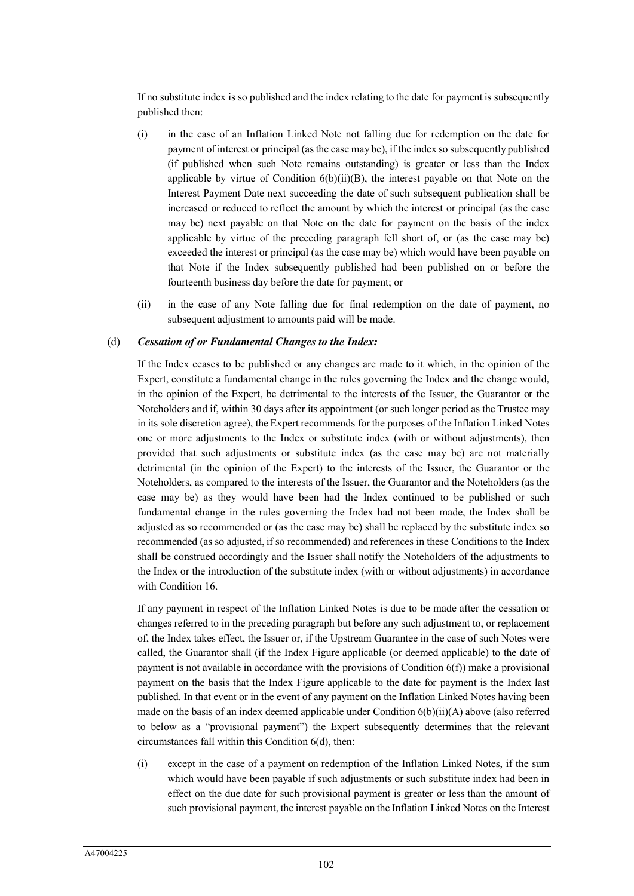If no substitute index is so published and the index relating to the date for payment is subsequently published then:

(i) in the case of an Inflation Linked Note not falling due for redemption on the date for payment of interest or principal (as the case may be), if the index so subsequently published (if published when such Note remains outstanding) is greater or less than the Index applicable by virtue of Condition 6(b)(ii)(B), the interest payable on that Note on the Interest Payment Date next succeeding the date of such subsequent publication shall be increased or reduced to reflect the amount by which the interest or principal (as the case may be) next payable on that Note on the date for payment on the basis of the index applicable by virtue of the preceding paragraph fell short of, or (as the case may be) exceeded the interest or principal (as the case may be) which would have been payable on that Note if the Index subsequently published had been published on or before the fourteenth business day before the date for payment; or

(ii) in the case of any Note falling due for final redemption on the date of payment, no subsequent adjustment to amounts paid will be made.

(d) ***Cessation of or Fundamental Changes to the Index:***

If the Index ceases to be published or any changes are made to it which, in the opinion of the Expert, constitute a fundamental change in the rules governing the Index and the change would, in the opinion of the Expert, be detrimental to the interests of the Issuer, the Guarantor or the Noteholders and if, within 30 days after its appointment (or such longer period as the Trustee may in its sole discretion agree), the Expert recommends for the purposes of the Inflation Linked Notes one or more adjustments to the Index or substitute index (with or without adjustments), then provided that such adjustments or substitute index (as the case may be) are not materially detrimental (in the opinion of the Expert) to the interests of the Issuer, the Guarantor or the Noteholders, as compared to the interests of the Issuer, the Guarantor and the Noteholders (as the case may be) as they would have been had the Index continued to be published or such fundamental change in the rules governing the Index had not been made, the Index shall be adjusted as so recommended or (as the case may be) shall be replaced by the substitute index so recommended (as so adjusted, if so recommended) and references in these Conditions to the Index shall be construed accordingly and the Issuer shall notify the Noteholders of the adjustments to the Index or the introduction of the substitute index (with or without adjustments) in accordance with Condition 16.

If any payment in respect of the Inflation Linked Notes is due to be made after the cessation or changes referred to in the preceding paragraph but before any such adjustment to, or replacement of, the Index takes effect, the Issuer or, if the Upstream Guarantee in the case of such Notes were called, the Guarantor shall (if the Index Figure applicable (or deemed applicable) to the date of payment is not available in accordance with the provisions of Condition 6(f)) make a provisional payment on the basis that the Index Figure applicable to the date for payment is the Index last published. In that event or in the event of any payment on the Inflation Linked Notes having been made on the basis of an index deemed applicable under Condition 6(b)(ii)(A) above (also referred to below as a "provisional payment") the Expert subsequently determines that the relevant circumstances fall within this Condition 6(d), then:

(i) except in the case of a payment on redemption of the Inflation Linked Notes, if the sum which would have been payable if such adjustments or such substitute index had been in effect on the due date for such provisional payment is greater or less than the amount of such provisional payment, the interest payable on the Inflation Linked Notes on the Interest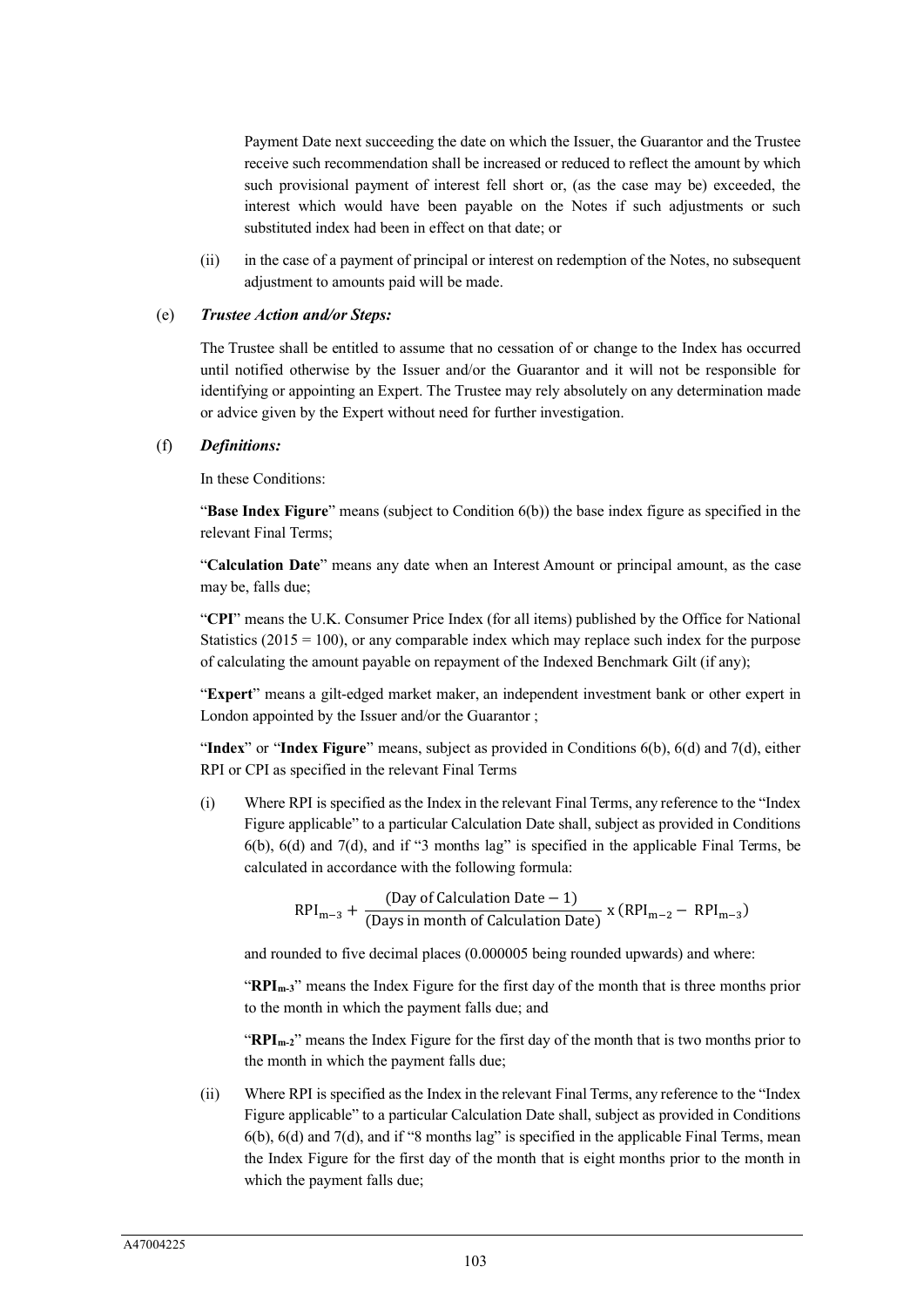Payment Date next succeeding the date on which the Issuer, the Guarantor and the Trustee receive such recommendation shall be increased or reduced to reflect the amount by which such provisional payment of interest fell short or, (as the case may be) exceeded, the interest which would have been payable on the Notes if such adjustments or such substituted index had been in effect on that date; or

(ii) in the case of a payment of principal or interest on redemption of the Notes, no subsequent adjustment to amounts paid will be made.

(e) ***Trustee Action and/or Steps:***

The Trustee shall be entitled to assume that no cessation of or change to the Index has occurred until notified otherwise by the Issuer and/or the Guarantor and it will not be responsible for identifying or appointing an Expert. The Trustee may rely absolutely on any determination made or advice given by the Expert without need for further investigation.

(f) ***Definitions:***

In these Conditions:

"**Base Index Figure**" means (subject to Condition 6(b)) the base index figure as specified in the relevant Final Terms;

"**Calculation Date**" means any date when an Interest Amount or principal amount, as the case may be, falls due;

"**CPI**" means the U.K. Consumer Price Index (for all items) published by the Office for National Statistics (2015 = 100), or any comparable index which may replace such index for the purpose of calculating the amount payable on repayment of the Indexed Benchmark Gilt (if any);

"**Expert**" means a gilt-edged market maker, an independent investment bank or other expert in London appointed by the Issuer and/or the Guarantor ;

"**Index**" or "**Index Figure**" means, subject as provided in Conditions 6(b), 6(d) and 7(d), either RPI or CPI as specified in the relevant Final Terms

(i) Where RPI is specified as the Index in the relevant Final Terms, any reference to the "Index Figure applicable" to a particular Calculation Date shall, subject as provided in Conditions 6(b), 6(d) and 7(d), and if "3 months lag" is specified in the applicable Final Terms, be calculated in accordance with the following formula:

$$\mathrm{RPI}_{m-3} + \frac{(\text{Day of Calculation Date} - 1)}{(\text{Days in month of Calculation Date})} \times (\mathrm{RPI}_{m-2} - \mathrm{RPI}_{m-3})$$

and rounded to five decimal places (0.000005 being rounded upwards) and where:

"**$\mathrm{RPI}_{m-3}$**" means the Index Figure for the first day of the month that is three months prior to the month in which the payment falls due; and

"**$\mathrm{RPI}_{m-2}$**" means the Index Figure for the first day of the month that is two months prior to the month in which the payment falls due;

(ii) Where RPI is specified as the Index in the relevant Final Terms, any reference to the "Index Figure applicable" to a particular Calculation Date shall, subject as provided in Conditions 6(b), 6(d) and 7(d), and if "8 months lag" is specified in the applicable Final Terms, mean the Index Figure for the first day of the month that is eight months prior to the month in which the payment falls due;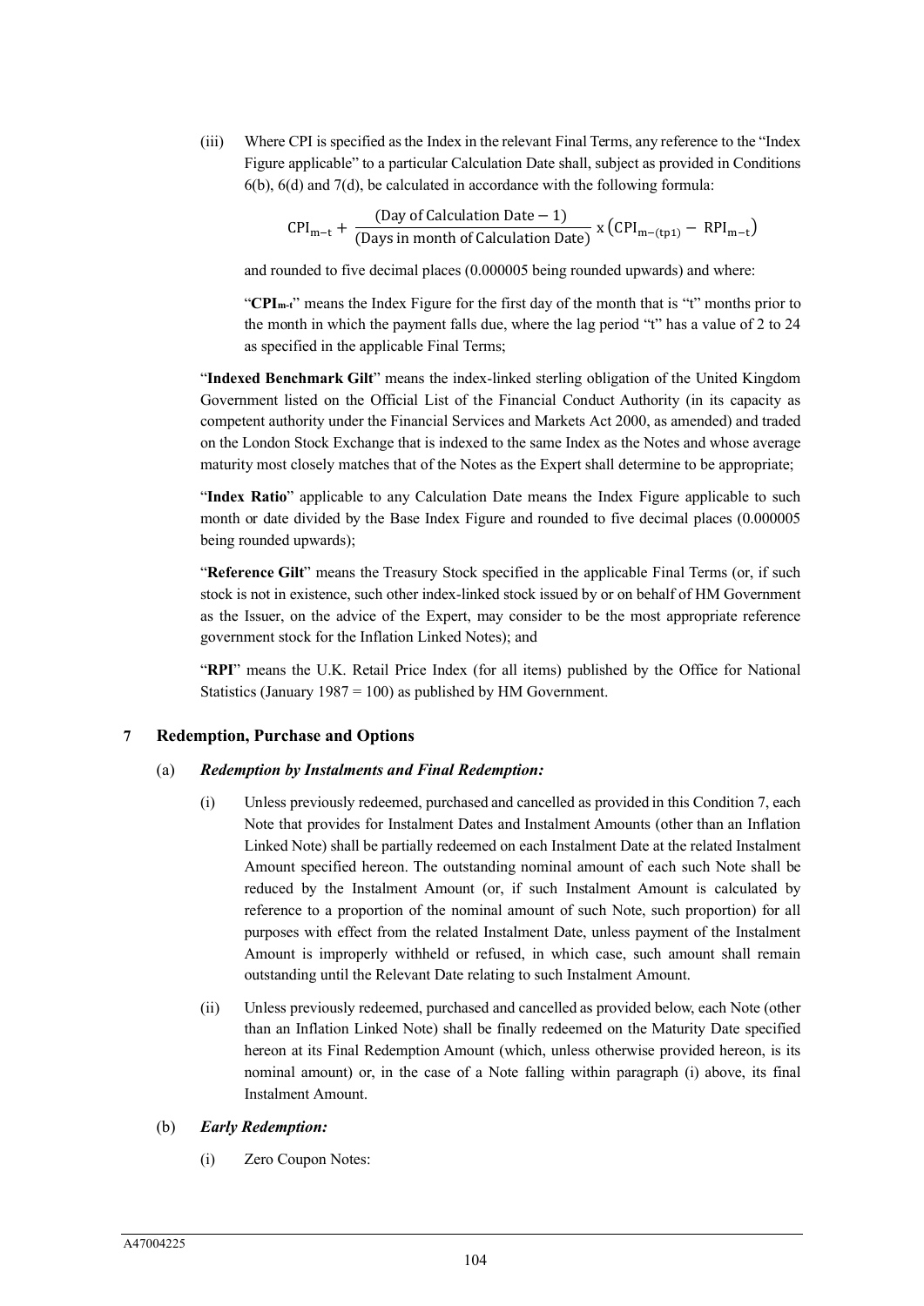(iii) Where CPI is specified as the Index in the relevant Final Terms, any reference to the "Index Figure applicable" to a particular Calculation Date shall, subject as provided in Conditions 6(b), 6(d) and 7(d), be calculated in accordance with the following formula:

$$\text{CPI}_{\text{m}-\text{t}} + \frac{(\text{Day of Calculation Date} - 1)}{(\text{Days in month of Calculation Date})} \text{ x } \left(\text{CPI}_{\text{m}-(\text{tp1})} - \text{ RPI}_{\text{m}-\text{t}}\right)$$

and rounded to five decimal places (0.000005 being rounded upwards) and where:

"**$\text{CPI}_{\text{m-t}}$**" means the Index Figure for the first day of the month that is "t" months prior to the month in which the payment falls due, where the lag period "t" has a value of 2 to 24 as specified in the applicable Final Terms;

"**Indexed Benchmark Gilt**" means the index-linked sterling obligation of the United Kingdom Government listed on the Official List of the Financial Conduct Authority (in its capacity as competent authority under the Financial Services and Markets Act 2000, as amended) and traded on the London Stock Exchange that is indexed to the same Index as the Notes and whose average maturity most closely matches that of the Notes as the Expert shall determine to be appropriate;

"**Index Ratio**" applicable to any Calculation Date means the Index Figure applicable to such month or date divided by the Base Index Figure and rounded to five decimal places (0.000005 being rounded upwards);

"**Reference Gilt**" means the Treasury Stock specified in the applicable Final Terms (or, if such stock is not in existence, such other index-linked stock issued by or on behalf of HM Government as the Issuer, on the advice of the Expert, may consider to be the most appropriate reference government stock for the Inflation Linked Notes); and

"**RPI**" means the U.K. Retail Price Index (for all items) published by the Office for National Statistics (January 1987 = 100) as published by HM Government.

## 7 Redemption, Purchase and Options

(a) ***Redemption by Instalments and Final Redemption:***

(i) Unless previously redeemed, purchased and cancelled as provided in this Condition 7, each Note that provides for Instalment Dates and Instalment Amounts (other than an Inflation Linked Note) shall be partially redeemed on each Instalment Date at the related Instalment Amount specified hereon. The outstanding nominal amount of each such Note shall be reduced by the Instalment Amount (or, if such Instalment Amount is calculated by reference to a proportion of the nominal amount of such Note, such proportion) for all purposes with effect from the related Instalment Date, unless payment of the Instalment Amount is improperly withheld or refused, in which case, such amount shall remain outstanding until the Relevant Date relating to such Instalment Amount.

(ii) Unless previously redeemed, purchased and cancelled as provided below, each Note (other than an Inflation Linked Note) shall be finally redeemed on the Maturity Date specified hereon at its Final Redemption Amount (which, unless otherwise provided hereon, is its nominal amount) or, in the case of a Note falling within paragraph (i) above, its final Instalment Amount.

(b) ***Early Redemption:***

(i) Zero Coupon Notes: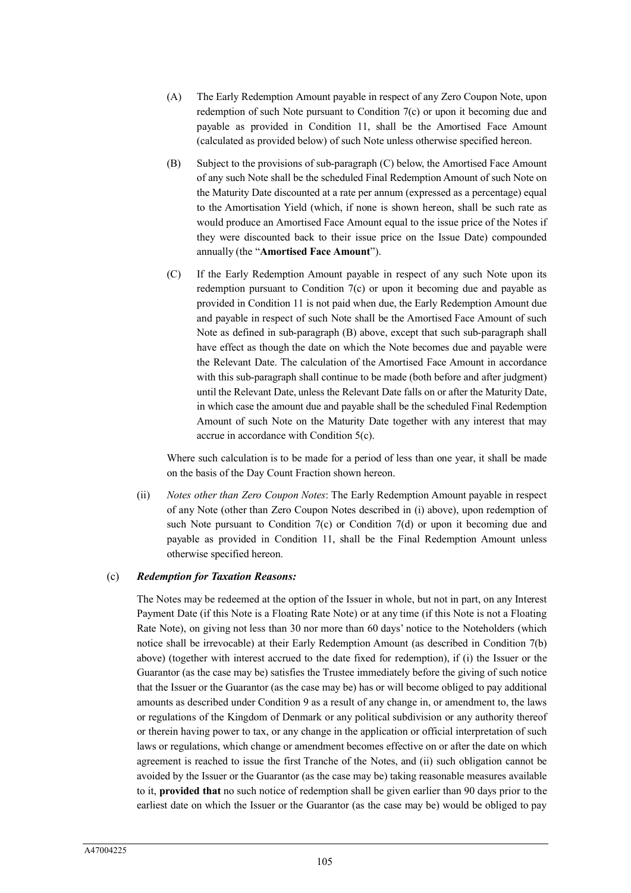(A) The Early Redemption Amount payable in respect of any Zero Coupon Note, upon redemption of such Note pursuant to Condition 7(c) or upon it becoming due and payable as provided in Condition 11, shall be the Amortised Face Amount (calculated as provided below) of such Note unless otherwise specified hereon.

(B) Subject to the provisions of sub-paragraph (C) below, the Amortised Face Amount of any such Note shall be the scheduled Final Redemption Amount of such Note on the Maturity Date discounted at a rate per annum (expressed as a percentage) equal to the Amortisation Yield (which, if none is shown hereon, shall be such rate as would produce an Amortised Face Amount equal to the issue price of the Notes if they were discounted back to their issue price on the Issue Date) compounded annually (the "**Amortised Face Amount**").

(C) If the Early Redemption Amount payable in respect of any such Note upon its redemption pursuant to Condition 7(c) or upon it becoming due and payable as provided in Condition 11 is not paid when due, the Early Redemption Amount due and payable in respect of such Note shall be the Amortised Face Amount of such Note as defined in sub-paragraph (B) above, except that such sub-paragraph shall have effect as though the date on which the Note becomes due and payable were the Relevant Date. The calculation of the Amortised Face Amount in accordance with this sub-paragraph shall continue to be made (both before and after judgment) until the Relevant Date, unless the Relevant Date falls on or after the Maturity Date, in which case the amount due and payable shall be the scheduled Final Redemption Amount of such Note on the Maturity Date together with any interest that may accrue in accordance with Condition 5(c).

Where such calculation is to be made for a period of less than one year, it shall be made on the basis of the Day Count Fraction shown hereon.

(ii) *Notes other than Zero Coupon Notes*: The Early Redemption Amount payable in respect of any Note (other than Zero Coupon Notes described in (i) above), upon redemption of such Note pursuant to Condition 7(c) or Condition 7(d) or upon it becoming due and payable as provided in Condition 11, shall be the Final Redemption Amount unless otherwise specified hereon.

(c) ***Redemption for Taxation Reasons:***

The Notes may be redeemed at the option of the Issuer in whole, but not in part, on any Interest Payment Date (if this Note is a Floating Rate Note) or at any time (if this Note is not a Floating Rate Note), on giving not less than 30 nor more than 60 days' notice to the Noteholders (which notice shall be irrevocable) at their Early Redemption Amount (as described in Condition 7(b) above) (together with interest accrued to the date fixed for redemption), if (i) the Issuer or the Guarantor (as the case may be) satisfies the Trustee immediately before the giving of such notice that the Issuer or the Guarantor (as the case may be) has or will become obliged to pay additional amounts as described under Condition 9 as a result of any change in, or amendment to, the laws or regulations of the Kingdom of Denmark or any political subdivision or any authority thereof or therein having power to tax, or any change in the application or official interpretation of such laws or regulations, which change or amendment becomes effective on or after the date on which agreement is reached to issue the first Tranche of the Notes, and (ii) such obligation cannot be avoided by the Issuer or the Guarantor (as the case may be) taking reasonable measures available to it, **provided that** no such notice of redemption shall be given earlier than 90 days prior to the earliest date on which the Issuer or the Guarantor (as the case may be) would be obliged to pay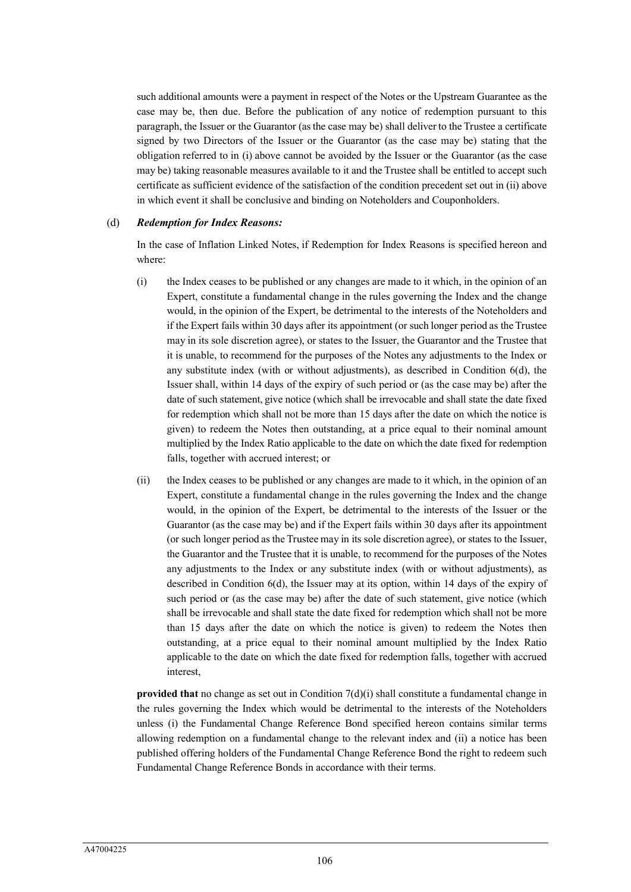such additional amounts were a payment in respect of the Notes or the Upstream Guarantee as the case may be, then due. Before the publication of any notice of redemption pursuant to this paragraph, the Issuer or the Guarantor (as the case may be) shall deliver to the Trustee a certificate signed by two Directors of the Issuer or the Guarantor (as the case may be) stating that the obligation referred to in (i) above cannot be avoided by the Issuer or the Guarantor (as the case may be) taking reasonable measures available to it and the Trustee shall be entitled to accept such certificate as sufficient evidence of the satisfaction of the condition precedent set out in (ii) above in which event it shall be conclusive and binding on Noteholders and Couponholders.

(d) ***Redemption for Index Reasons:***

In the case of Inflation Linked Notes, if Redemption for Index Reasons is specified hereon and where:

(i) the Index ceases to be published or any changes are made to it which, in the opinion of an Expert, constitute a fundamental change in the rules governing the Index and the change would, in the opinion of the Expert, be detrimental to the interests of the Noteholders and if the Expert fails within 30 days after its appointment (or such longer period as the Trustee may in its sole discretion agree), or states to the Issuer, the Guarantor and the Trustee that it is unable, to recommend for the purposes of the Notes any adjustments to the Index or any substitute index (with or without adjustments), as described in Condition 6(d), the Issuer shall, within 14 days of the expiry of such period or (as the case may be) after the date of such statement, give notice (which shall be irrevocable and shall state the date fixed for redemption which shall not be more than 15 days after the date on which the notice is given) to redeem the Notes then outstanding, at a price equal to their nominal amount multiplied by the Index Ratio applicable to the date on which the date fixed for redemption falls, together with accrued interest; or

(ii) the Index ceases to be published or any changes are made to it which, in the opinion of an Expert, constitute a fundamental change in the rules governing the Index and the change would, in the opinion of the Expert, be detrimental to the interests of the Issuer or the Guarantor (as the case may be) and if the Expert fails within 30 days after its appointment (or such longer period as the Trustee may in its sole discretion agree), or states to the Issuer, the Guarantor and the Trustee that it is unable, to recommend for the purposes of the Notes any adjustments to the Index or any substitute index (with or without adjustments), as described in Condition 6(d), the Issuer may at its option, within 14 days of the expiry of such period or (as the case may be) after the date of such statement, give notice (which shall be irrevocable and shall state the date fixed for redemption which shall not be more than 15 days after the date on which the notice is given) to redeem the Notes then outstanding, at a price equal to their nominal amount multiplied by the Index Ratio applicable to the date on which the date fixed for redemption falls, together with accrued interest,

**provided that** no change as set out in Condition 7(d)(i) shall constitute a fundamental change in the rules governing the Index which would be detrimental to the interests of the Noteholders unless (i) the Fundamental Change Reference Bond specified hereon contains similar terms allowing redemption on a fundamental change to the relevant index and (ii) a notice has been published offering holders of the Fundamental Change Reference Bond the right to redeem such Fundamental Change Reference Bonds in accordance with their terms.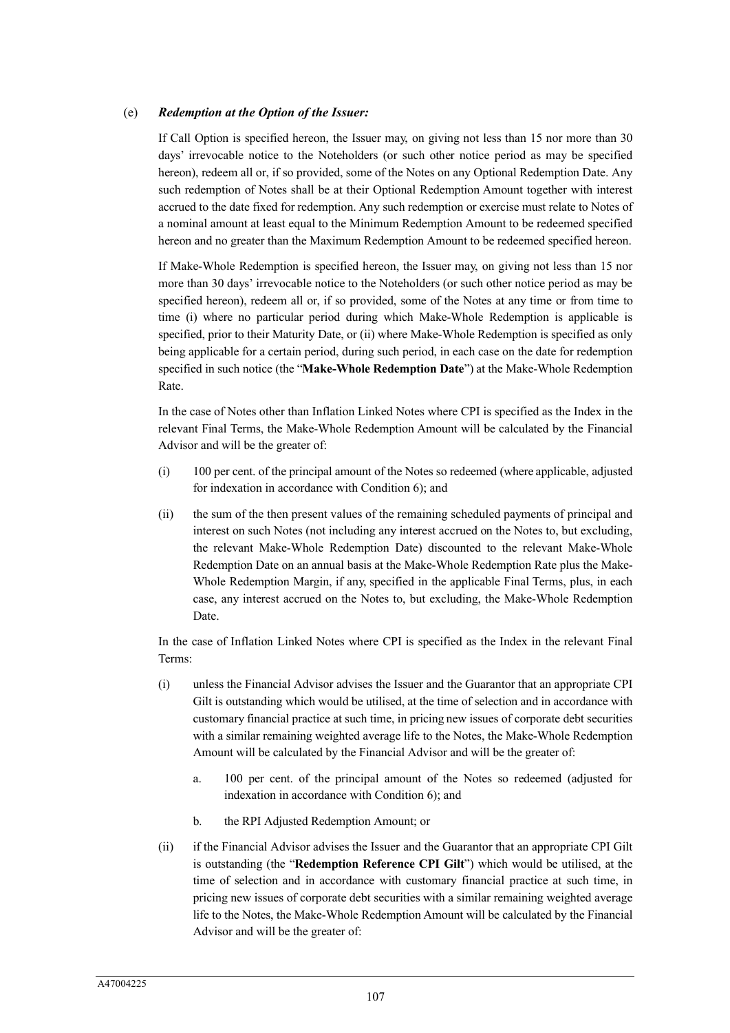(e) ***Redemption at the Option of the Issuer:***

If Call Option is specified hereon, the Issuer may, on giving not less than 15 nor more than 30 days' irrevocable notice to the Noteholders (or such other notice period as may be specified hereon), redeem all or, if so provided, some of the Notes on any Optional Redemption Date. Any such redemption of Notes shall be at their Optional Redemption Amount together with interest accrued to the date fixed for redemption. Any such redemption or exercise must relate to Notes of a nominal amount at least equal to the Minimum Redemption Amount to be redeemed specified hereon and no greater than the Maximum Redemption Amount to be redeemed specified hereon.

If Make-Whole Redemption is specified hereon, the Issuer may, on giving not less than 15 nor more than 30 days' irrevocable notice to the Noteholders (or such other notice period as may be specified hereon), redeem all or, if so provided, some of the Notes at any time or from time to time (i) where no particular period during which Make-Whole Redemption is applicable is specified, prior to their Maturity Date, or (ii) where Make-Whole Redemption is specified as only being applicable for a certain period, during such period, in each case on the date for redemption specified in such notice (the "**Make-Whole Redemption Date**") at the Make-Whole Redemption Rate.

In the case of Notes other than Inflation Linked Notes where CPI is specified as the Index in the relevant Final Terms, the Make-Whole Redemption Amount will be calculated by the Financial Advisor and will be the greater of:

(i) 100 per cent. of the principal amount of the Notes so redeemed (where applicable, adjusted for indexation in accordance with Condition 6); and

(ii) the sum of the then present values of the remaining scheduled payments of principal and interest on such Notes (not including any interest accrued on the Notes to, but excluding, the relevant Make-Whole Redemption Date) discounted to the relevant Make-Whole Redemption Date on an annual basis at the Make-Whole Redemption Rate plus the Make-Whole Redemption Margin, if any, specified in the applicable Final Terms, plus, in each case, any interest accrued on the Notes to, but excluding, the Make-Whole Redemption Date.

In the case of Inflation Linked Notes where CPI is specified as the Index in the relevant Final Terms:

(i) unless the Financial Advisor advises the Issuer and the Guarantor that an appropriate CPI Gilt is outstanding which would be utilised, at the time of selection and in accordance with customary financial practice at such time, in pricing new issues of corporate debt securities with a similar remaining weighted average life to the Notes, the Make-Whole Redemption Amount will be calculated by the Financial Advisor and will be the greater of:

   a. 100 per cent. of the principal amount of the Notes so redeemed (adjusted for indexation in accordance with Condition 6); and

   b. the RPI Adjusted Redemption Amount; or

(ii) if the Financial Advisor advises the Issuer and the Guarantor that an appropriate CPI Gilt is outstanding (the "**Redemption Reference CPI Gilt**") which would be utilised, at the time of selection and in accordance with customary financial practice at such time, in pricing new issues of corporate debt securities with a similar remaining weighted average life to the Notes, the Make-Whole Redemption Amount will be calculated by the Financial Advisor and will be the greater of: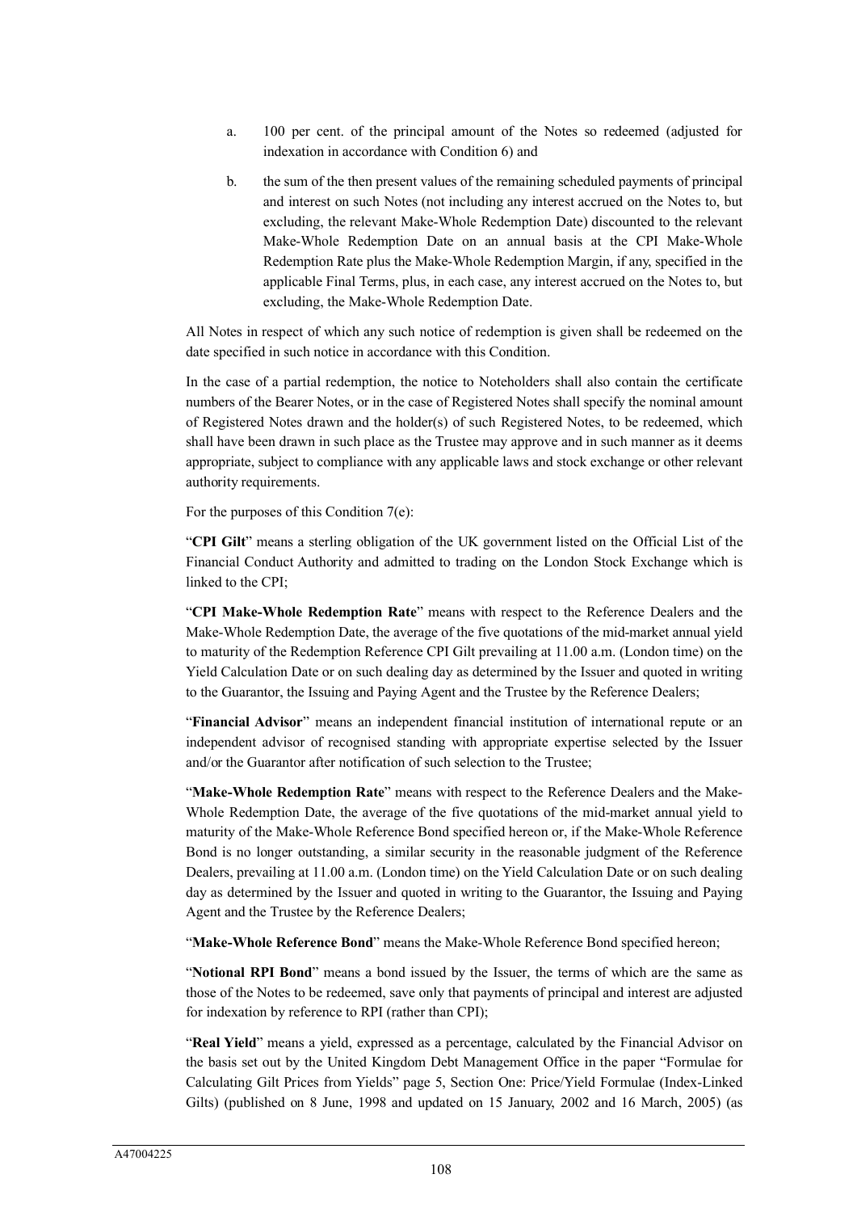a. 100 per cent. of the principal amount of the Notes so redeemed (adjusted for indexation in accordance with Condition 6) and

b. the sum of the then present values of the remaining scheduled payments of principal and interest on such Notes (not including any interest accrued on the Notes to, but excluding, the relevant Make-Whole Redemption Date) discounted to the relevant Make-Whole Redemption Date on an annual basis at the CPI Make-Whole Redemption Rate plus the Make-Whole Redemption Margin, if any, specified in the applicable Final Terms, plus, in each case, any interest accrued on the Notes to, but excluding, the Make-Whole Redemption Date.

All Notes in respect of which any such notice of redemption is given shall be redeemed on the date specified in such notice in accordance with this Condition.

In the case of a partial redemption, the notice to Noteholders shall also contain the certificate numbers of the Bearer Notes, or in the case of Registered Notes shall specify the nominal amount of Registered Notes drawn and the holder(s) of such Registered Notes, to be redeemed, which shall have been drawn in such place as the Trustee may approve and in such manner as it deems appropriate, subject to compliance with any applicable laws and stock exchange or other relevant authority requirements.

For the purposes of this Condition 7(e):

"**CPI Gilt**" means a sterling obligation of the UK government listed on the Official List of the Financial Conduct Authority and admitted to trading on the London Stock Exchange which is linked to the CPI;

"**CPI Make-Whole Redemption Rate**" means with respect to the Reference Dealers and the Make-Whole Redemption Date, the average of the five quotations of the mid-market annual yield to maturity of the Redemption Reference CPI Gilt prevailing at 11.00 a.m. (London time) on the Yield Calculation Date or on such dealing day as determined by the Issuer and quoted in writing to the Guarantor, the Issuing and Paying Agent and the Trustee by the Reference Dealers;

"**Financial Advisor**" means an independent financial institution of international repute or an independent advisor of recognised standing with appropriate expertise selected by the Issuer and/or the Guarantor after notification of such selection to the Trustee;

"**Make-Whole Redemption Rate**" means with respect to the Reference Dealers and the Make-Whole Redemption Date, the average of the five quotations of the mid-market annual yield to maturity of the Make-Whole Reference Bond specified hereon or, if the Make-Whole Reference Bond is no longer outstanding, a similar security in the reasonable judgment of the Reference Dealers, prevailing at 11.00 a.m. (London time) on the Yield Calculation Date or on such dealing day as determined by the Issuer and quoted in writing to the Guarantor, the Issuing and Paying Agent and the Trustee by the Reference Dealers;

"**Make-Whole Reference Bond**" means the Make-Whole Reference Bond specified hereon;

"**Notional RPI Bond**" means a bond issued by the Issuer, the terms of which are the same as those of the Notes to be redeemed, save only that payments of principal and interest are adjusted for indexation by reference to RPI (rather than CPI);

"**Real Yield**" means a yield, expressed as a percentage, calculated by the Financial Advisor on the basis set out by the United Kingdom Debt Management Office in the paper "Formulae for Calculating Gilt Prices from Yields" page 5, Section One: Price/Yield Formulae (Index-Linked Gilts) (published on 8 June, 1998 and updated on 15 January, 2002 and 16 March, 2005) (as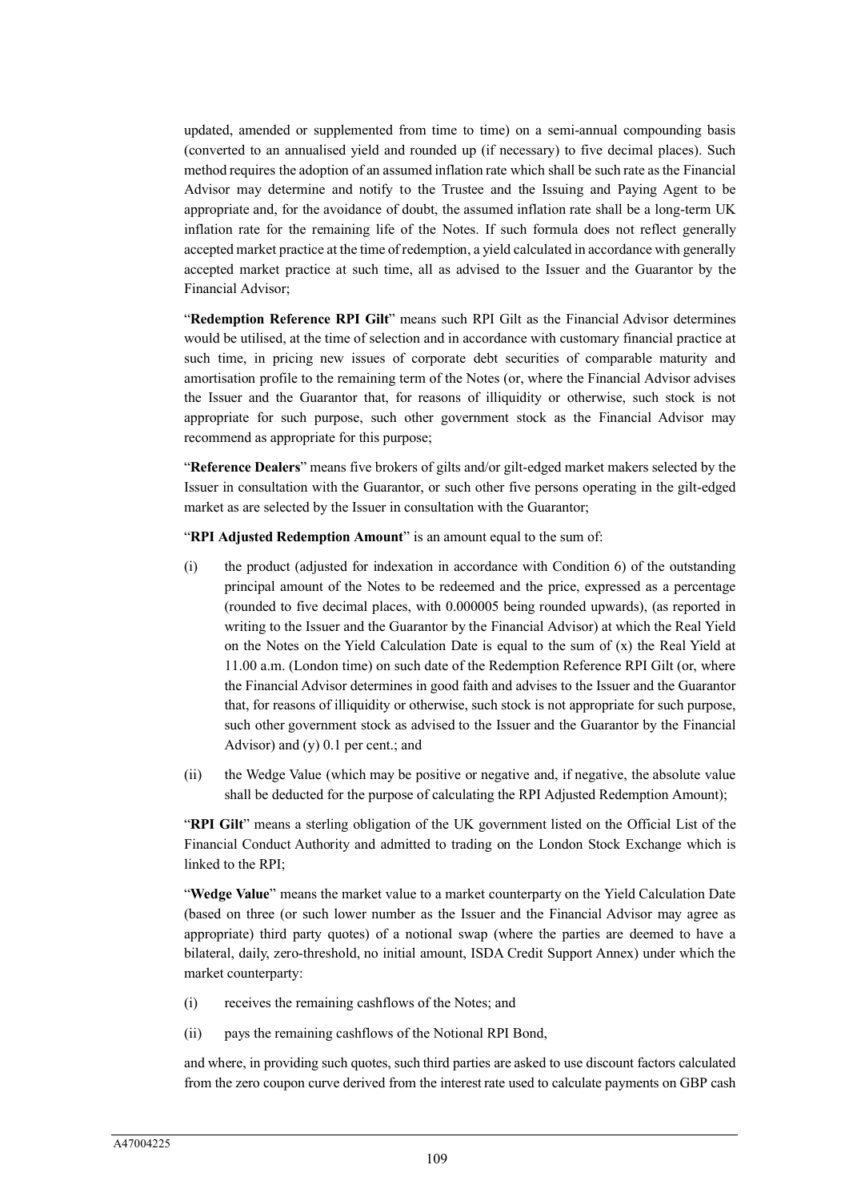updated, amended or supplemented from time to time) on a semi-annual compounding basis (converted to an annualised yield and rounded up (if necessary) to five decimal places). Such method requires the adoption of an assumed inflation rate which shall be such rate as the Financial Advisor may determine and notify to the Trustee and the Issuing and Paying Agent to be appropriate and, for the avoidance of doubt, the assumed inflation rate shall be a long-term UK inflation rate for the remaining life of the Notes. If such formula does not reflect generally accepted market practice at the time of redemption, a yield calculated in accordance with generally accepted market practice at such time, all as advised to the Issuer and the Guarantor by the Financial Advisor;

"**Redemption Reference RPI Gilt**" means such RPI Gilt as the Financial Advisor determines would be utilised, at the time of selection and in accordance with customary financial practice at such time, in pricing new issues of corporate debt securities of comparable maturity and amortisation profile to the remaining term of the Notes (or, where the Financial Advisor advises the Issuer and the Guarantor that, for reasons of illiquidity or otherwise, such stock is not appropriate for such purpose, such other government stock as the Financial Advisor may recommend as appropriate for this purpose;

"**Reference Dealers**" means five brokers of gilts and/or gilt-edged market makers selected by the Issuer in consultation with the Guarantor, or such other five persons operating in the gilt-edged market as are selected by the Issuer in consultation with the Guarantor;

"**RPI Adjusted Redemption Amount**" is an amount equal to the sum of:

(i) the product (adjusted for indexation in accordance with Condition 6) of the outstanding principal amount of the Notes to be redeemed and the price, expressed as a percentage (rounded to five decimal places, with 0.000005 being rounded upwards), (as reported in writing to the Issuer and the Guarantor by the Financial Advisor) at which the Real Yield on the Notes on the Yield Calculation Date is equal to the sum of (x) the Real Yield at 11.00 a.m. (London time) on such date of the Redemption Reference RPI Gilt (or, where the Financial Advisor determines in good faith and advises to the Issuer and the Guarantor that, for reasons of illiquidity or otherwise, such stock is not appropriate for such purpose, such other government stock as advised to the Issuer and the Guarantor by the Financial Advisor) and (y) 0.1 per cent.; and

(ii) the Wedge Value (which may be positive or negative and, if negative, the absolute value shall be deducted for the purpose of calculating the RPI Adjusted Redemption Amount);

"**RPI Gilt**" means a sterling obligation of the UK government listed on the Official List of the Financial Conduct Authority and admitted to trading on the London Stock Exchange which is linked to the RPI;

"**Wedge Value**" means the market value to a market counterparty on the Yield Calculation Date (based on three (or such lower number as the Issuer and the Financial Advisor may agree as appropriate) third party quotes) of a notional swap (where the parties are deemed to have a bilateral, daily, zero-threshold, no initial amount, ISDA Credit Support Annex) under which the market counterparty:

(i) receives the remaining cashflows of the Notes; and

(ii) pays the remaining cashflows of the Notional RPI Bond,

and where, in providing such quotes, such third parties are asked to use discount factors calculated from the zero coupon curve derived from the interest rate used to calculate payments on GBP cash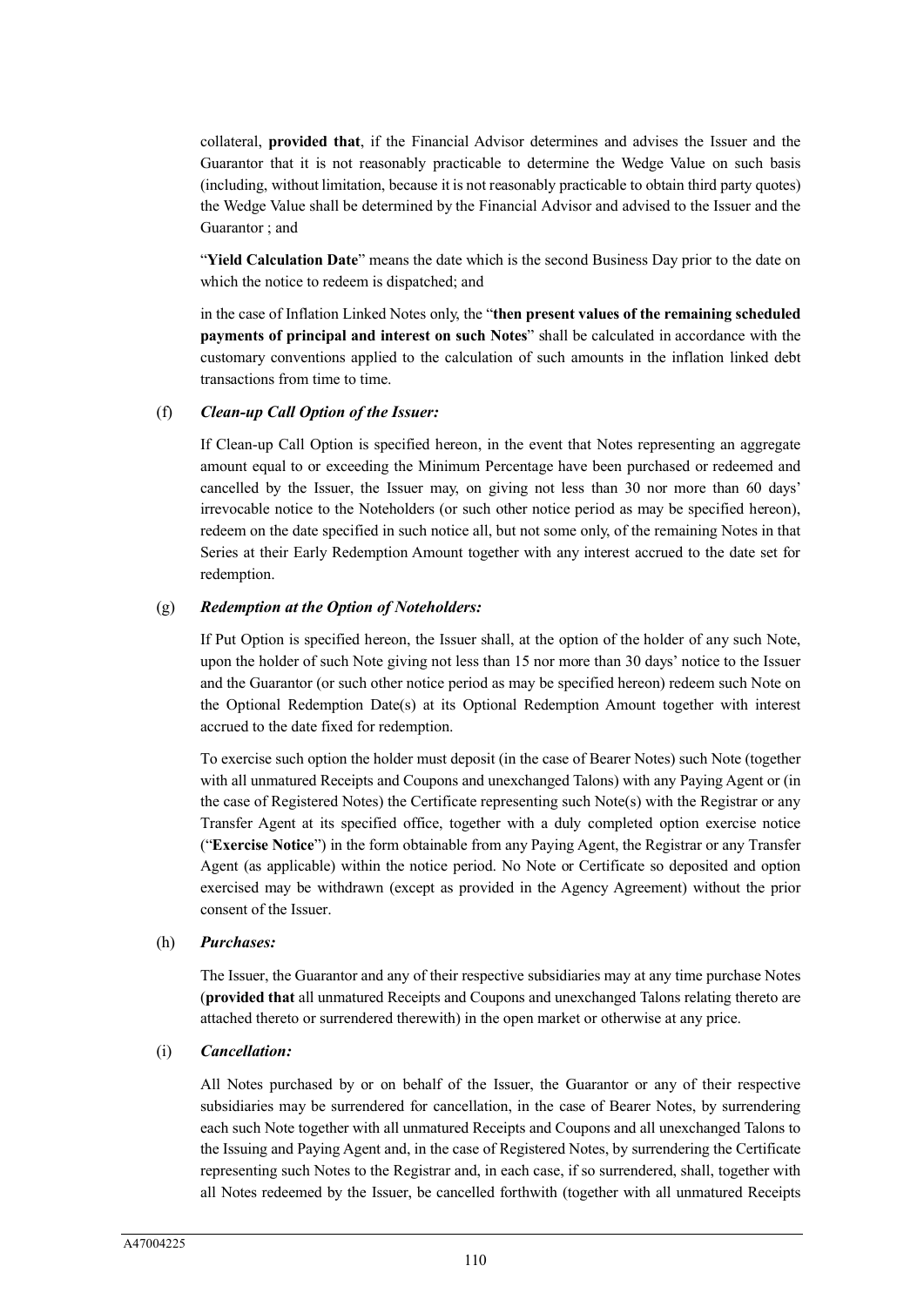collateral, **provided that**, if the Financial Advisor determines and advises the Issuer and the Guarantor that it is not reasonably practicable to determine the Wedge Value on such basis (including, without limitation, because it is not reasonably practicable to obtain third party quotes) the Wedge Value shall be determined by the Financial Advisor and advised to the Issuer and the Guarantor ; and

"**Yield Calculation Date**" means the date which is the second Business Day prior to the date on which the notice to redeem is dispatched; and

in the case of Inflation Linked Notes only, the "**then present values of the remaining scheduled payments of principal and interest on such Notes**" shall be calculated in accordance with the customary conventions applied to the calculation of such amounts in the inflation linked debt transactions from time to time.

(f) ***Clean-up Call Option of the Issuer:***

If Clean-up Call Option is specified hereon, in the event that Notes representing an aggregate amount equal to or exceeding the Minimum Percentage have been purchased or redeemed and cancelled by the Issuer, the Issuer may, on giving not less than 30 nor more than 60 days' irrevocable notice to the Noteholders (or such other notice period as may be specified hereon), redeem on the date specified in such notice all, but not some only, of the remaining Notes in that Series at their Early Redemption Amount together with any interest accrued to the date set for redemption.

(g) ***Redemption at the Option of Noteholders:***

If Put Option is specified hereon, the Issuer shall, at the option of the holder of any such Note, upon the holder of such Note giving not less than 15 nor more than 30 days' notice to the Issuer and the Guarantor (or such other notice period as may be specified hereon) redeem such Note on the Optional Redemption Date(s) at its Optional Redemption Amount together with interest accrued to the date fixed for redemption.

To exercise such option the holder must deposit (in the case of Bearer Notes) such Note (together with all unmatured Receipts and Coupons and unexchanged Talons) with any Paying Agent or (in the case of Registered Notes) the Certificate representing such Note(s) with the Registrar or any Transfer Agent at its specified office, together with a duly completed option exercise notice ("**Exercise Notice**") in the form obtainable from any Paying Agent, the Registrar or any Transfer Agent (as applicable) within the notice period. No Note or Certificate so deposited and option exercised may be withdrawn (except as provided in the Agency Agreement) without the prior consent of the Issuer.

(h) ***Purchases:***

The Issuer, the Guarantor and any of their respective subsidiaries may at any time purchase Notes (**provided that** all unmatured Receipts and Coupons and unexchanged Talons relating thereto are attached thereto or surrendered therewith) in the open market or otherwise at any price.

(i) ***Cancellation:***

All Notes purchased by or on behalf of the Issuer, the Guarantor or any of their respective subsidiaries may be surrendered for cancellation, in the case of Bearer Notes, by surrendering each such Note together with all unmatured Receipts and Coupons and all unexchanged Talons to the Issuing and Paying Agent and, in the case of Registered Notes, by surrendering the Certificate representing such Notes to the Registrar and, in each case, if so surrendered, shall, together with all Notes redeemed by the Issuer, be cancelled forthwith (together with all unmatured Receipts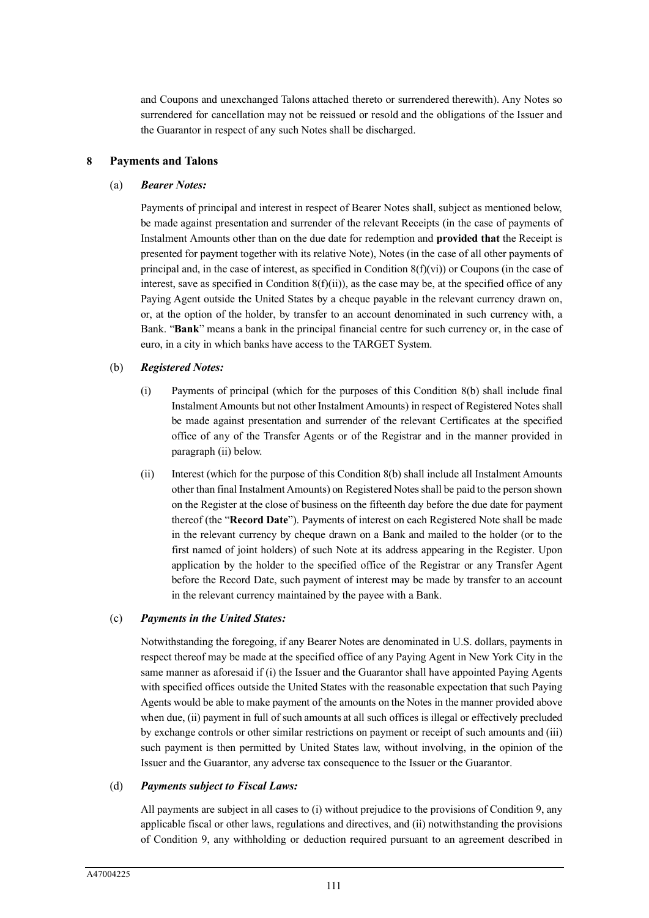and Coupons and unexchanged Talons attached thereto or surrendered therewith). Any Notes so surrendered for cancellation may not be reissued or resold and the obligations of the Issuer and the Guarantor in respect of any such Notes shall be discharged.

## 8 Payments and Talons

(a) ***Bearer Notes:***

Payments of principal and interest in respect of Bearer Notes shall, subject as mentioned below, be made against presentation and surrender of the relevant Receipts (in the case of payments of Instalment Amounts other than on the due date for redemption and **provided that** the Receipt is presented for payment together with its relative Note), Notes (in the case of all other payments of principal and, in the case of interest, as specified in Condition 8(f)(vi)) or Coupons (in the case of interest, save as specified in Condition 8(f)(ii)), as the case may be, at the specified office of any Paying Agent outside the United States by a cheque payable in the relevant currency drawn on, or, at the option of the holder, by transfer to an account denominated in such currency with, a Bank. "**Bank**" means a bank in the principal financial centre for such currency or, in the case of euro, in a city in which banks have access to the TARGET System.

(b) ***Registered Notes:***

(i) Payments of principal (which for the purposes of this Condition 8(b) shall include final Instalment Amounts but not other Instalment Amounts) in respect of Registered Notes shall be made against presentation and surrender of the relevant Certificates at the specified office of any of the Transfer Agents or of the Registrar and in the manner provided in paragraph (ii) below.

(ii) Interest (which for the purpose of this Condition 8(b) shall include all Instalment Amounts other than final Instalment Amounts) on Registered Notes shall be paid to the person shown on the Register at the close of business on the fifteenth day before the due date for payment thereof (the "**Record Date**"). Payments of interest on each Registered Note shall be made in the relevant currency by cheque drawn on a Bank and mailed to the holder (or to the first named of joint holders) of such Note at its address appearing in the Register. Upon application by the holder to the specified office of the Registrar or any Transfer Agent before the Record Date, such payment of interest may be made by transfer to an account in the relevant currency maintained by the payee with a Bank.

(c) ***Payments in the United States:***

Notwithstanding the foregoing, if any Bearer Notes are denominated in U.S. dollars, payments in respect thereof may be made at the specified office of any Paying Agent in New York City in the same manner as aforesaid if (i) the Issuer and the Guarantor shall have appointed Paying Agents with specified offices outside the United States with the reasonable expectation that such Paying Agents would be able to make payment of the amounts on the Notes in the manner provided above when due, (ii) payment in full of such amounts at all such offices is illegal or effectively precluded by exchange controls or other similar restrictions on payment or receipt of such amounts and (iii) such payment is then permitted by United States law, without involving, in the opinion of the Issuer and the Guarantor, any adverse tax consequence to the Issuer or the Guarantor.

(d) ***Payments subject to Fiscal Laws:***

All payments are subject in all cases to (i) without prejudice to the provisions of Condition 9, any applicable fiscal or other laws, regulations and directives, and (ii) notwithstanding the provisions of Condition 9, any withholding or deduction required pursuant to an agreement described in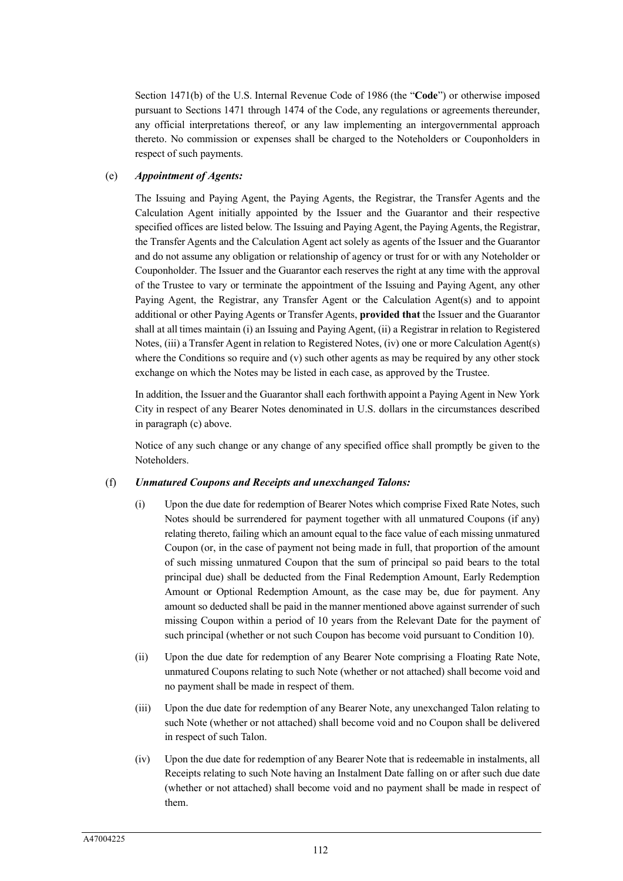Section 1471(b) of the U.S. Internal Revenue Code of 1986 (the "**Code**") or otherwise imposed pursuant to Sections 1471 through 1474 of the Code, any regulations or agreements thereunder, any official interpretations thereof, or any law implementing an intergovernmental approach thereto. No commission or expenses shall be charged to the Noteholders or Couponholders in respect of such payments.

(e) ***Appointment of Agents:***

The Issuing and Paying Agent, the Paying Agents, the Registrar, the Transfer Agents and the Calculation Agent initially appointed by the Issuer and the Guarantor and their respective specified offices are listed below. The Issuing and Paying Agent, the Paying Agents, the Registrar, the Transfer Agents and the Calculation Agent act solely as agents of the Issuer and the Guarantor and do not assume any obligation or relationship of agency or trust for or with any Noteholder or Couponholder. The Issuer and the Guarantor each reserves the right at any time with the approval of the Trustee to vary or terminate the appointment of the Issuing and Paying Agent, any other Paying Agent, the Registrar, any Transfer Agent or the Calculation Agent(s) and to appoint additional or other Paying Agents or Transfer Agents, **provided that** the Issuer and the Guarantor shall at all times maintain (i) an Issuing and Paying Agent, (ii) a Registrar in relation to Registered Notes, (iii) a Transfer Agent in relation to Registered Notes, (iv) one or more Calculation Agent(s) where the Conditions so require and (v) such other agents as may be required by any other stock exchange on which the Notes may be listed in each case, as approved by the Trustee.

In addition, the Issuer and the Guarantor shall each forthwith appoint a Paying Agent in New York City in respect of any Bearer Notes denominated in U.S. dollars in the circumstances described in paragraph (c) above.

Notice of any such change or any change of any specified office shall promptly be given to the Noteholders.

(f) ***Unmatured Coupons and Receipts and unexchanged Talons:***

(i) Upon the due date for redemption of Bearer Notes which comprise Fixed Rate Notes, such Notes should be surrendered for payment together with all unmatured Coupons (if any) relating thereto, failing which an amount equal to the face value of each missing unmatured Coupon (or, in the case of payment not being made in full, that proportion of the amount of such missing unmatured Coupon that the sum of principal so paid bears to the total principal due) shall be deducted from the Final Redemption Amount, Early Redemption Amount or Optional Redemption Amount, as the case may be, due for payment. Any amount so deducted shall be paid in the manner mentioned above against surrender of such missing Coupon within a period of 10 years from the Relevant Date for the payment of such principal (whether or not such Coupon has become void pursuant to Condition 10).

(ii) Upon the due date for redemption of any Bearer Note comprising a Floating Rate Note, unmatured Coupons relating to such Note (whether or not attached) shall become void and no payment shall be made in respect of them.

(iii) Upon the due date for redemption of any Bearer Note, any unexchanged Talon relating to such Note (whether or not attached) shall become void and no Coupon shall be delivered in respect of such Talon.

(iv) Upon the due date for redemption of any Bearer Note that is redeemable in instalments, all Receipts relating to such Note having an Instalment Date falling on or after such due date (whether or not attached) shall become void and no payment shall be made in respect of them.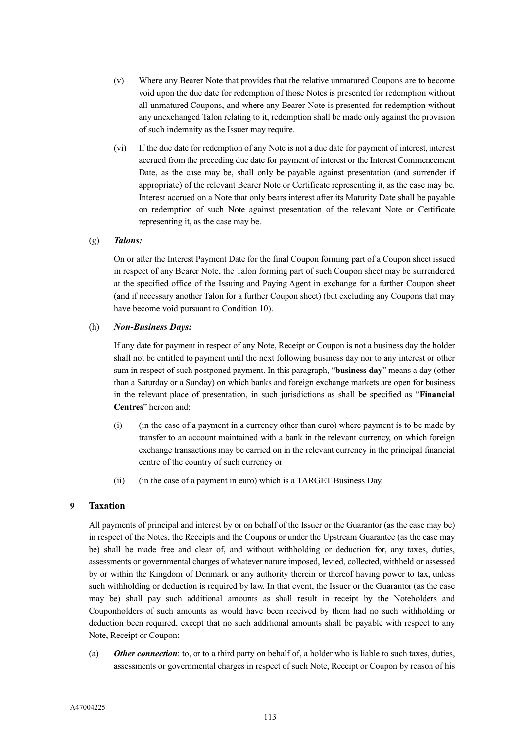(v) Where any Bearer Note that provides that the relative unmatured Coupons are to become void upon the due date for redemption of those Notes is presented for redemption without all unmatured Coupons, and where any Bearer Note is presented for redemption without any unexchanged Talon relating to it, redemption shall be made only against the provision of such indemnity as the Issuer may require.

(vi) If the due date for redemption of any Note is not a due date for payment of interest, interest accrued from the preceding due date for payment of interest or the Interest Commencement Date, as the case may be, shall only be payable against presentation (and surrender if appropriate) of the relevant Bearer Note or Certificate representing it, as the case may be. Interest accrued on a Note that only bears interest after its Maturity Date shall be payable on redemption of such Note against presentation of the relevant Note or Certificate representing it, as the case may be.

(g) ***Talons:***

On or after the Interest Payment Date for the final Coupon forming part of a Coupon sheet issued in respect of any Bearer Note, the Talon forming part of such Coupon sheet may be surrendered at the specified office of the Issuing and Paying Agent in exchange for a further Coupon sheet (and if necessary another Talon for a further Coupon sheet) (but excluding any Coupons that may have become void pursuant to Condition 10).

(h) ***Non-Business Days:***

If any date for payment in respect of any Note, Receipt or Coupon is not a business day the holder shall not be entitled to payment until the next following business day nor to any interest or other sum in respect of such postponed payment. In this paragraph, "**business day**" means a day (other than a Saturday or a Sunday) on which banks and foreign exchange markets are open for business in the relevant place of presentation, in such jurisdictions as shall be specified as "**Financial Centres**" hereon and:

(i) (in the case of a payment in a currency other than euro) where payment is to be made by transfer to an account maintained with a bank in the relevant currency, on which foreign exchange transactions may be carried on in the relevant currency in the principal financial centre of the country of such currency or

(ii) (in the case of a payment in euro) which is a TARGET Business Day.

## 9 Taxation

All payments of principal and interest by or on behalf of the Issuer or the Guarantor (as the case may be) in respect of the Notes, the Receipts and the Coupons or under the Upstream Guarantee (as the case may be) shall be made free and clear of, and without withholding or deduction for, any taxes, duties, assessments or governmental charges of whatever nature imposed, levied, collected, withheld or assessed by or within the Kingdom of Denmark or any authority therein or thereof having power to tax, unless such withholding or deduction is required by law. In that event, the Issuer or the Guarantor (as the case may be) shall pay such additional amounts as shall result in receipt by the Noteholders and Couponholders of such amounts as would have been received by them had no such withholding or deduction been required, except that no such additional amounts shall be payable with respect to any Note, Receipt or Coupon:

(a) ***Other connection***: to, or to a third party on behalf of, a holder who is liable to such taxes, duties, assessments or governmental charges in respect of such Note, Receipt or Coupon by reason of his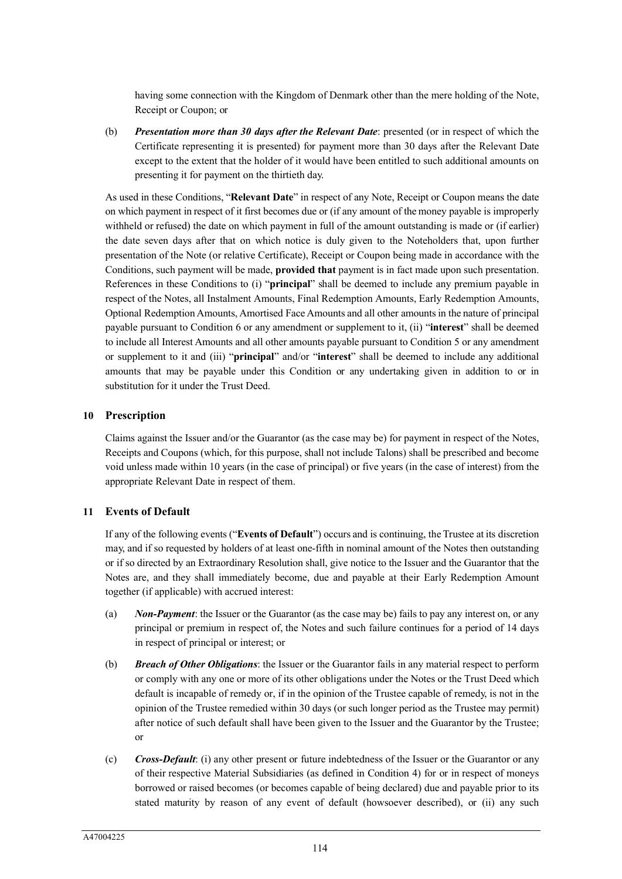having some connection with the Kingdom of Denmark other than the mere holding of the Note, Receipt or Coupon; or

(b) ***Presentation more than 30 days after the Relevant Date***: presented (or in respect of which the Certificate representing it is presented) for payment more than 30 days after the Relevant Date except to the extent that the holder of it would have been entitled to such additional amounts on presenting it for payment on the thirtieth day.

As used in these Conditions, "**Relevant Date**" in respect of any Note, Receipt or Coupon means the date on which payment in respect of it first becomes due or (if any amount of the money payable is improperly withheld or refused) the date on which payment in full of the amount outstanding is made or (if earlier) the date seven days after that on which notice is duly given to the Noteholders that, upon further presentation of the Note (or relative Certificate), Receipt or Coupon being made in accordance with the Conditions, such payment will be made, **provided that** payment is in fact made upon such presentation. References in these Conditions to (i) "**principal**" shall be deemed to include any premium payable in respect of the Notes, all Instalment Amounts, Final Redemption Amounts, Early Redemption Amounts, Optional Redemption Amounts, Amortised Face Amounts and all other amounts in the nature of principal payable pursuant to Condition 6 or any amendment or supplement to it, (ii) "**interest**" shall be deemed to include all Interest Amounts and all other amounts payable pursuant to Condition 5 or any amendment or supplement to it and (iii) "**principal**" and/or "**interest**" shall be deemed to include any additional amounts that may be payable under this Condition or any undertaking given in addition to or in substitution for it under the Trust Deed.

## 10 Prescription

Claims against the Issuer and/or the Guarantor (as the case may be) for payment in respect of the Notes, Receipts and Coupons (which, for this purpose, shall not include Talons) shall be prescribed and become void unless made within 10 years (in the case of principal) or five years (in the case of interest) from the appropriate Relevant Date in respect of them.

## 11 Events of Default

If any of the following events ("**Events of Default**") occurs and is continuing, the Trustee at its discretion may, and if so requested by holders of at least one-fifth in nominal amount of the Notes then outstanding or if so directed by an Extraordinary Resolution shall, give notice to the Issuer and the Guarantor that the Notes are, and they shall immediately become, due and payable at their Early Redemption Amount together (if applicable) with accrued interest:

(a) ***Non-Payment***: the Issuer or the Guarantor (as the case may be) fails to pay any interest on, or any principal or premium in respect of, the Notes and such failure continues for a period of 14 days in respect of principal or interest; or

(b) ***Breach of Other Obligations***: the Issuer or the Guarantor fails in any material respect to perform or comply with any one or more of its other obligations under the Notes or the Trust Deed which default is incapable of remedy or, if in the opinion of the Trustee capable of remedy, is not in the opinion of the Trustee remedied within 30 days (or such longer period as the Trustee may permit) after notice of such default shall have been given to the Issuer and the Guarantor by the Trustee; or

(c) ***Cross-Default***: (i) any other present or future indebtedness of the Issuer or the Guarantor or any of their respective Material Subsidiaries (as defined in Condition 4) for or in respect of moneys borrowed or raised becomes (or becomes capable of being declared) due and payable prior to its stated maturity by reason of any event of default (howsoever described), or (ii) any such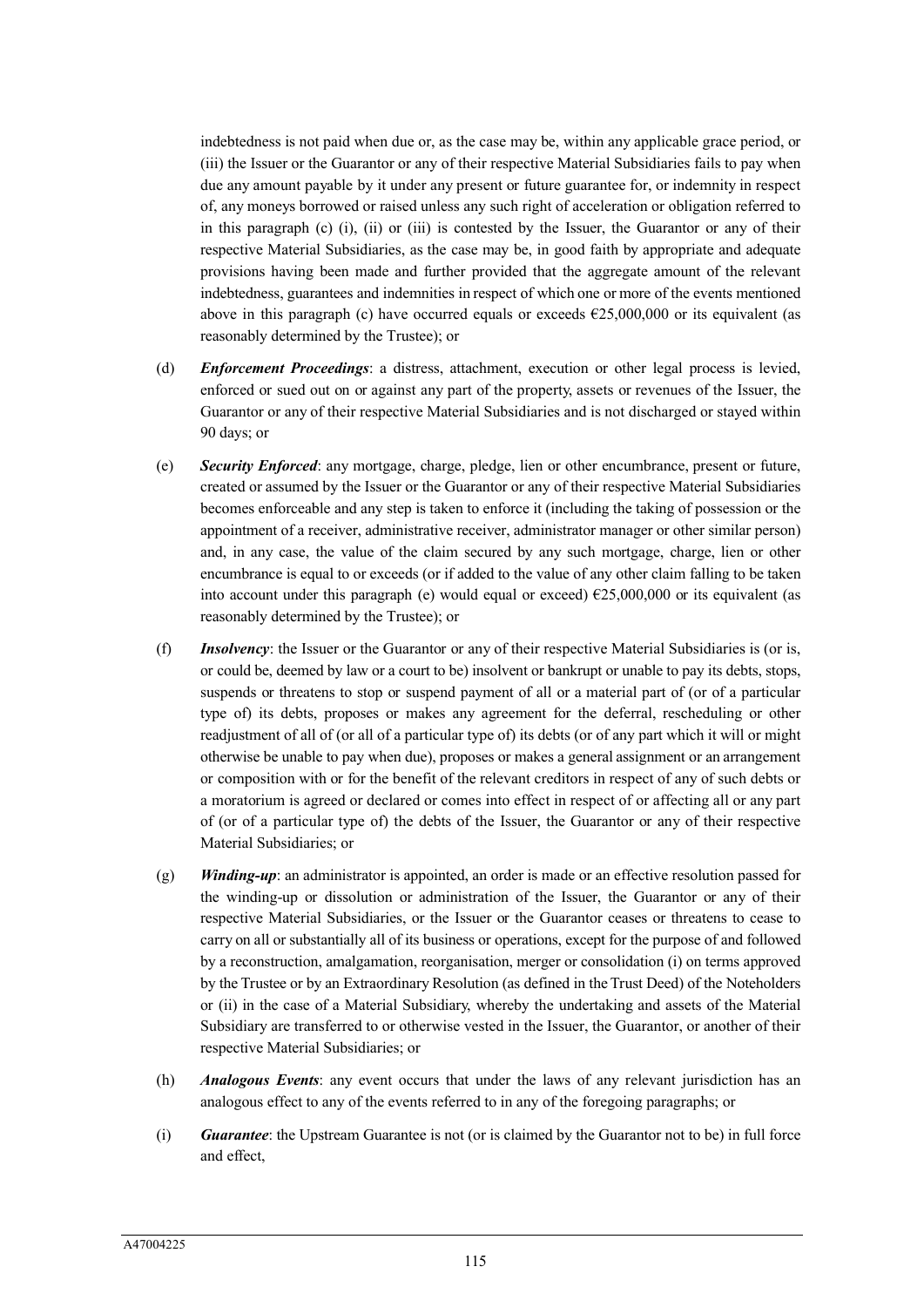indebtedness is not paid when due or, as the case may be, within any applicable grace period, or (iii) the Issuer or the Guarantor or any of their respective Material Subsidiaries fails to pay when due any amount payable by it under any present or future guarantee for, or indemnity in respect of, any moneys borrowed or raised unless any such right of acceleration or obligation referred to in this paragraph (c) (i), (ii) or (iii) is contested by the Issuer, the Guarantor or any of their respective Material Subsidiaries, as the case may be, in good faith by appropriate and adequate provisions having been made and further provided that the aggregate amount of the relevant indebtedness, guarantees and indemnities in respect of which one or more of the events mentioned above in this paragraph (c) have occurred equals or exceeds €25,000,000 or its equivalent (as reasonably determined by the Trustee); or

(d) ***Enforcement Proceedings***: a distress, attachment, execution or other legal process is levied, enforced or sued out on or against any part of the property, assets or revenues of the Issuer, the Guarantor or any of their respective Material Subsidiaries and is not discharged or stayed within 90 days; or

(e) ***Security Enforced***: any mortgage, charge, pledge, lien or other encumbrance, present or future, created or assumed by the Issuer or the Guarantor or any of their respective Material Subsidiaries becomes enforceable and any step is taken to enforce it (including the taking of possession or the appointment of a receiver, administrative receiver, administrator manager or other similar person) and, in any case, the value of the claim secured by any such mortgage, charge, lien or other encumbrance is equal to or exceeds (or if added to the value of any other claim falling to be taken into account under this paragraph (e) would equal or exceed) €25,000,000 or its equivalent (as reasonably determined by the Trustee); or

(f) ***Insolvency***: the Issuer or the Guarantor or any of their respective Material Subsidiaries is (or is, or could be, deemed by law or a court to be) insolvent or bankrupt or unable to pay its debts, stops, suspends or threatens to stop or suspend payment of all or a material part of (or of a particular type of) its debts, proposes or makes any agreement for the deferral, rescheduling or other readjustment of all of (or all of a particular type of) its debts (or of any part which it will or might otherwise be unable to pay when due), proposes or makes a general assignment or an arrangement or composition with or for the benefit of the relevant creditors in respect of any of such debts or a moratorium is agreed or declared or comes into effect in respect of or affecting all or any part of (or of a particular type of) the debts of the Issuer, the Guarantor or any of their respective Material Subsidiaries; or

(g) ***Winding-up***: an administrator is appointed, an order is made or an effective resolution passed for the winding-up or dissolution or administration of the Issuer, the Guarantor or any of their respective Material Subsidiaries, or the Issuer or the Guarantor ceases or threatens to cease to carry on all or substantially all of its business or operations, except for the purpose of and followed by a reconstruction, amalgamation, reorganisation, merger or consolidation (i) on terms approved by the Trustee or by an Extraordinary Resolution (as defined in the Trust Deed) of the Noteholders or (ii) in the case of a Material Subsidiary, whereby the undertaking and assets of the Material Subsidiary are transferred to or otherwise vested in the Issuer, the Guarantor, or another of their respective Material Subsidiaries; or

(h) ***Analogous Events***: any event occurs that under the laws of any relevant jurisdiction has an analogous effect to any of the events referred to in any of the foregoing paragraphs; or

(i) ***Guarantee***: the Upstream Guarantee is not (or is claimed by the Guarantor not to be) in full force and effect,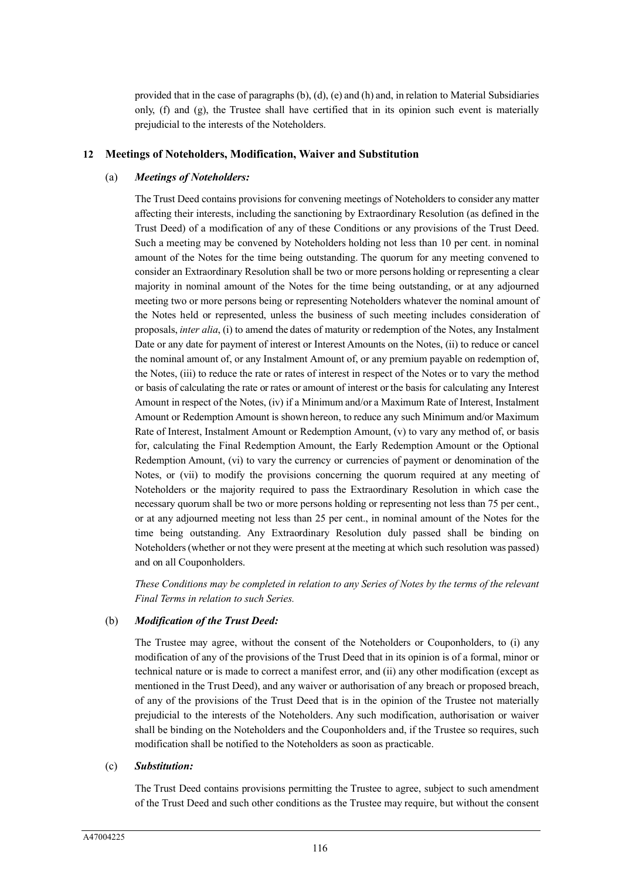provided that in the case of paragraphs (b), (d), (e) and (h) and, in relation to Material Subsidiaries only, (f) and (g), the Trustee shall have certified that in its opinion such event is materially prejudicial to the interests of the Noteholders.

## 12 Meetings of Noteholders, Modification, Waiver and Substitution

### (a) *Meetings of Noteholders:*

The Trust Deed contains provisions for convening meetings of Noteholders to consider any matter affecting their interests, including the sanctioning by Extraordinary Resolution (as defined in the Trust Deed) of a modification of any of these Conditions or any provisions of the Trust Deed. Such a meeting may be convened by Noteholders holding not less than 10 per cent. in nominal amount of the Notes for the time being outstanding. The quorum for any meeting convened to consider an Extraordinary Resolution shall be two or more persons holding or representing a clear majority in nominal amount of the Notes for the time being outstanding, or at any adjourned meeting two or more persons being or representing Noteholders whatever the nominal amount of the Notes held or represented, unless the business of such meeting includes consideration of proposals, *inter alia*, (i) to amend the dates of maturity or redemption of the Notes, any Instalment Date or any date for payment of interest or Interest Amounts on the Notes, (ii) to reduce or cancel the nominal amount of, or any Instalment Amount of, or any premium payable on redemption of, the Notes, (iii) to reduce the rate or rates of interest in respect of the Notes or to vary the method or basis of calculating the rate or rates or amount of interest or the basis for calculating any Interest Amount in respect of the Notes, (iv) if a Minimum and/or a Maximum Rate of Interest, Instalment Amount or Redemption Amount is shown hereon, to reduce any such Minimum and/or Maximum Rate of Interest, Instalment Amount or Redemption Amount, (v) to vary any method of, or basis for, calculating the Final Redemption Amount, the Early Redemption Amount or the Optional Redemption Amount, (vi) to vary the currency or currencies of payment or denomination of the Notes, or (vii) to modify the provisions concerning the quorum required at any meeting of Noteholders or the majority required to pass the Extraordinary Resolution in which case the necessary quorum shall be two or more persons holding or representing not less than 75 per cent., or at any adjourned meeting not less than 25 per cent., in nominal amount of the Notes for the time being outstanding. Any Extraordinary Resolution duly passed shall be binding on Noteholders (whether or not they were present at the meeting at which such resolution was passed) and on all Couponholders.

*These Conditions may be completed in relation to any Series of Notes by the terms of the relevant Final Terms in relation to such Series.*

### (b) *Modification of the Trust Deed:*

The Trustee may agree, without the consent of the Noteholders or Couponholders, to (i) any modification of any of the provisions of the Trust Deed that in its opinion is of a formal, minor or technical nature or is made to correct a manifest error, and (ii) any other modification (except as mentioned in the Trust Deed), and any waiver or authorisation of any breach or proposed breach, of any of the provisions of the Trust Deed that is in the opinion of the Trustee not materially prejudicial to the interests of the Noteholders. Any such modification, authorisation or waiver shall be binding on the Noteholders and the Couponholders and, if the Trustee so requires, such modification shall be notified to the Noteholders as soon as practicable.

### (c) *Substitution:*

The Trust Deed contains provisions permitting the Trustee to agree, subject to such amendment of the Trust Deed and such other conditions as the Trustee may require, but without the consent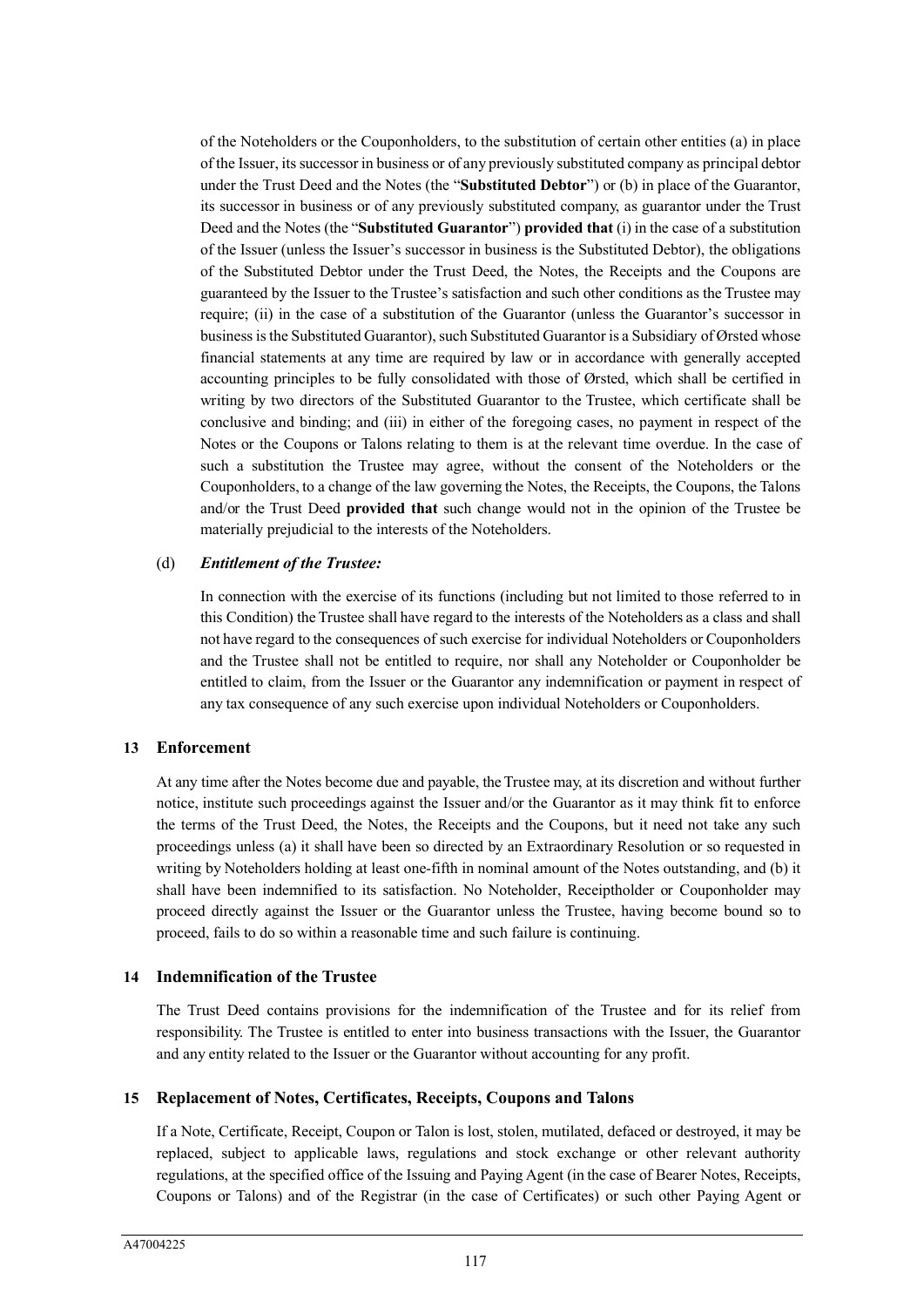of the Noteholders or the Couponholders, to the substitution of certain other entities (a) in place of the Issuer, its successor in business or of any previously substituted company as principal debtor under the Trust Deed and the Notes (the "**Substituted Debtor**") or (b) in place of the Guarantor, its successor in business or of any previously substituted company, as guarantor under the Trust Deed and the Notes (the "**Substituted Guarantor**") **provided that** (i) in the case of a substitution of the Issuer (unless the Issuer's successor in business is the Substituted Debtor), the obligations of the Substituted Debtor under the Trust Deed, the Notes, the Receipts and the Coupons are guaranteed by the Issuer to the Trustee's satisfaction and such other conditions as the Trustee may require; (ii) in the case of a substitution of the Guarantor (unless the Guarantor's successor in business is the Substituted Guarantor), such Substituted Guarantor is a Subsidiary of Ørsted whose financial statements at any time are required by law or in accordance with generally accepted accounting principles to be fully consolidated with those of Ørsted, which shall be certified in writing by two directors of the Substituted Guarantor to the Trustee, which certificate shall be conclusive and binding; and (iii) in either of the foregoing cases, no payment in respect of the Notes or the Coupons or Talons relating to them is at the relevant time overdue. In the case of such a substitution the Trustee may agree, without the consent of the Noteholders or the Couponholders, to a change of the law governing the Notes, the Receipts, the Coupons, the Talons and/or the Trust Deed **provided that** such change would not in the opinion of the Trustee be materially prejudicial to the interests of the Noteholders.

(d) ***Entitlement of the Trustee:***

In connection with the exercise of its functions (including but not limited to those referred to in this Condition) the Trustee shall have regard to the interests of the Noteholders as a class and shall not have regard to the consequences of such exercise for individual Noteholders or Couponholders and the Trustee shall not be entitled to require, nor shall any Noteholder or Couponholder be entitled to claim, from the Issuer or the Guarantor any indemnification or payment in respect of any tax consequence of any such exercise upon individual Noteholders or Couponholders.

## 13 Enforcement

At any time after the Notes become due and payable, the Trustee may, at its discretion and without further notice, institute such proceedings against the Issuer and/or the Guarantor as it may think fit to enforce the terms of the Trust Deed, the Notes, the Receipts and the Coupons, but it need not take any such proceedings unless (a) it shall have been so directed by an Extraordinary Resolution or so requested in writing by Noteholders holding at least one-fifth in nominal amount of the Notes outstanding, and (b) it shall have been indemnified to its satisfaction. No Noteholder, Receiptholder or Couponholder may proceed directly against the Issuer or the Guarantor unless the Trustee, having become bound so to proceed, fails to do so within a reasonable time and such failure is continuing.

## 14 Indemnification of the Trustee

The Trust Deed contains provisions for the indemnification of the Trustee and for its relief from responsibility. The Trustee is entitled to enter into business transactions with the Issuer, the Guarantor and any entity related to the Issuer or the Guarantor without accounting for any profit.

## 15 Replacement of Notes, Certificates, Receipts, Coupons and Talons

If a Note, Certificate, Receipt, Coupon or Talon is lost, stolen, mutilated, defaced or destroyed, it may be replaced, subject to applicable laws, regulations and stock exchange or other relevant authority regulations, at the specified office of the Issuing and Paying Agent (in the case of Bearer Notes, Receipts, Coupons or Talons) and of the Registrar (in the case of Certificates) or such other Paying Agent or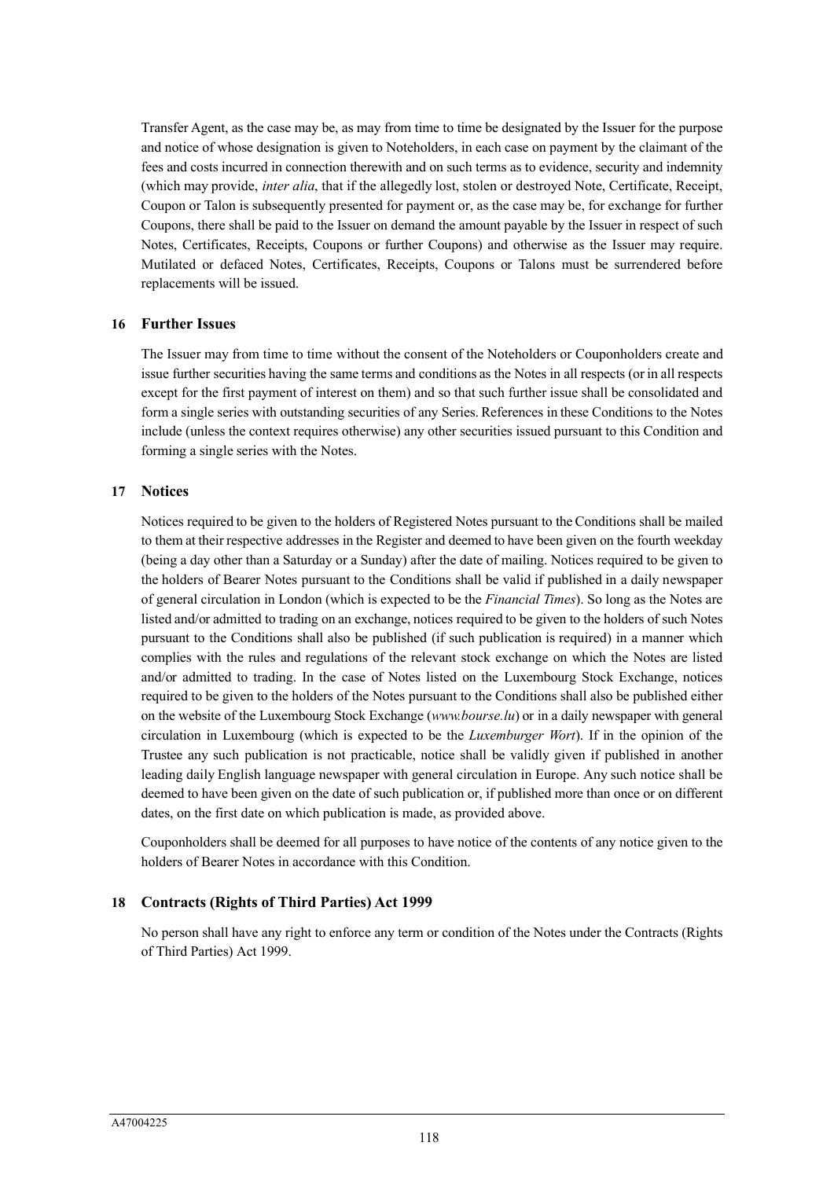Transfer Agent, as the case may be, as may from time to time be designated by the Issuer for the purpose and notice of whose designation is given to Noteholders, in each case on payment by the claimant of the fees and costs incurred in connection therewith and on such terms as to evidence, security and indemnity (which may provide, *inter alia*, that if the allegedly lost, stolen or destroyed Note, Certificate, Receipt, Coupon or Talon is subsequently presented for payment or, as the case may be, for exchange for further Coupons, there shall be paid to the Issuer on demand the amount payable by the Issuer in respect of such Notes, Certificates, Receipts, Coupons or further Coupons) and otherwise as the Issuer may require. Mutilated or defaced Notes, Certificates, Receipts, Coupons or Talons must be surrendered before replacements will be issued.

## 16 Further Issues

The Issuer may from time to time without the consent of the Noteholders or Couponholders create and issue further securities having the same terms and conditions as the Notes in all respects (or in all respects except for the first payment of interest on them) and so that such further issue shall be consolidated and form a single series with outstanding securities of any Series. References in these Conditions to the Notes include (unless the context requires otherwise) any other securities issued pursuant to this Condition and forming a single series with the Notes.

## 17 Notices

Notices required to be given to the holders of Registered Notes pursuant to the Conditions shall be mailed to them at their respective addresses in the Register and deemed to have been given on the fourth weekday (being a day other than a Saturday or a Sunday) after the date of mailing. Notices required to be given to the holders of Bearer Notes pursuant to the Conditions shall be valid if published in a daily newspaper of general circulation in London (which is expected to be the *Financial Times*). So long as the Notes are listed and/or admitted to trading on an exchange, notices required to be given to the holders of such Notes pursuant to the Conditions shall also be published (if such publication is required) in a manner which complies with the rules and regulations of the relevant stock exchange on which the Notes are listed and/or admitted to trading. In the case of Notes listed on the Luxembourg Stock Exchange, notices required to be given to the holders of the Notes pursuant to the Conditions shall also be published either on the website of the Luxembourg Stock Exchange (*www.bourse.lu*) or in a daily newspaper with general circulation in Luxembourg (which is expected to be the *Luxemburger Wort*). If in the opinion of the Trustee any such publication is not practicable, notice shall be validly given if published in another leading daily English language newspaper with general circulation in Europe. Any such notice shall be deemed to have been given on the date of such publication or, if published more than once or on different dates, on the first date on which publication is made, as provided above.

Couponholders shall be deemed for all purposes to have notice of the contents of any notice given to the holders of Bearer Notes in accordance with this Condition.

## 18 Contracts (Rights of Third Parties) Act 1999

No person shall have any right to enforce any term or condition of the Notes under the Contracts (Rights of Third Parties) Act 1999.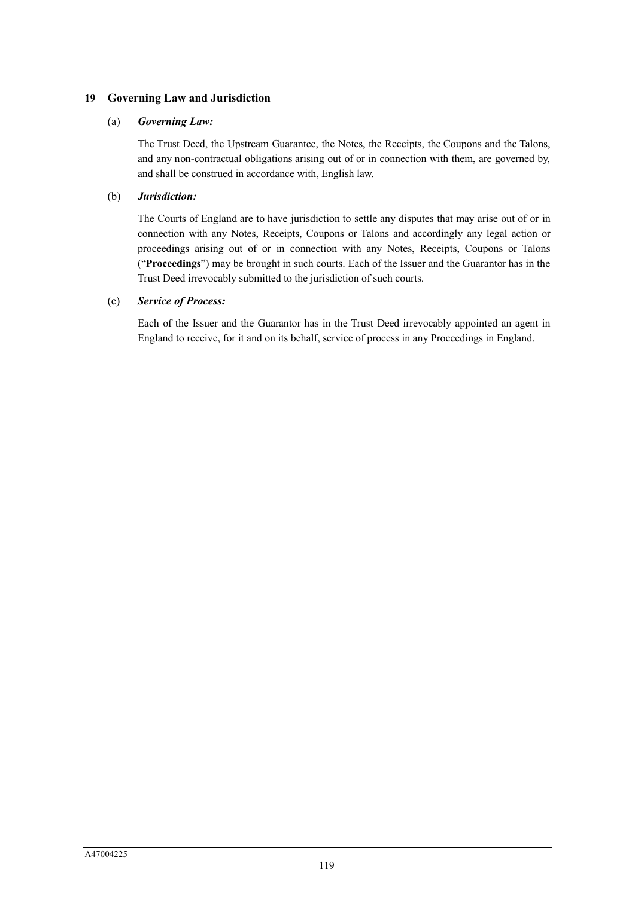## 19 Governing Law and Jurisdiction

(a) ***Governing Law:***

The Trust Deed, the Upstream Guarantee, the Notes, the Receipts, the Coupons and the Talons, and any non-contractual obligations arising out of or in connection with them, are governed by, and shall be construed in accordance with, English law.

(b) ***Jurisdiction:***

The Courts of England are to have jurisdiction to settle any disputes that may arise out of or in connection with any Notes, Receipts, Coupons or Talons and accordingly any legal action or proceedings arising out of or in connection with any Notes, Receipts, Coupons or Talons ("**Proceedings**") may be brought in such courts. Each of the Issuer and the Guarantor has in the Trust Deed irrevocably submitted to the jurisdiction of such courts.

(c) ***Service of Process:***

Each of the Issuer and the Guarantor has in the Trust Deed irrevocably appointed an agent in England to receive, for it and on its behalf, service of process in any Proceedings in England.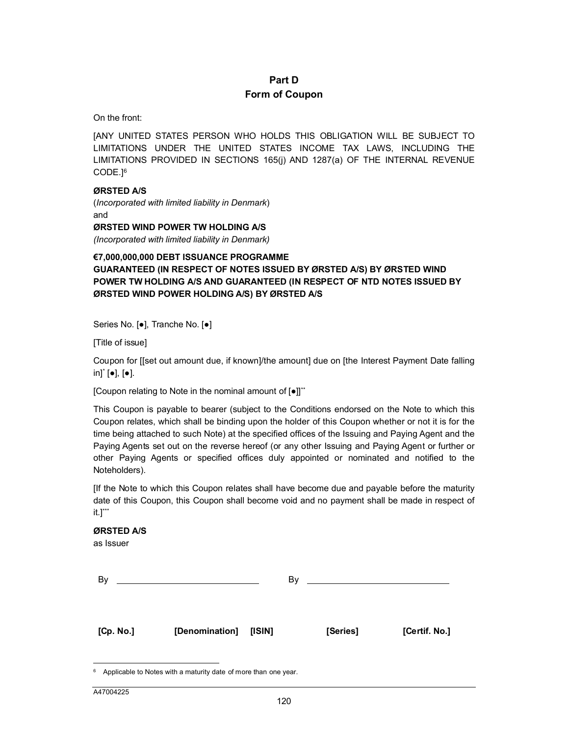## Part D
## Form of Coupon

On the front:

[ANY UNITED STATES PERSON WHO HOLDS THIS OBLIGATION WILL BE SUBJECT TO LIMITATIONS UNDER THE UNITED STATES INCOME TAX LAWS, INCLUDING THE LIMITATIONS PROVIDED IN SECTIONS 165(j) AND 1287(a) OF THE INTERNAL REVENUE CODE.][6]

**ØRSTED A/S**
(*Incorporated with limited liability in Denmark*)
and
**ØRSTED WIND POWER TW HOLDING A/S**
*(Incorporated with limited liability in Denmark)*

**€7,000,000,000 DEBT ISSUANCE PROGRAMME**
**GUARANTEED (IN RESPECT OF NOTES ISSUED BY ØRSTED A/S) BY ØRSTED WIND POWER TW HOLDING A/S AND GUARANTEED (IN RESPECT OF NTD NOTES ISSUED BY ØRSTED WIND POWER HOLDING A/S) BY ØRSTED A/S**

Series No. [●], Tranche No. [●]

[Title of issue]

Coupon for [[set out amount due, if known]/the amount] due on [the Interest Payment Date falling in][*] [●], [●].

[Coupon relating to Note in the nominal amount of [●]][**]

This Coupon is payable to bearer (subject to the Conditions endorsed on the Note to which this Coupon relates, which shall be binding upon the holder of this Coupon whether or not it is for the time being attached to such Note) at the specified offices of the Issuing and Paying Agent and the Paying Agents set out on the reverse hereof (or any other Issuing and Paying Agent or further or other Paying Agents or specified offices duly appointed or nominated and notified to the Noteholders).

[If the Note to which this Coupon relates shall have become due and payable before the maturity date of this Coupon, this Coupon shall become void and no payment shall be made in respect of it.][***]

**ØRSTED A/S**
as Issuer

By ______________________________ By ______________________________

**[Cp. No.]** **[Denomination]** **[ISIN]** **[Series]** **[Certif. No.]**

---

[6] Applicable to Notes with a maturity date of more than one year.

A47004225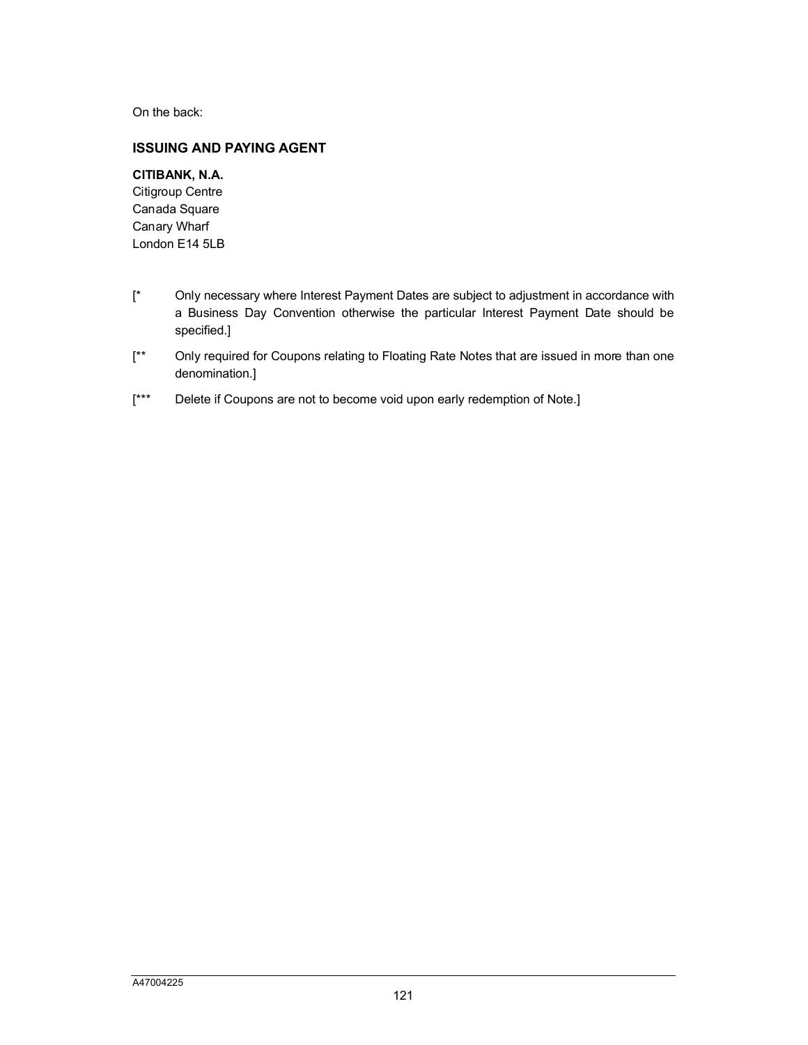On the back:

**ISSUING AND PAYING AGENT**

**CITIBANK, N.A.**
Citigroup Centre
Canada Square
Canary Wharf
London E14 5LB

[* Only necessary where Interest Payment Dates are subject to adjustment in accordance with a Business Day Convention otherwise the particular Interest Payment Date should be specified.]

[** Only required for Coupons relating to Floating Rate Notes that are issued in more than one denomination.]

[*** Delete if Coupons are not to become void upon early redemption of Note.]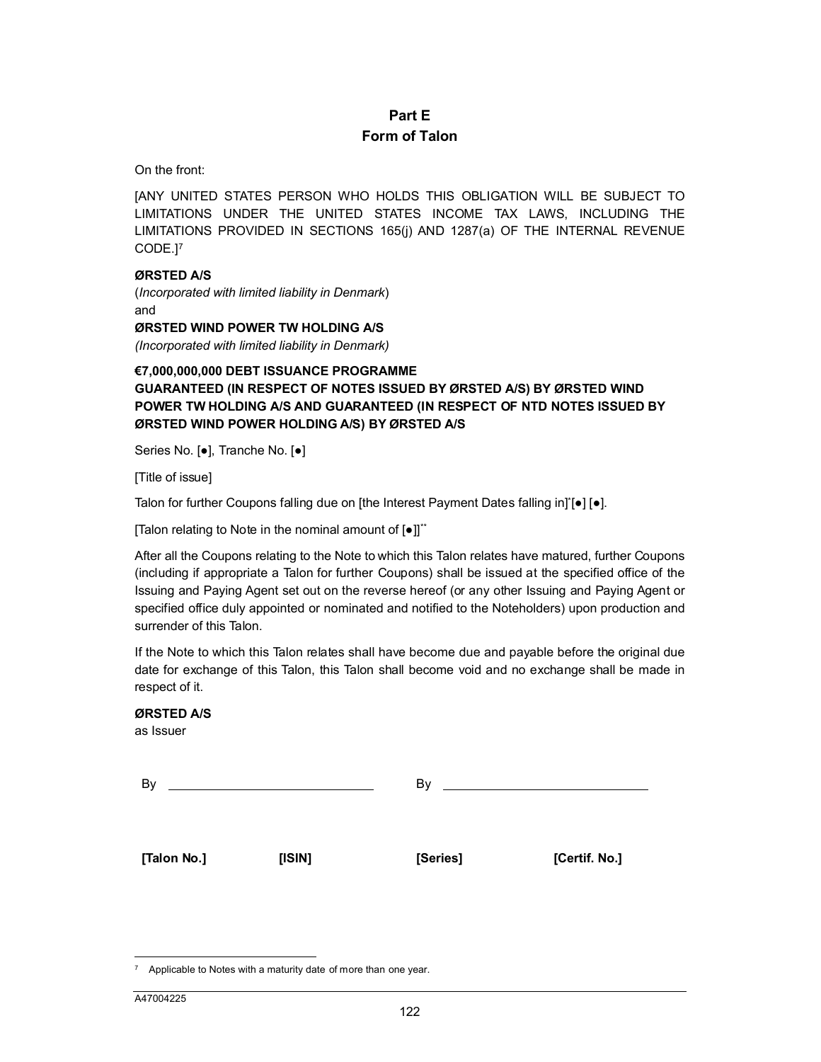# Part E
## Form of Talon

On the front:

[ANY UNITED STATES PERSON WHO HOLDS THIS OBLIGATION WILL BE SUBJECT TO LIMITATIONS UNDER THE UNITED STATES INCOME TAX LAWS, INCLUDING THE LIMITATIONS PROVIDED IN SECTIONS 165(j) AND 1287(a) OF THE INTERNAL REVENUE CODE.][7]

**ØRSTED A/S**
(*Incorporated with limited liability in Denmark*)
and
**ØRSTED WIND POWER TW HOLDING A/S**
*(Incorporated with limited liability in Denmark)*

**€7,000,000,000 DEBT ISSUANCE PROGRAMME**
**GUARANTEED (IN RESPECT OF NOTES ISSUED BY ØRSTED A/S) BY ØRSTED WIND POWER TW HOLDING A/S AND GUARANTEED (IN RESPECT OF NTD NOTES ISSUED BY ØRSTED WIND POWER HOLDING A/S) BY ØRSTED A/S**

Series No. [●], Tranche No. [●]

[Title of issue]

Talon for further Coupons falling due on [the Interest Payment Dates falling in][*][●] [●].

[Talon relating to Note in the nominal amount of [●]][**]

After all the Coupons relating to the Note to which this Talon relates have matured, further Coupons (including if appropriate a Talon for further Coupons) shall be issued at the specified office of the Issuing and Paying Agent set out on the reverse hereof (or any other Issuing and Paying Agent or specified office duly appointed or nominated and notified to the Noteholders) upon production and surrender of this Talon.

If the Note to which this Talon relates shall have become due and payable before the original due date for exchange of this Talon, this Talon shall become void and no exchange shall be made in respect of it.

**ØRSTED A/S**
as Issuer

By ______________________________ By ______________________________

**[Talon No.]** **[ISIN]** **[Series]** **[Certif. No.]**

---

[7] Applicable to Notes with a maturity date of more than one year.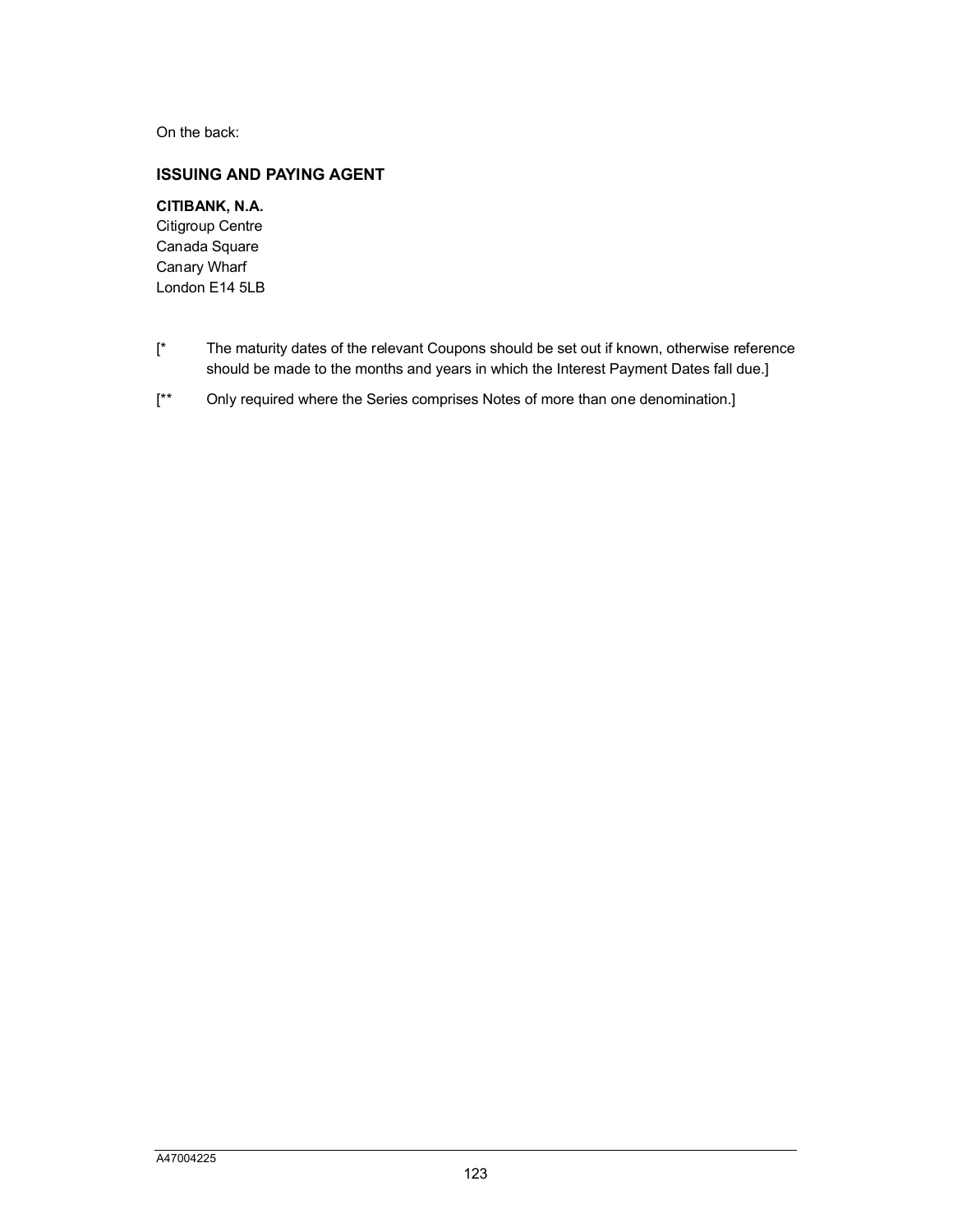On the back:

**ISSUING AND PAYING AGENT**

**CITIBANK, N.A.**
Citigroup Centre
Canada Square
Canary Wharf
London E14 5LB

[* The maturity dates of the relevant Coupons should be set out if known, otherwise reference should be made to the months and years in which the Interest Payment Dates fall due.]

[** Only required where the Series comprises Notes of more than one denomination.]

A47004225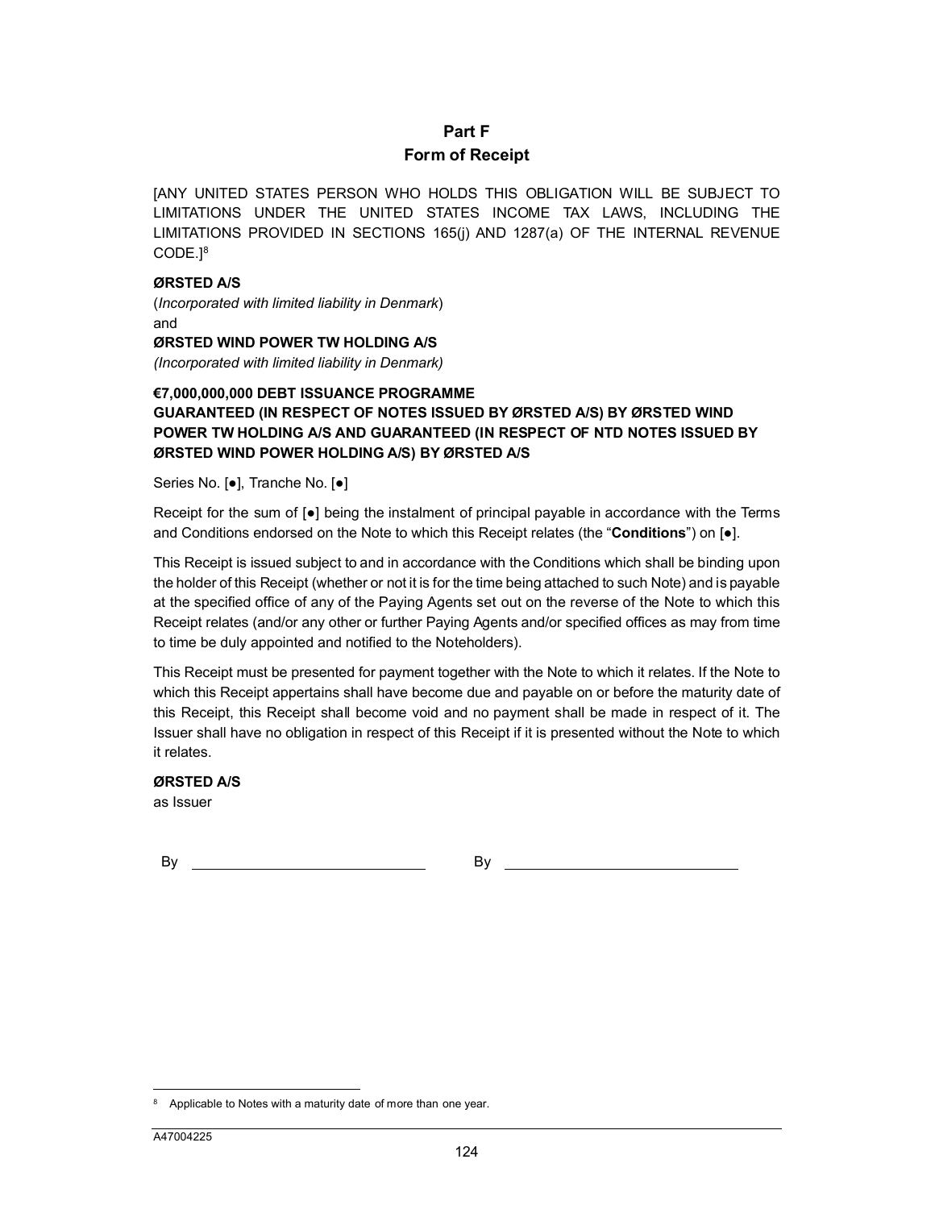## Part F
## Form of Receipt

[ANY UNITED STATES PERSON WHO HOLDS THIS OBLIGATION WILL BE SUBJECT TO LIMITATIONS UNDER THE UNITED STATES INCOME TAX LAWS, INCLUDING THE LIMITATIONS PROVIDED IN SECTIONS 165(j) AND 1287(a) OF THE INTERNAL REVENUE CODE.][8]

**ØRSTED A/S**
(*Incorporated with limited liability in Denmark*)
and
**ØRSTED WIND POWER TW HOLDING A/S**
*(Incorporated with limited liability in Denmark)*

**€7,000,000,000 DEBT ISSUANCE PROGRAMME**
**GUARANTEED (IN RESPECT OF NOTES ISSUED BY ØRSTED A/S) BY ØRSTED WIND POWER TW HOLDING A/S AND GUARANTEED (IN RESPECT OF NTD NOTES ISSUED BY ØRSTED WIND POWER HOLDING A/S) BY ØRSTED A/S**

Series No. [●], Tranche No. [●]

Receipt for the sum of [●] being the instalment of principal payable in accordance with the Terms and Conditions endorsed on the Note to which this Receipt relates (the "**Conditions**") on [●].

This Receipt is issued subject to and in accordance with the Conditions which shall be binding upon the holder of this Receipt (whether or not it is for the time being attached to such Note) and is payable at the specified office of any of the Paying Agents set out on the reverse of the Note to which this Receipt relates (and/or any other or further Paying Agents and/or specified offices as may from time to time be duly appointed and notified to the Noteholders).

This Receipt must be presented for payment together with the Note to which it relates. If the Note to which this Receipt appertains shall have become due and payable on or before the maturity date of this Receipt, this Receipt shall become void and no payment shall be made in respect of it. The Issuer shall have no obligation in respect of this Receipt if it is presented without the Note to which it relates.

**ØRSTED A/S**
as Issuer

By ____________________________ By ____________________________

[8] Applicable to Notes with a maturity date of more than one year.

A47004225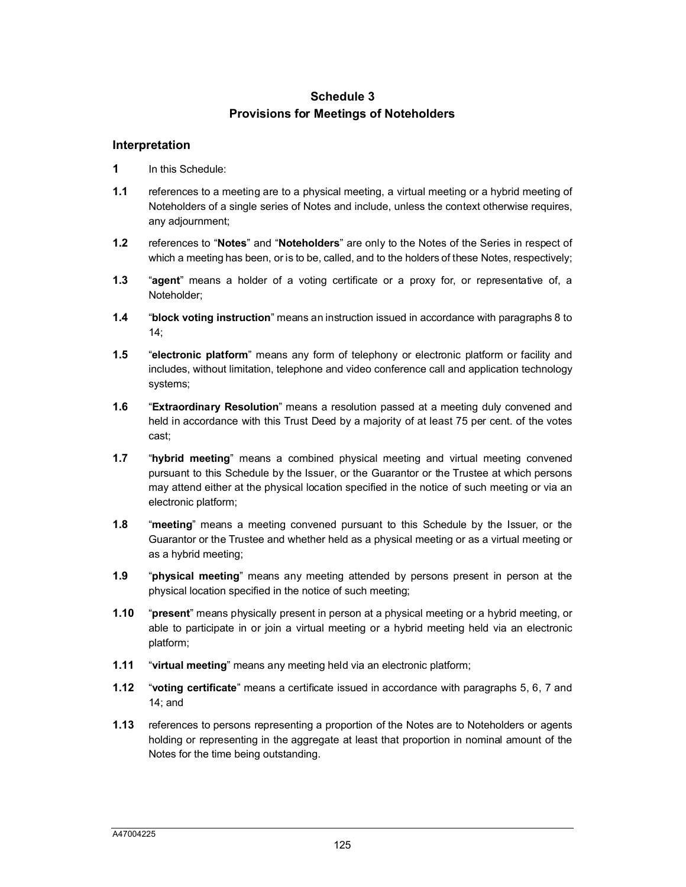# Schedule 3
# Provisions for Meetings of Noteholders

## Interpretation

**1** In this Schedule:

**1.1** references to a meeting are to a physical meeting, a virtual meeting or a hybrid meeting of Noteholders of a single series of Notes and include, unless the context otherwise requires, any adjournment;

**1.2** references to "**Notes**" and "**Noteholders**" are only to the Notes of the Series in respect of which a meeting has been, or is to be, called, and to the holders of these Notes, respectively;

**1.3** "**agent**" means a holder of a voting certificate or a proxy for, or representative of, a Noteholder;

**1.4** "**block voting instruction**" means an instruction issued in accordance with paragraphs 8 to 14;

**1.5** "**electronic platform**" means any form of telephony or electronic platform or facility and includes, without limitation, telephone and video conference call and application technology systems;

**1.6** "**Extraordinary Resolution**" means a resolution passed at a meeting duly convened and held in accordance with this Trust Deed by a majority of at least 75 per cent. of the votes cast;

**1.7** "**hybrid meeting**" means a combined physical meeting and virtual meeting convened pursuant to this Schedule by the Issuer, or the Guarantor or the Trustee at which persons may attend either at the physical location specified in the notice of such meeting or via an electronic platform;

**1.8** "**meeting**" means a meeting convened pursuant to this Schedule by the Issuer, or the Guarantor or the Trustee and whether held as a physical meeting or as a virtual meeting or as a hybrid meeting;

**1.9** "**physical meeting**" means any meeting attended by persons present in person at the physical location specified in the notice of such meeting;

**1.10** "**present**" means physically present in person at a physical meeting or a hybrid meeting, or able to participate in or join a virtual meeting or a hybrid meeting held via an electronic platform;

**1.11** "**virtual meeting**" means any meeting held via an electronic platform;

**1.12** "**voting certificate**" means a certificate issued in accordance with paragraphs 5, 6, 7 and 14; and

**1.13** references to persons representing a proportion of the Notes are to Noteholders or agents holding or representing in the aggregate at least that proportion in nominal amount of the Notes for the time being outstanding.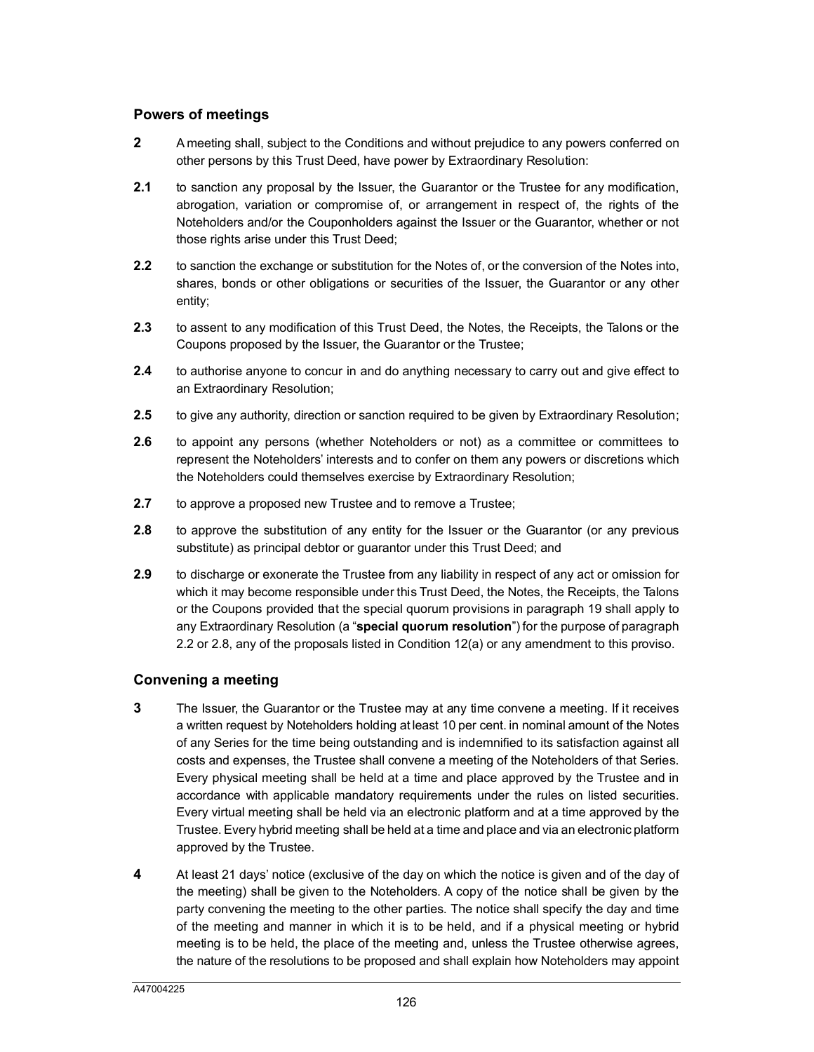## Powers of meetings

**2** A meeting shall, subject to the Conditions and without prejudice to any powers conferred on other persons by this Trust Deed, have power by Extraordinary Resolution:

**2.1** to sanction any proposal by the Issuer, the Guarantor or the Trustee for any modification, abrogation, variation or compromise of, or arrangement in respect of, the rights of the Noteholders and/or the Couponholders against the Issuer or the Guarantor, whether or not those rights arise under this Trust Deed;

**2.2** to sanction the exchange or substitution for the Notes of, or the conversion of the Notes into, shares, bonds or other obligations or securities of the Issuer, the Guarantor or any other entity;

**2.3** to assent to any modification of this Trust Deed, the Notes, the Receipts, the Talons or the Coupons proposed by the Issuer, the Guarantor or the Trustee;

**2.4** to authorise anyone to concur in and do anything necessary to carry out and give effect to an Extraordinary Resolution;

**2.5** to give any authority, direction or sanction required to be given by Extraordinary Resolution;

**2.6** to appoint any persons (whether Noteholders or not) as a committee or committees to represent the Noteholders' interests and to confer on them any powers or discretions which the Noteholders could themselves exercise by Extraordinary Resolution;

**2.7** to approve a proposed new Trustee and to remove a Trustee;

**2.8** to approve the substitution of any entity for the Issuer or the Guarantor (or any previous substitute) as principal debtor or guarantor under this Trust Deed; and

**2.9** to discharge or exonerate the Trustee from any liability in respect of any act or omission for which it may become responsible under this Trust Deed, the Notes, the Receipts, the Talons or the Coupons provided that the special quorum provisions in paragraph 19 shall apply to any Extraordinary Resolution (a "**special quorum resolution**") for the purpose of paragraph 2.2 or 2.8, any of the proposals listed in Condition 12(a) or any amendment to this proviso.

## Convening a meeting

**3** The Issuer, the Guarantor or the Trustee may at any time convene a meeting. If it receives a written request by Noteholders holding at least 10 per cent. in nominal amount of the Notes of any Series for the time being outstanding and is indemnified to its satisfaction against all costs and expenses, the Trustee shall convene a meeting of the Noteholders of that Series. Every physical meeting shall be held at a time and place approved by the Trustee and in accordance with applicable mandatory requirements under the rules on listed securities. Every virtual meeting shall be held via an electronic platform and at a time approved by the Trustee. Every hybrid meeting shall be held at a time and place and via an electronic platform approved by the Trustee.

**4** At least 21 days' notice (exclusive of the day on which the notice is given and of the day of the meeting) shall be given to the Noteholders. A copy of the notice shall be given by the party convening the meeting to the other parties. The notice shall specify the day and time of the meeting and manner in which it is to be held, and if a physical meeting or hybrid meeting is to be held, the place of the meeting and, unless the Trustee otherwise agrees, the nature of the resolutions to be proposed and shall explain how Noteholders may appoint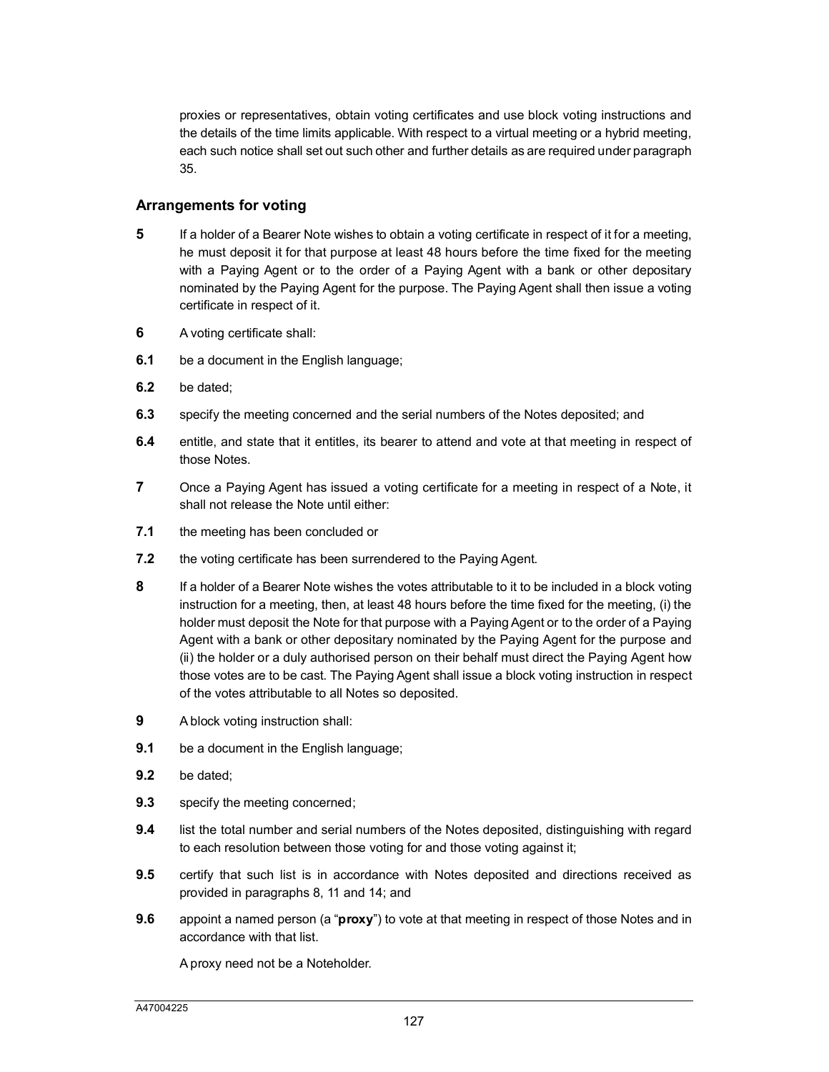proxies or representatives, obtain voting certificates and use block voting instructions and the details of the time limits applicable. With respect to a virtual meeting or a hybrid meeting, each such notice shall set out such other and further details as are required under paragraph 35.

## Arrangements for voting

**5** If a holder of a Bearer Note wishes to obtain a voting certificate in respect of it for a meeting, he must deposit it for that purpose at least 48 hours before the time fixed for the meeting with a Paying Agent or to the order of a Paying Agent with a bank or other depositary nominated by the Paying Agent for the purpose. The Paying Agent shall then issue a voting certificate in respect of it.

**6** A voting certificate shall:

**6.1** be a document in the English language;

**6.2** be dated;

**6.3** specify the meeting concerned and the serial numbers of the Notes deposited; and

**6.4** entitle, and state that it entitles, its bearer to attend and vote at that meeting in respect of those Notes.

**7** Once a Paying Agent has issued a voting certificate for a meeting in respect of a Note, it shall not release the Note until either:

**7.1** the meeting has been concluded or

**7.2** the voting certificate has been surrendered to the Paying Agent.

**8** If a holder of a Bearer Note wishes the votes attributable to it to be included in a block voting instruction for a meeting, then, at least 48 hours before the time fixed for the meeting, (i) the holder must deposit the Note for that purpose with a Paying Agent or to the order of a Paying Agent with a bank or other depositary nominated by the Paying Agent for the purpose and (ii) the holder or a duly authorised person on their behalf must direct the Paying Agent how those votes are to be cast. The Paying Agent shall issue a block voting instruction in respect of the votes attributable to all Notes so deposited.

**9** A block voting instruction shall:

**9.1** be a document in the English language;

**9.2** be dated;

**9.3** specify the meeting concerned;

**9.4** list the total number and serial numbers of the Notes deposited, distinguishing with regard to each resolution between those voting for and those voting against it;

**9.5** certify that such list is in accordance with Notes deposited and directions received as provided in paragraphs 8, 11 and 14; and

**9.6** appoint a named person (a "**proxy**") to vote at that meeting in respect of those Notes and in accordance with that list.

A proxy need not be a Noteholder.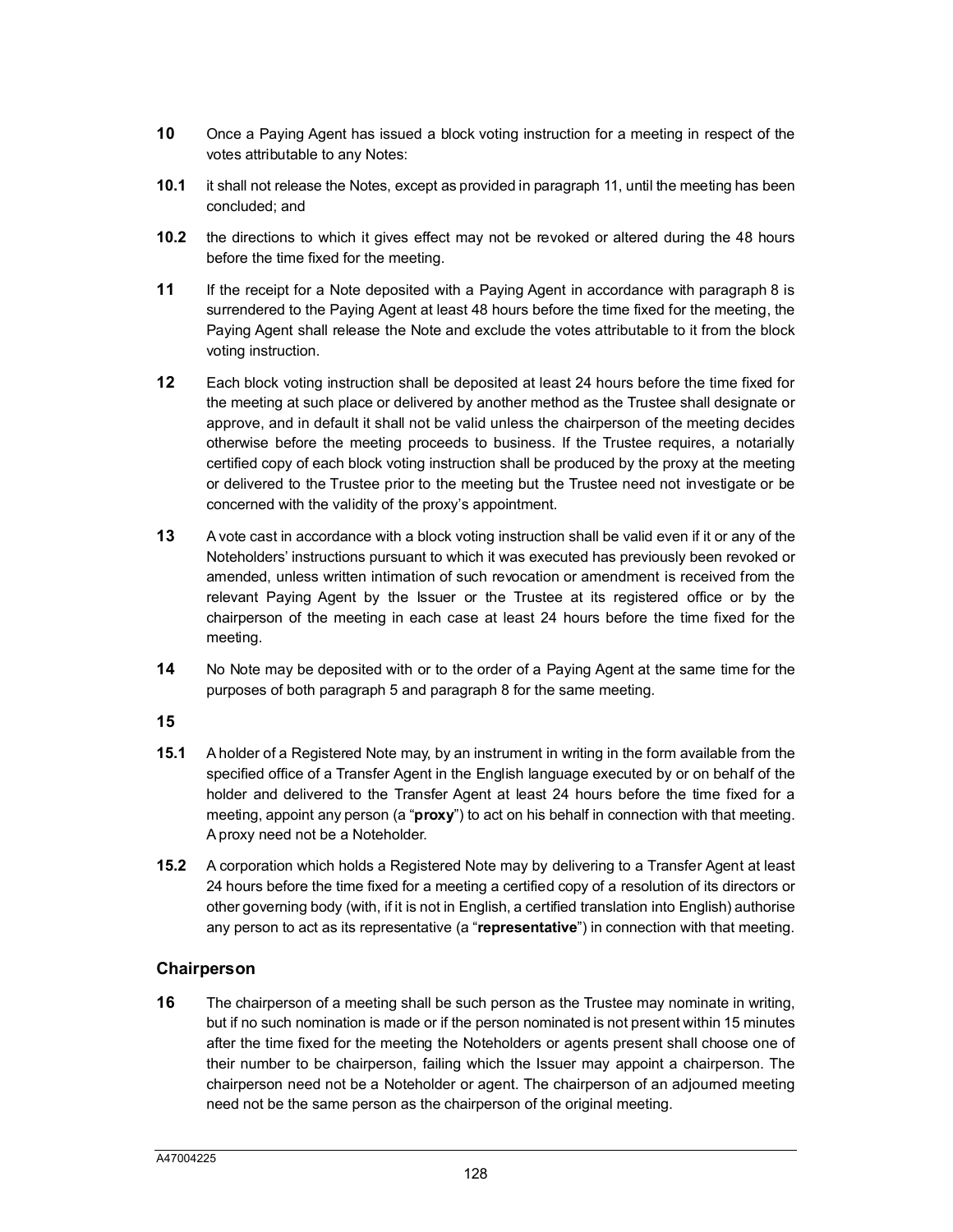**10** Once a Paying Agent has issued a block voting instruction for a meeting in respect of the votes attributable to any Notes:

**10.1** it shall not release the Notes, except as provided in paragraph 11, until the meeting has been concluded; and

**10.2** the directions to which it gives effect may not be revoked or altered during the 48 hours before the time fixed for the meeting.

**11** If the receipt for a Note deposited with a Paying Agent in accordance with paragraph 8 is surrendered to the Paying Agent at least 48 hours before the time fixed for the meeting, the Paying Agent shall release the Note and exclude the votes attributable to it from the block voting instruction.

**12** Each block voting instruction shall be deposited at least 24 hours before the time fixed for the meeting at such place or delivered by another method as the Trustee shall designate or approve, and in default it shall not be valid unless the chairperson of the meeting decides otherwise before the meeting proceeds to business. If the Trustee requires, a notarially certified copy of each block voting instruction shall be produced by the proxy at the meeting or delivered to the Trustee prior to the meeting but the Trustee need not investigate or be concerned with the validity of the proxy's appointment.

**13** A vote cast in accordance with a block voting instruction shall be valid even if it or any of the Noteholders' instructions pursuant to which it was executed has previously been revoked or amended, unless written intimation of such revocation or amendment is received from the relevant Paying Agent by the Issuer or the Trustee at its registered office or by the chairperson of the meeting in each case at least 24 hours before the time fixed for the meeting.

**14** No Note may be deposited with or to the order of a Paying Agent at the same time for the purposes of both paragraph 5 and paragraph 8 for the same meeting.

**15**

**15.1** A holder of a Registered Note may, by an instrument in writing in the form available from the specified office of a Transfer Agent in the English language executed by or on behalf of the holder and delivered to the Transfer Agent at least 24 hours before the time fixed for a meeting, appoint any person (a "**proxy**") to act on his behalf in connection with that meeting. A proxy need not be a Noteholder.

**15.2** A corporation which holds a Registered Note may by delivering to a Transfer Agent at least 24 hours before the time fixed for a meeting a certified copy of a resolution of its directors or other governing body (with, if it is not in English, a certified translation into English) authorise any person to act as its representative (a "**representative**") in connection with that meeting.

## Chairperson

**16** The chairperson of a meeting shall be such person as the Trustee may nominate in writing, but if no such nomination is made or if the person nominated is not present within 15 minutes after the time fixed for the meeting the Noteholders or agents present shall choose one of their number to be chairperson, failing which the Issuer may appoint a chairperson. The chairperson need not be a Noteholder or agent. The chairperson of an adjourned meeting need not be the same person as the chairperson of the original meeting.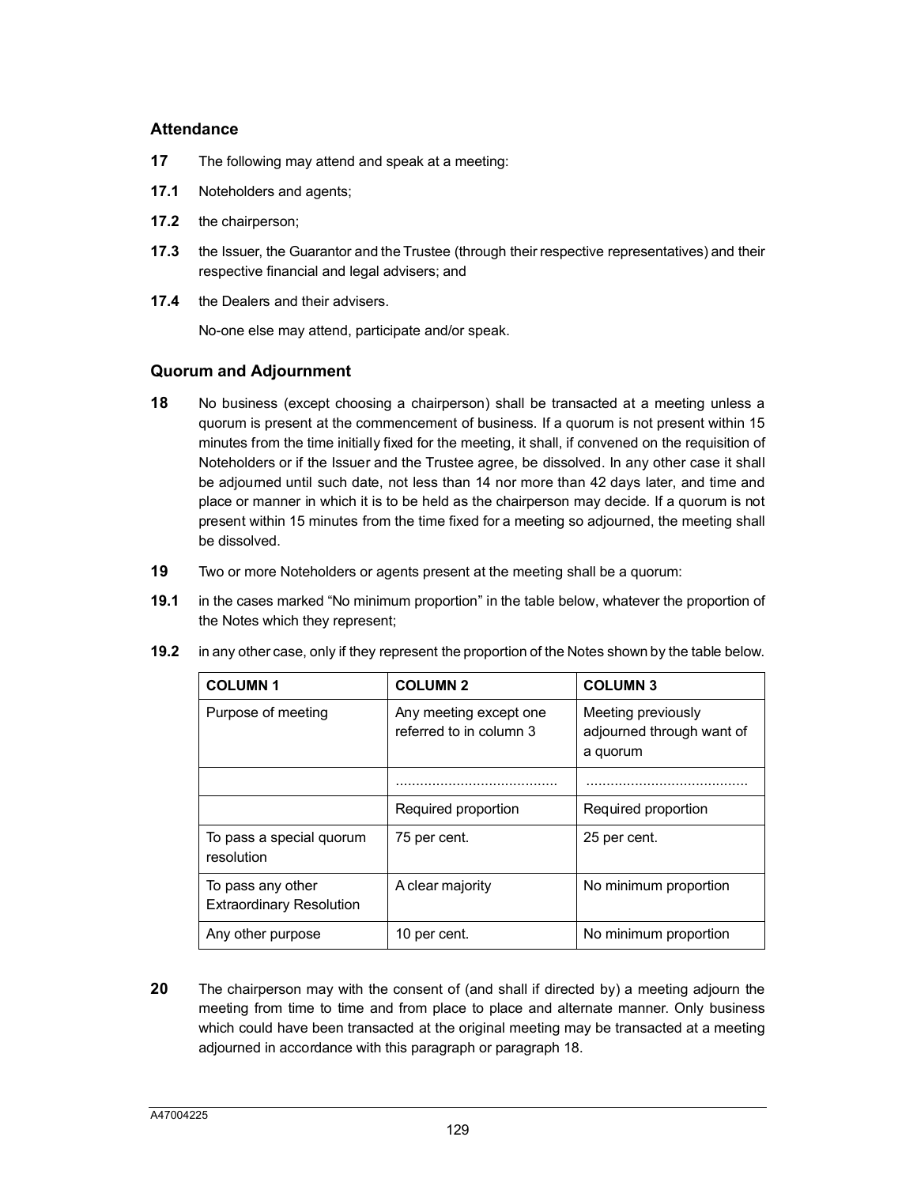### Attendance

**17** The following may attend and speak at a meeting:

**17.1** Noteholders and agents;

**17.2** the chairperson;

**17.3** the Issuer, the Guarantor and the Trustee (through their respective representatives) and their respective financial and legal advisers; and

**17.4** the Dealers and their advisers.

No-one else may attend, participate and/or speak.

### Quorum and Adjournment

**18** No business (except choosing a chairperson) shall be transacted at a meeting unless a quorum is present at the commencement of business. If a quorum is not present within 15 minutes from the time initially fixed for the meeting, it shall, if convened on the requisition of Noteholders or if the Issuer and the Trustee agree, be dissolved. In any other case it shall be adjourned until such date, not less than 14 nor more than 42 days later, and time and place or manner in which it is to be held as the chairperson may decide. If a quorum is not present within 15 minutes from the time fixed for a meeting so adjourned, the meeting shall be dissolved.

**19** Two or more Noteholders or agents present at the meeting shall be a quorum:

**19.1** in the cases marked "No minimum proportion" in the table below, whatever the proportion of the Notes which they represent;

**19.2** in any other case, only if they represent the proportion of the Notes shown by the table below.

| **COLUMN 1** | **COLUMN 2** | **COLUMN 3** |
|---|---|---|
| Purpose of meeting | Any meeting except one referred to in column 3 | Meeting previously adjourned through want of a quorum |
| | ........................................ | ........................................ |
| | Required proportion | Required proportion |
| To pass a special quorum resolution | 75 per cent. | 25 per cent. |
| To pass any other Extraordinary Resolution | A clear majority | No minimum proportion |
| Any other purpose | 10 per cent. | No minimum proportion |

**20** The chairperson may with the consent of (and shall if directed by) a meeting adjourn the meeting from time to time and from place to place and alternate manner. Only business which could have been transacted at the original meeting may be transacted at a meeting adjourned in accordance with this paragraph or paragraph 18.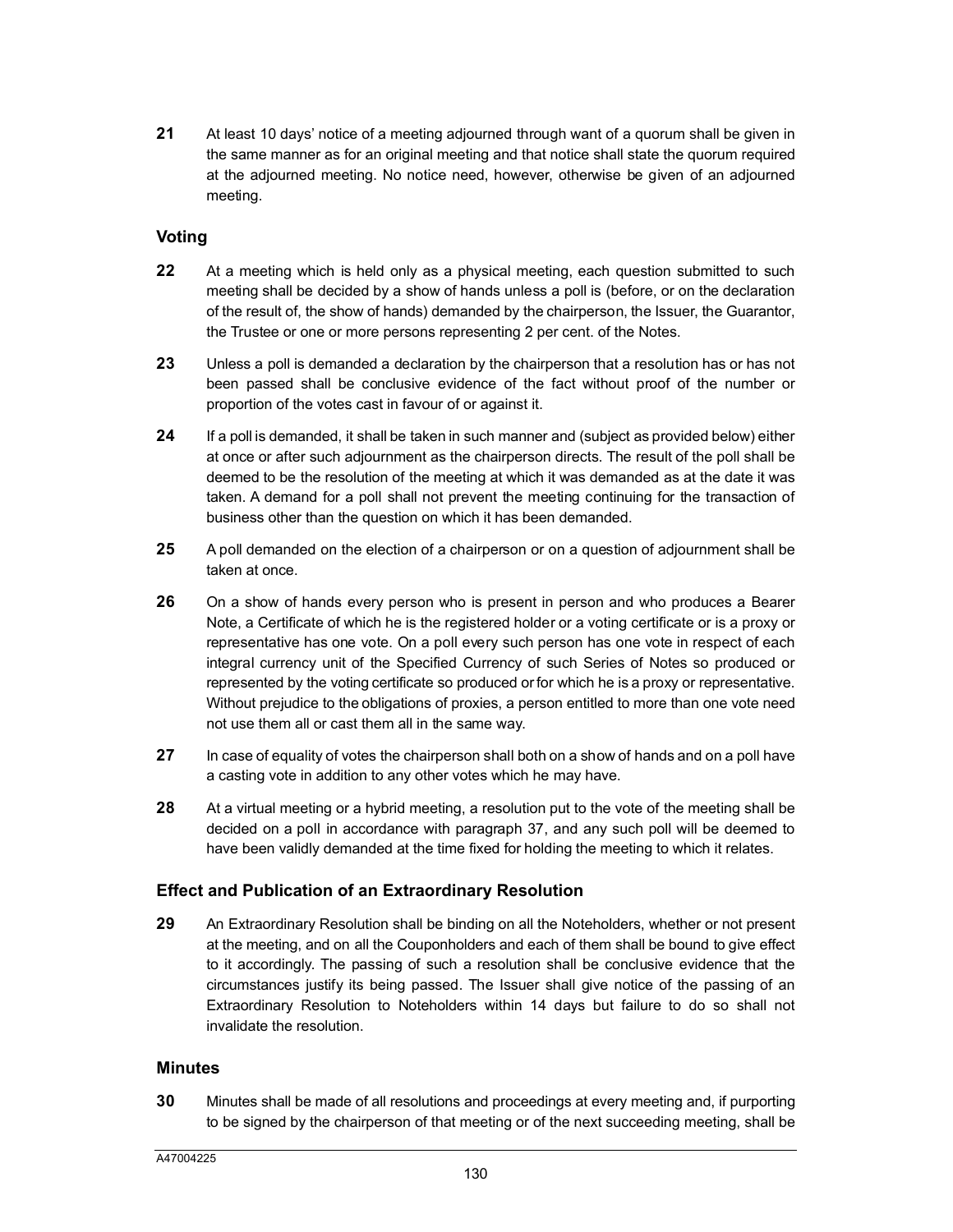**21** At least 10 days' notice of a meeting adjourned through want of a quorum shall be given in the same manner as for an original meeting and that notice shall state the quorum required at the adjourned meeting. No notice need, however, otherwise be given of an adjourned meeting.

## Voting

**22** At a meeting which is held only as a physical meeting, each question submitted to such meeting shall be decided by a show of hands unless a poll is (before, or on the declaration of the result of, the show of hands) demanded by the chairperson, the Issuer, the Guarantor, the Trustee or one or more persons representing 2 per cent. of the Notes.

**23** Unless a poll is demanded a declaration by the chairperson that a resolution has or has not been passed shall be conclusive evidence of the fact without proof of the number or proportion of the votes cast in favour of or against it.

**24** If a poll is demanded, it shall be taken in such manner and (subject as provided below) either at once or after such adjournment as the chairperson directs. The result of the poll shall be deemed to be the resolution of the meeting at which it was demanded as at the date it was taken. A demand for a poll shall not prevent the meeting continuing for the transaction of business other than the question on which it has been demanded.

**25** A poll demanded on the election of a chairperson or on a question of adjournment shall be taken at once.

**26** On a show of hands every person who is present in person and who produces a Bearer Note, a Certificate of which he is the registered holder or a voting certificate or is a proxy or representative has one vote. On a poll every such person has one vote in respect of each integral currency unit of the Specified Currency of such Series of Notes so produced or represented by the voting certificate so produced or for which he is a proxy or representative. Without prejudice to the obligations of proxies, a person entitled to more than one vote need not use them all or cast them all in the same way.

**27** In case of equality of votes the chairperson shall both on a show of hands and on a poll have a casting vote in addition to any other votes which he may have.

**28** At a virtual meeting or a hybrid meeting, a resolution put to the vote of the meeting shall be decided on a poll in accordance with paragraph 37, and any such poll will be deemed to have been validly demanded at the time fixed for holding the meeting to which it relates.

## Effect and Publication of an Extraordinary Resolution

**29** An Extraordinary Resolution shall be binding on all the Noteholders, whether or not present at the meeting, and on all the Couponholders and each of them shall be bound to give effect to it accordingly. The passing of such a resolution shall be conclusive evidence that the circumstances justify its being passed. The Issuer shall give notice of the passing of an Extraordinary Resolution to Noteholders within 14 days but failure to do so shall not invalidate the resolution.

## Minutes

**30** Minutes shall be made of all resolutions and proceedings at every meeting and, if purporting to be signed by the chairperson of that meeting or of the next succeeding meeting, shall be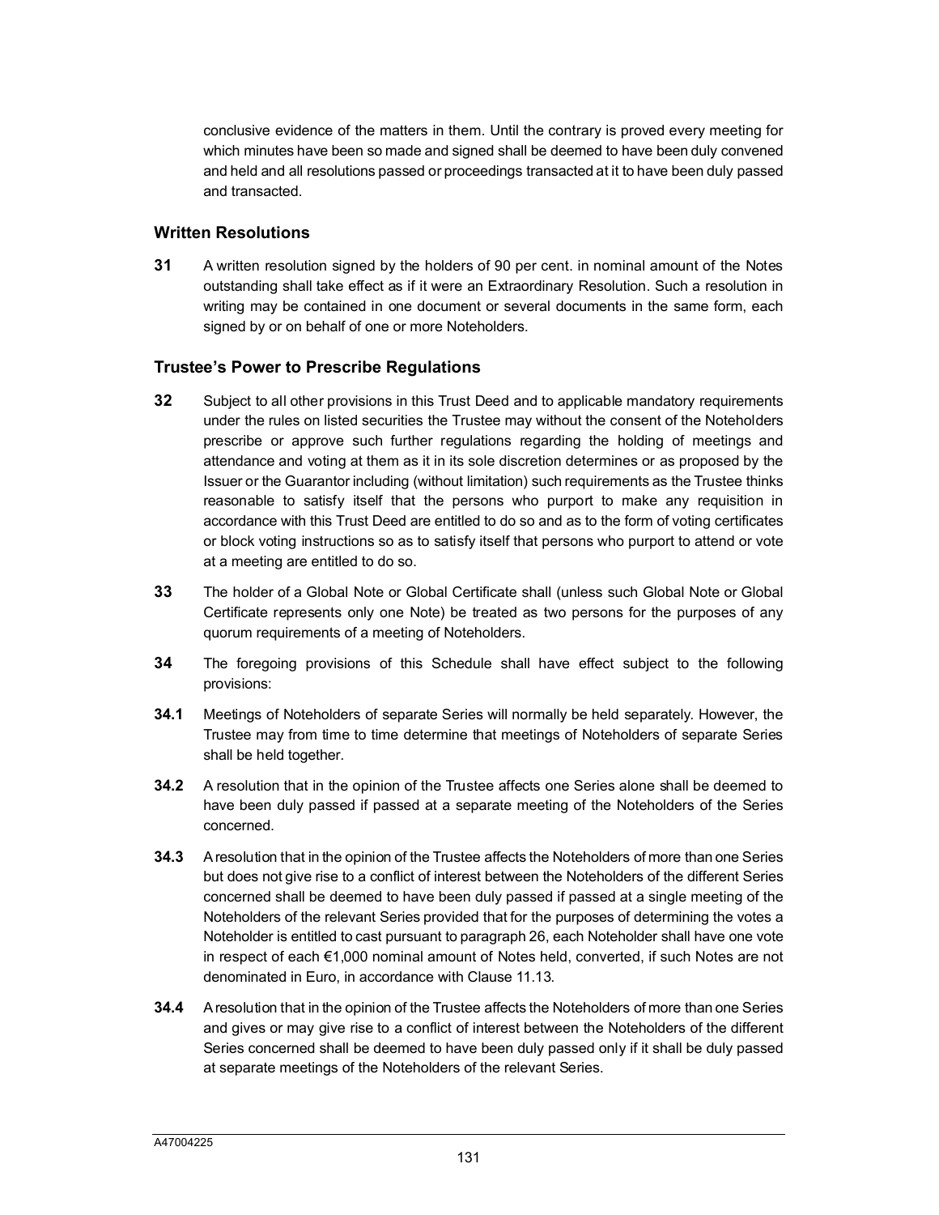conclusive evidence of the matters in them. Until the contrary is proved every meeting for which minutes have been so made and signed shall be deemed to have been duly convened and held and all resolutions passed or proceedings transacted at it to have been duly passed and transacted.

### Written Resolutions

**31** A written resolution signed by the holders of 90 per cent. in nominal amount of the Notes outstanding shall take effect as if it were an Extraordinary Resolution. Such a resolution in writing may be contained in one document or several documents in the same form, each signed by or on behalf of one or more Noteholders.

### Trustee's Power to Prescribe Regulations

**32** Subject to all other provisions in this Trust Deed and to applicable mandatory requirements under the rules on listed securities the Trustee may without the consent of the Noteholders prescribe or approve such further regulations regarding the holding of meetings and attendance and voting at them as it in its sole discretion determines or as proposed by the Issuer or the Guarantor including (without limitation) such requirements as the Trustee thinks reasonable to satisfy itself that the persons who purport to make any requisition in accordance with this Trust Deed are entitled to do so and as to the form of voting certificates or block voting instructions so as to satisfy itself that persons who purport to attend or vote at a meeting are entitled to do so.

**33** The holder of a Global Note or Global Certificate shall (unless such Global Note or Global Certificate represents only one Note) be treated as two persons for the purposes of any quorum requirements of a meeting of Noteholders.

**34** The foregoing provisions of this Schedule shall have effect subject to the following provisions:

**34.1** Meetings of Noteholders of separate Series will normally be held separately. However, the Trustee may from time to time determine that meetings of Noteholders of separate Series shall be held together.

**34.2** A resolution that in the opinion of the Trustee affects one Series alone shall be deemed to have been duly passed if passed at a separate meeting of the Noteholders of the Series concerned.

**34.3** A resolution that in the opinion of the Trustee affects the Noteholders of more than one Series but does not give rise to a conflict of interest between the Noteholders of the different Series concerned shall be deemed to have been duly passed if passed at a single meeting of the Noteholders of the relevant Series provided that for the purposes of determining the votes a Noteholder is entitled to cast pursuant to paragraph 26, each Noteholder shall have one vote in respect of each €1,000 nominal amount of Notes held, converted, if such Notes are not denominated in Euro, in accordance with Clause 11.13.

**34.4** A resolution that in the opinion of the Trustee affects the Noteholders of more than one Series and gives or may give rise to a conflict of interest between the Noteholders of the different Series concerned shall be deemed to have been duly passed only if it shall be duly passed at separate meetings of the Noteholders of the relevant Series.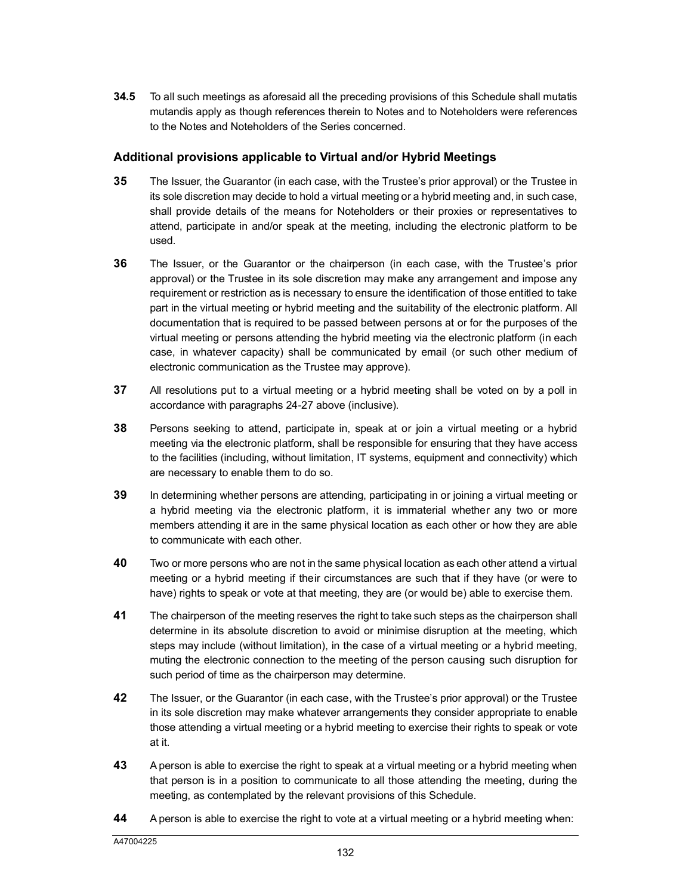**34.5** To all such meetings as aforesaid all the preceding provisions of this Schedule shall mutatis mutandis apply as though references therein to Notes and to Noteholders were references to the Notes and Noteholders of the Series concerned.

### Additional provisions applicable to Virtual and/or Hybrid Meetings

**35** The Issuer, the Guarantor (in each case, with the Trustee's prior approval) or the Trustee in its sole discretion may decide to hold a virtual meeting or a hybrid meeting and, in such case, shall provide details of the means for Noteholders or their proxies or representatives to attend, participate in and/or speak at the meeting, including the electronic platform to be used.

**36** The Issuer, or the Guarantor or the chairperson (in each case, with the Trustee's prior approval) or the Trustee in its sole discretion may make any arrangement and impose any requirement or restriction as is necessary to ensure the identification of those entitled to take part in the virtual meeting or hybrid meeting and the suitability of the electronic platform. All documentation that is required to be passed between persons at or for the purposes of the virtual meeting or persons attending the hybrid meeting via the electronic platform (in each case, in whatever capacity) shall be communicated by email (or such other medium of electronic communication as the Trustee may approve).

**37** All resolutions put to a virtual meeting or a hybrid meeting shall be voted on by a poll in accordance with paragraphs 24-27 above (inclusive).

**38** Persons seeking to attend, participate in, speak at or join a virtual meeting or a hybrid meeting via the electronic platform, shall be responsible for ensuring that they have access to the facilities (including, without limitation, IT systems, equipment and connectivity) which are necessary to enable them to do so.

**39** In determining whether persons are attending, participating in or joining a virtual meeting or a hybrid meeting via the electronic platform, it is immaterial whether any two or more members attending it are in the same physical location as each other or how they are able to communicate with each other.

**40** Two or more persons who are not in the same physical location as each other attend a virtual meeting or a hybrid meeting if their circumstances are such that if they have (or were to have) rights to speak or vote at that meeting, they are (or would be) able to exercise them.

**41** The chairperson of the meeting reserves the right to take such steps as the chairperson shall determine in its absolute discretion to avoid or minimise disruption at the meeting, which steps may include (without limitation), in the case of a virtual meeting or a hybrid meeting, muting the electronic connection to the meeting of the person causing such disruption for such period of time as the chairperson may determine.

**42** The Issuer, or the Guarantor (in each case, with the Trustee's prior approval) or the Trustee in its sole discretion may make whatever arrangements they consider appropriate to enable those attending a virtual meeting or a hybrid meeting to exercise their rights to speak or vote at it.

**43** A person is able to exercise the right to speak at a virtual meeting or a hybrid meeting when that person is in a position to communicate to all those attending the meeting, during the meeting, as contemplated by the relevant provisions of this Schedule.

**44** A person is able to exercise the right to vote at a virtual meeting or a hybrid meeting when: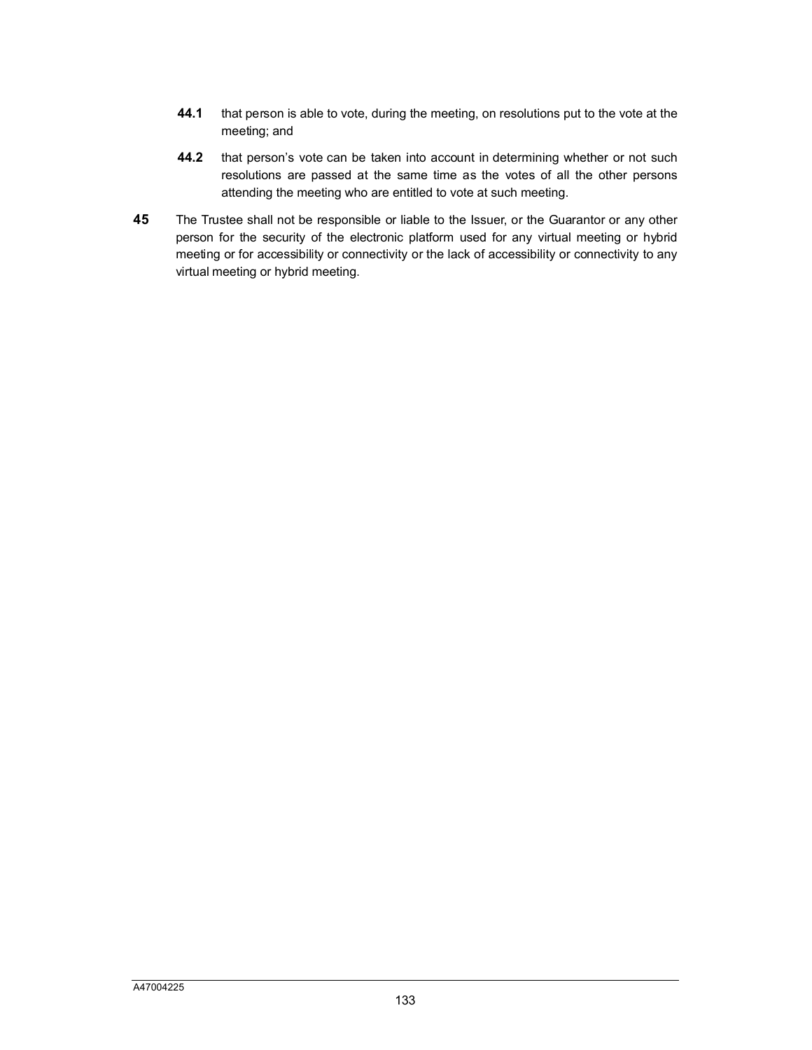**44.1** that person is able to vote, during the meeting, on resolutions put to the vote at the meeting; and

**44.2** that person's vote can be taken into account in determining whether or not such resolutions are passed at the same time as the votes of all the other persons attending the meeting who are entitled to vote at such meeting.

**45** The Trustee shall not be responsible or liable to the Issuer, or the Guarantor or any other person for the security of the electronic platform used for any virtual meeting or hybrid meeting or for accessibility or connectivity or the lack of accessibility or connectivity to any virtual meeting or hybrid meeting.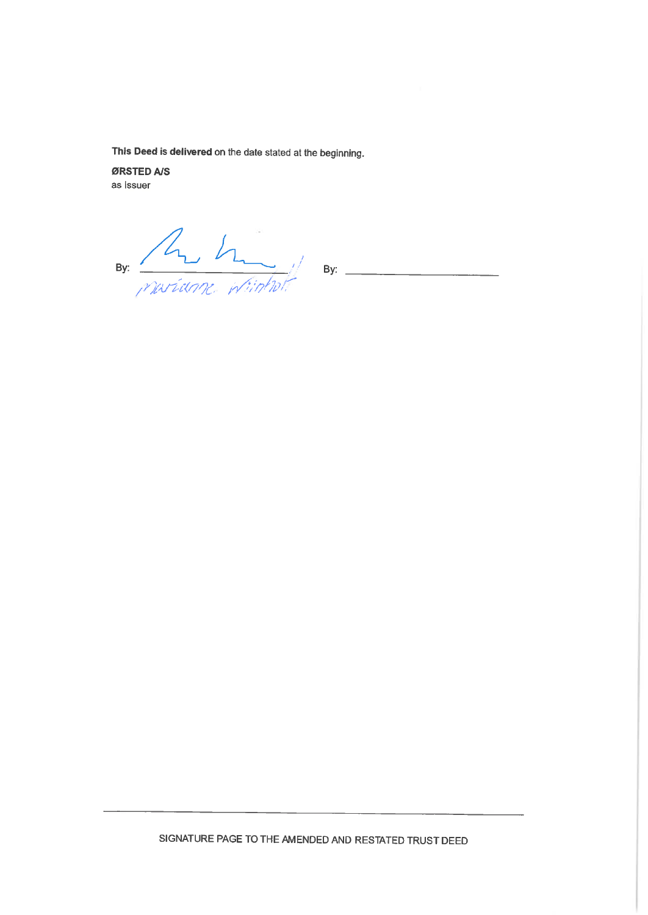**This Deed is delivered** on the date stated at the beginning.

**ØRSTED A/S**
as Issuer

By: ______________________ By: ______________________
Marianne Wiinholt

SIGNATURE PAGE TO THE AMENDED AND RESTATED TRUST DEED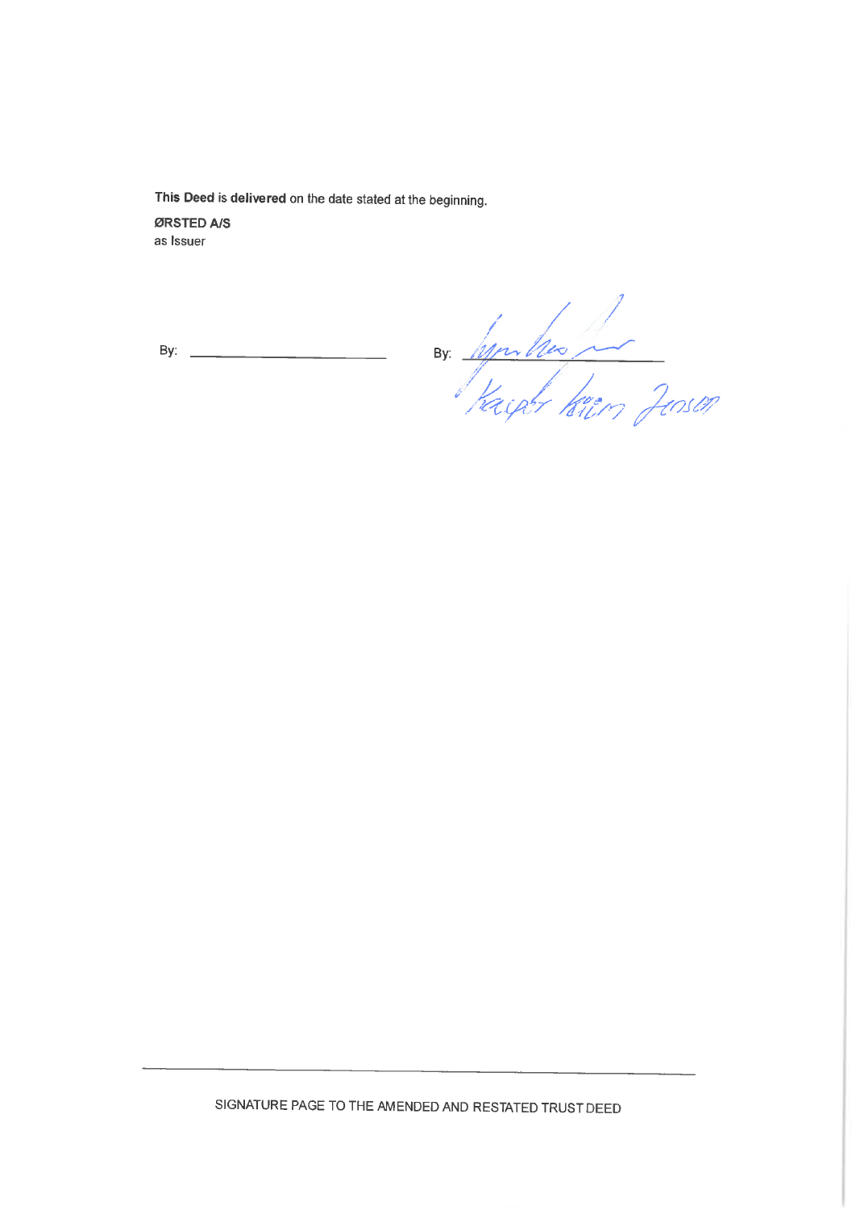**This Deed is delivered** on the date stated at the beginning.

**ØRSTED A/S**
as Issuer

By: ______________________ By: ______________________

Kasper Kiim Jensen

SIGNATURE PAGE TO THE AMENDED AND RESTATED TRUST DEED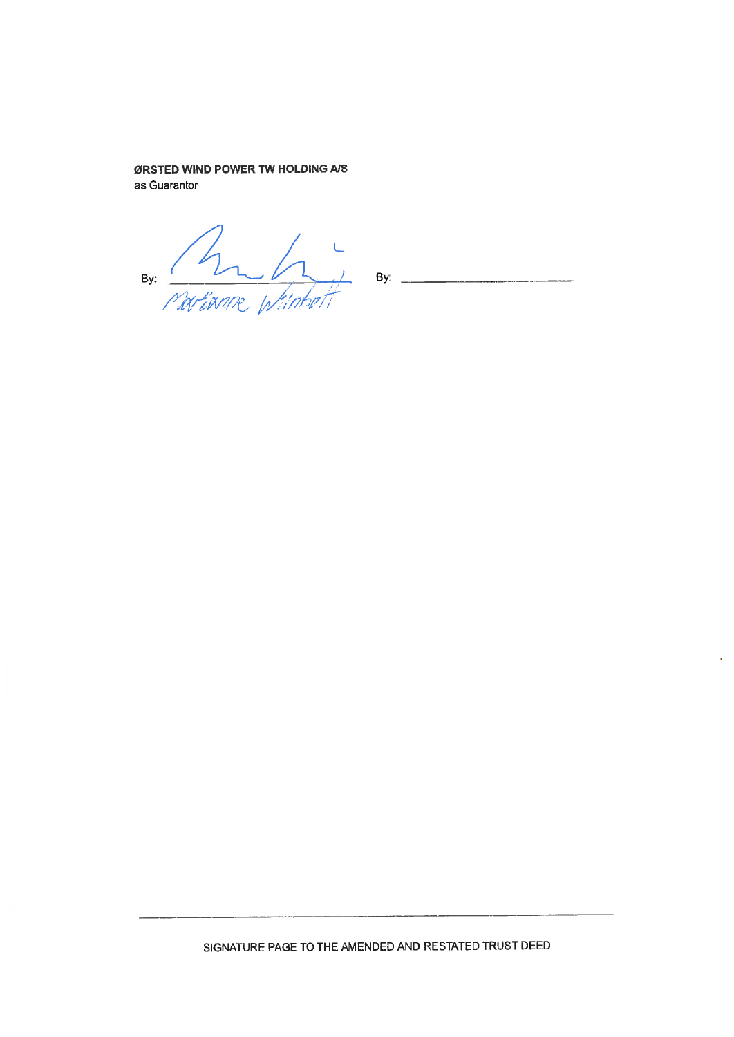**ØRSTED WIND POWER TW HOLDING A/S**
as Guarantor

By: _______________________ By: _______________________
Marianne Winther

SIGNATURE PAGE TO THE AMENDED AND RESTATED TRUST DEED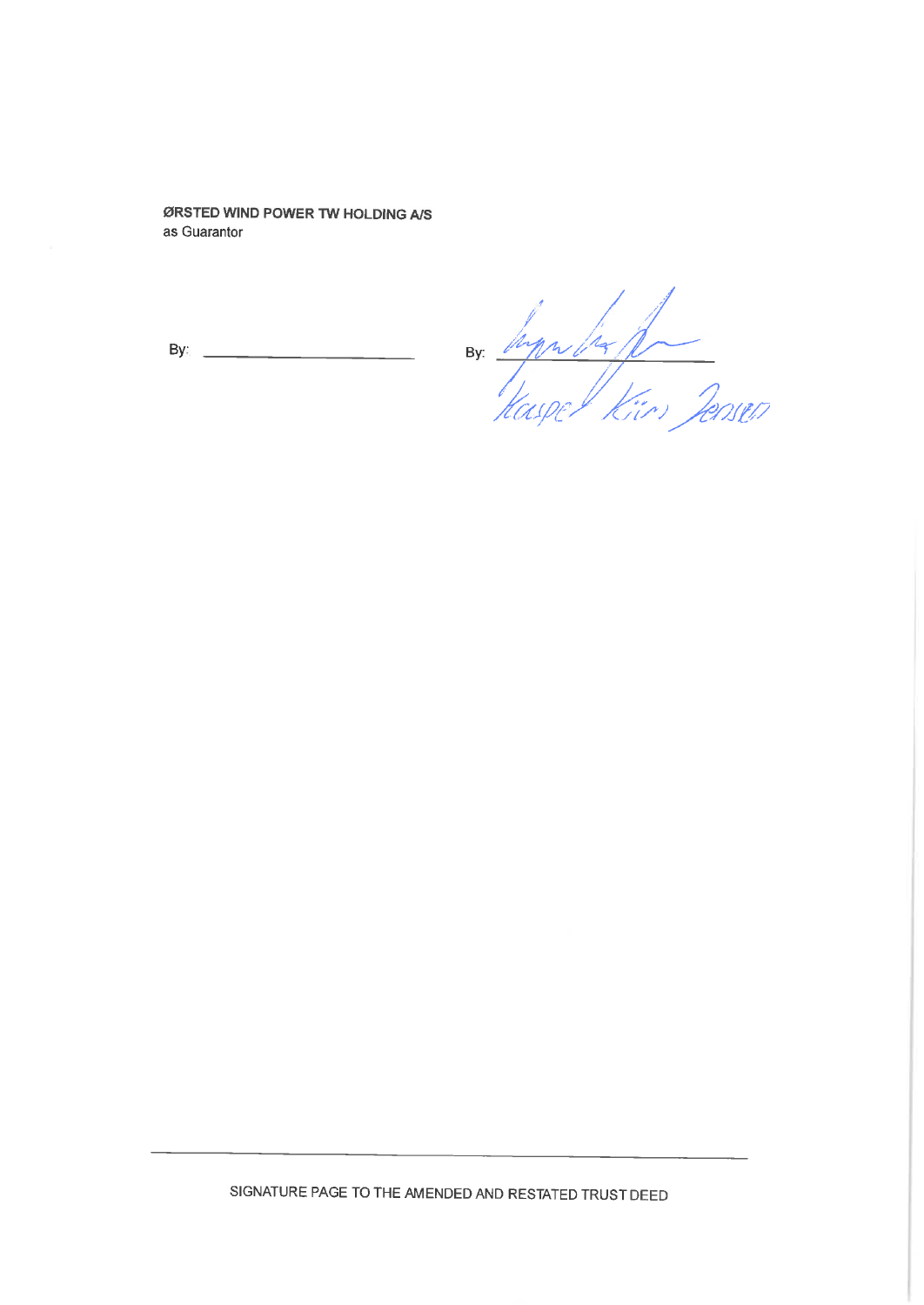**ØRSTED WIND POWER TW HOLDING A/S**
as Guarantor

By: ____________________ By: ____________________

Kasper Kim Jensen

SIGNATURE PAGE TO THE AMENDED AND RESTATED TRUST DEED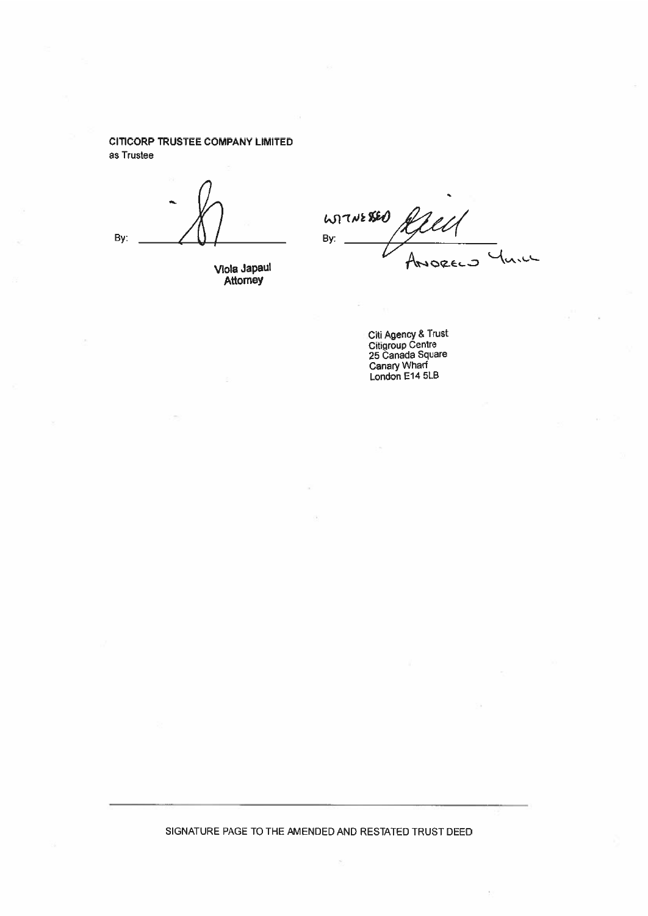**CITICORP TRUSTEE COMPANY LIMITED**
as Trustee

By: ______________________

Viola Japaul
Attorney

WITNESSED
By: ______________________
Andrew Yuill

Citi Agency & Trust
Citigroup Centre
25 Canada Square
Canary Wharf
London E14 5LB

SIGNATURE PAGE TO THE AMENDED AND RESTATED TRUST DEED